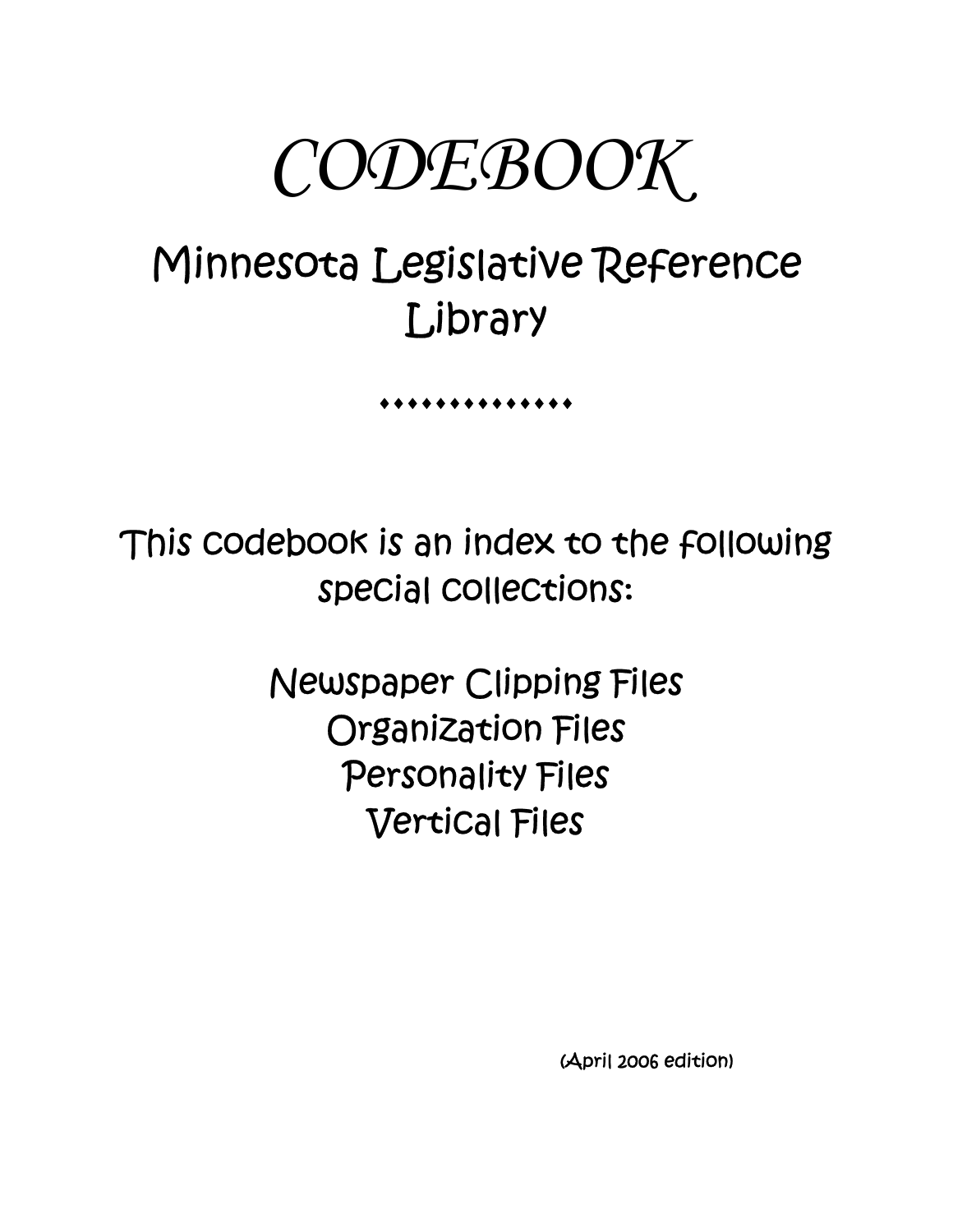# CODEBOOK

## Minnesota Legislative Reference Library

♦♦♦♦♦♦♦♦♦♦♦♦♦♦

This codebook is an index to the following special collections:

Newspaper Clipping Files
Organization Files
Personality Files
Vertical Files

(April 2006 edition)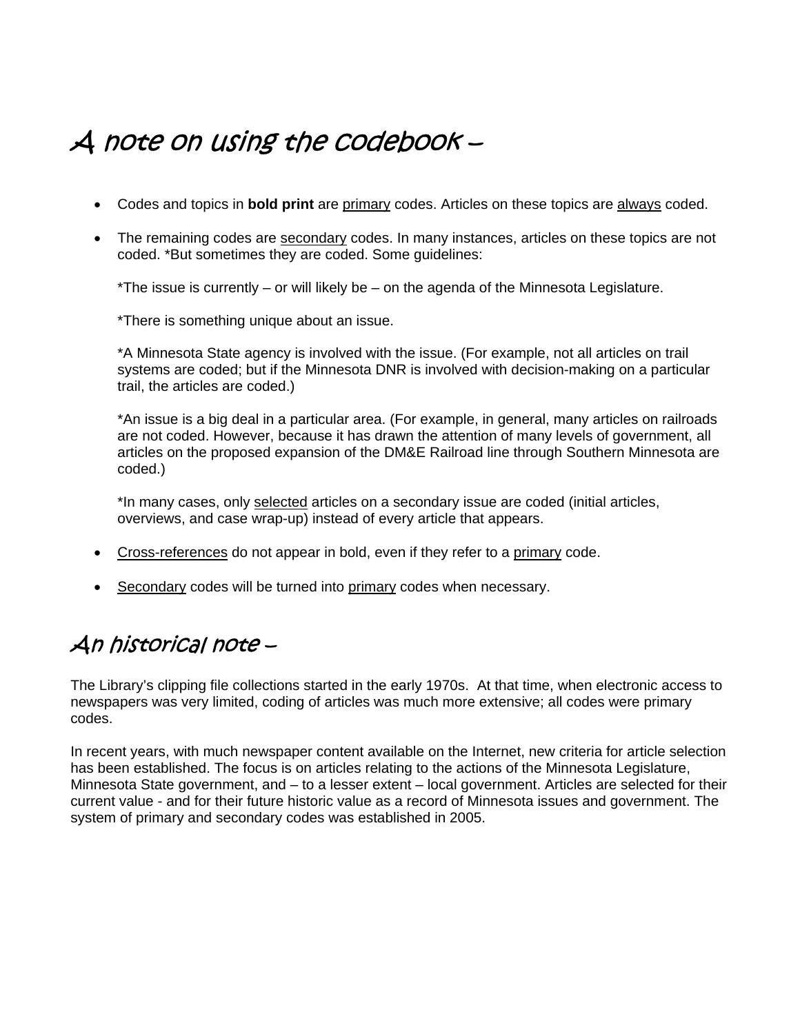## A note on using the codebook –

- Codes and topics in **bold print** are <u>primary</u> codes. Articles on these topics are <u>always</u> coded.

- The remaining codes are <u>secondary</u> codes. In many instances, articles on these topics are not coded. *But sometimes they are coded. Some guidelines:

  *The issue is currently – or will likely be – on the agenda of the Minnesota Legislature.

  *There is something unique about an issue.

  *A Minnesota State agency is involved with the issue. (For example, not all articles on trail systems are coded; but if the Minnesota DNR is involved with decision-making on a particular trail, the articles are coded.)

  *An issue is a big deal in a particular area. (For example, in general, many articles on railroads are not coded. However, because it has drawn the attention of many levels of government, all articles on the proposed expansion of the DM&E Railroad line through Southern Minnesota are coded.)

  *In many cases, only <u>selected</u> articles on a secondary issue are coded (initial articles, overviews, and case wrap-up) instead of every article that appears.

- <u>Cross-references</u> do not appear in bold, even if they refer to a <u>primary</u> code.

- <u>Secondary</u> codes will be turned into <u>primary</u> codes when necessary.

## An historical note –

The Library's clipping file collections started in the early 1970s. At that time, when electronic access to newspapers was very limited, coding of articles was much more extensive; all codes were primary codes.

In recent years, with much newspaper content available on the Internet, new criteria for article selection has been established. The focus is on articles relating to the actions of the Minnesota Legislature, Minnesota State government, and – to a lesser extent – local government. Articles are selected for their current value - and for their future historic value as a record of Minnesota issues and government. The system of primary and secondary codes was established in 2005.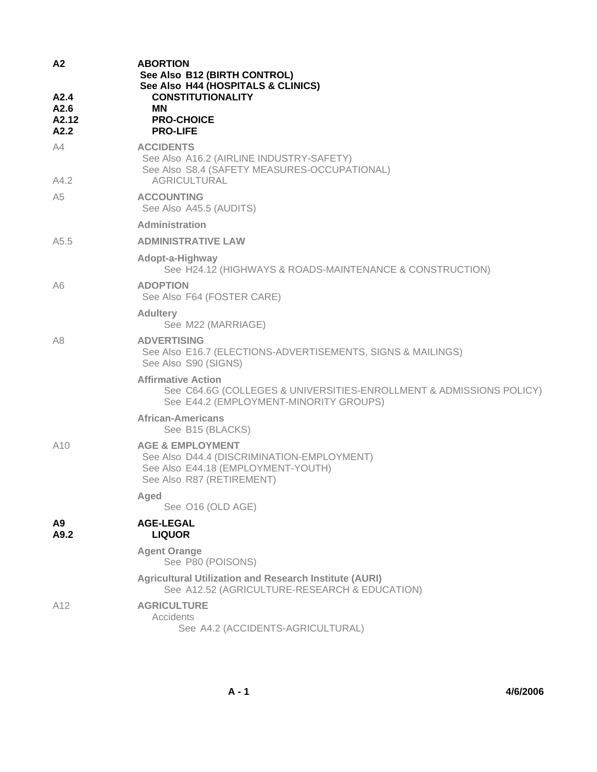| Code | Subject |
| --- | --- |
| **A2** | **ABORTION** |
| | **See Also B12 (BIRTH CONTROL)** |
| | **See Also H44 (HOSPITALS & CLINICS)** |
| **A2.4** | **CONSTITUTIONALITY** |
| **A2.6** | **MN** |
| **A2.12** | **PRO-CHOICE** |
| **A2.2** | **PRO-LIFE** |
| A4 | **ACCIDENTS** |
| | See Also A16.2 (AIRLINE INDUSTRY-SAFETY) |
| | See Also S8.4 (SAFETY MEASURES-OCCUPATIONAL) |
| A4.2 | AGRICULTURAL |
| A5 | **ACCOUNTING** |
| | See Also A45.5 (AUDITS) |
| | **Administration** |
| A5.5 | **ADMINISTRATIVE LAW** |
| | **Adopt-a-Highway** |
| | See H24.12 (HIGHWAYS & ROADS-MAINTENANCE & CONSTRUCTION) |
| A6 | **ADOPTION** |
| | See Also F64 (FOSTER CARE) |
| | **Adultery** |
| | See M22 (MARRIAGE) |
| A8 | **ADVERTISING** |
| | See Also E16.7 (ELECTIONS-ADVERTISEMENTS, SIGNS & MAILINGS) |
| | See Also S90 (SIGNS) |
| | **Affirmative Action** |
| | See C64.6G (COLLEGES & UNIVERSITIES-ENROLLMENT & ADMISSIONS POLICY) |
| | See E44.2 (EMPLOYMENT-MINORITY GROUPS) |
| | **African-Americans** |
| | See B15 (BLACKS) |
| A10 | **AGE & EMPLOYMENT** |
| | See Also D44.4 (DISCRIMINATION-EMPLOYMENT) |
| | See Also E44.18 (EMPLOYMENT-YOUTH) |
| | See Also R87 (RETIREMENT) |
| | **Aged** |
| | See O16 (OLD AGE) |
| **A9** | **AGE-LEGAL** |
| **A9.2** | **LIQUOR** |
| | **Agent Orange** |
| | See P80 (POISONS) |
| | **Agricultural Utilization and Research Institute (AURI)** |
| | See A12.52 (AGRICULTURE-RESEARCH & EDUCATION) |
| A12 | **AGRICULTURE** |
| | Accidents |
| | See A4.2 (ACCIDENTS-AGRICULTURAL) |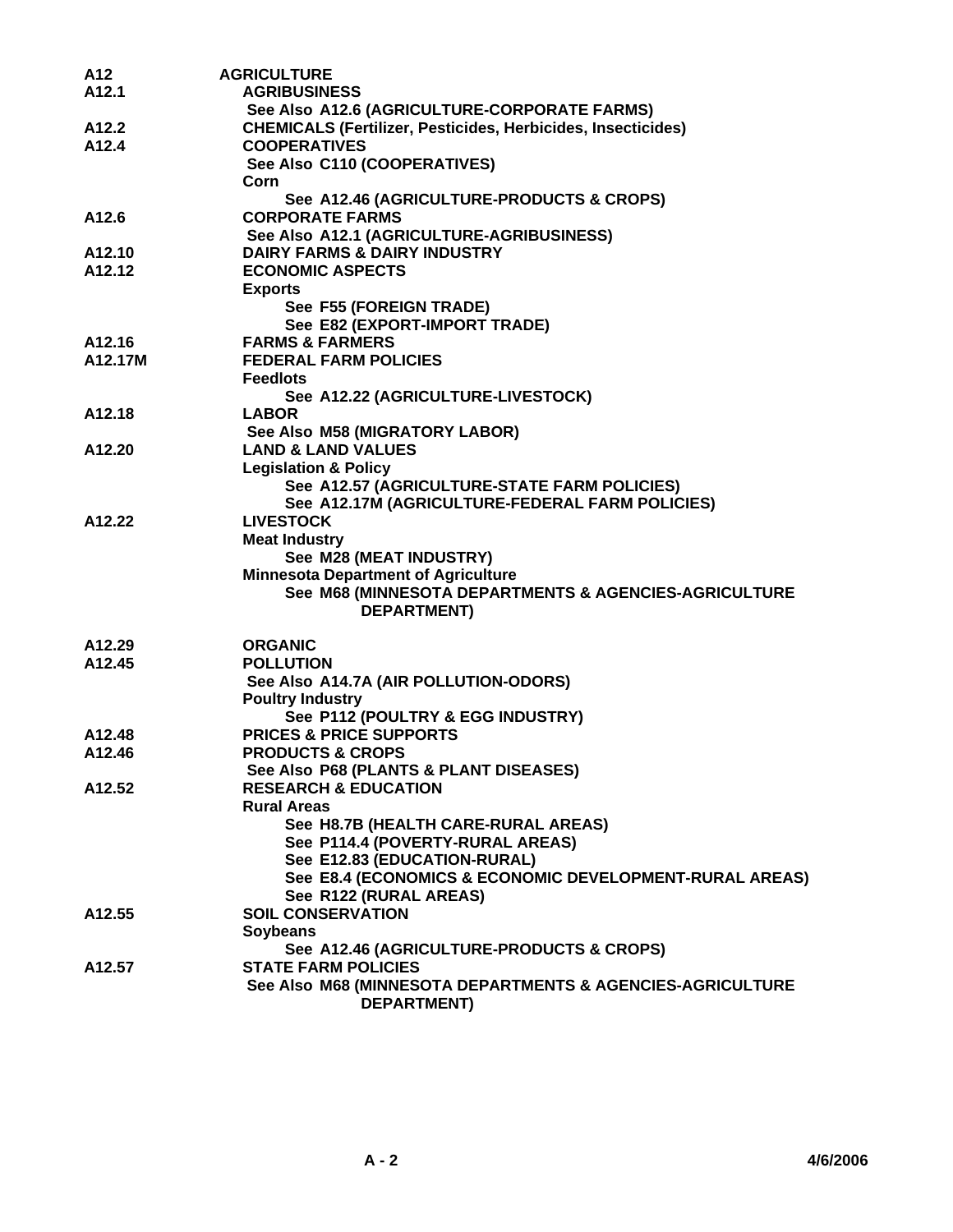| | |
|---|---|
| **A12** | **AGRICULTURE** |
| **A12.1** | **AGRIBUSINESS** |
| | **See Also A12.6 (AGRICULTURE-CORPORATE FARMS)** |
| **A12.2** | **CHEMICALS (Fertilizer, Pesticides, Herbicides, Insecticides)** |
| **A12.4** | **COOPERATIVES** |
| | **See Also C110 (COOPERATIVES)** |
| | **Corn** |
| | **See A12.46 (AGRICULTURE-PRODUCTS & CROPS)** |
| **A12.6** | **CORPORATE FARMS** |
| | **See Also A12.1 (AGRICULTURE-AGRIBUSINESS)** |
| **A12.10** | **DAIRY FARMS & DAIRY INDUSTRY** |
| **A12.12** | **ECONOMIC ASPECTS** |
| | **Exports** |
| | **See F55 (FOREIGN TRADE)** |
| | **See E82 (EXPORT-IMPORT TRADE)** |
| **A12.16** | **FARMS & FARMERS** |
| **A12.17M** | **FEDERAL FARM POLICIES** |
| | **Feedlots** |
| | **See A12.22 (AGRICULTURE-LIVESTOCK)** |
| **A12.18** | **LABOR** |
| | **See Also M58 (MIGRATORY LABOR)** |
| **A12.20** | **LAND & LAND VALUES** |
| | **Legislation & Policy** |
| | **See A12.57 (AGRICULTURE-STATE FARM POLICIES)** |
| | **See A12.17M (AGRICULTURE-FEDERAL FARM POLICIES)** |
| **A12.22** | **LIVESTOCK** |
| | **Meat Industry** |
| | **See M28 (MEAT INDUSTRY)** |
| | **Minnesota Department of Agriculture** |
| | **See M68 (MINNESOTA DEPARTMENTS & AGENCIES-AGRICULTURE DEPARTMENT)** |
| **A12.29** | **ORGANIC** |
| **A12.45** | **POLLUTION** |
| | **See Also A14.7A (AIR POLLUTION-ODORS)** |
| | **Poultry Industry** |
| | **See P112 (POULTRY & EGG INDUSTRY)** |
| **A12.48** | **PRICES & PRICE SUPPORTS** |
| **A12.46** | **PRODUCTS & CROPS** |
| | **See Also P68 (PLANTS & PLANT DISEASES)** |
| **A12.52** | **RESEARCH & EDUCATION** |
| | **Rural Areas** |
| | **See H8.7B (HEALTH CARE-RURAL AREAS)** |
| | **See P114.4 (POVERTY-RURAL AREAS)** |
| | **See E12.83 (EDUCATION-RURAL)** |
| | **See E8.4 (ECONOMICS & ECONOMIC DEVELOPMENT-RURAL AREAS)** |
| | **See R122 (RURAL AREAS)** |
| **A12.55** | **SOIL CONSERVATION** |
| | **Soybeans** |
| | **See A12.46 (AGRICULTURE-PRODUCTS & CROPS)** |
| **A12.57** | **STATE FARM POLICIES** |
| | **See Also M68 (MINNESOTA DEPARTMENTS & AGENCIES-AGRICULTURE DEPARTMENT)** |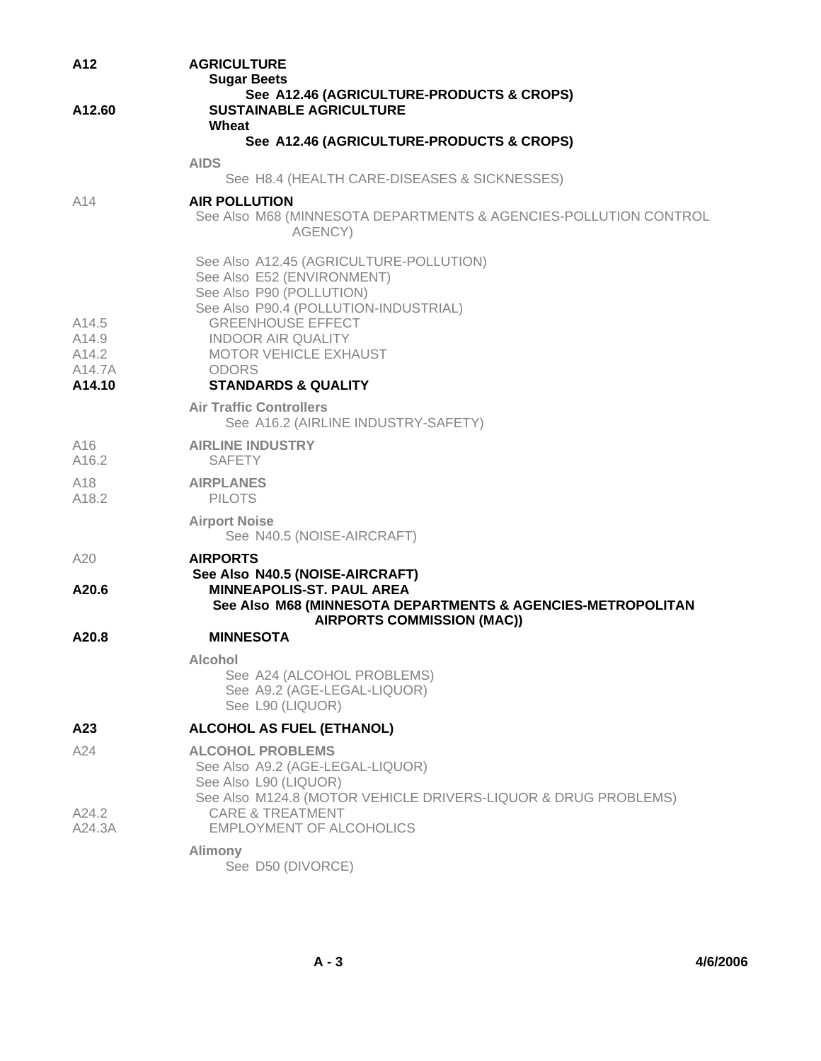| | |
|---|---|
| **A12** | **AGRICULTURE** |
| | **Sugar Beets** |
| | **See A12.46 (AGRICULTURE-PRODUCTS & CROPS)** |
| **A12.60** | **SUSTAINABLE AGRICULTURE** |
| | **Wheat** |
| | **See A12.46 (AGRICULTURE-PRODUCTS & CROPS)** |
| | **AIDS** |
| | See H8.4 (HEALTH CARE-DISEASES & SICKNESSES) |
| A14 | **AIR POLLUTION** |
| | See Also M68 (MINNESOTA DEPARTMENTS & AGENCIES-POLLUTION CONTROL AGENCY) |
| | See Also A12.45 (AGRICULTURE-POLLUTION) |
| | See Also E52 (ENVIRONMENT) |
| | See Also P90 (POLLUTION) |
| | See Also P90.4 (POLLUTION-INDUSTRIAL) |
| A14.5 | GREENHOUSE EFFECT |
| A14.9 | INDOOR AIR QUALITY |
| A14.2 | MOTOR VEHICLE EXHAUST |
| A14.7A | ODORS |
| **A14.10** | **STANDARDS & QUALITY** |
| | **Air Traffic Controllers** |
| | See A16.2 (AIRLINE INDUSTRY-SAFETY) |
| A16 | **AIRLINE INDUSTRY** |
| A16.2 | SAFETY |
| A18 | **AIRPLANES** |
| A18.2 | PILOTS |
| | **Airport Noise** |
| | See N40.5 (NOISE-AIRCRAFT) |
| A20 | **AIRPORTS** |
| | **See Also N40.5 (NOISE-AIRCRAFT)** |
| **A20.6** | **MINNEAPOLIS-ST. PAUL AREA** |
| | **See Also M68 (MINNESOTA DEPARTMENTS & AGENCIES-METROPOLITAN AIRPORTS COMMISSION (MAC))** |
| **A20.8** | **MINNESOTA** |
| | **Alcohol** |
| | See A24 (ALCOHOL PROBLEMS) |
| | See A9.2 (AGE-LEGAL-LIQUOR) |
| | See L90 (LIQUOR) |
| **A23** | **ALCOHOL AS FUEL (ETHANOL)** |
| A24 | **ALCOHOL PROBLEMS** |
| | See Also A9.2 (AGE-LEGAL-LIQUOR) |
| | See Also L90 (LIQUOR) |
| | See Also M124.8 (MOTOR VEHICLE DRIVERS-LIQUOR & DRUG PROBLEMS) |
| A24.2 | CARE & TREATMENT |
| A24.3A | EMPLOYMENT OF ALCOHOLICS |
| | **Alimony** |
| | See D50 (DIVORCE) |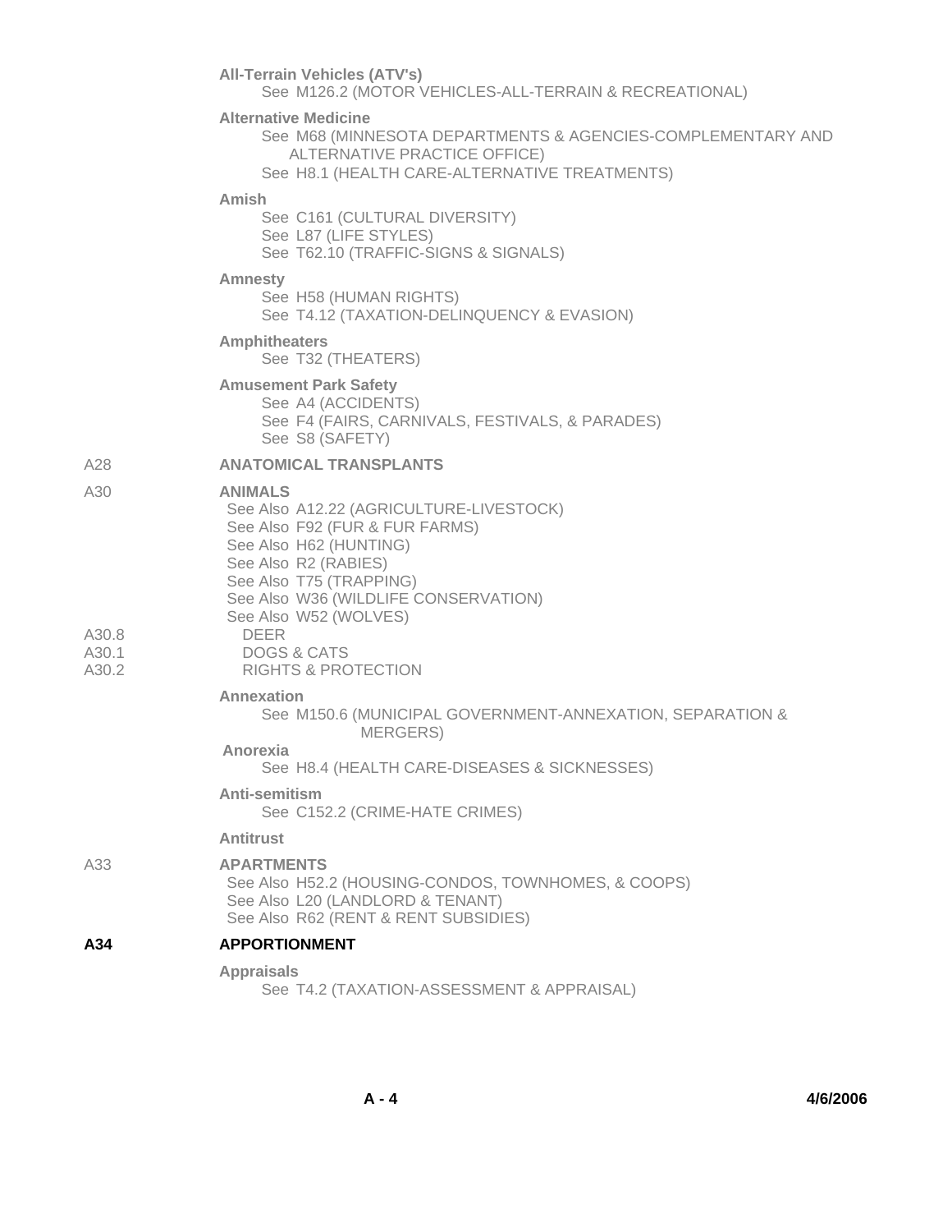**All-Terrain Vehicles (ATV's)**
See M126.2 (MOTOR VEHICLES-ALL-TERRAIN & RECREATIONAL)

**Alternative Medicine**
See M68 (MINNESOTA DEPARTMENTS & AGENCIES-COMPLEMENTARY AND ALTERNATIVE PRACTICE OFFICE)
See H8.1 (HEALTH CARE-ALTERNATIVE TREATMENTS)

**Amish**
See C161 (CULTURAL DIVERSITY)
See L87 (LIFE STYLES)
See T62.10 (TRAFFIC-SIGNS & SIGNALS)

**Amnesty**
See H58 (HUMAN RIGHTS)
See T4.12 (TAXATION-DELINQUENCY & EVASION)

**Amphitheaters**
See T32 (THEATERS)

**Amusement Park Safety**
See A4 (ACCIDENTS)
See F4 (FAIRS, CARNIVALS, FESTIVALS, & PARADES)
See S8 (SAFETY)

A28 **ANATOMICAL TRANSPLANTS**

A30 **ANIMALS**
See Also A12.22 (AGRICULTURE-LIVESTOCK)
See Also F92 (FUR & FUR FARMS)
See Also H62 (HUNTING)
See Also R2 (RABIES)
See Also T75 (TRAPPING)
See Also W36 (WILDLIFE CONSERVATION)
See Also W52 (WOLVES)

A30.8 DEER
A30.1 DOGS & CATS
A30.2 RIGHTS & PROTECTION

**Annexation**
See M150.6 (MUNICIPAL GOVERNMENT-ANNEXATION, SEPARATION & MERGERS)

**Anorexia**
See H8.4 (HEALTH CARE-DISEASES & SICKNESSES)

**Anti-semitism**
See C152.2 (CRIME-HATE CRIMES)

**Antitrust**

A33 **APARTMENTS**
See Also H52.2 (HOUSING-CONDOS, TOWNHOMES, & COOPS)
See Also L20 (LANDLORD & TENANT)
See Also R62 (RENT & RENT SUBSIDIES)

**A34 APPORTIONMENT**

**Appraisals**
See T4.2 (TAXATION-ASSESSMENT & APPRAISAL)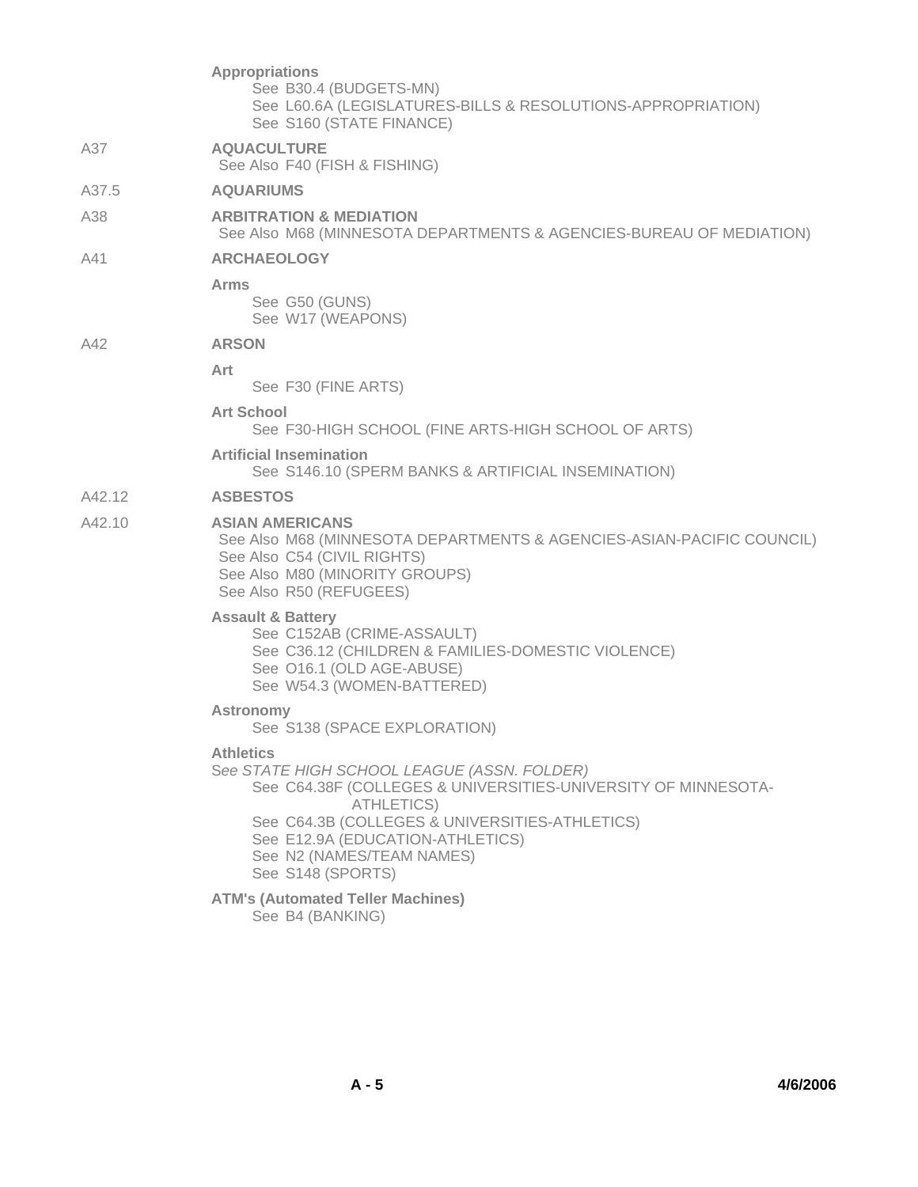**Appropriations**
See B30.4 (BUDGETS-MN)
See L60.6A (LEGISLATURES-BILLS & RESOLUTIONS-APPROPRIATION)
See S160 (STATE FINANCE)

A37 **AQUACULTURE**
See Also F40 (FISH & FISHING)

A37.5 **AQUARIUMS**

A38 **ARBITRATION & MEDIATION**
See Also M68 (MINNESOTA DEPARTMENTS & AGENCIES-BUREAU OF MEDIATION)

A41 **ARCHAEOLOGY**

**Arms**
See G50 (GUNS)
See W17 (WEAPONS)

A42 **ARSON**

**Art**
See F30 (FINE ARTS)

**Art School**
See F30-HIGH SCHOOL (FINE ARTS-HIGH SCHOOL OF ARTS)

**Artificial Insemination**
See S146.10 (SPERM BANKS & ARTIFICIAL INSEMINATION)

A42.12 **ASBESTOS**

A42.10 **ASIAN AMERICANS**
See Also M68 (MINNESOTA DEPARTMENTS & AGENCIES-ASIAN-PACIFIC COUNCIL)
See Also C54 (CIVIL RIGHTS)
See Also M80 (MINORITY GROUPS)
See Also R50 (REFUGEES)

**Assault & Battery**
See C152AB (CRIME-ASSAULT)
See C36.12 (CHILDREN & FAMILIES-DOMESTIC VIOLENCE)
See O16.1 (OLD AGE-ABUSE)
See W54.3 (WOMEN-BATTERED)

**Astronomy**
See S138 (SPACE EXPLORATION)

**Athletics**
*See STATE HIGH SCHOOL LEAGUE (ASSN. FOLDER)*
See C64.38F (COLLEGES & UNIVERSITIES-UNIVERSITY OF MINNESOTA-ATHLETICS)
See C64.3B (COLLEGES & UNIVERSITIES-ATHLETICS)
See E12.9A (EDUCATION-ATHLETICS)
See N2 (NAMES/TEAM NAMES)
See S148 (SPORTS)

**ATM's (Automated Teller Machines)**
See B4 (BANKING)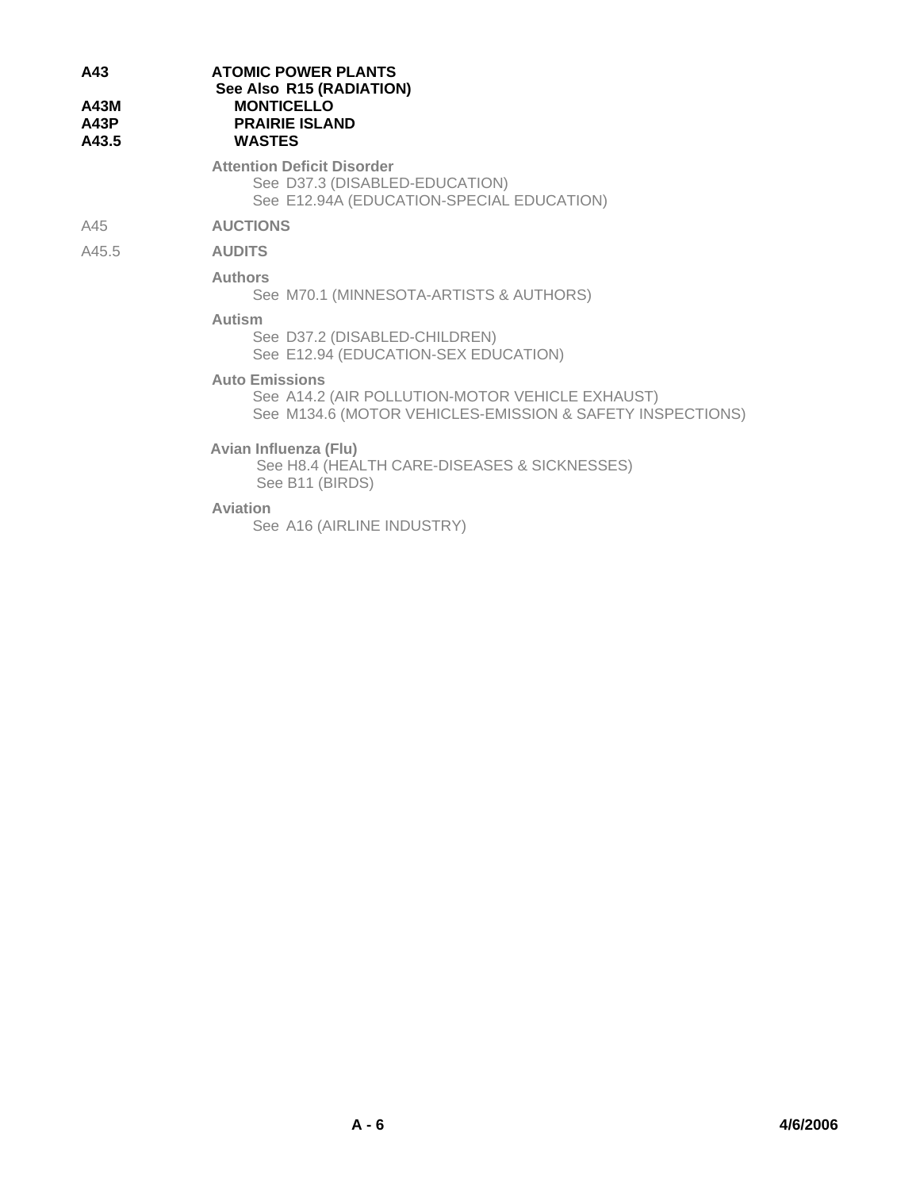**A43** **ATOMIC POWER PLANTS**
**See Also R15 (RADIATION)**

**A43M** **MONTICELLO**

**A43P** **PRAIRIE ISLAND**

**A43.5** **WASTES**

**Attention Deficit Disorder**
See D37.3 (DISABLED-EDUCATION)
See E12.94A (EDUCATION-SPECIAL EDUCATION)

A45 **AUCTIONS**

A45.5 **AUDITS**

**Authors**
See M70.1 (MINNESOTA-ARTISTS & AUTHORS)

**Autism**
See D37.2 (DISABLED-CHILDREN)
See E12.94 (EDUCATION-SEX EDUCATION)

**Auto Emissions**
See A14.2 (AIR POLLUTION-MOTOR VEHICLE EXHAUST)
See M134.6 (MOTOR VEHICLES-EMISSION & SAFETY INSPECTIONS)

**Avian Influenza (Flu)**
See H8.4 (HEALTH CARE-DISEASES & SICKNESSES)
See B11 (BIRDS)

**Aviation**
See A16 (AIRLINE INDUSTRY)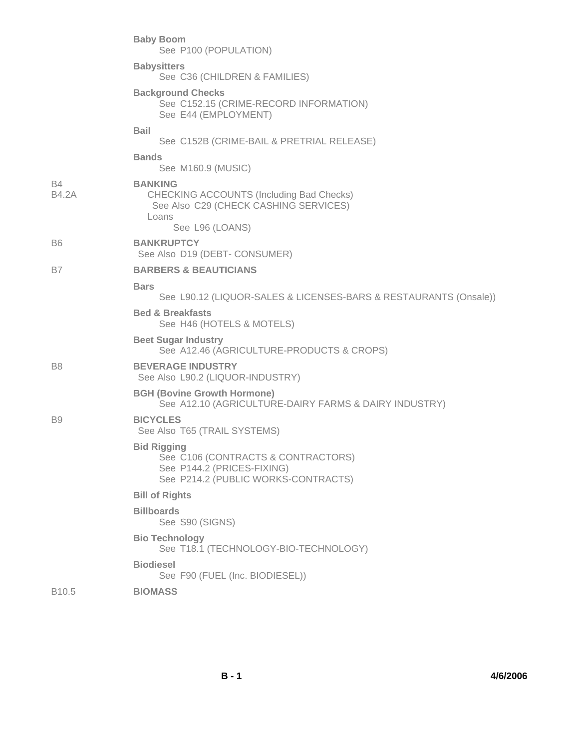**Baby Boom**
See P100 (POPULATION)

**Babysitters**
See C36 (CHILDREN & FAMILIES)

**Background Checks**
See C152.15 (CRIME-RECORD INFORMATION)
See E44 (EMPLOYMENT)

**Bail**
See C152B (CRIME-BAIL & PRETRIAL RELEASE)

**Bands**
See M160.9 (MUSIC)

B4 **BANKING**

B4.2A CHECKING ACCOUNTS (Including Bad Checks)
See Also C29 (CHECK CASHING SERVICES)
Loans
See L96 (LOANS)

B6 **BANKRUPTCY**
See Also D19 (DEBT- CONSUMER)

B7 **BARBERS & BEAUTICIANS**

**Bars**
See L90.12 (LIQUOR-SALES & LICENSES-BARS & RESTAURANTS (Onsale))

**Bed & Breakfasts**
See H46 (HOTELS & MOTELS)

**Beet Sugar Industry**
See A12.46 (AGRICULTURE-PRODUCTS & CROPS)

B8 **BEVERAGE INDUSTRY**
See Also L90.2 (LIQUOR-INDUSTRY)

**BGH (Bovine Growth Hormone)**
See A12.10 (AGRICULTURE-DAIRY FARMS & DAIRY INDUSTRY)

B9 **BICYCLES**
See Also T65 (TRAIL SYSTEMS)

**Bid Rigging**
See C106 (CONTRACTS & CONTRACTORS)
See P144.2 (PRICES-FIXING)
See P214.2 (PUBLIC WORKS-CONTRACTS)

**Bill of Rights**

**Billboards**
See S90 (SIGNS)

**Bio Technology**
See T18.1 (TECHNOLOGY-BIO-TECHNOLOGY)

**Biodiesel**
See F90 (FUEL (Inc. BIODIESEL))

B10.5 **BIOMASS**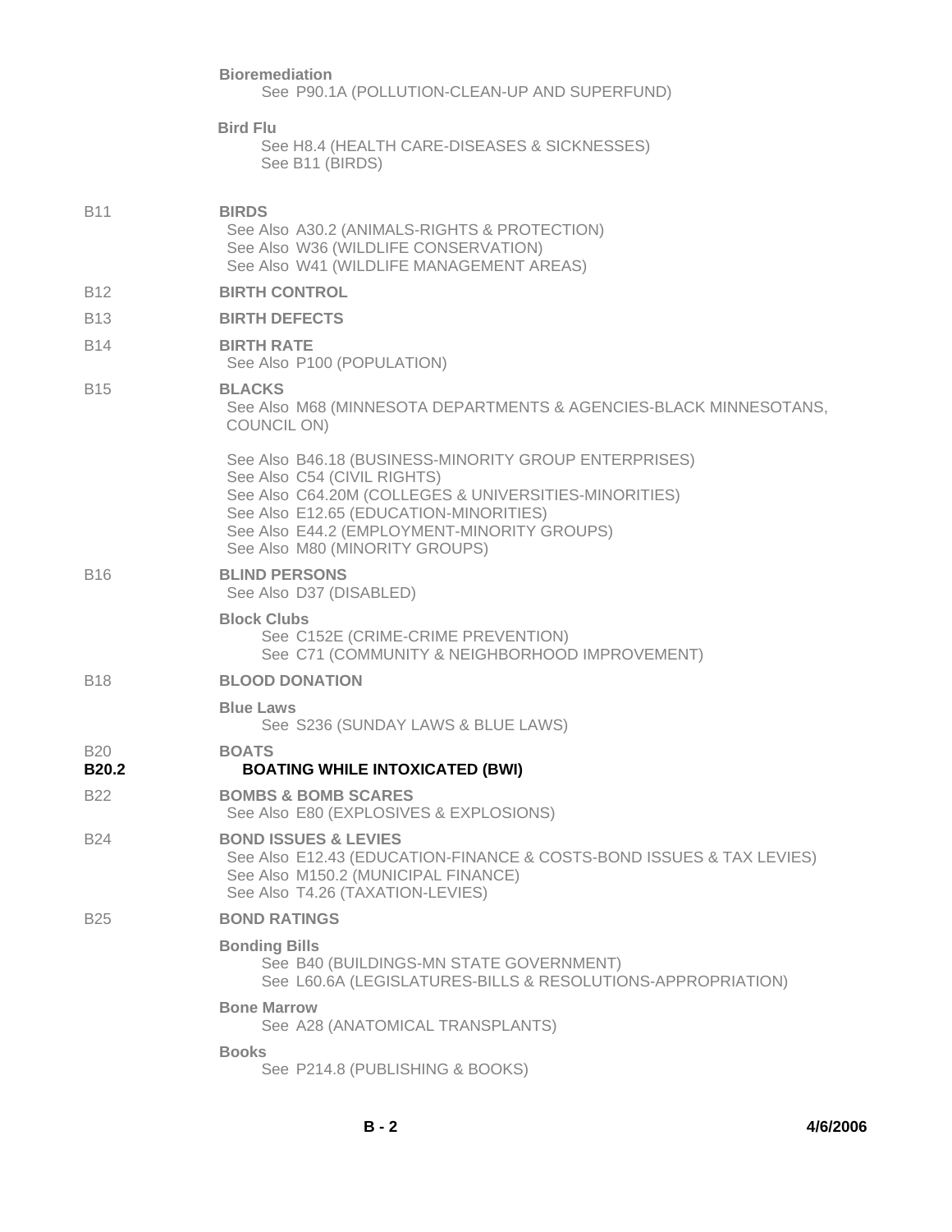**Bioremediation**
See P90.1A (POLLUTION-CLEAN-UP AND SUPERFUND)

**Bird Flu**
See H8.4 (HEALTH CARE-DISEASES & SICKNESSES)
See B11 (BIRDS)

B11 **BIRDS**
See Also A30.2 (ANIMALS-RIGHTS & PROTECTION)
See Also W36 (WILDLIFE CONSERVATION)
See Also W41 (WILDLIFE MANAGEMENT AREAS)

B12 **BIRTH CONTROL**

B13 **BIRTH DEFECTS**

B14 **BIRTH RATE**
See Also P100 (POPULATION)

B15 **BLACKS**
See Also M68 (MINNESOTA DEPARTMENTS & AGENCIES-BLACK MINNESOTANS, COUNCIL ON)

See Also B46.18 (BUSINESS-MINORITY GROUP ENTERPRISES)
See Also C54 (CIVIL RIGHTS)
See Also C64.20M (COLLEGES & UNIVERSITIES-MINORITIES)
See Also E12.65 (EDUCATION-MINORITIES)
See Also E44.2 (EMPLOYMENT-MINORITY GROUPS)
See Also M80 (MINORITY GROUPS)

B16 **BLIND PERSONS**
See Also D37 (DISABLED)

**Block Clubs**
See C152E (CRIME-CRIME PREVENTION)
See C71 (COMMUNITY & NEIGHBORHOOD IMPROVEMENT)

B18 **BLOOD DONATION**

**Blue Laws**
See S236 (SUNDAY LAWS & BLUE LAWS)

B20 **BOATS**

**B20.2** **BOATING WHILE INTOXICATED (BWI)**

B22 **BOMBS & BOMB SCARES**
See Also E80 (EXPLOSIVES & EXPLOSIONS)

B24 **BOND ISSUES & LEVIES**
See Also E12.43 (EDUCATION-FINANCE & COSTS-BOND ISSUES & TAX LEVIES)
See Also M150.2 (MUNICIPAL FINANCE)
See Also T4.26 (TAXATION-LEVIES)

B25 **BOND RATINGS**

**Bonding Bills**
See B40 (BUILDINGS-MN STATE GOVERNMENT)
See L60.6A (LEGISLATURES-BILLS & RESOLUTIONS-APPROPRIATION)

**Bone Marrow**
See A28 (ANATOMICAL TRANSPLANTS)

**Books**
See P214.8 (PUBLISHING & BOOKS)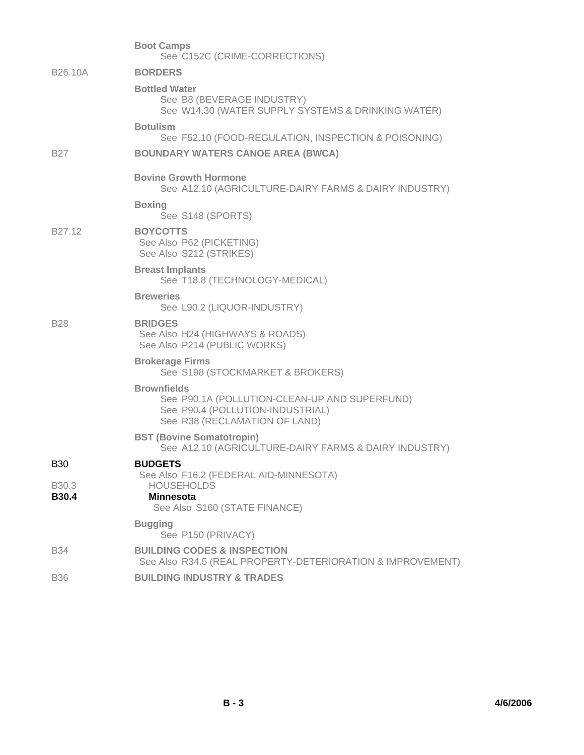**Boot Camps**
See C152C (CRIME-CORRECTIONS)

B26.10A **BORDERS**

**Bottled Water**
See B8 (BEVERAGE INDUSTRY)
See W14.30 (WATER SUPPLY SYSTEMS & DRINKING WATER)

**Botulism**
See F52.10 (FOOD-REGULATION, INSPECTION & POISONING)

B27 **BOUNDARY WATERS CANOE AREA (BWCA)**

**Bovine Growth Hormone**
See A12.10 (AGRICULTURE-DAIRY FARMS & DAIRY INDUSTRY)

**Boxing**
See S148 (SPORTS)

B27.12 **BOYCOTTS**
See Also P62 (PICKETING)
See Also S212 (STRIKES)

**Breast Implants**
See T18.8 (TECHNOLOGY-MEDICAL)

**Breweries**
See L90.2 (LIQUOR-INDUSTRY)

B28 **BRIDGES**
See Also H24 (HIGHWAYS & ROADS)
See Also P214 (PUBLIC WORKS)

**Brokerage Firms**
See S198 (STOCKMARKET & BROKERS)

**Brownfields**
See P90.1A (POLLUTION-CLEAN-UP AND SUPERFUND)
See P90.4 (POLLUTION-INDUSTRIAL)
See R38 (RECLAMATION OF LAND)

**BST (Bovine Somatotropin)**
See A12.10 (AGRICULTURE-DAIRY FARMS & DAIRY INDUSTRY)

B30 **BUDGETS**
See Also F16.2 (FEDERAL AID-MINNESOTA)

B30.3 HOUSEHOLDS

**B30.4** **Minnesota**
See Also S160 (STATE FINANCE)

**Bugging**
See P150 (PRIVACY)

B34 **BUILDING CODES & INSPECTION**
See Also R34.5 (REAL PROPERTY-DETERIORATION & IMPROVEMENT)

B36 **BUILDING INDUSTRY & TRADES**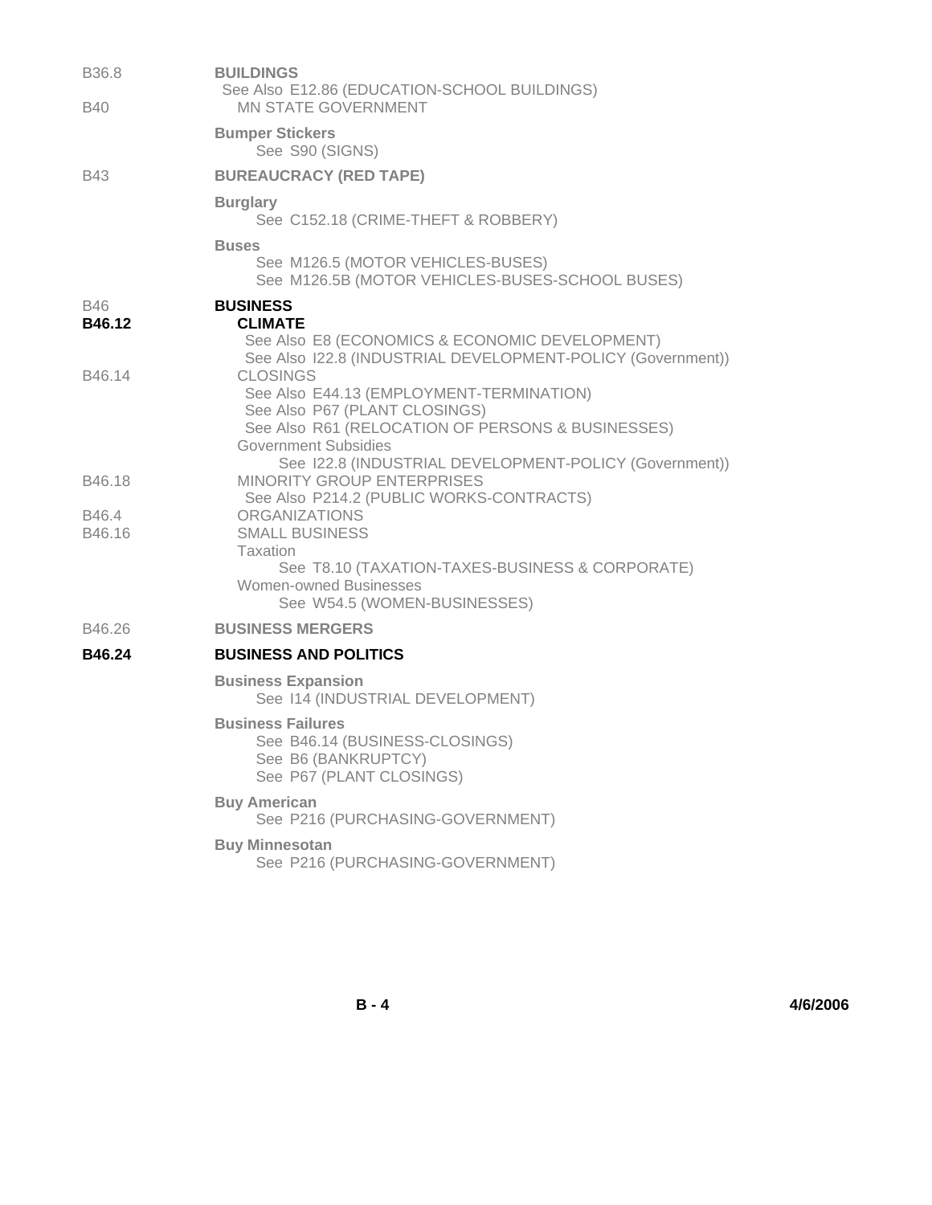B36.8 **BUILDINGS**
See Also E12.86 (EDUCATION-SCHOOL BUILDINGS)

B40 MN STATE GOVERNMENT

**Bumper Stickers**
See S90 (SIGNS)

B43 **BUREAUCRACY (RED TAPE)**

**Burglary**
See C152.18 (CRIME-THEFT & ROBBERY)

**Buses**
See M126.5 (MOTOR VEHICLES-BUSES)
See M126.5B (MOTOR VEHICLES-BUSES-SCHOOL BUSES)

B46 **BUSINESS**

**B46.12** **CLIMATE**
See Also E8 (ECONOMICS & ECONOMIC DEVELOPMENT)
See Also I22.8 (INDUSTRIAL DEVELOPMENT-POLICY (Government))

B46.14 CLOSINGS
See Also E44.13 (EMPLOYMENT-TERMINATION)
See Also P67 (PLANT CLOSINGS)
See Also R61 (RELOCATION OF PERSONS & BUSINESSES)

Government Subsidies
See I22.8 (INDUSTRIAL DEVELOPMENT-POLICY (Government))

B46.18 MINORITY GROUP ENTERPRISES
See Also P214.2 (PUBLIC WORKS-CONTRACTS)

B46.4 ORGANIZATIONS

B46.16 SMALL BUSINESS

Taxation
See T8.10 (TAXATION-TAXES-BUSINESS & CORPORATE)

Women-owned Businesses
See W54.5 (WOMEN-BUSINESSES)

B46.26 **BUSINESS MERGERS**

**B46.24** **BUSINESS AND POLITICS**

**Business Expansion**
See I14 (INDUSTRIAL DEVELOPMENT)

**Business Failures**
See B46.14 (BUSINESS-CLOSINGS)
See B6 (BANKRUPTCY)
See P67 (PLANT CLOSINGS)

**Buy American**
See P216 (PURCHASING-GOVERNMENT)

**Buy Minnesotan**
See P216 (PURCHASING-GOVERNMENT)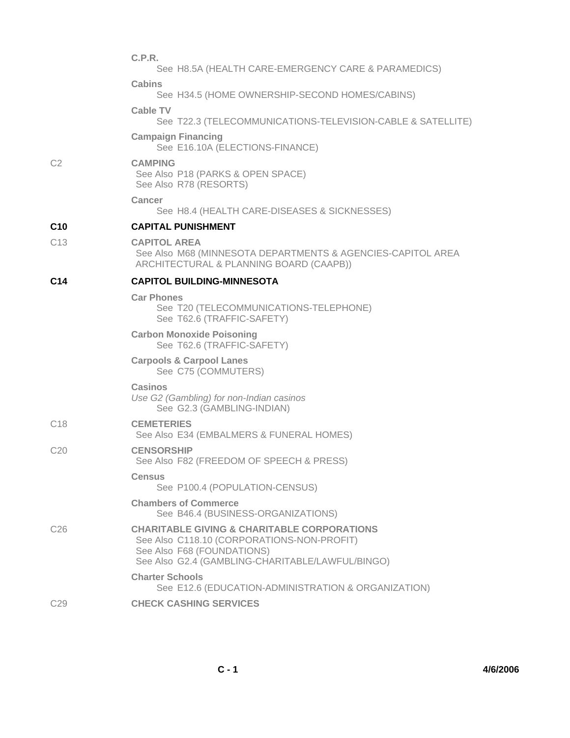**C.P.R.**
See H8.5A (HEALTH CARE-EMERGENCY CARE & PARAMEDICS)

**Cabins**
See H34.5 (HOME OWNERSHIP-SECOND HOMES/CABINS)

**Cable TV**
See T22.3 (TELECOMMUNICATIONS-TELEVISION-CABLE & SATELLITE)

**Campaign Financing**
See E16.10A (ELECTIONS-FINANCE)

C2 **CAMPING**
See Also P18 (PARKS & OPEN SPACE)
See Also R78 (RESORTS)

**Cancer**
See H8.4 (HEALTH CARE-DISEASES & SICKNESSES)

**C10** **CAPITAL PUNISHMENT**

C13 **CAPITOL AREA**
See Also M68 (MINNESOTA DEPARTMENTS & AGENCIES-CAPITOL AREA ARCHITECTURAL & PLANNING BOARD (CAAPB))

**C14** **CAPITOL BUILDING-MINNESOTA**

**Car Phones**
See T20 (TELECOMMUNICATIONS-TELEPHONE)
See T62.6 (TRAFFIC-SAFETY)

**Carbon Monoxide Poisoning**
See T62.6 (TRAFFIC-SAFETY)

**Carpools & Carpool Lanes**
See C75 (COMMUTERS)

**Casinos**
*Use G2 (Gambling) for non-Indian casinos*
See G2.3 (GAMBLING-INDIAN)

C18 **CEMETERIES**
See Also E34 (EMBALMERS & FUNERAL HOMES)

C20 **CENSORSHIP**
See Also F82 (FREEDOM OF SPEECH & PRESS)

**Census**
See P100.4 (POPULATION-CENSUS)

**Chambers of Commerce**
See B46.4 (BUSINESS-ORGANIZATIONS)

C26 **CHARITABLE GIVING & CHARITABLE CORPORATIONS**
See Also C118.10 (CORPORATIONS-NON-PROFIT)
See Also F68 (FOUNDATIONS)
See Also G2.4 (GAMBLING-CHARITABLE/LAWFUL/BINGO)

**Charter Schools**
See E12.6 (EDUCATION-ADMINISTRATION & ORGANIZATION)

C29 **CHECK CASHING SERVICES**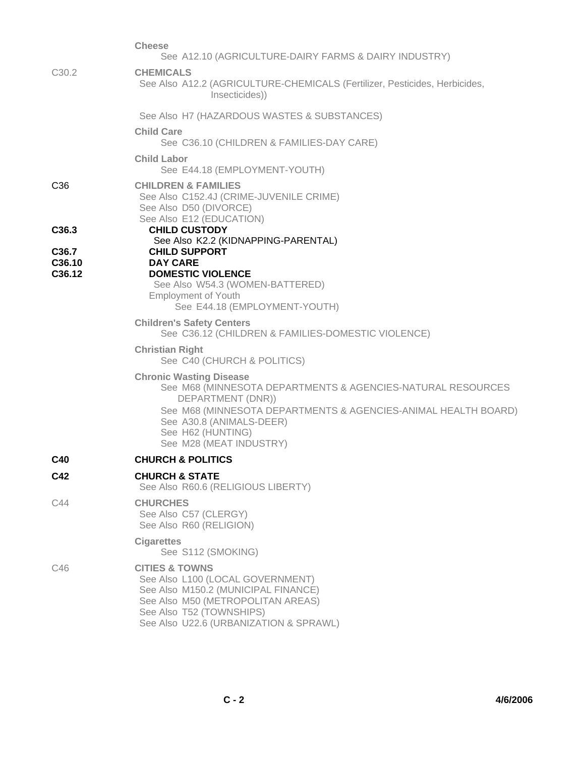**Cheese**
See A12.10 (AGRICULTURE-DAIRY FARMS & DAIRY INDUSTRY)

C30.2 **CHEMICALS**
See Also A12.2 (AGRICULTURE-CHEMICALS (Fertilizer, Pesticides, Herbicides, Insecticides))

See Also H7 (HAZARDOUS WASTES & SUBSTANCES)

**Child Care**
See C36.10 (CHILDREN & FAMILIES-DAY CARE)

**Child Labor**
See E44.18 (EMPLOYMENT-YOUTH)

C36 **CHILDREN & FAMILIES**
See Also C152.4J (CRIME-JUVENILE CRIME)
See Also D50 (DIVORCE)
See Also E12 (EDUCATION)

**C36.3 CHILD CUSTODY**
See Also K2.2 (KIDNAPPING-PARENTAL)

**C36.7 CHILD SUPPORT**

**C36.10 DAY CARE**

**C36.12 DOMESTIC VIOLENCE**
See Also W54.3 (WOMEN-BATTERED)

Employment of Youth
See E44.18 (EMPLOYMENT-YOUTH)

**Children's Safety Centers**
See C36.12 (CHILDREN & FAMILIES-DOMESTIC VIOLENCE)

**Christian Right**
See C40 (CHURCH & POLITICS)

**Chronic Wasting Disease**
See M68 (MINNESOTA DEPARTMENTS & AGENCIES-NATURAL RESOURCES DEPARTMENT (DNR))
See M68 (MINNESOTA DEPARTMENTS & AGENCIES-ANIMAL HEALTH BOARD)
See A30.8 (ANIMALS-DEER)
See H62 (HUNTING)
See M28 (MEAT INDUSTRY)

**C40 CHURCH & POLITICS**

**C42 CHURCH & STATE**
See Also R60.6 (RELIGIOUS LIBERTY)

C44 **CHURCHES**
See Also C57 (CLERGY)
See Also R60 (RELIGION)

**Cigarettes**
See S112 (SMOKING)

C46 **CITIES & TOWNS**
See Also L100 (LOCAL GOVERNMENT)
See Also M150.2 (MUNICIPAL FINANCE)
See Also M50 (METROPOLITAN AREAS)
See Also T52 (TOWNSHIPS)
See Also U22.6 (URBANIZATION & SPRAWL)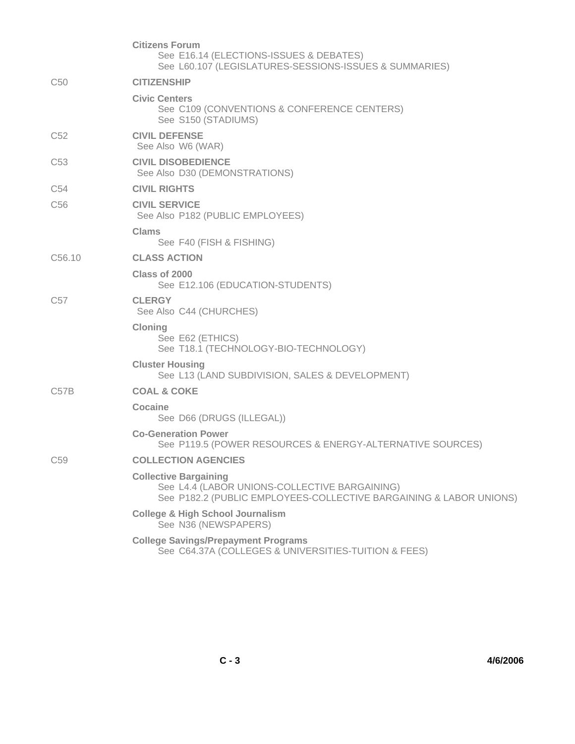**Citizens Forum**
See E16.14 (ELECTIONS-ISSUES & DEBATES)
See L60.107 (LEGISLATURES-SESSIONS-ISSUES & SUMMARIES)

C50 **CITIZENSHIP**

**Civic Centers**
See C109 (CONVENTIONS & CONFERENCE CENTERS)
See S150 (STADIUMS)

C52 **CIVIL DEFENSE**
See Also W6 (WAR)

C53 **CIVIL DISOBEDIENCE**
See Also D30 (DEMONSTRATIONS)

C54 **CIVIL RIGHTS**

C56 **CIVIL SERVICE**
See Also P182 (PUBLIC EMPLOYEES)

**Clams**
See F40 (FISH & FISHING)

C56.10 **CLASS ACTION**

**Class of 2000**
See E12.106 (EDUCATION-STUDENTS)

C57 **CLERGY**
See Also C44 (CHURCHES)

**Cloning**
See E62 (ETHICS)
See T18.1 (TECHNOLOGY-BIO-TECHNOLOGY)

**Cluster Housing**
See L13 (LAND SUBDIVISION, SALES & DEVELOPMENT)

C57B **COAL & COKE**

**Cocaine**
See D66 (DRUGS (ILLEGAL))

**Co-Generation Power**
See P119.5 (POWER RESOURCES & ENERGY-ALTERNATIVE SOURCES)

C59 **COLLECTION AGENCIES**

**Collective Bargaining**
See L4.4 (LABOR UNIONS-COLLECTIVE BARGAINING)
See P182.2 (PUBLIC EMPLOYEES-COLLECTIVE BARGAINING & LABOR UNIONS)

**College & High School Journalism**
See N36 (NEWSPAPERS)

**College Savings/Prepayment Programs**
See C64.37A (COLLEGES & UNIVERSITIES-TUITION & FEES)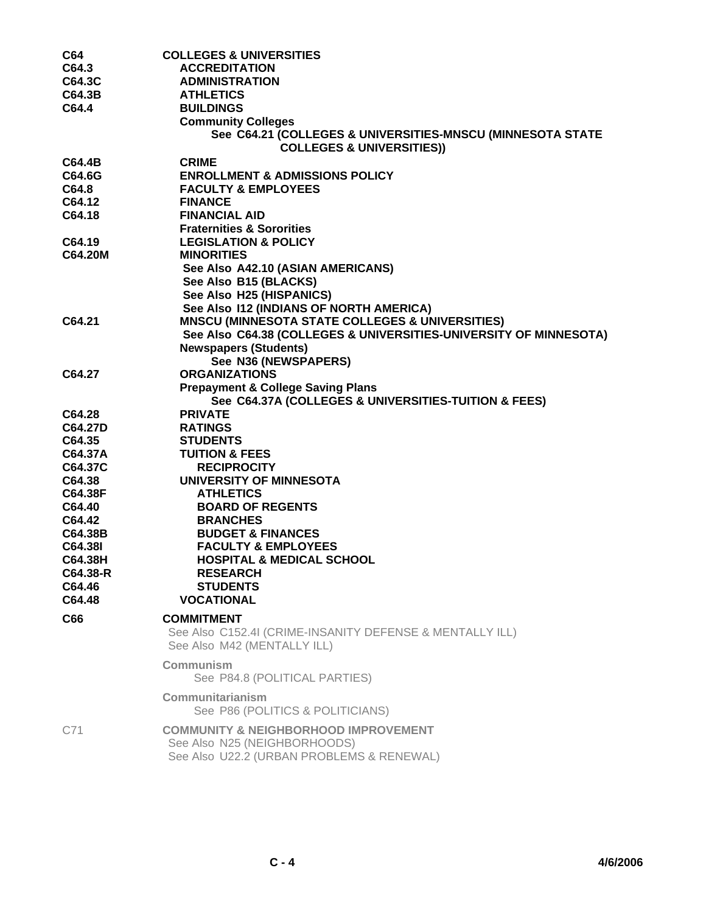**C64** **COLLEGES & UNIVERSITIES**
**C64.3** **ACCREDITATION**
**C64.3C** **ADMINISTRATION**
**C64.3B** **ATHLETICS**
**C64.4** **BUILDINGS**
**Community Colleges**
See C64.21 (COLLEGES & UNIVERSITIES-MNSCU (MINNESOTA STATE COLLEGES & UNIVERSITIES))
**C64.4B** **CRIME**
**C64.6G** **ENROLLMENT & ADMISSIONS POLICY**
**C64.8** **FACULTY & EMPLOYEES**
**C64.12** **FINANCE**
**C64.18** **FINANCIAL AID**
**Fraternities & Sororities**
**C64.19** **LEGISLATION & POLICY**
**C64.20M** **MINORITIES**
See Also A42.10 (ASIAN AMERICANS)
See Also B15 (BLACKS)
See Also H25 (HISPANICS)
See Also I12 (INDIANS OF NORTH AMERICA)
**C64.21** **MNSCU (MINNESOTA STATE COLLEGES & UNIVERSITIES)**
See Also C64.38 (COLLEGES & UNIVERSITIES-UNIVERSITY OF MINNESOTA)
**Newspapers (Students)**
See N36 (NEWSPAPERS)
**C64.27** **ORGANIZATIONS**
**Prepayment & College Saving Plans**
See C64.37A (COLLEGES & UNIVERSITIES-TUITION & FEES)
**C64.28** **PRIVATE**
**C64.27D** **RATINGS**
**C64.35** **STUDENTS**
**C64.37A** **TUITION & FEES**
**C64.37C** **RECIPROCITY**
**C64.38** **UNIVERSITY OF MINNESOTA**
**C64.38F** **ATHLETICS**
**C64.40** **BOARD OF REGENTS**
**C64.42** **BRANCHES**
**C64.38B** **BUDGET & FINANCES**
**C64.38I** **FACULTY & EMPLOYEES**
**C64.38H** **HOSPITAL & MEDICAL SCHOOL**
**C64.38-R** **RESEARCH**
**C64.46** **STUDENTS**
**C64.48** **VOCATIONAL**

**C66** **COMMITMENT**
See Also C152.4I (CRIME-INSANITY DEFENSE & MENTALLY ILL)
See Also M42 (MENTALLY ILL)

**Communism**
See P84.8 (POLITICAL PARTIES)

**Communitarianism**
See P86 (POLITICS & POLITICIANS)

C71 **COMMUNITY & NEIGHBORHOOD IMPROVEMENT**
See Also N25 (NEIGHBORHOODS)
See Also U22.2 (URBAN PROBLEMS & RENEWAL)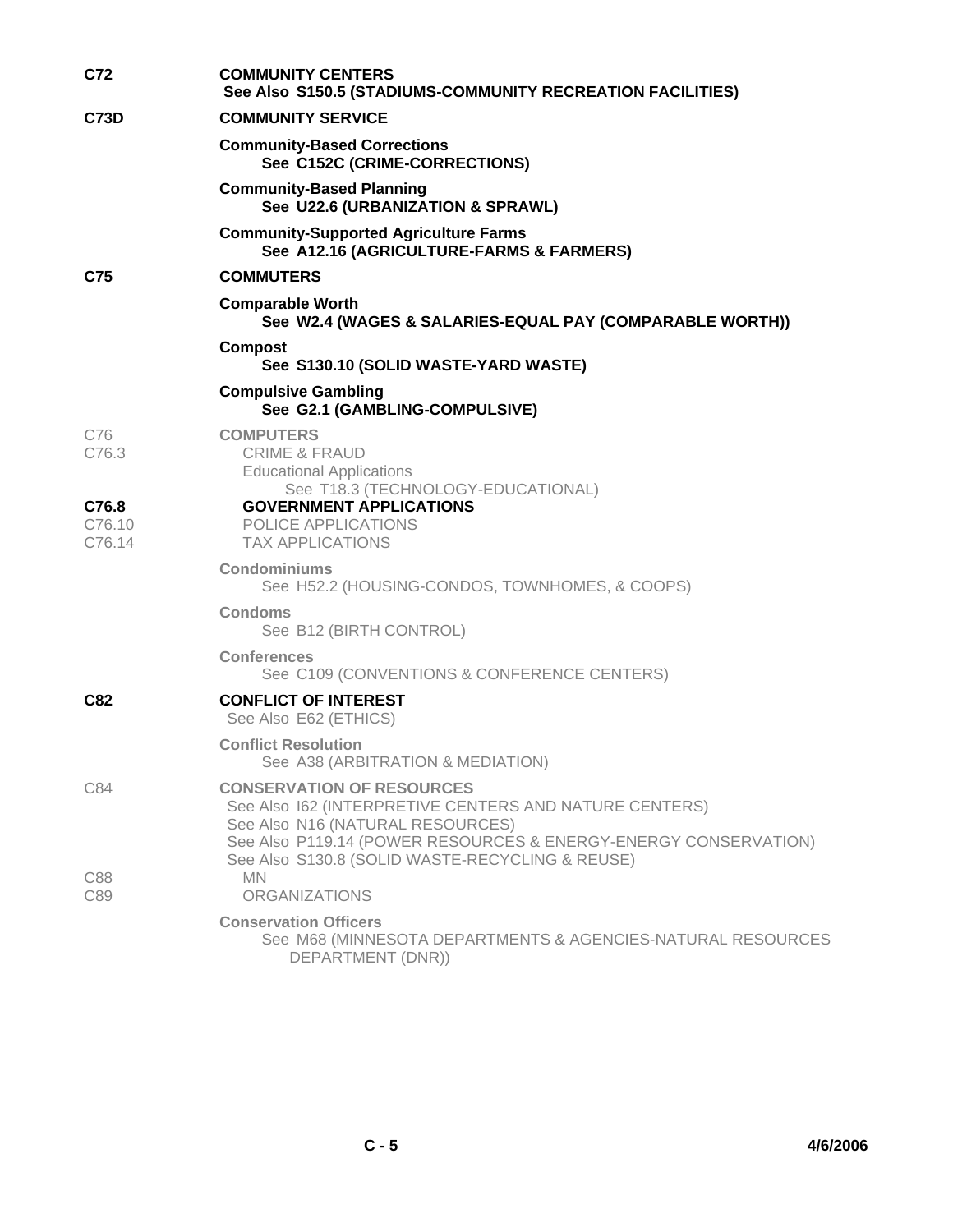**C72** **COMMUNITY CENTERS**
See Also S150.5 (STADIUMS-COMMUNITY RECREATION FACILITIES)

**C73D** **COMMUNITY SERVICE**

**Community-Based Corrections**
See C152C (CRIME-CORRECTIONS)

**Community-Based Planning**
See U22.6 (URBANIZATION & SPRAWL)

**Community-Supported Agriculture Farms**
See A12.16 (AGRICULTURE-FARMS & FARMERS)

**C75** **COMMUTERS**

**Comparable Worth**
See W2.4 (WAGES & SALARIES-EQUAL PAY (COMPARABLE WORTH))

**Compost**
See S130.10 (SOLID WASTE-YARD WASTE)

**Compulsive Gambling**
See G2.1 (GAMBLING-COMPULSIVE)

C76 **COMPUTERS**
C76.3 CRIME & FRAUD
Educational Applications
See T18.3 (TECHNOLOGY-EDUCATIONAL)
**C76.8** **GOVERNMENT APPLICATIONS**
C76.10 POLICE APPLICATIONS
C76.14 TAX APPLICATIONS

**Condominiums**
See H52.2 (HOUSING-CONDOS, TOWNHOMES, & COOPS)

**Condoms**
See B12 (BIRTH CONTROL)

**Conferences**
See C109 (CONVENTIONS & CONFERENCE CENTERS)

**C82** **CONFLICT OF INTEREST**
See Also E62 (ETHICS)

**Conflict Resolution**
See A38 (ARBITRATION & MEDIATION)

C84 **CONSERVATION OF RESOURCES**
See Also I62 (INTERPRETIVE CENTERS AND NATURE CENTERS)
See Also N16 (NATURAL RESOURCES)
See Also P119.14 (POWER RESOURCES & ENERGY-ENERGY CONSERVATION)
See Also S130.8 (SOLID WASTE-RECYCLING & REUSE)
C88 MN
C89 ORGANIZATIONS

**Conservation Officers**
See M68 (MINNESOTA DEPARTMENTS & AGENCIES-NATURAL RESOURCES DEPARTMENT (DNR))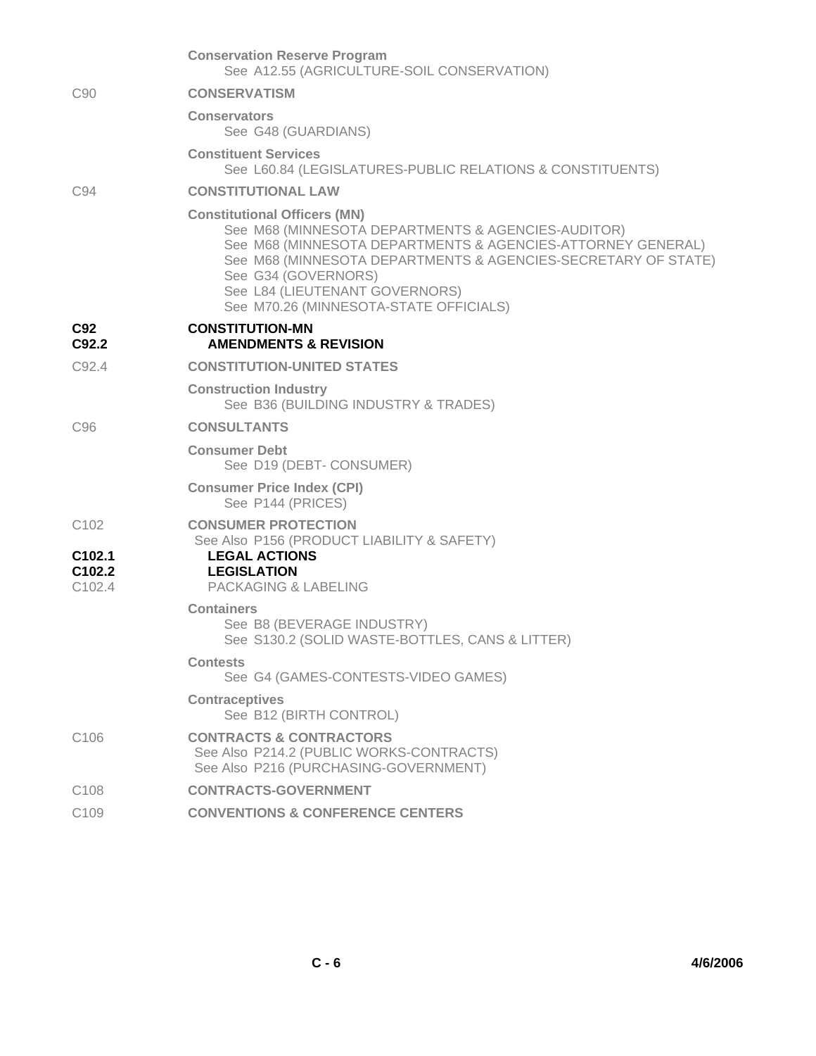**Conservation Reserve Program**
See A12.55 (AGRICULTURE-SOIL CONSERVATION)

C90 **CONSERVATISM**

**Conservators**
See G48 (GUARDIANS)

**Constituent Services**
See L60.84 (LEGISLATURES-PUBLIC RELATIONS & CONSTITUENTS)

C94 **CONSTITUTIONAL LAW**

**Constitutional Officers (MN)**
See M68 (MINNESOTA DEPARTMENTS & AGENCIES-AUDITOR)
See M68 (MINNESOTA DEPARTMENTS & AGENCIES-ATTORNEY GENERAL)
See M68 (MINNESOTA DEPARTMENTS & AGENCIES-SECRETARY OF STATE)
See G34 (GOVERNORS)
See L84 (LIEUTENANT GOVERNORS)
See M70.26 (MINNESOTA-STATE OFFICIALS)

**C92** **CONSTITUTION-MN**
**C92.2** **AMENDMENTS & REVISION**

C92.4 **CONSTITUTION-UNITED STATES**

**Construction Industry**
See B36 (BUILDING INDUSTRY & TRADES)

C96 **CONSULTANTS**

**Consumer Debt**
See D19 (DEBT- CONSUMER)

**Consumer Price Index (CPI)**
See P144 (PRICES)

C102 **CONSUMER PROTECTION**
See Also P156 (PRODUCT LIABILITY & SAFETY)
**C102.1** **LEGAL ACTIONS**
**C102.2** **LEGISLATION**
C102.4 PACKAGING & LABELING

**Containers**
See B8 (BEVERAGE INDUSTRY)
See S130.2 (SOLID WASTE-BOTTLES, CANS & LITTER)

**Contests**
See G4 (GAMES-CONTESTS-VIDEO GAMES)

**Contraceptives**
See B12 (BIRTH CONTROL)

C106 **CONTRACTS & CONTRACTORS**
See Also P214.2 (PUBLIC WORKS-CONTRACTS)
See Also P216 (PURCHASING-GOVERNMENT)

C108 **CONTRACTS-GOVERNMENT**

C109 **CONVENTIONS & CONFERENCE CENTERS**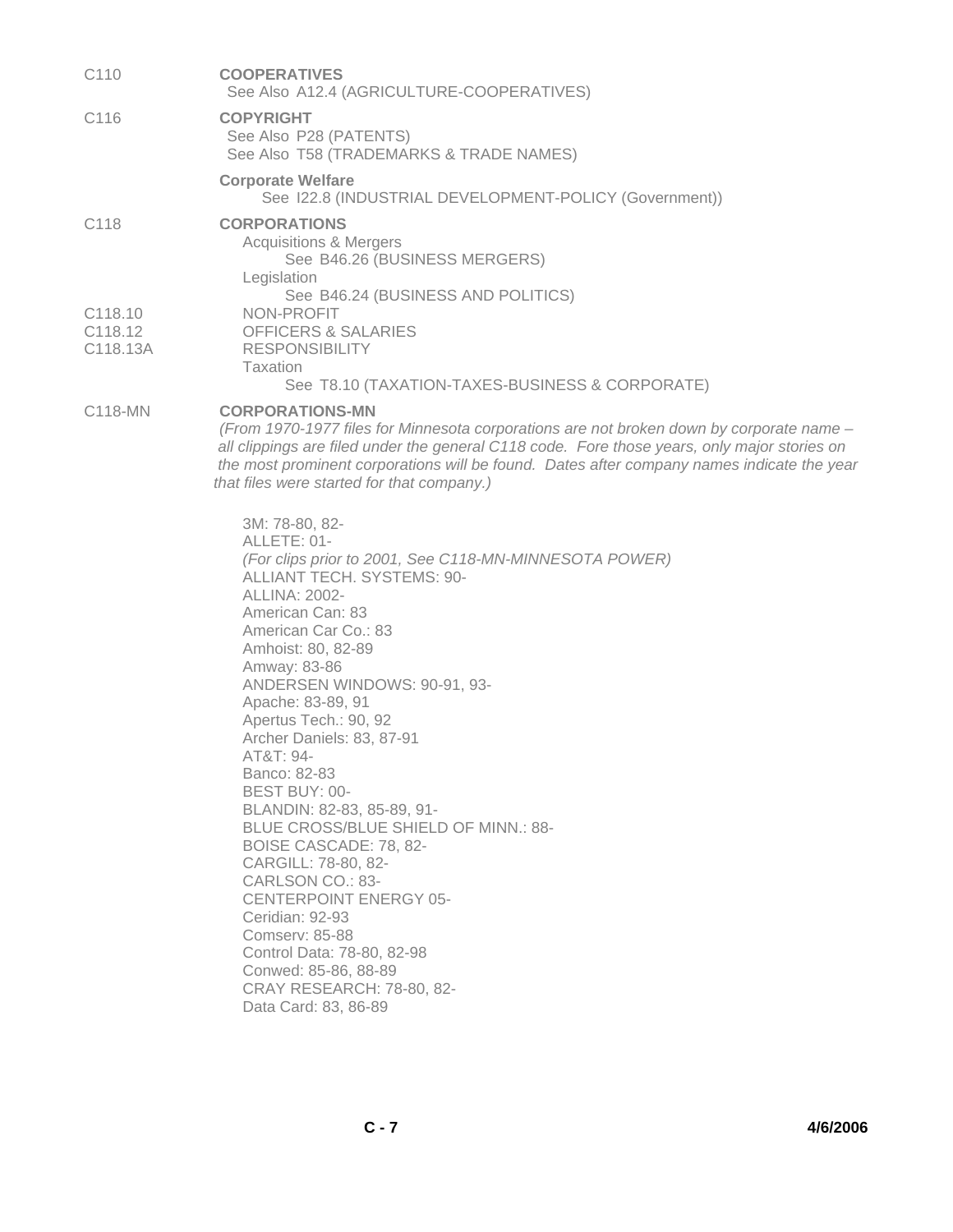C110 **COOPERATIVES**
See Also A12.4 (AGRICULTURE-COOPERATIVES)

C116 **COPYRIGHT**
See Also P28 (PATENTS)
See Also T58 (TRADEMARKS & TRADE NAMES)

**Corporate Welfare**
See I22.8 (INDUSTRIAL DEVELOPMENT-POLICY (Government))

C118 **CORPORATIONS**
Acquisitions & Mergers
See B46.26 (BUSINESS MERGERS)
Legislation
See B46.24 (BUSINESS AND POLITICS)
C118.10 NON-PROFIT
C118.12 OFFICERS & SALARIES
C118.13A RESPONSIBILITY
Taxation
See T8.10 (TAXATION-TAXES-BUSINESS & CORPORATE)

C118-MN **CORPORATIONS-MN**
*(From 1970-1977 files for Minnesota corporations are not broken down by corporate name – all clippings are filed under the general C118 code. Fore those years, only major stories on the most prominent corporations will be found. Dates after company names indicate the year that files were started for that company.)*

3M: 78-80, 82-
ALLETE: 01-
*(For clips prior to 2001, See C118-MN-MINNESOTA POWER)*
ALLIANT TECH. SYSTEMS: 90-
ALLINA: 2002-
American Can: 83
American Car Co.: 83
Amhoist: 80, 82-89
Amway: 83-86
ANDERSEN WINDOWS: 90-91, 93-
Apache: 83-89, 91
Apertus Tech.: 90, 92
Archer Daniels: 83, 87-91
AT&T: 94-
Banco: 82-83
BEST BUY: 00-
BLANDIN: 82-83, 85-89, 91-
BLUE CROSS/BLUE SHIELD OF MINN.: 88-
BOISE CASCADE: 78, 82-
CARGILL: 78-80, 82-
CARLSON CO.: 83-
CENTERPOINT ENERGY 05-
Ceridian: 92-93
Comserv: 85-88
Control Data: 78-80, 82-98
Conwed: 85-86, 88-89
CRAY RESEARCH: 78-80, 82-
Data Card: 83, 86-89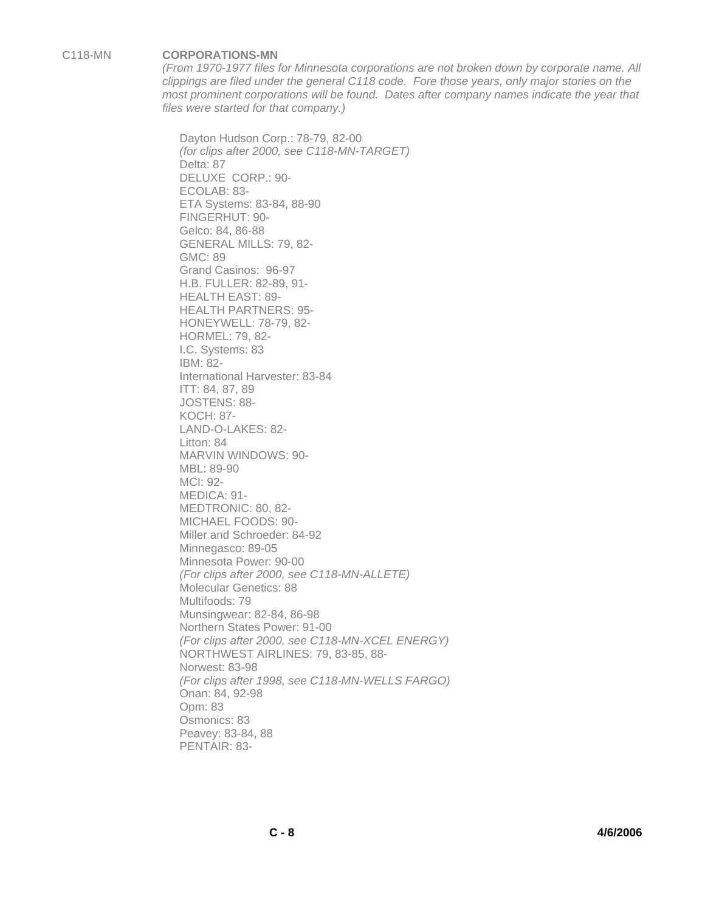C118-MN **CORPORATIONS-MN**

*(From 1970-1977 files for Minnesota corporations are not broken down by corporate name. All clippings are filed under the general C118 code. Fore those years, only major stories on the most prominent corporations will be found. Dates after company names indicate the year that files were started for that company.)*

Dayton Hudson Corp.: 78-79, 82-00
*(for clips after 2000, see C118-MN-TARGET)*
Delta: 87
DELUXE CORP.: 90-
ECOLAB: 83-
ETA Systems: 83-84, 88-90
FINGERHUT: 90-
Gelco: 84, 86-88
GENERAL MILLS: 79, 82-
GMC: 89
Grand Casinos: 96-97
H.B. FULLER: 82-89, 91-
HEALTH EAST: 89-
HEALTH PARTNERS: 95-
HONEYWELL: 78-79, 82-
HORMEL: 79, 82-
I.C. Systems: 83
IBM: 82-
International Harvester: 83-84
ITT: 84, 87, 89
JOSTENS: 88-
KOCH: 87-
LAND-O-LAKES: 82-
Litton: 84
MARVIN WINDOWS: 90-
MBL: 89-90
MCI: 92-
MEDICA: 91-
MEDTRONIC: 80, 82-
MICHAEL FOODS: 90-
Miller and Schroeder: 84-92
Minnegasco: 89-05
Minnesota Power: 90-00
*(For clips after 2000, see C118-MN-ALLETE)*
Molecular Genetics: 88
Multifoods: 79
Munsingwear: 82-84, 86-98
Northern States Power: 91-00
*(For clips after 2000, see C118-MN-XCEL ENERGY)*
NORTHWEST AIRLINES: 79, 83-85, 88-
Norwest: 83-98
*(For clips after 1998, see C118-MN-WELLS FARGO)*
Onan: 84, 92-98
Opm: 83
Osmonics: 83
Peavey: 83-84, 88
PENTAIR: 83-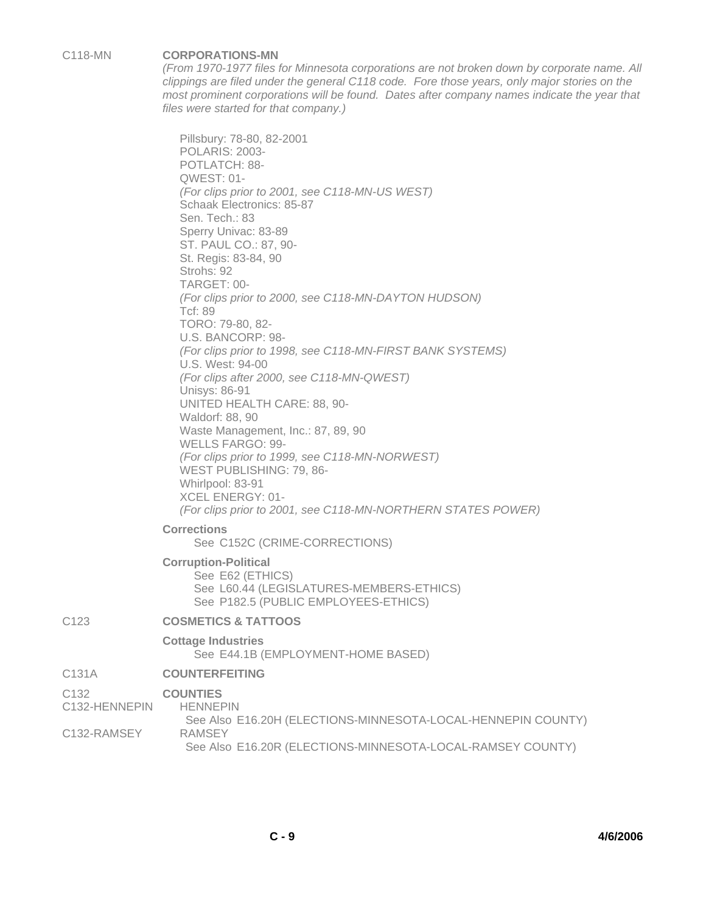C118-MN **CORPORATIONS-MN**

*(From 1970-1977 files for Minnesota corporations are not broken down by corporate name. All clippings are filed under the general C118 code. Fore those years, only major stories on the most prominent corporations will be found. Dates after company names indicate the year that files were started for that company.)*

Pillsbury: 78-80, 82-2001
POLARIS: 2003-
POTLATCH: 88-
QWEST: 01-
*(For clips prior to 2001, see C118-MN-US WEST)*
Schaak Electronics: 85-87
Sen. Tech.: 83
Sperry Univac: 83-89
ST. PAUL CO.: 87, 90-
St. Regis: 83-84, 90
Strohs: 92
TARGET: 00-
*(For clips prior to 2000, see C118-MN-DAYTON HUDSON)*
Tcf: 89
TORO: 79-80, 82-
U.S. BANCORP: 98-
*(For clips prior to 1998, see C118-MN-FIRST BANK SYSTEMS)*
U.S. West: 94-00
*(For clips after 2000, see C118-MN-QWEST)*
Unisys: 86-91
UNITED HEALTH CARE: 88, 90-
Waldorf: 88, 90
Waste Management, Inc.: 87, 89, 90
WELLS FARGO: 99-
*(For clips prior to 1999, see C118-MN-NORWEST)*
WEST PUBLISHING: 79, 86-
Whirlpool: 83-91
XCEL ENERGY: 01-
*(For clips prior to 2001, see C118-MN-NORTHERN STATES POWER)*

**Corrections**
See C152C (CRIME-CORRECTIONS)

**Corruption-Political**
See E62 (ETHICS)
See L60.44 (LEGISLATURES-MEMBERS-ETHICS)
See P182.5 (PUBLIC EMPLOYEES-ETHICS)

C123 **COSMETICS & TATTOOS**

**Cottage Industries**
See E44.1B (EMPLOYMENT-HOME BASED)

C131A **COUNTERFEITING**

C132 **COUNTIES**

C132-HENNEPIN HENNEPIN
See Also E16.20H (ELECTIONS-MINNESOTA-LOCAL-HENNEPIN COUNTY)

C132-RAMSEY RAMSEY
See Also E16.20R (ELECTIONS-MINNESOTA-LOCAL-RAMSEY COUNTY)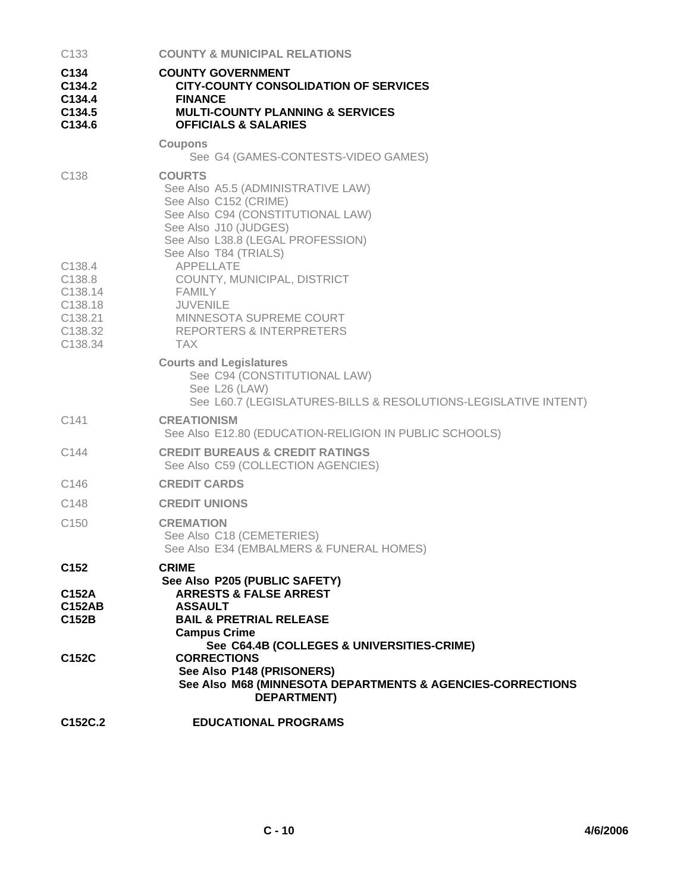C133 **COUNTY & MUNICIPAL RELATIONS**

**C134 COUNTY GOVERNMENT**
**C134.2 CITY-COUNTY CONSOLIDATION OF SERVICES**
**C134.4 FINANCE**
**C134.5 MULTI-COUNTY PLANNING & SERVICES**
**C134.6 OFFICIALS & SALARIES**

**Coupons**
See G4 (GAMES-CONTESTS-VIDEO GAMES)

C138 **COURTS**
See Also A5.5 (ADMINISTRATIVE LAW)
See Also C152 (CRIME)
See Also C94 (CONSTITUTIONAL LAW)
See Also J10 (JUDGES)
See Also L38.8 (LEGAL PROFESSION)
See Also T84 (TRIALS)
C138.4 APPELLATE
C138.8 COUNTY, MUNICIPAL, DISTRICT
C138.14 FAMILY
C138.18 JUVENILE
C138.21 MINNESOTA SUPREME COURT
C138.32 REPORTERS & INTERPRETERS
C138.34 TAX

**Courts and Legislatures**
See C94 (CONSTITUTIONAL LAW)
See L26 (LAW)
See L60.7 (LEGISLATURES-BILLS & RESOLUTIONS-LEGISLATIVE INTENT)

C141 **CREATIONISM**
See Also E12.80 (EDUCATION-RELIGION IN PUBLIC SCHOOLS)

C144 **CREDIT BUREAUS & CREDIT RATINGS**
See Also C59 (COLLECTION AGENCIES)

C146 **CREDIT CARDS**

C148 **CREDIT UNIONS**

C150 **CREMATION**
See Also C18 (CEMETERIES)
See Also E34 (EMBALMERS & FUNERAL HOMES)

**C152 CRIME**
**See Also P205 (PUBLIC SAFETY)**
**C152A ARRESTS & FALSE ARREST**
**C152AB ASSAULT**
**C152B BAIL & PRETRIAL RELEASE**
**Campus Crime**
**See C64.4B (COLLEGES & UNIVERSITIES-CRIME)**
**C152C CORRECTIONS**
**See Also P148 (PRISONERS)**
**See Also M68 (MINNESOTA DEPARTMENTS & AGENCIES-CORRECTIONS DEPARTMENT)**

**C152C.2 EDUCATIONAL PROGRAMS**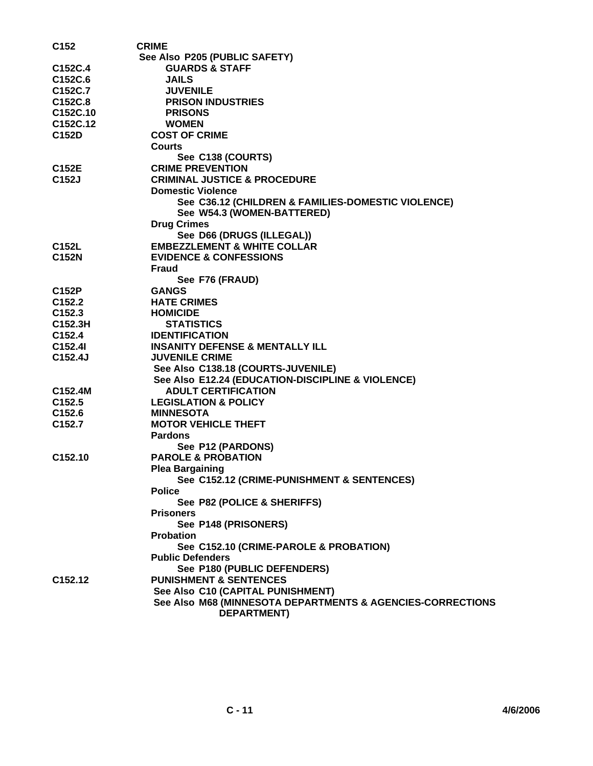| | |
|---|---|
| **C152** | **CRIME** |
| | **See Also P205 (PUBLIC SAFETY)** |
| **C152C.4** | **GUARDS & STAFF** |
| **C152C.6** | **JAILS** |
| **C152C.7** | **JUVENILE** |
| **C152C.8** | **PRISON INDUSTRIES** |
| **C152C.10** | **PRISONS** |
| **C152C.12** | **WOMEN** |
| **C152D** | **COST OF CRIME** |
| | **Courts** |
| | **See C138 (COURTS)** |
| **C152E** | **CRIME PREVENTION** |
| **C152J** | **CRIMINAL JUSTICE & PROCEDURE** |
| | **Domestic Violence** |
| | **See C36.12 (CHILDREN & FAMILIES-DOMESTIC VIOLENCE)** |
| | **See W54.3 (WOMEN-BATTERED)** |
| | **Drug Crimes** |
| | **See D66 (DRUGS (ILLEGAL))** |
| **C152L** | **EMBEZZLEMENT & WHITE COLLAR** |
| **C152N** | **EVIDENCE & CONFESSIONS** |
| | **Fraud** |
| | **See F76 (FRAUD)** |
| **C152P** | **GANGS** |
| **C152.2** | **HATE CRIMES** |
| **C152.3** | **HOMICIDE** |
| **C152.3H** | **STATISTICS** |
| **C152.4** | **IDENTIFICATION** |
| **C152.4I** | **INSANITY DEFENSE & MENTALLY ILL** |
| **C152.4J** | **JUVENILE CRIME** |
| | **See Also C138.18 (COURTS-JUVENILE)** |
| | **See Also E12.24 (EDUCATION-DISCIPLINE & VIOLENCE)** |
| **C152.4M** | **ADULT CERTIFICATION** |
| **C152.5** | **LEGISLATION & POLICY** |
| **C152.6** | **MINNESOTA** |
| **C152.7** | **MOTOR VEHICLE THEFT** |
| | **Pardons** |
| | **See P12 (PARDONS)** |
| **C152.10** | **PAROLE & PROBATION** |
| | **Plea Bargaining** |
| | **See C152.12 (CRIME-PUNISHMENT & SENTENCES)** |
| | **Police** |
| | **See P82 (POLICE & SHERIFFS)** |
| | **Prisoners** |
| | **See P148 (PRISONERS)** |
| | **Probation** |
| | **See C152.10 (CRIME-PAROLE & PROBATION)** |
| | **Public Defenders** |
| | **See P180 (PUBLIC DEFENDERS)** |
| **C152.12** | **PUNISHMENT & SENTENCES** |
| | **See Also C10 (CAPITAL PUNISHMENT)** |
| | **See Also M68 (MINNESOTA DEPARTMENTS & AGENCIES-CORRECTIONS DEPARTMENT)** |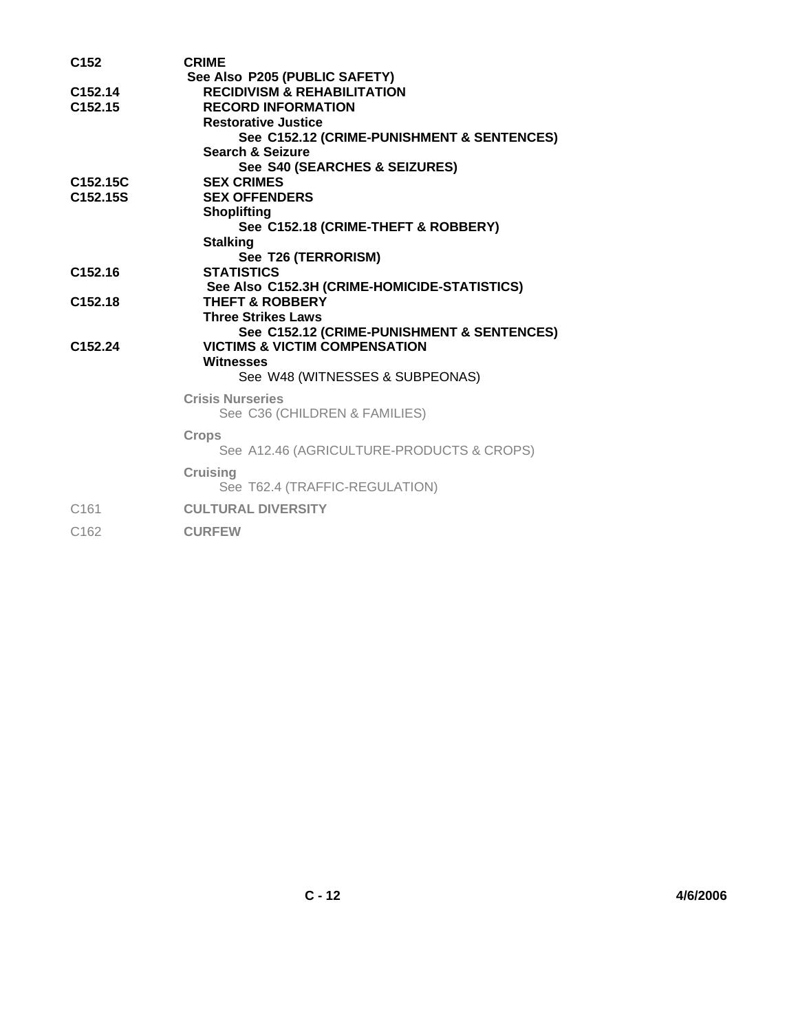**C152** **CRIME**
See Also P205 (PUBLIC SAFETY)

**C152.14** **RECIDIVISM & REHABILITATION**

**C152.15** **RECORD INFORMATION**

**Restorative Justice**
See C152.12 (CRIME-PUNISHMENT & SENTENCES)

**Search & Seizure**
See S40 (SEARCHES & SEIZURES)

**C152.15C** **SEX CRIMES**

**C152.15S** **SEX OFFENDERS**

**Shoplifting**
See C152.18 (CRIME-THEFT & ROBBERY)

**Stalking**
See T26 (TERRORISM)

**C152.16** **STATISTICS**
See Also C152.3H (CRIME-HOMICIDE-STATISTICS)

**C152.18** **THEFT & ROBBERY**

**Three Strikes Laws**
See C152.12 (CRIME-PUNISHMENT & SENTENCES)

**C152.24** **VICTIMS & VICTIM COMPENSATION**

**Witnesses**
See W48 (WITNESSES & SUBPEONAS)

**Crisis Nurseries**
See C36 (CHILDREN & FAMILIES)

**Crops**
See A12.46 (AGRICULTURE-PRODUCTS & CROPS)

**Cruising**
See T62.4 (TRAFFIC-REGULATION)

C161 **CULTURAL DIVERSITY**

C162 **CURFEW**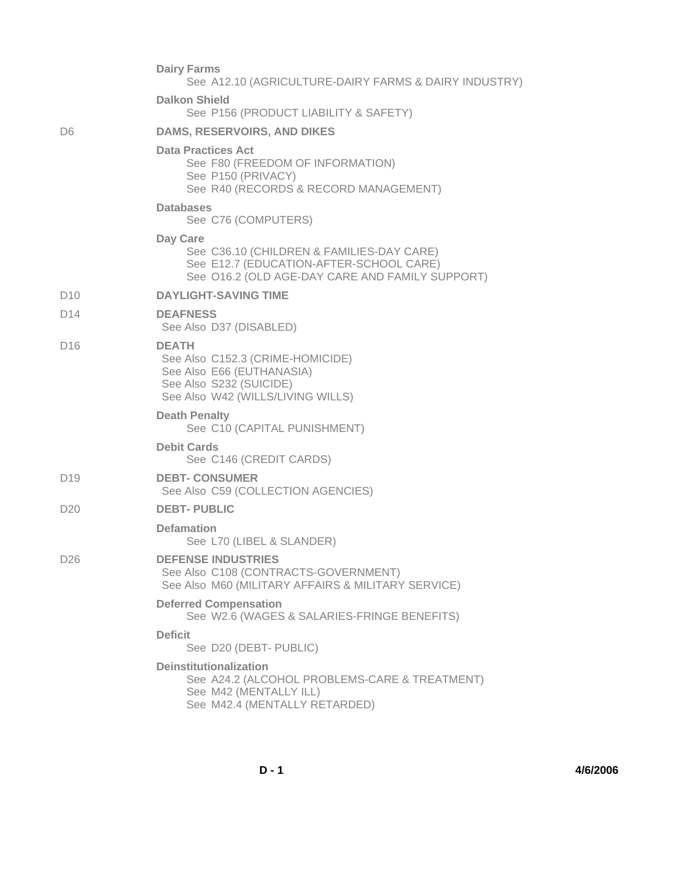**Dairy Farms**
See A12.10 (AGRICULTURE-DAIRY FARMS & DAIRY INDUSTRY)

**Dalkon Shield**
See P156 (PRODUCT LIABILITY & SAFETY)

D6 **DAMS, RESERVOIRS, AND DIKES**

**Data Practices Act**
See F80 (FREEDOM OF INFORMATION)
See P150 (PRIVACY)
See R40 (RECORDS & RECORD MANAGEMENT)

**Databases**
See C76 (COMPUTERS)

**Day Care**
See C36.10 (CHILDREN & FAMILIES-DAY CARE)
See E12.7 (EDUCATION-AFTER-SCHOOL CARE)
See O16.2 (OLD AGE-DAY CARE AND FAMILY SUPPORT)

D10 **DAYLIGHT-SAVING TIME**

D14 **DEAFNESS**
See Also D37 (DISABLED)

D16 **DEATH**
See Also C152.3 (CRIME-HOMICIDE)
See Also E66 (EUTHANASIA)
See Also S232 (SUICIDE)
See Also W42 (WILLS/LIVING WILLS)

**Death Penalty**
See C10 (CAPITAL PUNISHMENT)

**Debit Cards**
See C146 (CREDIT CARDS)

D19 **DEBT- CONSUMER**
See Also C59 (COLLECTION AGENCIES)

D20 **DEBT- PUBLIC**

**Defamation**
See L70 (LIBEL & SLANDER)

D26 **DEFENSE INDUSTRIES**
See Also C108 (CONTRACTS-GOVERNMENT)
See Also M60 (MILITARY AFFAIRS & MILITARY SERVICE)

**Deferred Compensation**
See W2.6 (WAGES & SALARIES-FRINGE BENEFITS)

**Deficit**
See D20 (DEBT- PUBLIC)

**Deinstitutionalization**
See A24.2 (ALCOHOL PROBLEMS-CARE & TREATMENT)
See M42 (MENTALLY ILL)
See M42.4 (MENTALLY RETARDED)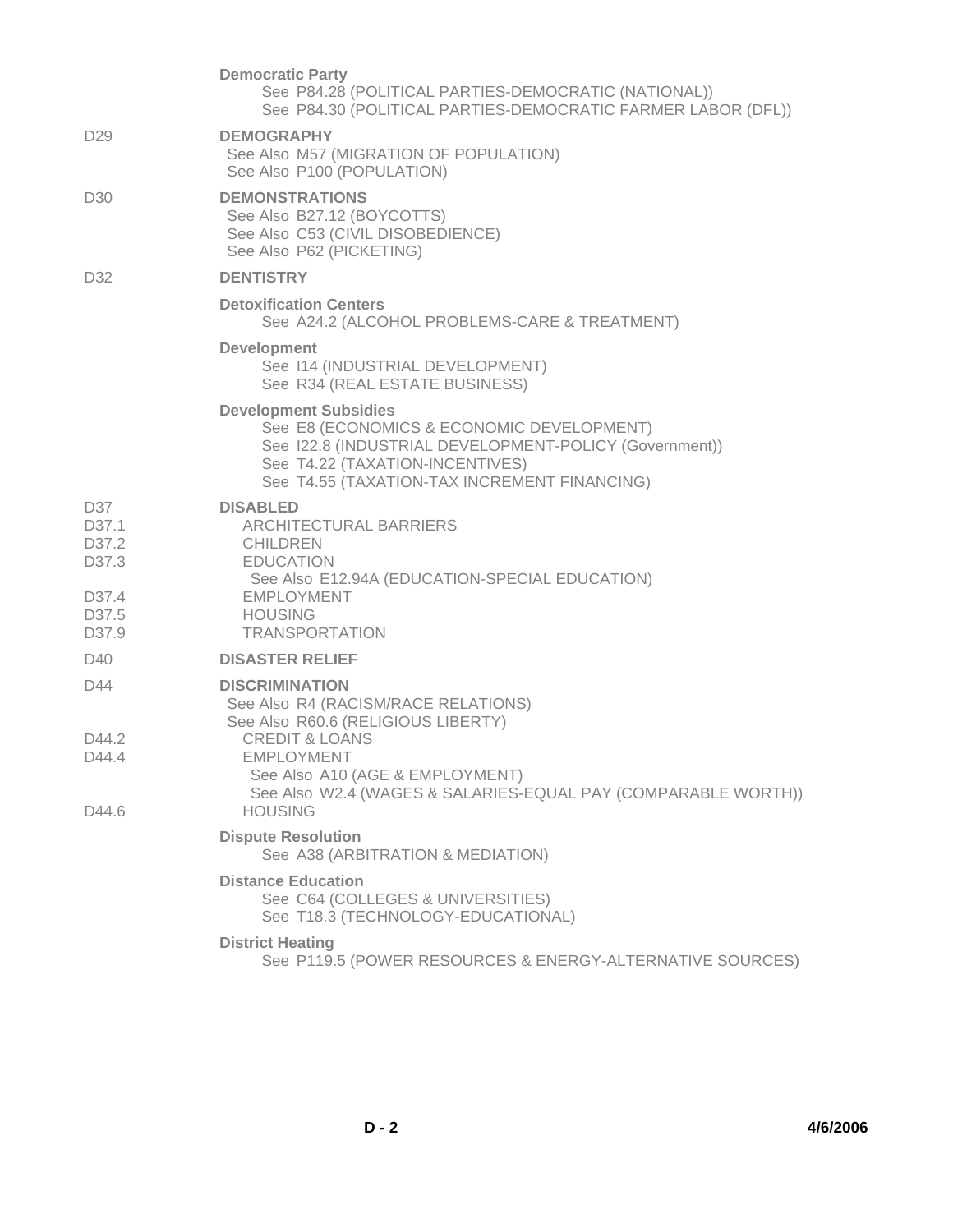**Democratic Party**
See P84.28 (POLITICAL PARTIES-DEMOCRATIC (NATIONAL))
See P84.30 (POLITICAL PARTIES-DEMOCRATIC FARMER LABOR (DFL))

D29 **DEMOGRAPHY**
See Also M57 (MIGRATION OF POPULATION)
See Also P100 (POPULATION)

D30 **DEMONSTRATIONS**
See Also B27.12 (BOYCOTTS)
See Also C53 (CIVIL DISOBEDIENCE)
See Also P62 (PICKETING)

D32 **DENTISTRY**

**Detoxification Centers**
See A24.2 (ALCOHOL PROBLEMS-CARE & TREATMENT)

**Development**
See I14 (INDUSTRIAL DEVELOPMENT)
See R34 (REAL ESTATE BUSINESS)

**Development Subsidies**
See E8 (ECONOMICS & ECONOMIC DEVELOPMENT)
See I22.8 (INDUSTRIAL DEVELOPMENT-POLICY (Government))
See T4.22 (TAXATION-INCENTIVES)
See T4.55 (TAXATION-TAX INCREMENT FINANCING)

D37 **DISABLED**
D37.1 ARCHITECTURAL BARRIERS
D37.2 CHILDREN
D37.3 EDUCATION
See Also E12.94A (EDUCATION-SPECIAL EDUCATION)
D37.4 EMPLOYMENT
D37.5 HOUSING
D37.9 TRANSPORTATION

D40 **DISASTER RELIEF**

D44 **DISCRIMINATION**
See Also R4 (RACISM/RACE RELATIONS)
See Also R60.6 (RELIGIOUS LIBERTY)
D44.2 CREDIT & LOANS
D44.4 EMPLOYMENT
See Also A10 (AGE & EMPLOYMENT)
See Also W2.4 (WAGES & SALARIES-EQUAL PAY (COMPARABLE WORTH))
D44.6 HOUSING

**Dispute Resolution**
See A38 (ARBITRATION & MEDIATION)

**Distance Education**
See C64 (COLLEGES & UNIVERSITIES)
See T18.3 (TECHNOLOGY-EDUCATIONAL)

**District Heating**
See P119.5 (POWER RESOURCES & ENERGY-ALTERNATIVE SOURCES)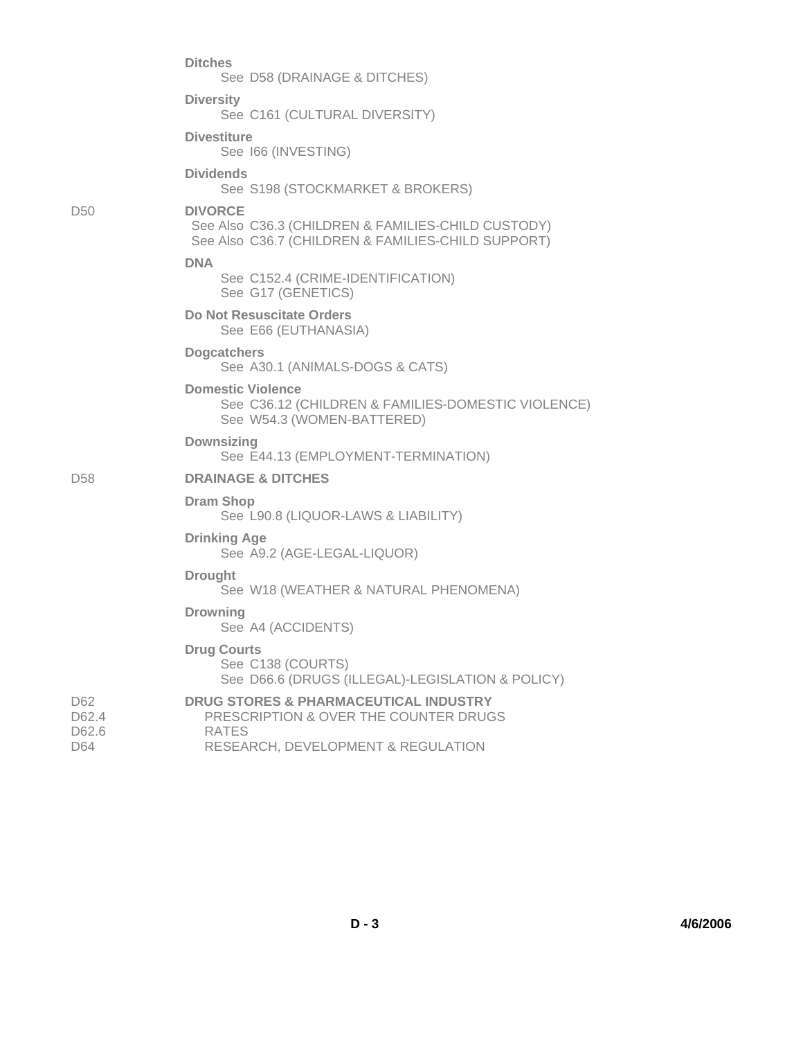**Ditches**
See D58 (DRAINAGE & DITCHES)

**Diversity**
See C161 (CULTURAL DIVERSITY)

**Divestiture**
See I66 (INVESTING)

**Dividends**
See S198 (STOCKMARKET & BROKERS)

D50 **DIVORCE**
See Also C36.3 (CHILDREN & FAMILIES-CHILD CUSTODY)
See Also C36.7 (CHILDREN & FAMILIES-CHILD SUPPORT)

**DNA**
See C152.4 (CRIME-IDENTIFICATION)
See G17 (GENETICS)

**Do Not Resuscitate Orders**
See E66 (EUTHANASIA)

**Dogcatchers**
See A30.1 (ANIMALS-DOGS & CATS)

**Domestic Violence**
See C36.12 (CHILDREN & FAMILIES-DOMESTIC VIOLENCE)
See W54.3 (WOMEN-BATTERED)

**Downsizing**
See E44.13 (EMPLOYMENT-TERMINATION)

D58 **DRAINAGE & DITCHES**

**Dram Shop**
See L90.8 (LIQUOR-LAWS & LIABILITY)

**Drinking Age**
See A9.2 (AGE-LEGAL-LIQUOR)

**Drought**
See W18 (WEATHER & NATURAL PHENOMENA)

**Drowning**
See A4 (ACCIDENTS)

**Drug Courts**
See C138 (COURTS)
See D66.6 (DRUGS (ILLEGAL)-LEGISLATION & POLICY)

D62 **DRUG STORES & PHARMACEUTICAL INDUSTRY**
D62.4 PRESCRIPTION & OVER THE COUNTER DRUGS
D62.6 RATES
D64 RESEARCH, DEVELOPMENT & REGULATION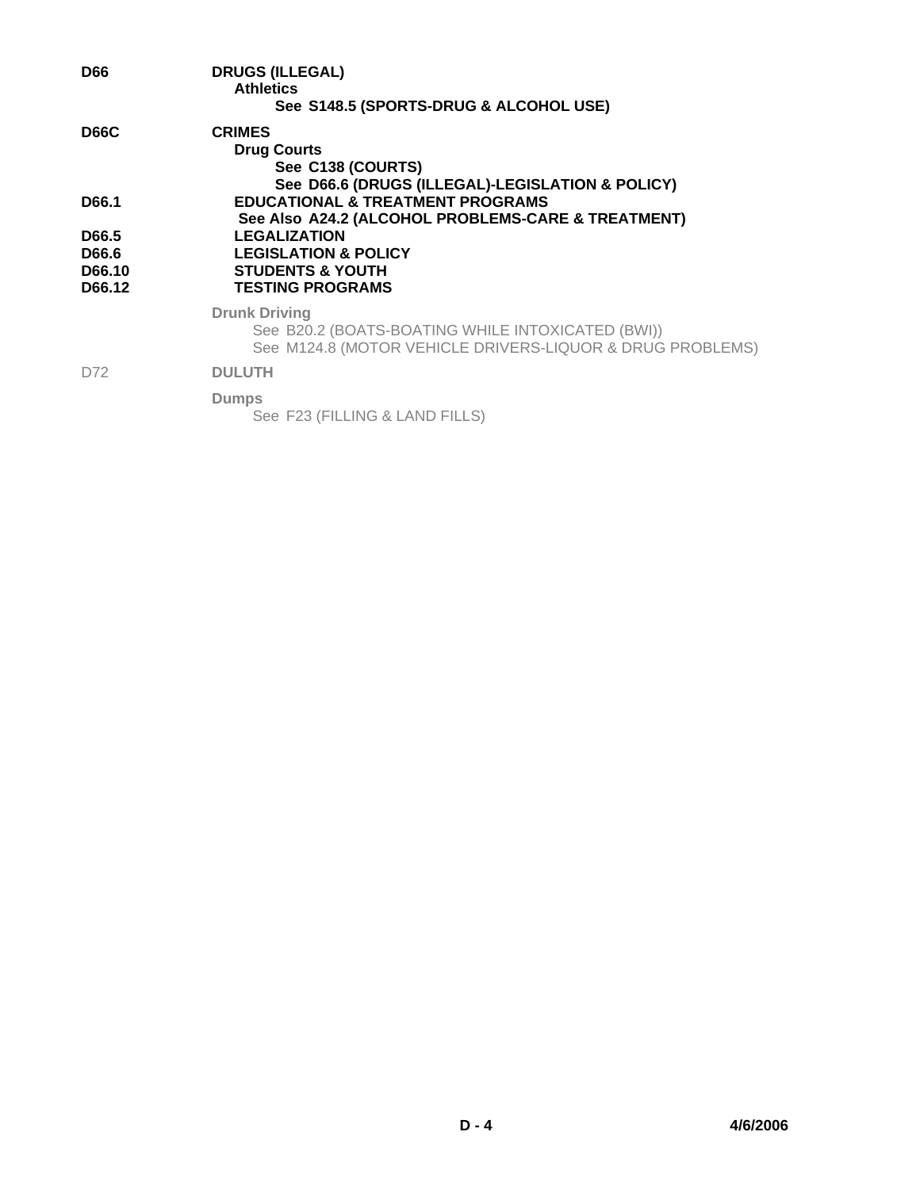**D66** **DRUGS (ILLEGAL)**
  **Athletics**
    **See S148.5 (SPORTS-DRUG & ALCOHOL USE)**

**D66C** **CRIMES**
  **Drug Courts**
    **See C138 (COURTS)**
    **See D66.6 (DRUGS (ILLEGAL)-LEGISLATION & POLICY)**

**D66.1** **EDUCATIONAL & TREATMENT PROGRAMS**
  **See Also A24.2 (ALCOHOL PROBLEMS-CARE & TREATMENT)**

**D66.5** **LEGALIZATION**

**D66.6** **LEGISLATION & POLICY**

**D66.10** **STUDENTS & YOUTH**

**D66.12** **TESTING PROGRAMS**

**Drunk Driving**
  See B20.2 (BOATS-BOATING WHILE INTOXICATED (BWI))
  See M124.8 (MOTOR VEHICLE DRIVERS-LIQUOR & DRUG PROBLEMS)

D72 **DULUTH**

**Dumps**
  See F23 (FILLING & LAND FILLS)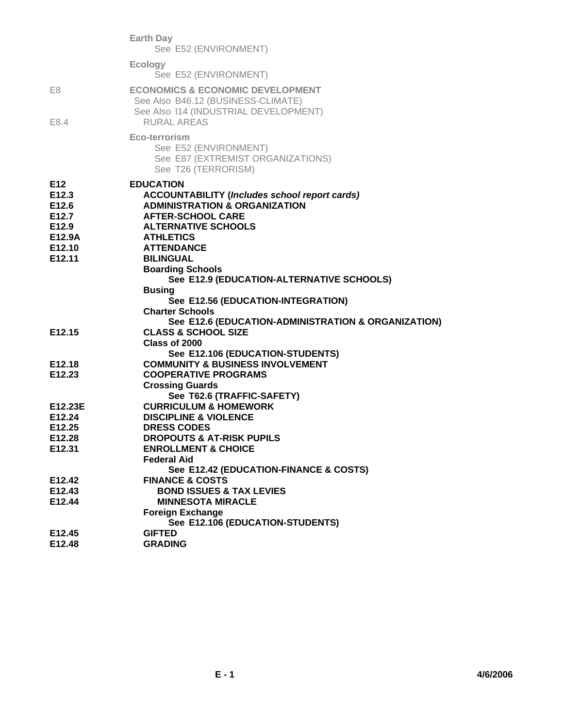| Code | Subject |
|---|---|
| | **Earth Day** |
| | See E52 (ENVIRONMENT) |
| | **Ecology** |
| | See E52 (ENVIRONMENT) |
| E8 | **ECONOMICS & ECONOMIC DEVELOPMENT** |
| | See Also B46.12 (BUSINESS-CLIMATE) |
| | See Also I14 (INDUSTRIAL DEVELOPMENT) |
| E8.4 | RURAL AREAS |
| | **Eco-terrorism** |
| | See E52 (ENVIRONMENT) |
| | See E87 (EXTREMIST ORGANIZATIONS) |
| | See T26 (TERRORISM) |
| **E12** | **EDUCATION** |
| **E12.3** | **ACCOUNTABILITY (*Includes school report cards)*** |
| **E12.6** | **ADMINISTRATION & ORGANIZATION** |
| **E12.7** | **AFTER-SCHOOL CARE** |
| **E12.9** | **ALTERNATIVE SCHOOLS** |
| **E12.9A** | **ATHLETICS** |
| **E12.10** | **ATTENDANCE** |
| **E12.11** | **BILINGUAL** |
| | **Boarding Schools** |
| | **See E12.9 (EDUCATION-ALTERNATIVE SCHOOLS)** |
| | **Busing** |
| | **See E12.56 (EDUCATION-INTEGRATION)** |
| | **Charter Schools** |
| | **See E12.6 (EDUCATION-ADMINISTRATION & ORGANIZATION)** |
| **E12.15** | **CLASS & SCHOOL SIZE** |
| | **Class of 2000** |
| | **See E12.106 (EDUCATION-STUDENTS)** |
| **E12.18** | **COMMUNITY & BUSINESS INVOLVEMENT** |
| **E12.23** | **COOPERATIVE PROGRAMS** |
| | **Crossing Guards** |
| | **See T62.6 (TRAFFIC-SAFETY)** |
| **E12.23E** | **CURRICULUM & HOMEWORK** |
| **E12.24** | **DISCIPLINE & VIOLENCE** |
| **E12.25** | **DRESS CODES** |
| **E12.28** | **DROPOUTS & AT-RISK PUPILS** |
| **E12.31** | **ENROLLMENT & CHOICE** |
| | **Federal Aid** |
| | **See E12.42 (EDUCATION-FINANCE & COSTS)** |
| **E12.42** | **FINANCE & COSTS** |
| **E12.43** | **BOND ISSUES & TAX LEVIES** |
| **E12.44** | **MINNESOTA MIRACLE** |
| | **Foreign Exchange** |
| | **See E12.106 (EDUCATION-STUDENTS)** |
| **E12.45** | **GIFTED** |
| **E12.48** | **GRADING** |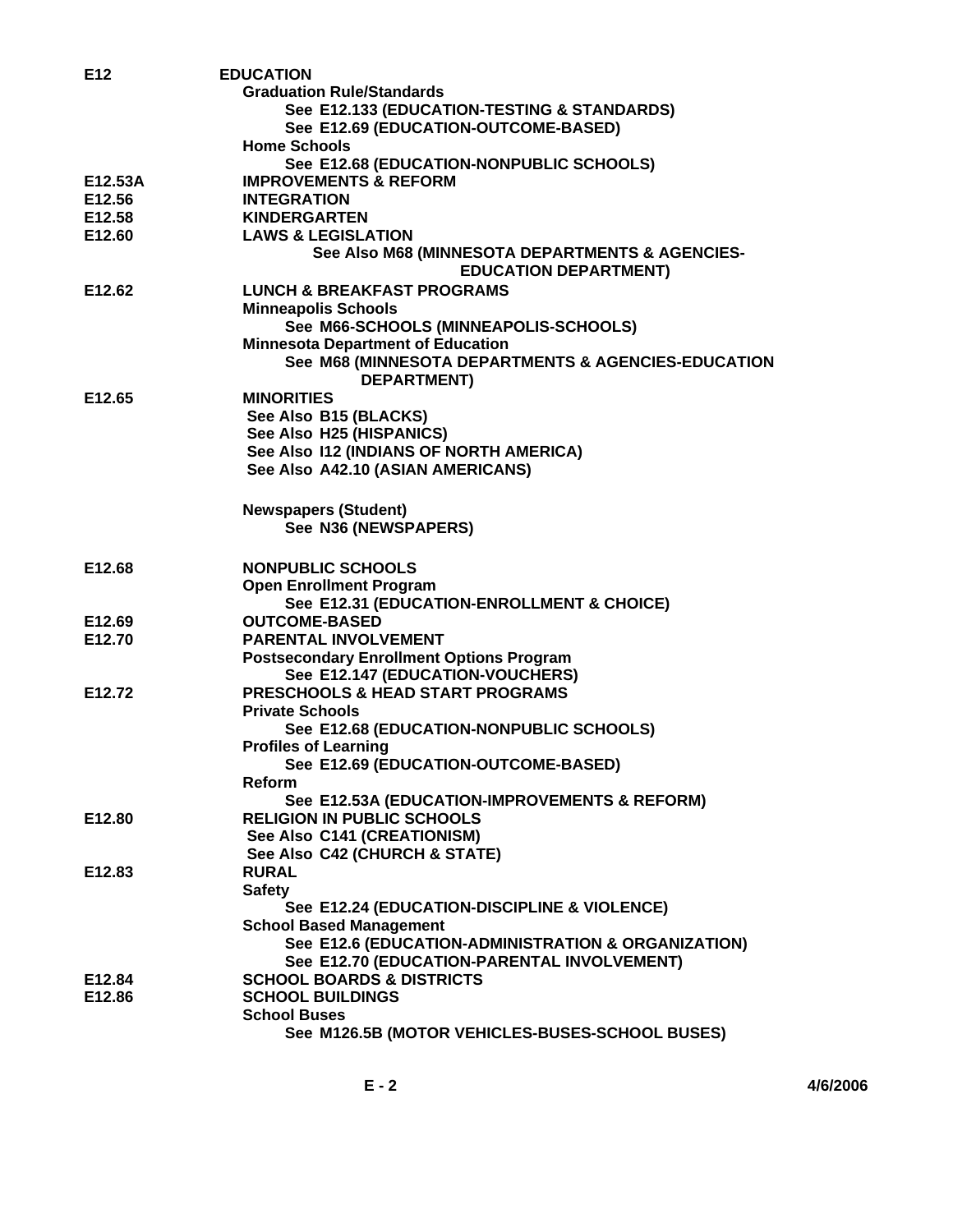**E12 EDUCATION**

**Graduation Rule/Standards**
- See E12.133 (EDUCATION-TESTING & STANDARDS)
- See E12.69 (EDUCATION-OUTCOME-BASED)

**Home Schools**
- See E12.68 (EDUCATION-NONPUBLIC SCHOOLS)

**E12.53A IMPROVEMENTS & REFORM**

**E12.56 INTEGRATION**

**E12.58 KINDERGARTEN**

**E12.60 LAWS & LEGISLATION**
- See Also M68 (MINNESOTA DEPARTMENTS & AGENCIES-EDUCATION DEPARTMENT)

**E12.62 LUNCH & BREAKFAST PROGRAMS**

**Minneapolis Schools**
- See M66-SCHOOLS (MINNEAPOLIS-SCHOOLS)

**Minnesota Department of Education**
- See M68 (MINNESOTA DEPARTMENTS & AGENCIES-EDUCATION DEPARTMENT)

**E12.65 MINORITIES**
- See Also B15 (BLACKS)
- See Also H25 (HISPANICS)
- See Also I12 (INDIANS OF NORTH AMERICA)
- See Also A42.10 (ASIAN AMERICANS)

**Newspapers (Student)**
- See N36 (NEWSPAPERS)

**E12.68 NONPUBLIC SCHOOLS**

**Open Enrollment Program**
- See E12.31 (EDUCATION-ENROLLMENT & CHOICE)

**E12.69 OUTCOME-BASED**

**E12.70 PARENTAL INVOLVEMENT**

**Postsecondary Enrollment Options Program**
- See E12.147 (EDUCATION-VOUCHERS)

**E12.72 PRESCHOOLS & HEAD START PROGRAMS**

**Private Schools**
- See E12.68 (EDUCATION-NONPUBLIC SCHOOLS)

**Profiles of Learning**
- See E12.69 (EDUCATION-OUTCOME-BASED)

**Reform**
- See E12.53A (EDUCATION-IMPROVEMENTS & REFORM)

**E12.80 RELIGION IN PUBLIC SCHOOLS**
- See Also C141 (CREATIONISM)
- See Also C42 (CHURCH & STATE)

**E12.83 RURAL**

**Safety**
- See E12.24 (EDUCATION-DISCIPLINE & VIOLENCE)

**School Based Management**
- See E12.6 (EDUCATION-ADMINISTRATION & ORGANIZATION)
- See E12.70 (EDUCATION-PARENTAL INVOLVEMENT)

**E12.84 SCHOOL BOARDS & DISTRICTS**

**E12.86 SCHOOL BUILDINGS**

**School Buses**
- See M126.5B (MOTOR VEHICLES-BUSES-SCHOOL BUSES)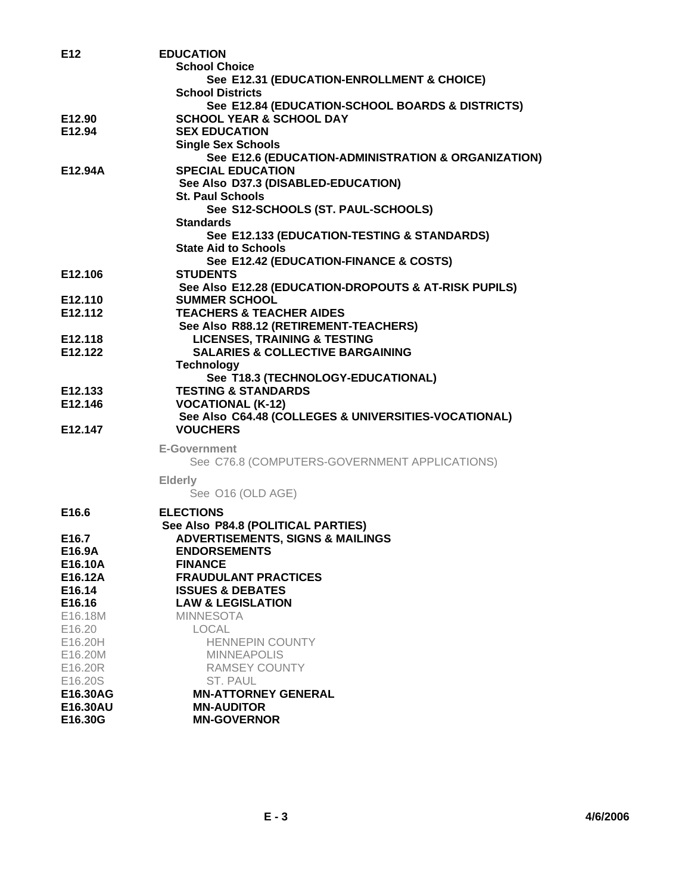| Code | Subject |
|---|---|
| **E12** | **EDUCATION** |
| | **School Choice** |
| | **See E12.31 (EDUCATION-ENROLLMENT & CHOICE)** |
| | **School Districts** |
| | **See E12.84 (EDUCATION-SCHOOL BOARDS & DISTRICTS)** |
| **E12.90** | **SCHOOL YEAR & SCHOOL DAY** |
| **E12.94** | **SEX EDUCATION** |
| | **Single Sex Schools** |
| | **See E12.6 (EDUCATION-ADMINISTRATION & ORGANIZATION)** |
| **E12.94A** | **SPECIAL EDUCATION** |
| | **See Also D37.3 (DISABLED-EDUCATION)** |
| | **St. Paul Schools** |
| | **See S12-SCHOOLS (ST. PAUL-SCHOOLS)** |
| | **Standards** |
| | **See E12.133 (EDUCATION-TESTING & STANDARDS)** |
| | **State Aid to Schools** |
| | **See E12.42 (EDUCATION-FINANCE & COSTS)** |
| **E12.106** | **STUDENTS** |
| | **See Also E12.28 (EDUCATION-DROPOUTS & AT-RISK PUPILS)** |
| **E12.110** | **SUMMER SCHOOL** |
| **E12.112** | **TEACHERS & TEACHER AIDES** |
| | **See Also R88.12 (RETIREMENT-TEACHERS)** |
| **E12.118** | **LICENSES, TRAINING & TESTING** |
| **E12.122** | **SALARIES & COLLECTIVE BARGAINING** |
| | **Technology** |
| | **See T18.3 (TECHNOLOGY-EDUCATIONAL)** |
| **E12.133** | **TESTING & STANDARDS** |
| **E12.146** | **VOCATIONAL (K-12)** |
| | **See Also C64.48 (COLLEGES & UNIVERSITIES-VOCATIONAL)** |
| **E12.147** | **VOUCHERS** |
| | **E-Government** |
| | See C76.8 (COMPUTERS-GOVERNMENT APPLICATIONS) |
| | **Elderly** |
| | See O16 (OLD AGE) |
| **E16.6** | **ELECTIONS** |
| | **See Also P84.8 (POLITICAL PARTIES)** |
| **E16.7** | **ADVERTISEMENTS, SIGNS & MAILINGS** |
| **E16.9A** | **ENDORSEMENTS** |
| **E16.10A** | **FINANCE** |
| **E16.12A** | **FRAUDULANT PRACTICES** |
| **E16.14** | **ISSUES & DEBATES** |
| **E16.16** | **LAW & LEGISLATION** |
| E16.18M | MINNESOTA |
| E16.20 | LOCAL |
| E16.20H | HENNEPIN COUNTY |
| E16.20M | MINNEAPOLIS |
| E16.20R | RAMSEY COUNTY |
| E16.20S | ST. PAUL |
| **E16.30AG** | **MN-ATTORNEY GENERAL** |
| **E16.30AU** | **MN-AUDITOR** |
| **E16.30G** | **MN-GOVERNOR** |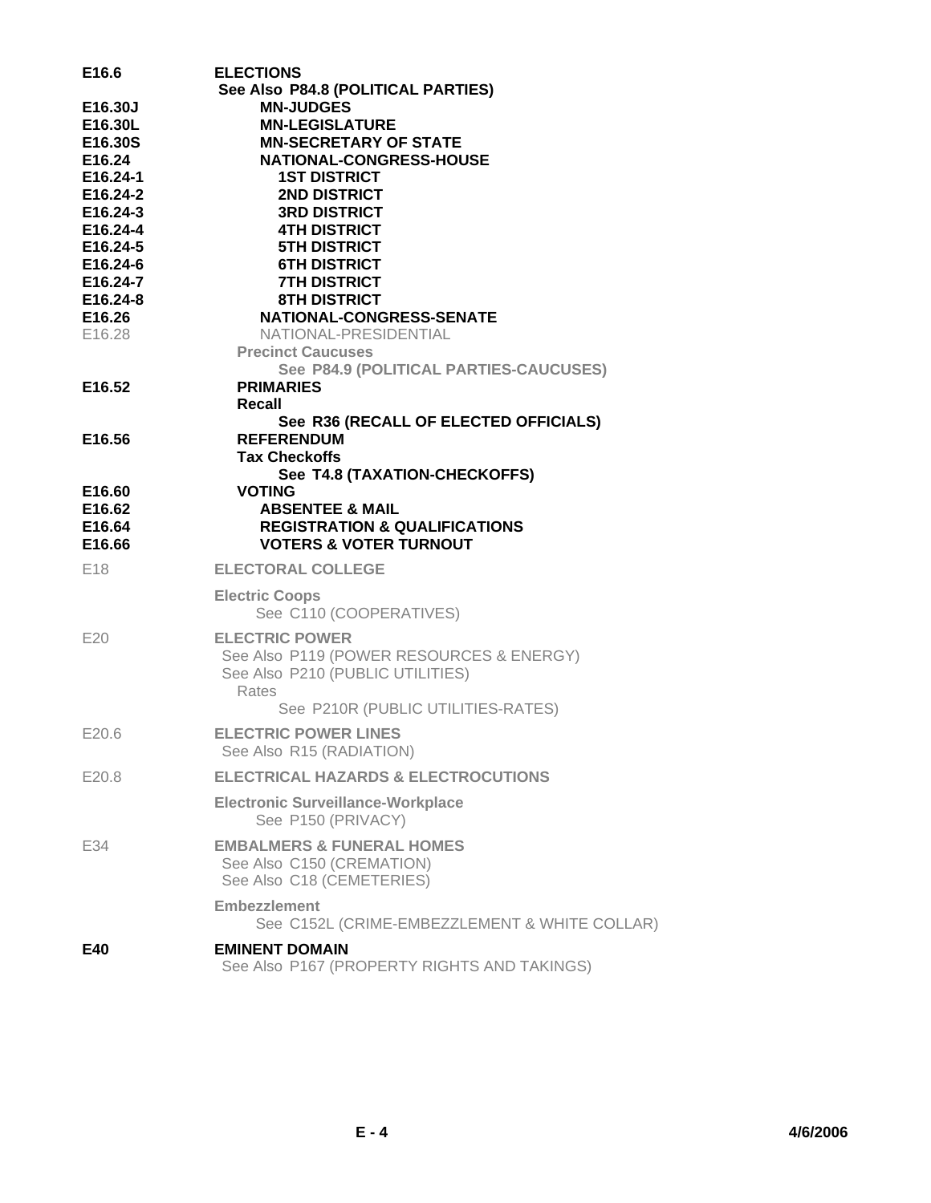| Code | Subject |
| --- | --- |
| **E16.6** | **ELECTIONS** |
| | **See Also P84.8 (POLITICAL PARTIES)** |
| **E16.30J** | **MN-JUDGES** |
| **E16.30L** | **MN-LEGISLATURE** |
| **E16.30S** | **MN-SECRETARY OF STATE** |
| **E16.24** | **NATIONAL-CONGRESS-HOUSE** |
| **E16.24-1** | **1ST DISTRICT** |
| **E16.24-2** | **2ND DISTRICT** |
| **E16.24-3** | **3RD DISTRICT** |
| **E16.24-4** | **4TH DISTRICT** |
| **E16.24-5** | **5TH DISTRICT** |
| **E16.24-6** | **6TH DISTRICT** |
| **E16.24-7** | **7TH DISTRICT** |
| **E16.24-8** | **8TH DISTRICT** |
| **E16.26** | **NATIONAL-CONGRESS-SENATE** |
| E16.28 | NATIONAL-PRESIDENTIAL |
| | **Precinct Caucuses** |
| | **See P84.9 (POLITICAL PARTIES-CAUCUSES)** |
| **E16.52** | **PRIMARIES** |
| | **Recall** |
| | **See R36 (RECALL OF ELECTED OFFICIALS)** |
| **E16.56** | **REFERENDUM** |
| | **Tax Checkoffs** |
| | **See T4.8 (TAXATION-CHECKOFFS)** |
| **E16.60** | **VOTING** |
| **E16.62** | **ABSENTEE & MAIL** |
| **E16.64** | **REGISTRATION & QUALIFICATIONS** |
| **E16.66** | **VOTERS & VOTER TURNOUT** |
| E18 | **ELECTORAL COLLEGE** |
| | **Electric Coops** |
| | See C110 (COOPERATIVES) |
| E20 | **ELECTRIC POWER** |
| | See Also P119 (POWER RESOURCES & ENERGY) |
| | See Also P210 (PUBLIC UTILITIES) |
| | Rates |
| | See P210R (PUBLIC UTILITIES-RATES) |
| E20.6 | **ELECTRIC POWER LINES** |
| | See Also R15 (RADIATION) |
| E20.8 | **ELECTRICAL HAZARDS & ELECTROCUTIONS** |
| | **Electronic Surveillance-Workplace** |
| | See P150 (PRIVACY) |
| E34 | **EMBALMERS & FUNERAL HOMES** |
| | See Also C150 (CREMATION) |
| | See Also C18 (CEMETERIES) |
| | **Embezzlement** |
| | See C152L (CRIME-EMBEZZLEMENT & WHITE COLLAR) |
| **E40** | **EMINENT DOMAIN** |
| | See Also P167 (PROPERTY RIGHTS AND TAKINGS) |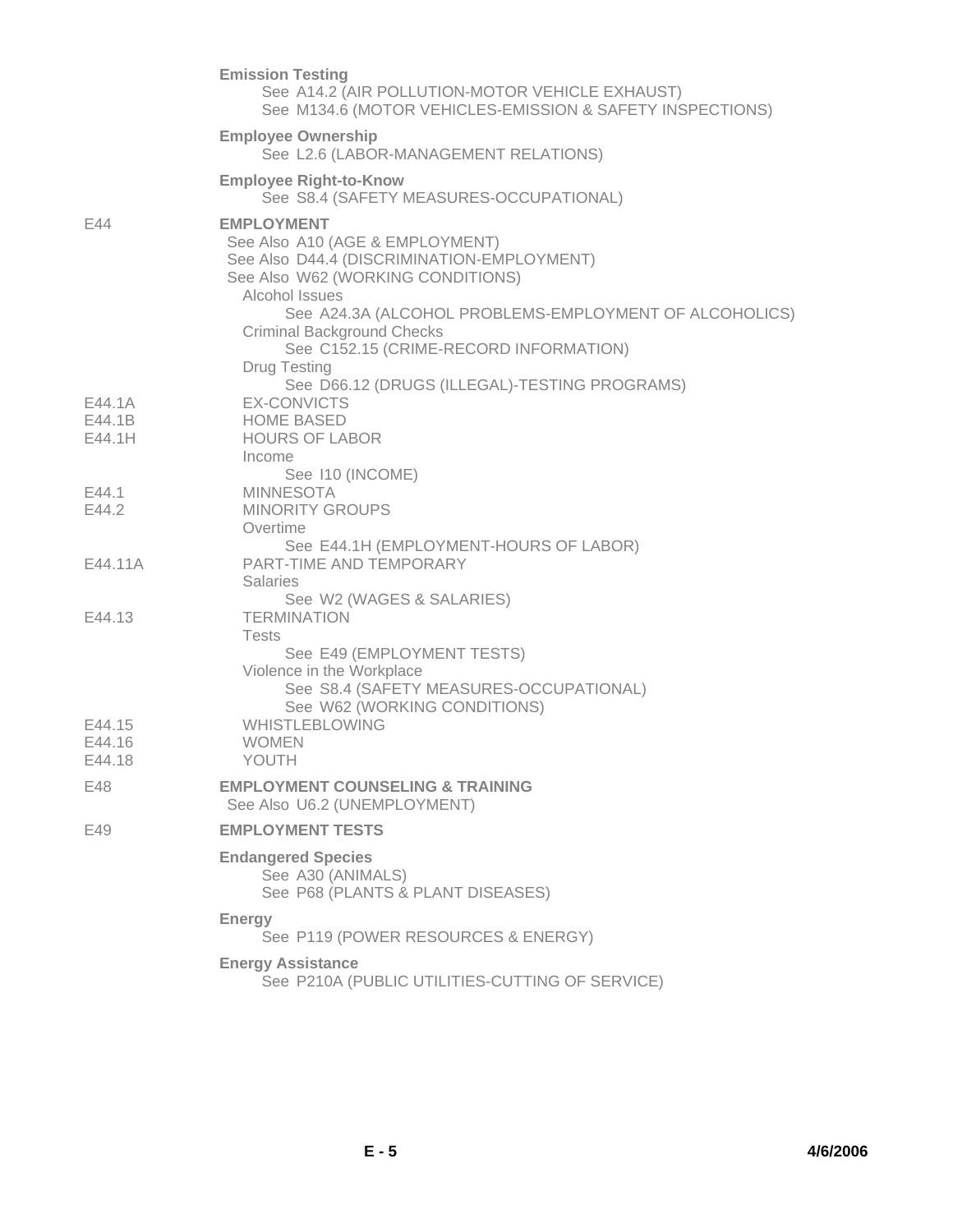**Emission Testing**
See A14.2 (AIR POLLUTION-MOTOR VEHICLE EXHAUST)
See M134.6 (MOTOR VEHICLES-EMISSION & SAFETY INSPECTIONS)

**Employee Ownership**
See L2.6 (LABOR-MANAGEMENT RELATIONS)

**Employee Right-to-Know**
See S8.4 (SAFETY MEASURES-OCCUPATIONAL)

E44 **EMPLOYMENT**
See Also A10 (AGE & EMPLOYMENT)
See Also D44.4 (DISCRIMINATION-EMPLOYMENT)
See Also W62 (WORKING CONDITIONS)
Alcohol Issues
See A24.3A (ALCOHOL PROBLEMS-EMPLOYMENT OF ALCOHOLICS)
Criminal Background Checks
See C152.15 (CRIME-RECORD INFORMATION)
Drug Testing
See D66.12 (DRUGS (ILLEGAL)-TESTING PROGRAMS)
E44.1A EX-CONVICTS
E44.1B HOME BASED
E44.1H HOURS OF LABOR
Income
See I10 (INCOME)
E44.1 MINNESOTA
E44.2 MINORITY GROUPS
Overtime
See E44.1H (EMPLOYMENT-HOURS OF LABOR)
E44.11A PART-TIME AND TEMPORARY
Salaries
See W2 (WAGES & SALARIES)
E44.13 TERMINATION
Tests
See E49 (EMPLOYMENT TESTS)
Violence in the Workplace
See S8.4 (SAFETY MEASURES-OCCUPATIONAL)
See W62 (WORKING CONDITIONS)
E44.15 WHISTLEBLOWING
E44.16 WOMEN
E44.18 YOUTH

E48 **EMPLOYMENT COUNSELING & TRAINING**
See Also U6.2 (UNEMPLOYMENT)

E49 **EMPLOYMENT TESTS**

**Endangered Species**
See A30 (ANIMALS)
See P68 (PLANTS & PLANT DISEASES)

**Energy**
See P119 (POWER RESOURCES & ENERGY)

**Energy Assistance**
See P210A (PUBLIC UTILITIES-CUTTING OF SERVICE)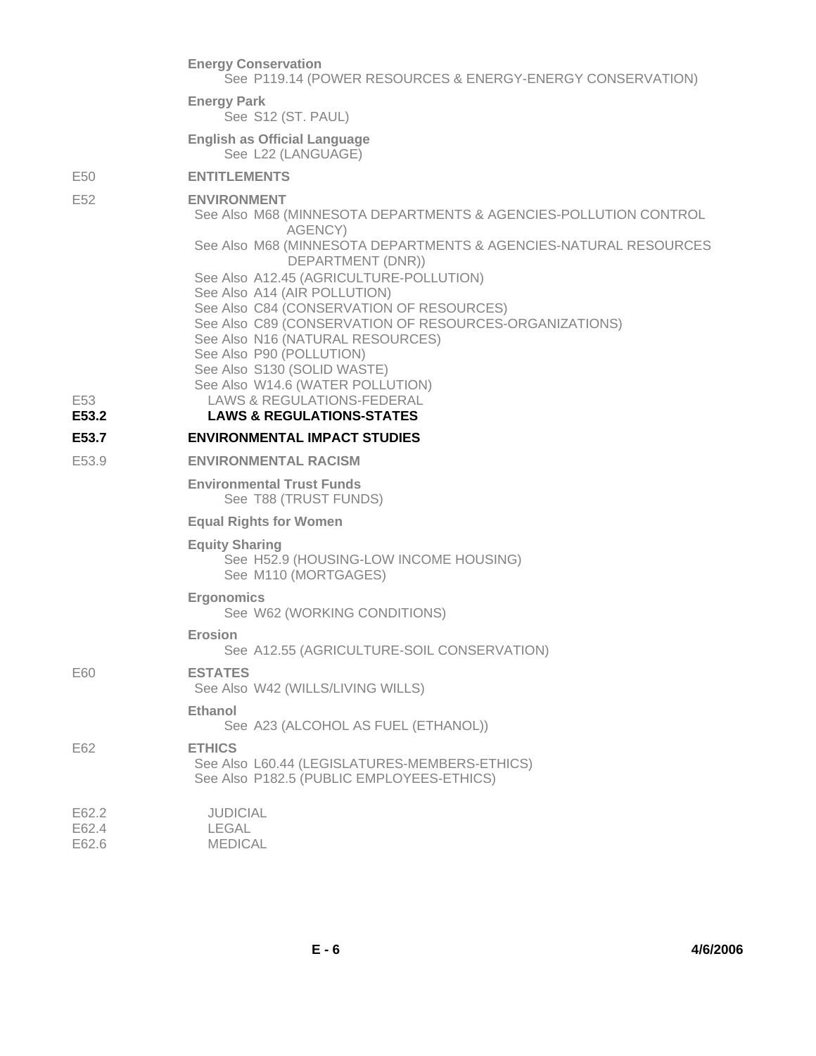**Energy Conservation**
See P119.14 (POWER RESOURCES & ENERGY-ENERGY CONSERVATION)

**Energy Park**
See S12 (ST. PAUL)

**English as Official Language**
See L22 (LANGUAGE)

E50 **ENTITLEMENTS**

E52 **ENVIRONMENT**
See Also M68 (MINNESOTA DEPARTMENTS & AGENCIES-POLLUTION CONTROL AGENCY)
See Also M68 (MINNESOTA DEPARTMENTS & AGENCIES-NATURAL RESOURCES DEPARTMENT (DNR))
See Also A12.45 (AGRICULTURE-POLLUTION)
See Also A14 (AIR POLLUTION)
See Also C84 (CONSERVATION OF RESOURCES)
See Also C89 (CONSERVATION OF RESOURCES-ORGANIZATIONS)
See Also N16 (NATURAL RESOURCES)
See Also P90 (POLLUTION)
See Also S130 (SOLID WASTE)
See Also W14.6 (WATER POLLUTION)

E53 LAWS & REGULATIONS-FEDERAL

**E53.2** **LAWS & REGULATIONS-STATES**

**E53.7** **ENVIRONMENTAL IMPACT STUDIES**

E53.9 **ENVIRONMENTAL RACISM**

**Environmental Trust Funds**
See T88 (TRUST FUNDS)

**Equal Rights for Women**

**Equity Sharing**
See H52.9 (HOUSING-LOW INCOME HOUSING)
See M110 (MORTGAGES)

**Ergonomics**
See W62 (WORKING CONDITIONS)

**Erosion**
See A12.55 (AGRICULTURE-SOIL CONSERVATION)

E60 **ESTATES**
See Also W42 (WILLS/LIVING WILLS)

**Ethanol**
See A23 (ALCOHOL AS FUEL (ETHANOL))

E62 **ETHICS**
See Also L60.44 (LEGISLATURES-MEMBERS-ETHICS)
See Also P182.5 (PUBLIC EMPLOYEES-ETHICS)

E62.2 JUDICIAL
E62.4 LEGAL
E62.6 MEDICAL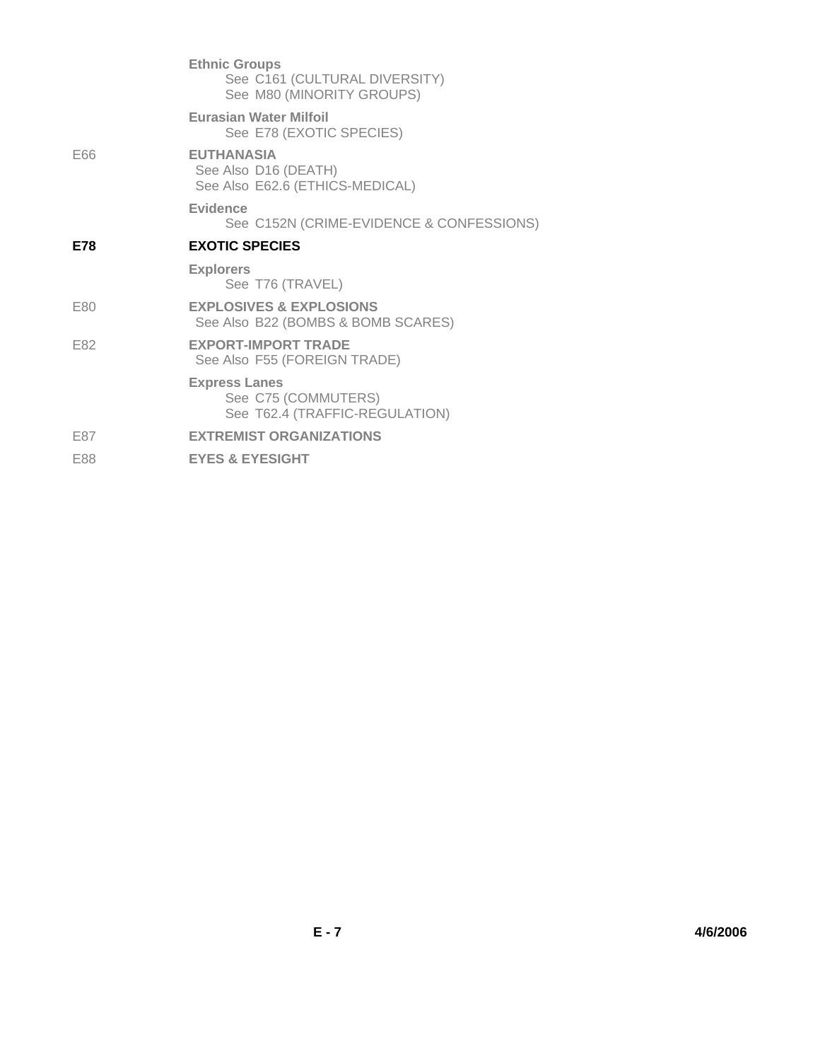**Ethnic Groups**
See C161 (CULTURAL DIVERSITY)
See M80 (MINORITY GROUPS)

**Eurasian Water Milfoil**
See E78 (EXOTIC SPECIES)

E66 **EUTHANASIA**
See Also D16 (DEATH)
See Also E62.6 (ETHICS-MEDICAL)

**Evidence**
See C152N (CRIME-EVIDENCE & CONFESSIONS)

**E78** **EXOTIC SPECIES**

**Explorers**
See T76 (TRAVEL)

E80 **EXPLOSIVES & EXPLOSIONS**
See Also B22 (BOMBS & BOMB SCARES)

E82 **EXPORT-IMPORT TRADE**
See Also F55 (FOREIGN TRADE)

**Express Lanes**
See C75 (COMMUTERS)
See T62.4 (TRAFFIC-REGULATION)

E87 **EXTREMIST ORGANIZATIONS**

E88 **EYES & EYESIGHT**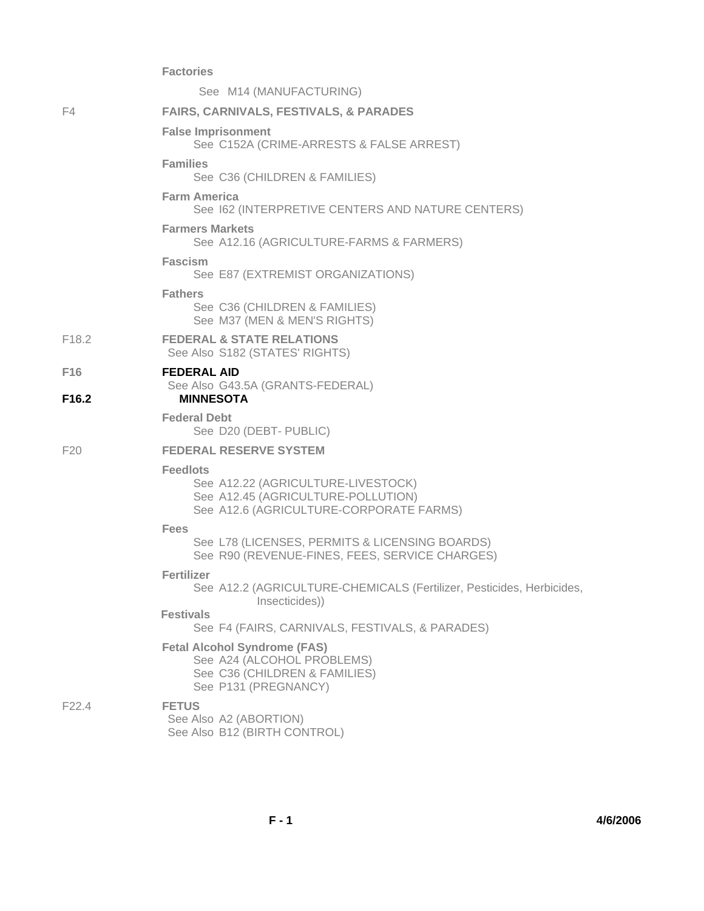**Factories**

See M14 (MANUFACTURING)

F4 **FAIRS, CARNIVALS, FESTIVALS, & PARADES**

**False Imprisonment**
See C152A (CRIME-ARRESTS & FALSE ARREST)

**Families**
See C36 (CHILDREN & FAMILIES)

**Farm America**
See I62 (INTERPRETIVE CENTERS AND NATURE CENTERS)

**Farmers Markets**
See A12.16 (AGRICULTURE-FARMS & FARMERS)

**Fascism**
See E87 (EXTREMIST ORGANIZATIONS)

**Fathers**
See C36 (CHILDREN & FAMILIES)
See M37 (MEN & MEN'S RIGHTS)

F18.2 **FEDERAL & STATE RELATIONS**
See Also S182 (STATES' RIGHTS)

**F16** **FEDERAL AID**
See Also G43.5A (GRANTS-FEDERAL)

**F16.2** **MINNESOTA**

**Federal Debt**
See D20 (DEBT- PUBLIC)

F20 **FEDERAL RESERVE SYSTEM**

**Feedlots**
See A12.22 (AGRICULTURE-LIVESTOCK)
See A12.45 (AGRICULTURE-POLLUTION)
See A12.6 (AGRICULTURE-CORPORATE FARMS)

**Fees**
See L78 (LICENSES, PERMITS & LICENSING BOARDS)
See R90 (REVENUE-FINES, FEES, SERVICE CHARGES)

**Fertilizer**
See A12.2 (AGRICULTURE-CHEMICALS (Fertilizer, Pesticides, Herbicides, Insecticides))

**Festivals**
See F4 (FAIRS, CARNIVALS, FESTIVALS, & PARADES)

**Fetal Alcohol Syndrome (FAS)**
See A24 (ALCOHOL PROBLEMS)
See C36 (CHILDREN & FAMILIES)
See P131 (PREGNANCY)

F22.4 **FETUS**
See Also A2 (ABORTION)
See Also B12 (BIRTH CONTROL)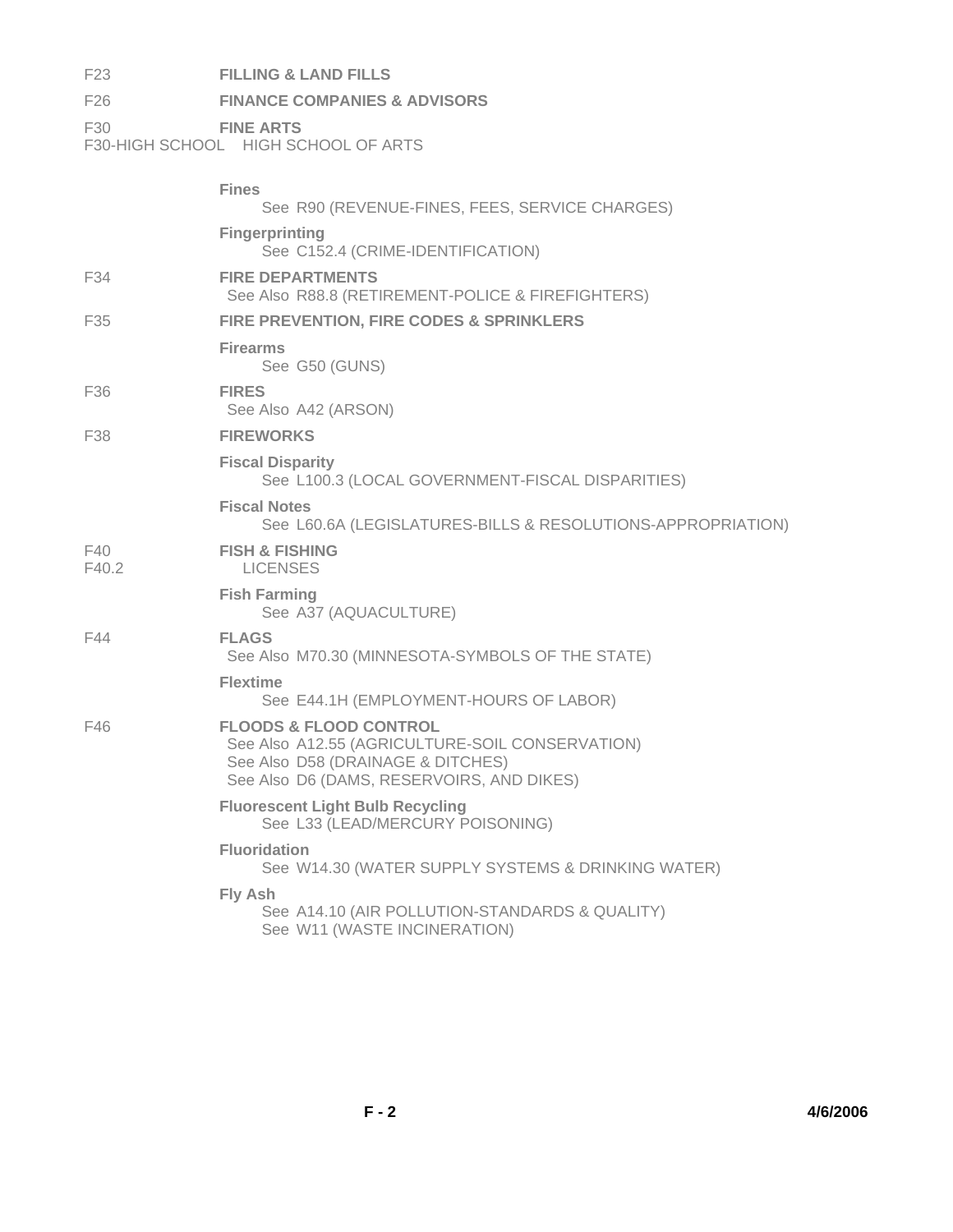F23 **FILLING & LAND FILLS**

F26 **FINANCE COMPANIES & ADVISORS**

F30 **FINE ARTS**
F30-HIGH SCHOOL HIGH SCHOOL OF ARTS

**Fines**
See R90 (REVENUE-FINES, FEES, SERVICE CHARGES)

**Fingerprinting**
See C152.4 (CRIME-IDENTIFICATION)

F34 **FIRE DEPARTMENTS**
See Also R88.8 (RETIREMENT-POLICE & FIREFIGHTERS)

F35 **FIRE PREVENTION, FIRE CODES & SPRINKLERS**

**Firearms**
See G50 (GUNS)

F36 **FIRES**
See Also A42 (ARSON)

F38 **FIREWORKS**

**Fiscal Disparity**
See L100.3 (LOCAL GOVERNMENT-FISCAL DISPARITIES)

**Fiscal Notes**
See L60.6A (LEGISLATURES-BILLS & RESOLUTIONS-APPROPRIATION)

F40 **FISH & FISHING**
F40.2 LICENSES

**Fish Farming**
See A37 (AQUACULTURE)

F44 **FLAGS**
See Also M70.30 (MINNESOTA-SYMBOLS OF THE STATE)

**Flextime**
See E44.1H (EMPLOYMENT-HOURS OF LABOR)

F46 **FLOODS & FLOOD CONTROL**
See Also A12.55 (AGRICULTURE-SOIL CONSERVATION)
See Also D58 (DRAINAGE & DITCHES)
See Also D6 (DAMS, RESERVOIRS, AND DIKES)

**Fluorescent Light Bulb Recycling**
See L33 (LEAD/MERCURY POISONING)

**Fluoridation**
See W14.30 (WATER SUPPLY SYSTEMS & DRINKING WATER)

**Fly Ash**
See A14.10 (AIR POLLUTION-STANDARDS & QUALITY)
See W11 (WASTE INCINERATION)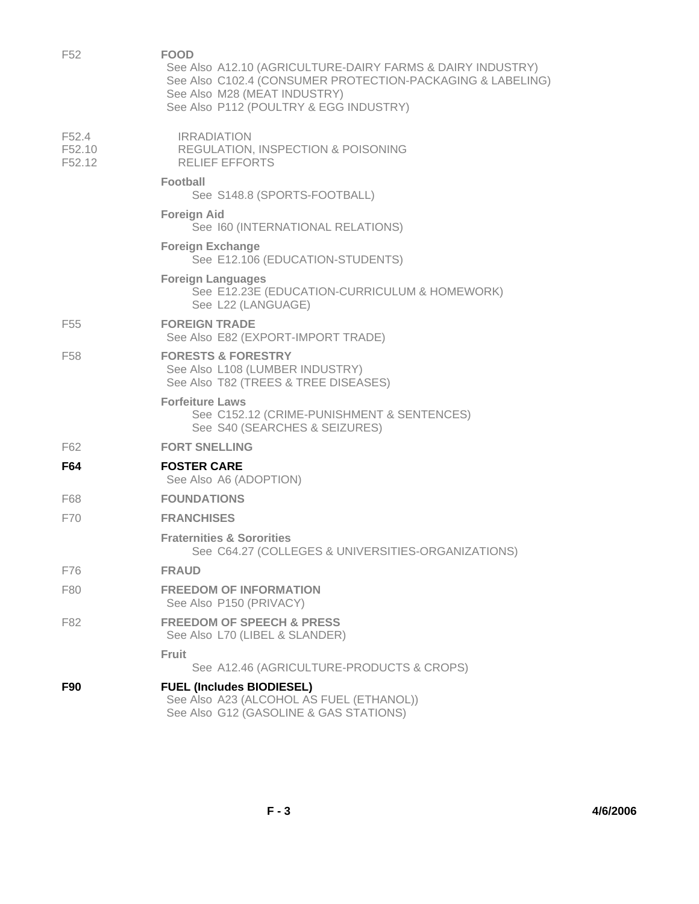F52 **FOOD**
See Also A12.10 (AGRICULTURE-DAIRY FARMS & DAIRY INDUSTRY)
See Also C102.4 (CONSUMER PROTECTION-PACKAGING & LABELING)
See Also M28 (MEAT INDUSTRY)
See Also P112 (POULTRY & EGG INDUSTRY)

F52.4 IRRADIATION
F52.10 REGULATION, INSPECTION & POISONING
F52.12 RELIEF EFFORTS

**Football**
See S148.8 (SPORTS-FOOTBALL)

**Foreign Aid**
See I60 (INTERNATIONAL RELATIONS)

**Foreign Exchange**
See E12.106 (EDUCATION-STUDENTS)

**Foreign Languages**
See E12.23E (EDUCATION-CURRICULUM & HOMEWORK)
See L22 (LANGUAGE)

F55 **FOREIGN TRADE**
See Also E82 (EXPORT-IMPORT TRADE)

F58 **FORESTS & FORESTRY**
See Also L108 (LUMBER INDUSTRY)
See Also T82 (TREES & TREE DISEASES)

**Forfeiture Laws**
See C152.12 (CRIME-PUNISHMENT & SENTENCES)
See S40 (SEARCHES & SEIZURES)

F62 **FORT SNELLING**

**F64** **FOSTER CARE**
See Also A6 (ADOPTION)

F68 **FOUNDATIONS**

F70 **FRANCHISES**

**Fraternities & Sororities**
See C64.27 (COLLEGES & UNIVERSITIES-ORGANIZATIONS)

F76 **FRAUD**

F80 **FREEDOM OF INFORMATION**
See Also P150 (PRIVACY)

F82 **FREEDOM OF SPEECH & PRESS**
See Also L70 (LIBEL & SLANDER)

**Fruit**
See A12.46 (AGRICULTURE-PRODUCTS & CROPS)

**F90** **FUEL (Includes BIODIESEL)**
See Also A23 (ALCOHOL AS FUEL (ETHANOL))
See Also G12 (GASOLINE & GAS STATIONS)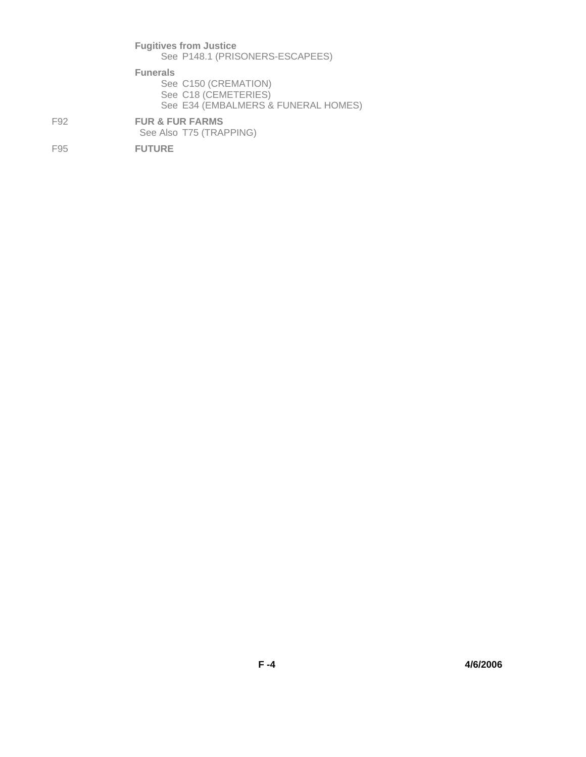**Fugitives from Justice**
See P148.1 (PRISONERS-ESCAPEES)

**Funerals**
See C150 (CREMATION)
See C18 (CEMETERIES)
See E34 (EMBALMERS & FUNERAL HOMES)

F92 **FUR & FUR FARMS**
See Also T75 (TRAPPING)

F95 **FUTURE**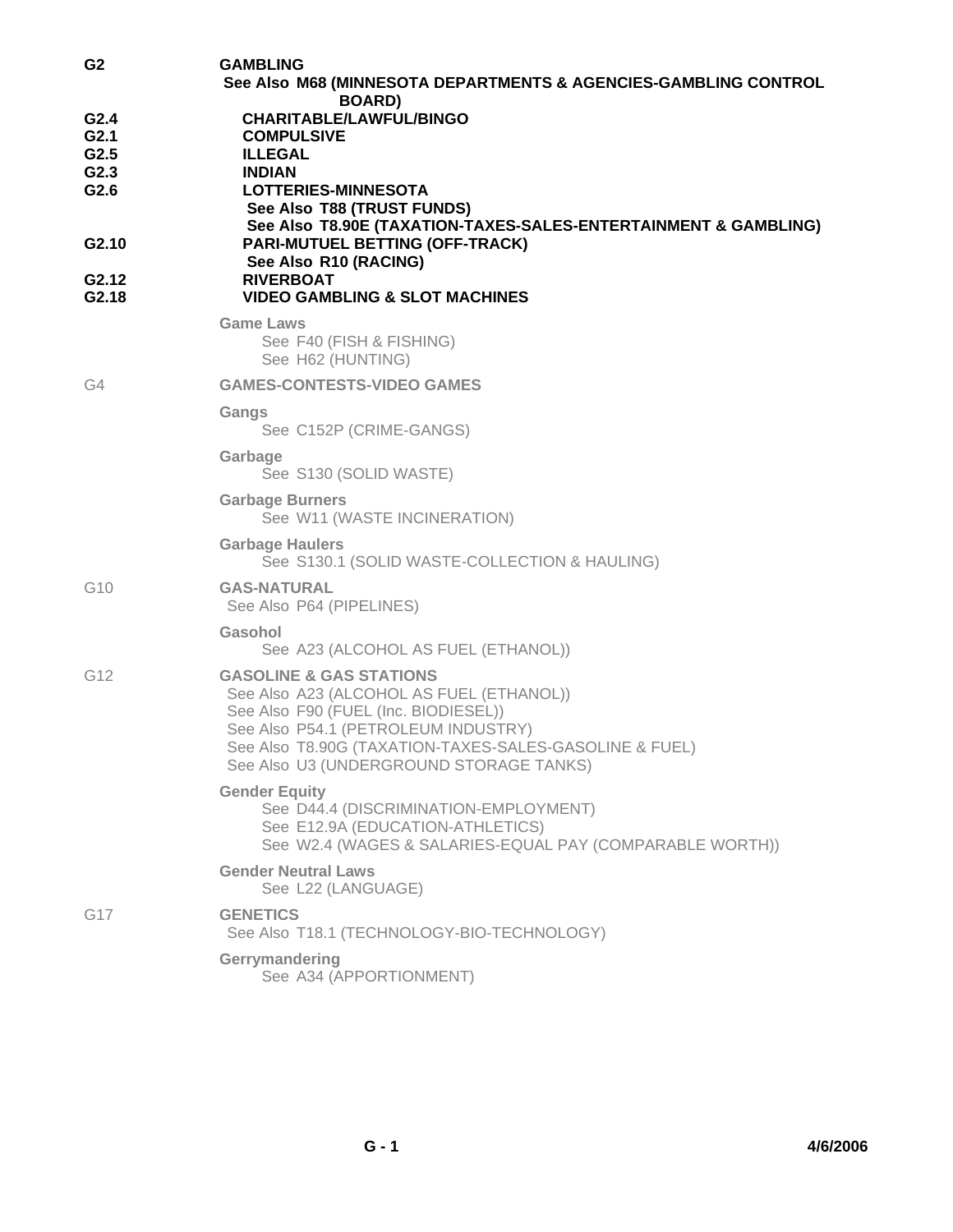**G2** **GAMBLING**
See Also M68 (MINNESOTA DEPARTMENTS & AGENCIES-GAMBLING CONTROL BOARD)

**G2.4** CHARITABLE/LAWFUL/BINGO
**G2.1** COMPULSIVE
**G2.5** ILLEGAL
**G2.3** INDIAN
**G2.6** LOTTERIES-MINNESOTA
See Also T88 (TRUST FUNDS)
See Also T8.90E (TAXATION-TAXES-SALES-ENTERTAINMENT & GAMBLING)
**G2.10** PARI-MUTUEL BETTING (OFF-TRACK)
See Also R10 (RACING)
**G2.12** RIVERBOAT
**G2.18** VIDEO GAMBLING & SLOT MACHINES

**Game Laws**
See F40 (FISH & FISHING)
See H62 (HUNTING)

G4 **GAMES-CONTESTS-VIDEO GAMES**

**Gangs**
See C152P (CRIME-GANGS)

**Garbage**
See S130 (SOLID WASTE)

**Garbage Burners**
See W11 (WASTE INCINERATION)

**Garbage Haulers**
See S130.1 (SOLID WASTE-COLLECTION & HAULING)

G10 **GAS-NATURAL**
See Also P64 (PIPELINES)

**Gasohol**
See A23 (ALCOHOL AS FUEL (ETHANOL))

G12 **GASOLINE & GAS STATIONS**
See Also A23 (ALCOHOL AS FUEL (ETHANOL))
See Also F90 (FUEL (Inc. BIODIESEL))
See Also P54.1 (PETROLEUM INDUSTRY)
See Also T8.90G (TAXATION-TAXES-SALES-GASOLINE & FUEL)
See Also U3 (UNDERGROUND STORAGE TANKS)

**Gender Equity**
See D44.4 (DISCRIMINATION-EMPLOYMENT)
See E12.9A (EDUCATION-ATHLETICS)
See W2.4 (WAGES & SALARIES-EQUAL PAY (COMPARABLE WORTH))

**Gender Neutral Laws**
See L22 (LANGUAGE)

G17 **GENETICS**
See Also T18.1 (TECHNOLOGY-BIO-TECHNOLOGY)

**Gerrymandering**
See A34 (APPORTIONMENT)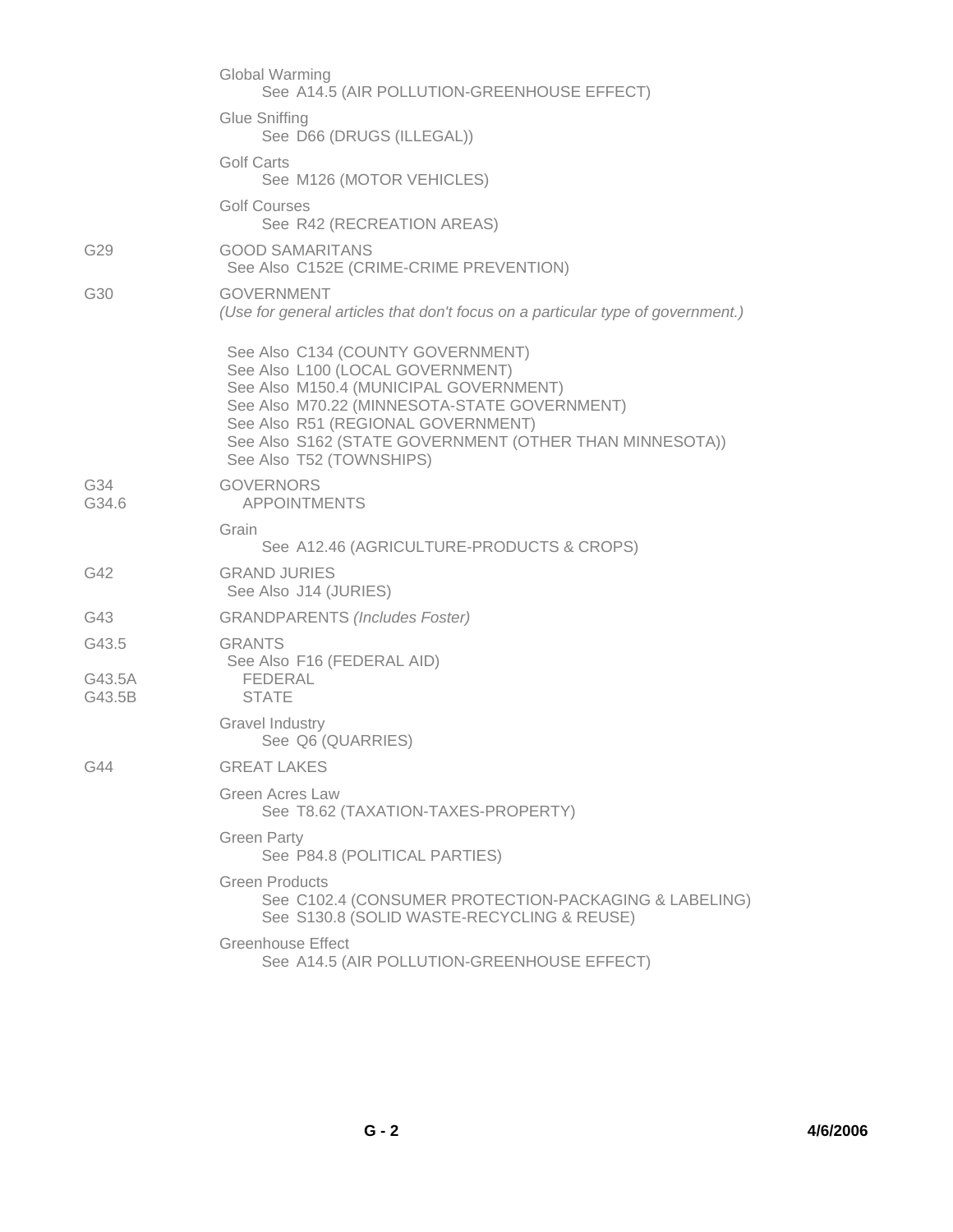| Code | Subject |
| --- | --- |
| | Global Warming<br>See A14.5 (AIR POLLUTION-GREENHOUSE EFFECT) |
| | Glue Sniffing<br>See D66 (DRUGS (ILLEGAL)) |
| | Golf Carts<br>See M126 (MOTOR VEHICLES) |
| | Golf Courses<br>See R42 (RECREATION AREAS) |
| G29 | GOOD SAMARITANS<br>See Also C152E (CRIME-CRIME PREVENTION) |
| G30 | GOVERNMENT<br>*(Use for general articles that don't focus on a particular type of government.)*<br>See Also C134 (COUNTY GOVERNMENT)<br>See Also L100 (LOCAL GOVERNMENT)<br>See Also M150.4 (MUNICIPAL GOVERNMENT)<br>See Also M70.22 (MINNESOTA-STATE GOVERNMENT)<br>See Also R51 (REGIONAL GOVERNMENT)<br>See Also S162 (STATE GOVERNMENT (OTHER THAN MINNESOTA))<br>See Also T52 (TOWNSHIPS) |
| G34 | GOVERNORS |
| G34.6 | APPOINTMENTS |
| | Grain<br>See A12.46 (AGRICULTURE-PRODUCTS & CROPS) |
| G42 | GRAND JURIES<br>See Also J14 (JURIES) |
| G43 | GRANDPARENTS *(Includes Foster)* |
| G43.5 | GRANTS<br>See Also F16 (FEDERAL AID) |
| G43.5A | FEDERAL |
| G43.5B | STATE |
| | Gravel Industry<br>See Q6 (QUARRIES) |
| G44 | GREAT LAKES |
| | Green Acres Law<br>See T8.62 (TAXATION-TAXES-PROPERTY) |
| | Green Party<br>See P84.8 (POLITICAL PARTIES) |
| | Green Products<br>See C102.4 (CONSUMER PROTECTION-PACKAGING & LABELING)<br>See S130.8 (SOLID WASTE-RECYCLING & REUSE) |
| | Greenhouse Effect<br>See A14.5 (AIR POLLUTION-GREENHOUSE EFFECT) |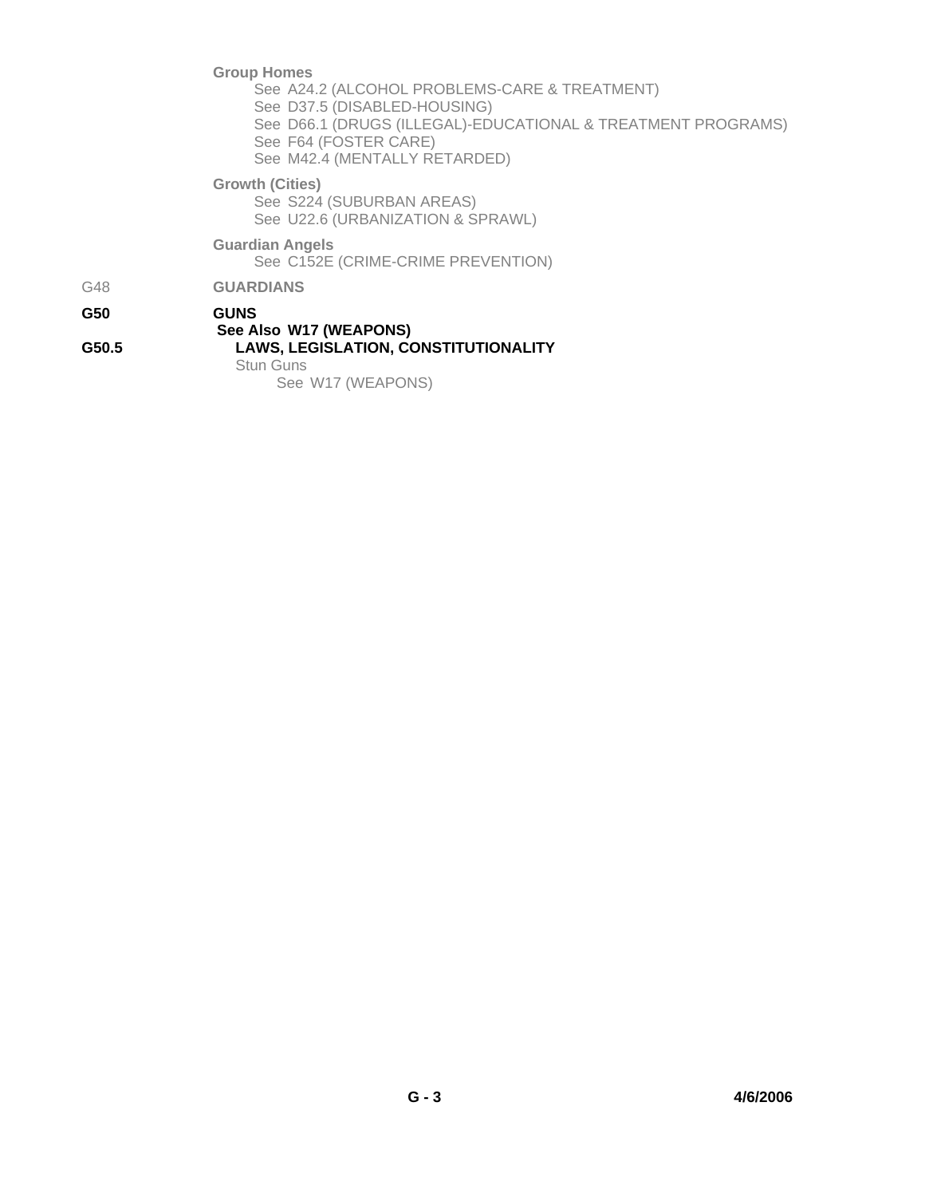**Group Homes**
- See A24.2 (ALCOHOL PROBLEMS-CARE & TREATMENT)
- See D37.5 (DISABLED-HOUSING)
- See D66.1 (DRUGS (ILLEGAL)-EDUCATIONAL & TREATMENT PROGRAMS)
- See F64 (FOSTER CARE)
- See M42.4 (MENTALLY RETARDED)

**Growth (Cities)**
- See S224 (SUBURBAN AREAS)
- See U22.6 (URBANIZATION & SPRAWL)

**Guardian Angels**
- See C152E (CRIME-CRIME PREVENTION)

G48 **GUARDIANS**

**G50** **GUNS**
**See Also W17 (WEAPONS)**

**G50.5** **LAWS, LEGISLATION, CONSTITUTIONALITY**

Stun Guns
- See W17 (WEAPONS)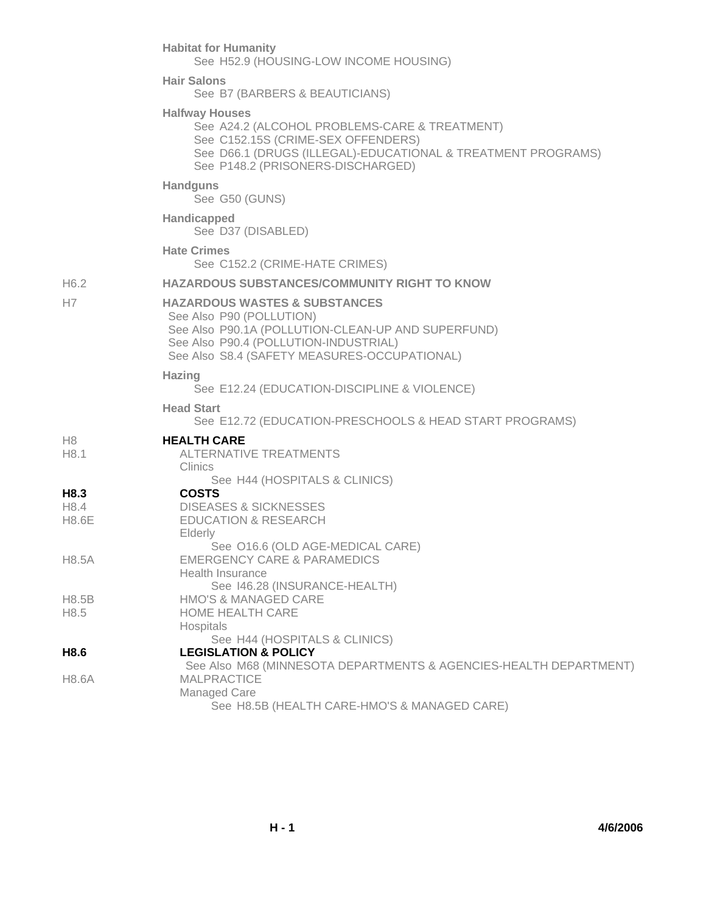**Habitat for Humanity**
See H52.9 (HOUSING-LOW INCOME HOUSING)

**Hair Salons**
See B7 (BARBERS & BEAUTICIANS)

**Halfway Houses**
See A24.2 (ALCOHOL PROBLEMS-CARE & TREATMENT)
See C152.15S (CRIME-SEX OFFENDERS)
See D66.1 (DRUGS (ILLEGAL)-EDUCATIONAL & TREATMENT PROGRAMS)
See P148.2 (PRISONERS-DISCHARGED)

**Handguns**
See G50 (GUNS)

**Handicapped**
See D37 (DISABLED)

**Hate Crimes**
See C152.2 (CRIME-HATE CRIMES)

H6.2 **HAZARDOUS SUBSTANCES/COMMUNITY RIGHT TO KNOW**

H7 **HAZARDOUS WASTES & SUBSTANCES**
See Also P90 (POLLUTION)
See Also P90.1A (POLLUTION-CLEAN-UP AND SUPERFUND)
See Also P90.4 (POLLUTION-INDUSTRIAL)
See Also S8.4 (SAFETY MEASURES-OCCUPATIONAL)

**Hazing**
See E12.24 (EDUCATION-DISCIPLINE & VIOLENCE)

**Head Start**
See E12.72 (EDUCATION-PRESCHOOLS & HEAD START PROGRAMS)

H8 **HEALTH CARE**
H8.1 ALTERNATIVE TREATMENTS
Clinics
See H44 (HOSPITALS & CLINICS)
**H8.3** **COSTS**
H8.4 DISEASES & SICKNESSES
H8.6E EDUCATION & RESEARCH
Elderly
See O16.6 (OLD AGE-MEDICAL CARE)
H8.5A EMERGENCY CARE & PARAMEDICS
Health Insurance
See I46.28 (INSURANCE-HEALTH)
H8.5B HMO'S & MANAGED CARE
H8.5 HOME HEALTH CARE
Hospitals
See H44 (HOSPITALS & CLINICS)
**H8.6** **LEGISLATION & POLICY**
See Also M68 (MINNESOTA DEPARTMENTS & AGENCIES-HEALTH DEPARTMENT)
H8.6A MALPRACTICE
Managed Care
See H8.5B (HEALTH CARE-HMO'S & MANAGED CARE)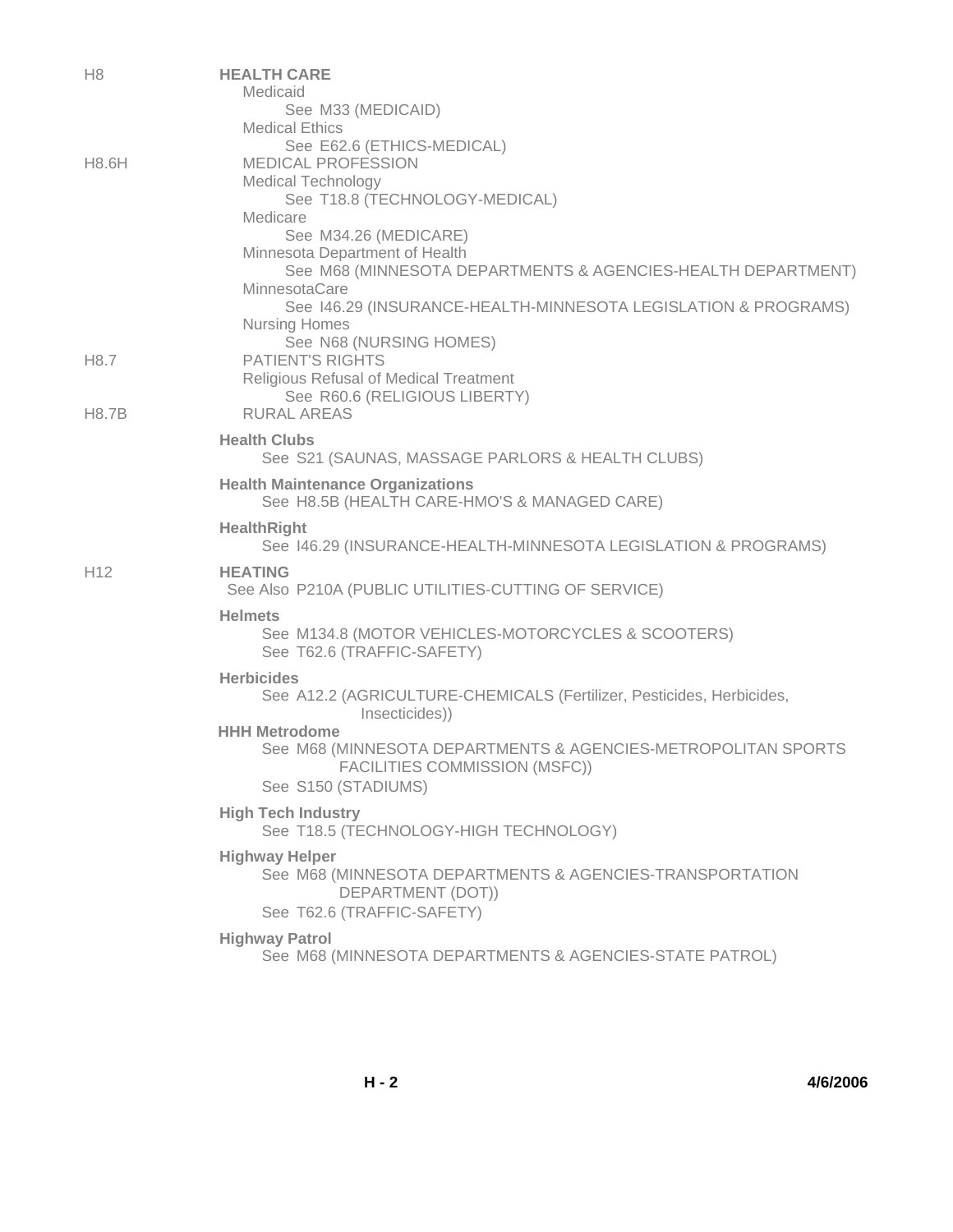H8 **HEALTH CARE**

Medicaid
See M33 (MEDICAID)

Medical Ethics
See E62.6 (ETHICS-MEDICAL)

H8.6H MEDICAL PROFESSION

Medical Technology
See T18.8 (TECHNOLOGY-MEDICAL)

Medicare
See M34.26 (MEDICARE)

Minnesota Department of Health
See M68 (MINNESOTA DEPARTMENTS & AGENCIES-HEALTH DEPARTMENT)

MinnesotaCare
See I46.29 (INSURANCE-HEALTH-MINNESOTA LEGISLATION & PROGRAMS)

Nursing Homes
See N68 (NURSING HOMES)

H8.7 PATIENT'S RIGHTS

Religious Refusal of Medical Treatment
See R60.6 (RELIGIOUS LIBERTY)

H8.7B RURAL AREAS

**Health Clubs**
See S21 (SAUNAS, MASSAGE PARLORS & HEALTH CLUBS)

**Health Maintenance Organizations**
See H8.5B (HEALTH CARE-HMO'S & MANAGED CARE)

**HealthRight**
See I46.29 (INSURANCE-HEALTH-MINNESOTA LEGISLATION & PROGRAMS)

H12 **HEATING**
See Also P210A (PUBLIC UTILITIES-CUTTING OF SERVICE)

**Helmets**
See M134.8 (MOTOR VEHICLES-MOTORCYCLES & SCOOTERS)
See T62.6 (TRAFFIC-SAFETY)

**Herbicides**
See A12.2 (AGRICULTURE-CHEMICALS (Fertilizer, Pesticides, Herbicides, Insecticides))

**HHH Metrodome**
See M68 (MINNESOTA DEPARTMENTS & AGENCIES-METROPOLITAN SPORTS FACILITIES COMMISSION (MSFC))
See S150 (STADIUMS)

**High Tech Industry**
See T18.5 (TECHNOLOGY-HIGH TECHNOLOGY)

**Highway Helper**
See M68 (MINNESOTA DEPARTMENTS & AGENCIES-TRANSPORTATION DEPARTMENT (DOT))
See T62.6 (TRAFFIC-SAFETY)

**Highway Patrol**
See M68 (MINNESOTA DEPARTMENTS & AGENCIES-STATE PATROL)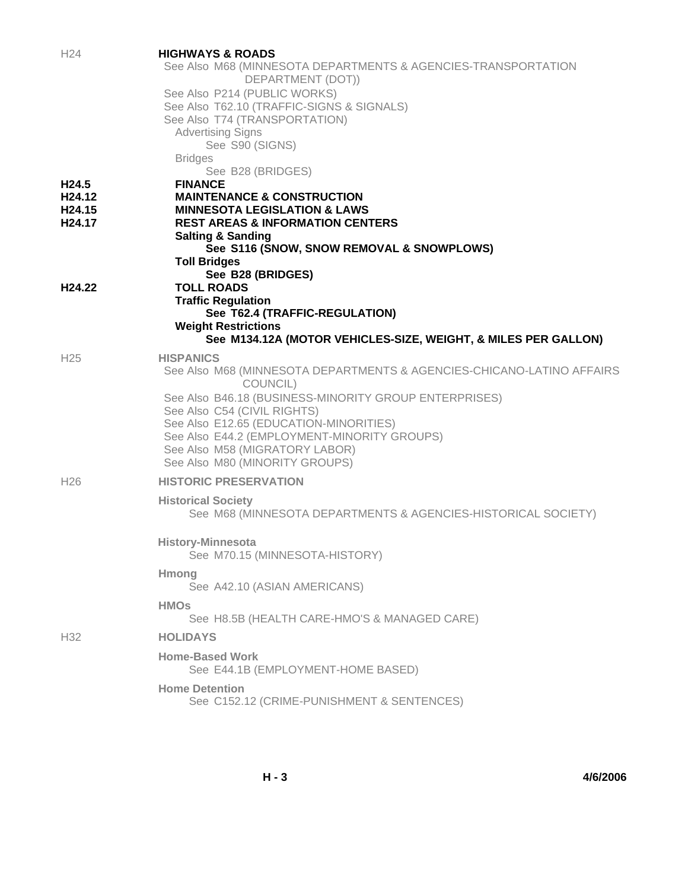H24 **HIGHWAYS & ROADS**

See Also M68 (MINNESOTA DEPARTMENTS & AGENCIES-TRANSPORTATION DEPARTMENT (DOT))

See Also P214 (PUBLIC WORKS)

See Also T62.10 (TRAFFIC-SIGNS & SIGNALS)

See Also T74 (TRANSPORTATION)

Advertising Signs
See S90 (SIGNS)

Bridges
See B28 (BRIDGES)

**H24.5 FINANCE**

**H24.12 MAINTENANCE & CONSTRUCTION**

**H24.15 MINNESOTA LEGISLATION & LAWS**

**H24.17 REST AREAS & INFORMATION CENTERS**

**Salting & Sanding**
**See S116 (SNOW, SNOW REMOVAL & SNOWPLOWS)**

**Toll Bridges**
**See B28 (BRIDGES)**

**H24.22 TOLL ROADS**

**Traffic Regulation**
**See T62.4 (TRAFFIC-REGULATION)**

**Weight Restrictions**
**See M134.12A (MOTOR VEHICLES-SIZE, WEIGHT, & MILES PER GALLON)**

H25 **HISPANICS**

See Also M68 (MINNESOTA DEPARTMENTS & AGENCIES-CHICANO-LATINO AFFAIRS COUNCIL)

See Also B46.18 (BUSINESS-MINORITY GROUP ENTERPRISES)

See Also C54 (CIVIL RIGHTS)

See Also E12.65 (EDUCATION-MINORITIES)

See Also E44.2 (EMPLOYMENT-MINORITY GROUPS)

See Also M58 (MIGRATORY LABOR)

See Also M80 (MINORITY GROUPS)

H26 **HISTORIC PRESERVATION**

**Historical Society**
See M68 (MINNESOTA DEPARTMENTS & AGENCIES-HISTORICAL SOCIETY)

**History-Minnesota**
See M70.15 (MINNESOTA-HISTORY)

**Hmong**
See A42.10 (ASIAN AMERICANS)

**HMOs**
See H8.5B (HEALTH CARE-HMO'S & MANAGED CARE)

H32 **HOLIDAYS**

**Home-Based Work**
See E44.1B (EMPLOYMENT-HOME BASED)

**Home Detention**
See C152.12 (CRIME-PUNISHMENT & SENTENCES)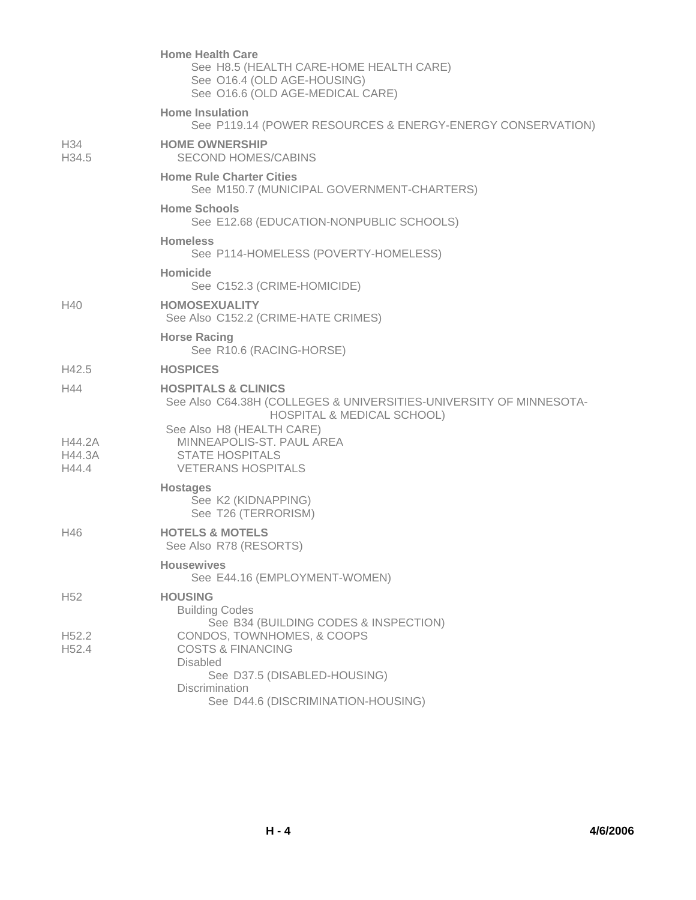**Home Health Care**
See H8.5 (HEALTH CARE-HOME HEALTH CARE)
See O16.4 (OLD AGE-HOUSING)
See O16.6 (OLD AGE-MEDICAL CARE)

**Home Insulation**
See P119.14 (POWER RESOURCES & ENERGY-ENERGY CONSERVATION)

H34 **HOME OWNERSHIP**
H34.5 SECOND HOMES/CABINS

**Home Rule Charter Cities**
See M150.7 (MUNICIPAL GOVERNMENT-CHARTERS)

**Home Schools**
See E12.68 (EDUCATION-NONPUBLIC SCHOOLS)

**Homeless**
See P114-HOMELESS (POVERTY-HOMELESS)

**Homicide**
See C152.3 (CRIME-HOMICIDE)

H40 **HOMOSEXUALITY**
See Also C152.2 (CRIME-HATE CRIMES)

**Horse Racing**
See R10.6 (RACING-HORSE)

H42.5 **HOSPICES**

H44 **HOSPITALS & CLINICS**
See Also C64.38H (COLLEGES & UNIVERSITIES-UNIVERSITY OF MINNESOTA-HOSPITAL & MEDICAL SCHOOL)
See Also H8 (HEALTH CARE)
H44.2A MINNEAPOLIS-ST. PAUL AREA
H44.3A STATE HOSPITALS
H44.4 VETERANS HOSPITALS

**Hostages**
See K2 (KIDNAPPING)
See T26 (TERRORISM)

H46 **HOTELS & MOTELS**
See Also R78 (RESORTS)

**Housewives**
See E44.16 (EMPLOYMENT-WOMEN)

H52 **HOUSING**
Building Codes
See B34 (BUILDING CODES & INSPECTION)
H52.2 CONDOS, TOWNHOMES, & COOPS
H52.4 COSTS & FINANCING
Disabled
See D37.5 (DISABLED-HOUSING)
Discrimination
See D44.6 (DISCRIMINATION-HOUSING)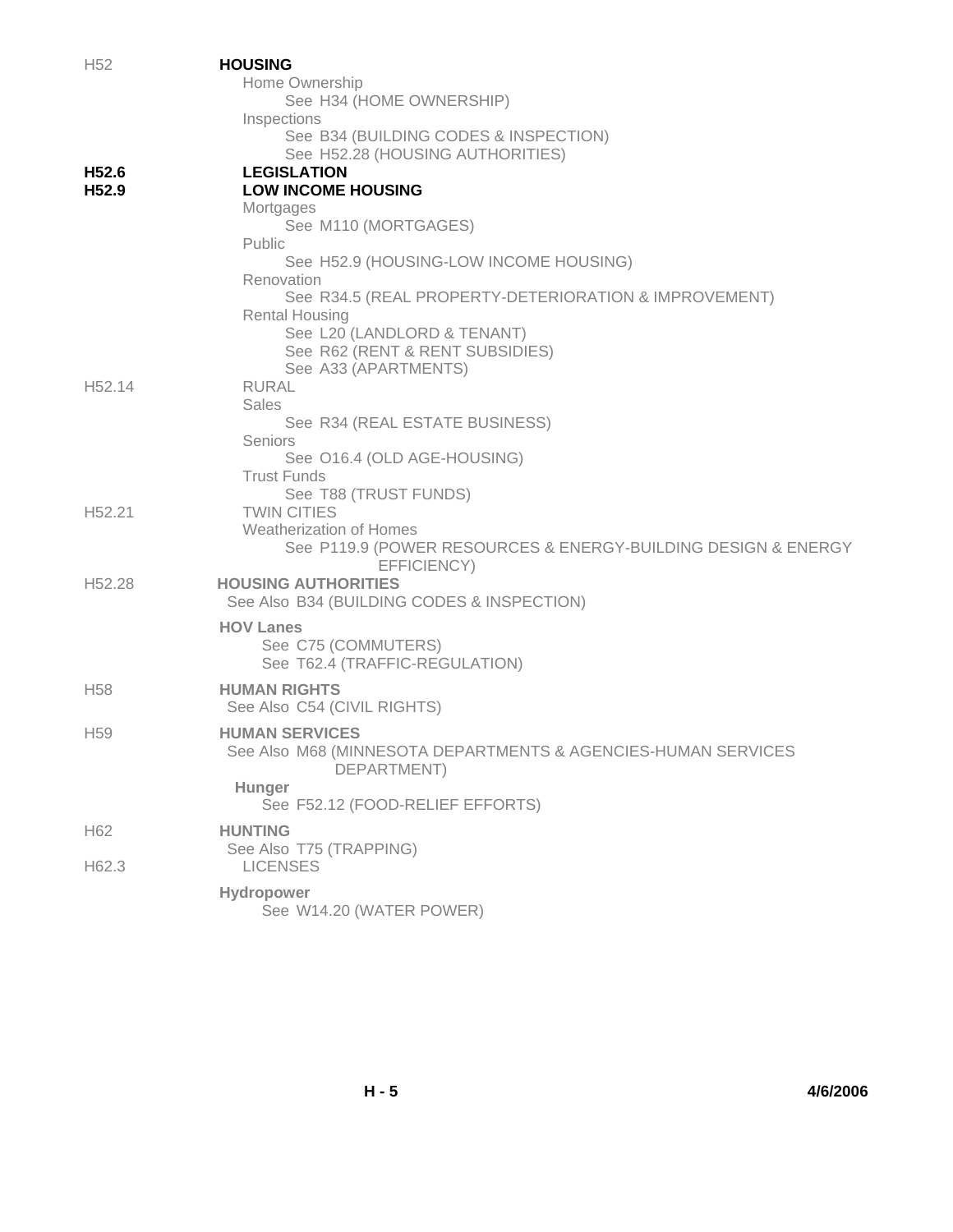H52 **HOUSING**

- Home Ownership
  - See H34 (HOME OWNERSHIP)
- Inspections
  - See B34 (BUILDING CODES & INSPECTION)
  - See H52.28 (HOUSING AUTHORITIES)

**H52.6** **LEGISLATION**

**H52.9** **LOW INCOME HOUSING**

- Mortgages
  - See M110 (MORTGAGES)
- Public
  - See H52.9 (HOUSING-LOW INCOME HOUSING)
- Renovation
  - See R34.5 (REAL PROPERTY-DETERIORATION & IMPROVEMENT)
- Rental Housing
  - See L20 (LANDLORD & TENANT)
  - See R62 (RENT & RENT SUBSIDIES)
  - See A33 (APARTMENTS)

H52.14 RURAL

- Sales
  - See R34 (REAL ESTATE BUSINESS)
- Seniors
  - See O16.4 (OLD AGE-HOUSING)
- Trust Funds
  - See T88 (TRUST FUNDS)

H52.21 TWIN CITIES

- Weatherization of Homes
  - See P119.9 (POWER RESOURCES & ENERGY-BUILDING DESIGN & ENERGY EFFICIENCY)

H52.28 **HOUSING AUTHORITIES**

See Also B34 (BUILDING CODES & INSPECTION)

**HOV Lanes**

- See C75 (COMMUTERS)
- See T62.4 (TRAFFIC-REGULATION)

H58 **HUMAN RIGHTS**

See Also C54 (CIVIL RIGHTS)

H59 **HUMAN SERVICES**

See Also M68 (MINNESOTA DEPARTMENTS & AGENCIES-HUMAN SERVICES DEPARTMENT)

**Hunger**

- See F52.12 (FOOD-RELIEF EFFORTS)

H62 **HUNTING**

See Also T75 (TRAPPING)

H62.3 LICENSES

**Hydropower**

- See W14.20 (WATER POWER)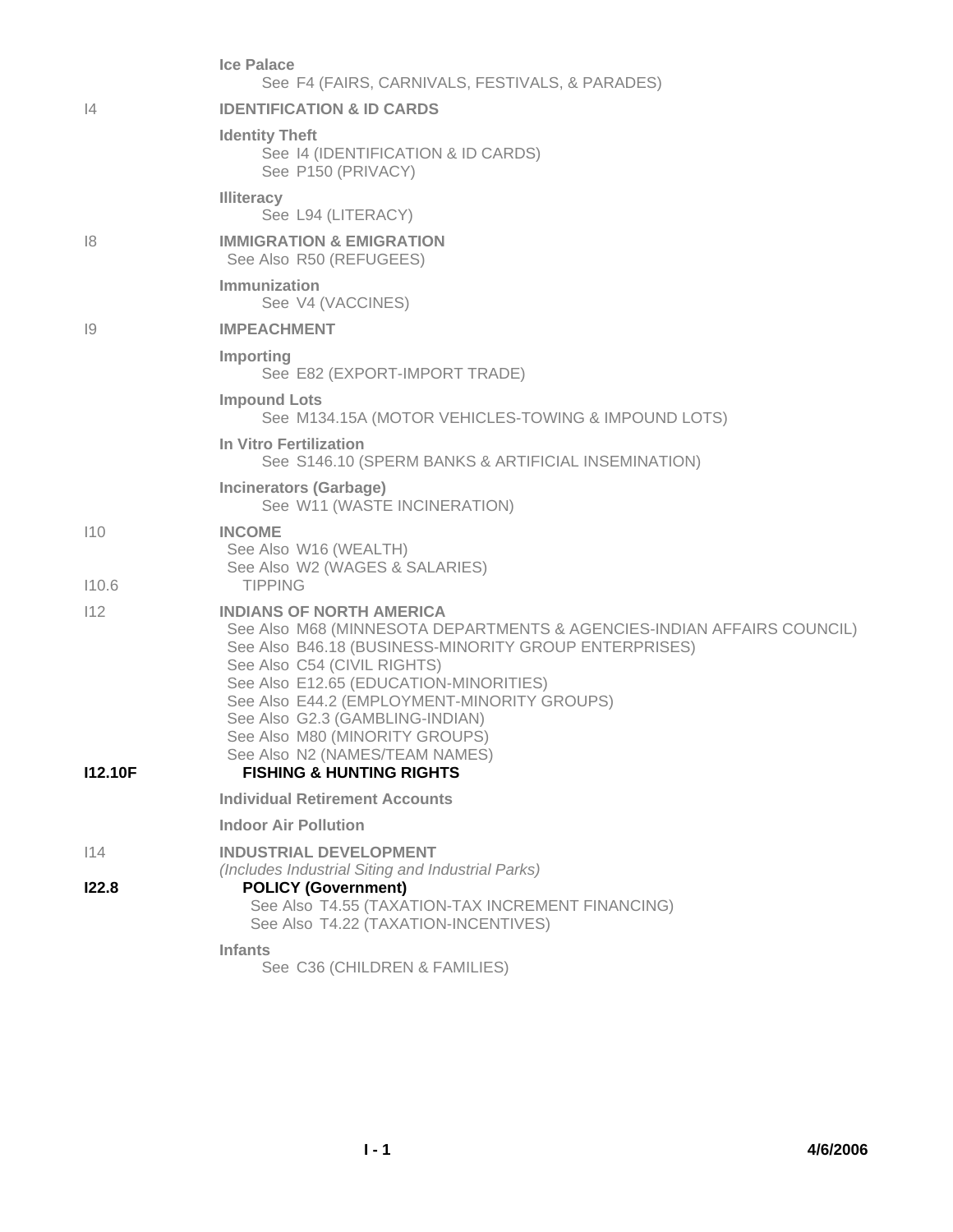**Ice Palace**
See F4 (FAIRS, CARNIVALS, FESTIVALS, & PARADES)

I4 **IDENTIFICATION & ID CARDS**

**Identity Theft**
See I4 (IDENTIFICATION & ID CARDS)
See P150 (PRIVACY)

**Illiteracy**
See L94 (LITERACY)

I8 **IMMIGRATION & EMIGRATION**
See Also R50 (REFUGEES)

**Immunization**
See V4 (VACCINES)

I9 **IMPEACHMENT**

**Importing**
See E82 (EXPORT-IMPORT TRADE)

**Impound Lots**
See M134.15A (MOTOR VEHICLES-TOWING & IMPOUND LOTS)

**In Vitro Fertilization**
See S146.10 (SPERM BANKS & ARTIFICIAL INSEMINATION)

**Incinerators (Garbage)**
See W11 (WASTE INCINERATION)

I10 **INCOME**
See Also W16 (WEALTH)
See Also W2 (WAGES & SALARIES)

I10.6 TIPPING

I12 **INDIANS OF NORTH AMERICA**
See Also M68 (MINNESOTA DEPARTMENTS & AGENCIES-INDIAN AFFAIRS COUNCIL)
See Also B46.18 (BUSINESS-MINORITY GROUP ENTERPRISES)
See Also C54 (CIVIL RIGHTS)
See Also E12.65 (EDUCATION-MINORITIES)
See Also E44.2 (EMPLOYMENT-MINORITY GROUPS)
See Also G2.3 (GAMBLING-INDIAN)
See Also M80 (MINORITY GROUPS)
See Also N2 (NAMES/TEAM NAMES)

**I12.10F** **FISHING & HUNTING RIGHTS**

**Individual Retirement Accounts**

**Indoor Air Pollution**

I14 **INDUSTRIAL DEVELOPMENT**
*(Includes Industrial Siting and Industrial Parks)*

**I22.8** **POLICY (Government)**
See Also T4.55 (TAXATION-TAX INCREMENT FINANCING)
See Also T4.22 (TAXATION-INCENTIVES)

**Infants**
See C36 (CHILDREN & FAMILIES)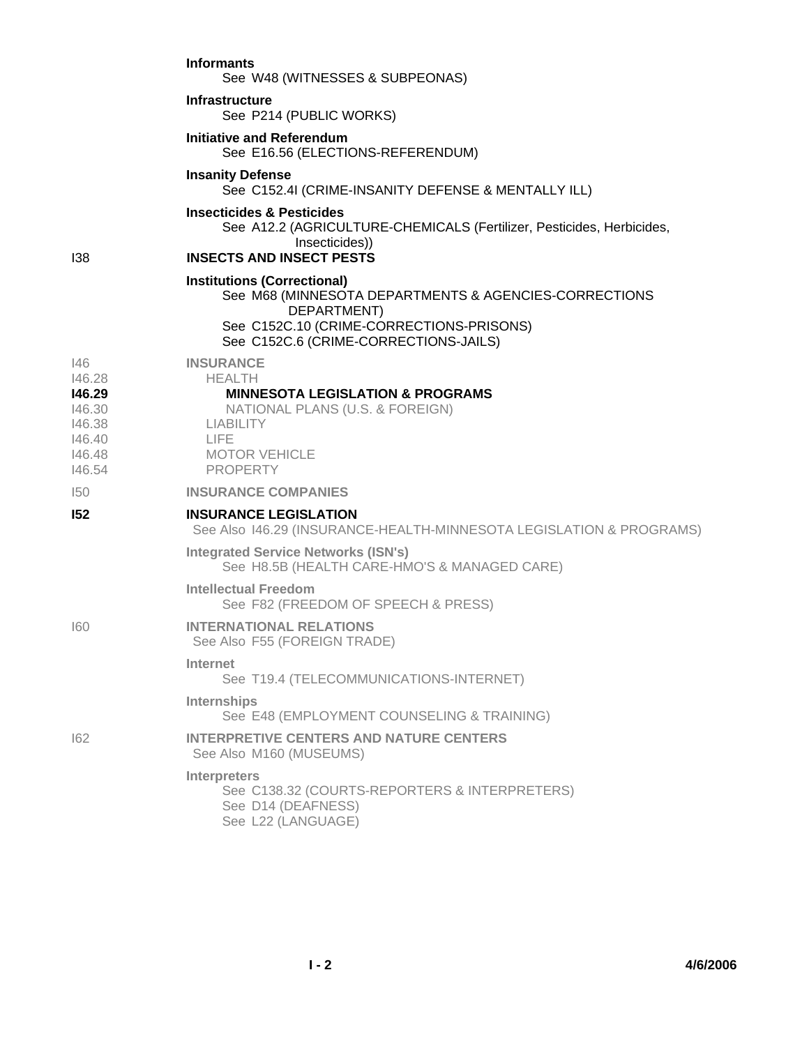**Informants**
See W48 (WITNESSES & SUBPEONAS)

**Infrastructure**
See P214 (PUBLIC WORKS)

**Initiative and Referendum**
See E16.56 (ELECTIONS-REFERENDUM)

**Insanity Defense**
See C152.4I (CRIME-INSANITY DEFENSE & MENTALLY ILL)

**Insecticides & Pesticides**
See A12.2 (AGRICULTURE-CHEMICALS (Fertilizer, Pesticides, Herbicides, Insecticides))

I38 **INSECTS AND INSECT PESTS**

**Institutions (Correctional)**
See M68 (MINNESOTA DEPARTMENTS & AGENCIES-CORRECTIONS DEPARTMENT)
See C152C.10 (CRIME-CORRECTIONS-PRISONS)
See C152C.6 (CRIME-CORRECTIONS-JAILS)

I46 **INSURANCE**
I46.28 HEALTH
**I46.29** **MINNESOTA LEGISLATION & PROGRAMS**
I46.30 NATIONAL PLANS (U.S. & FOREIGN)
I46.38 LIABILITY
I46.40 LIFE
I46.48 MOTOR VEHICLE
I46.54 PROPERTY

I50 **INSURANCE COMPANIES**

**I52** **INSURANCE LEGISLATION**
See Also I46.29 (INSURANCE-HEALTH-MINNESOTA LEGISLATION & PROGRAMS)

**Integrated Service Networks (ISN's)**
See H8.5B (HEALTH CARE-HMO'S & MANAGED CARE)

**Intellectual Freedom**
See F82 (FREEDOM OF SPEECH & PRESS)

I60 **INTERNATIONAL RELATIONS**
See Also F55 (FOREIGN TRADE)

**Internet**
See T19.4 (TELECOMMUNICATIONS-INTERNET)

**Internships**
See E48 (EMPLOYMENT COUNSELING & TRAINING)

I62 **INTERPRETIVE CENTERS AND NATURE CENTERS**
See Also M160 (MUSEUMS)

**Interpreters**
See C138.32 (COURTS-REPORTERS & INTERPRETERS)
See D14 (DEAFNESS)
See L22 (LANGUAGE)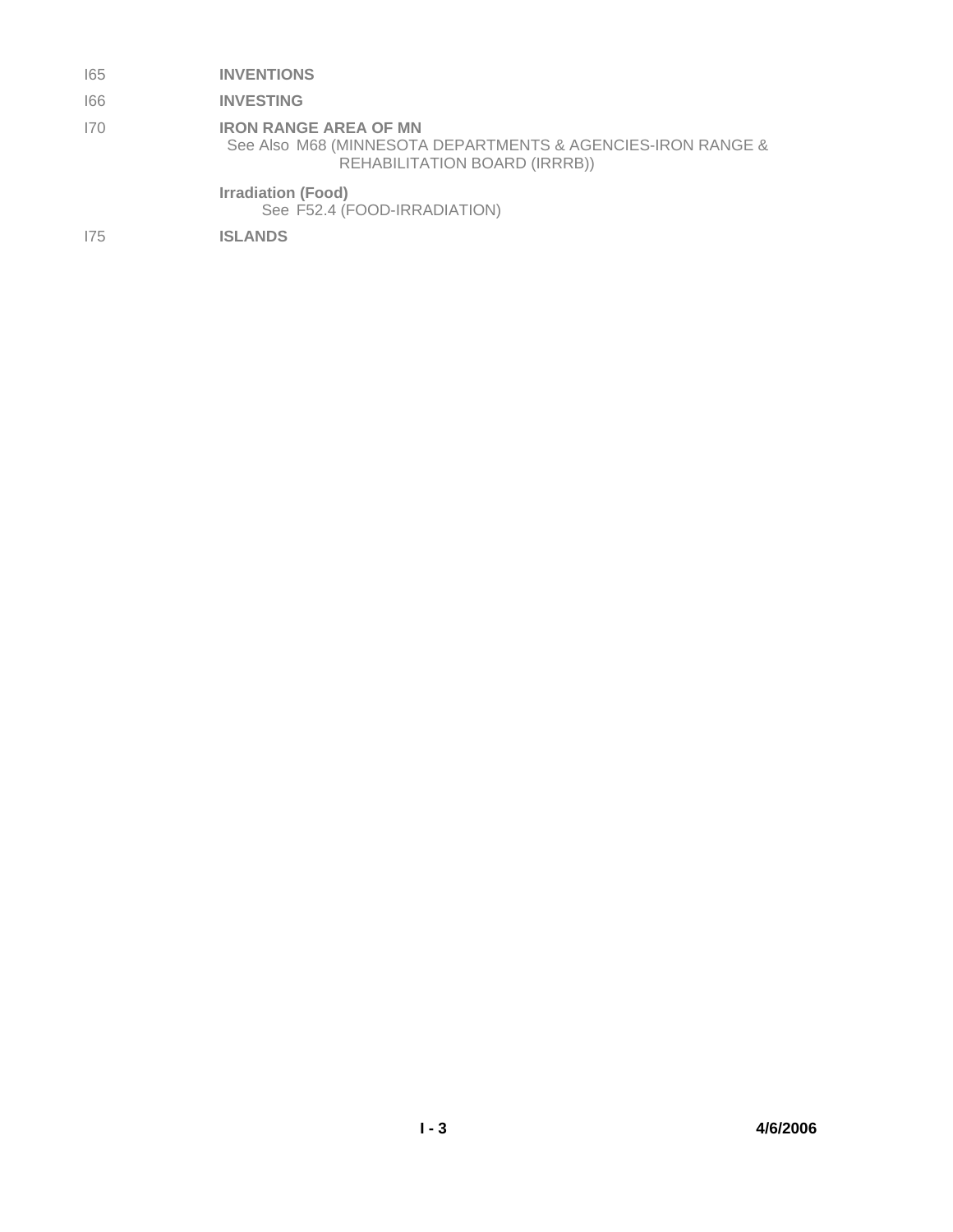I65 **INVENTIONS**

I66 **INVESTING**

I70 **IRON RANGE AREA OF MN**
See Also M68 (MINNESOTA DEPARTMENTS & AGENCIES-IRON RANGE & REHABILITATION BOARD (IRRRB))

**Irradiation (Food)**
See F52.4 (FOOD-IRRADIATION)

I75 **ISLANDS**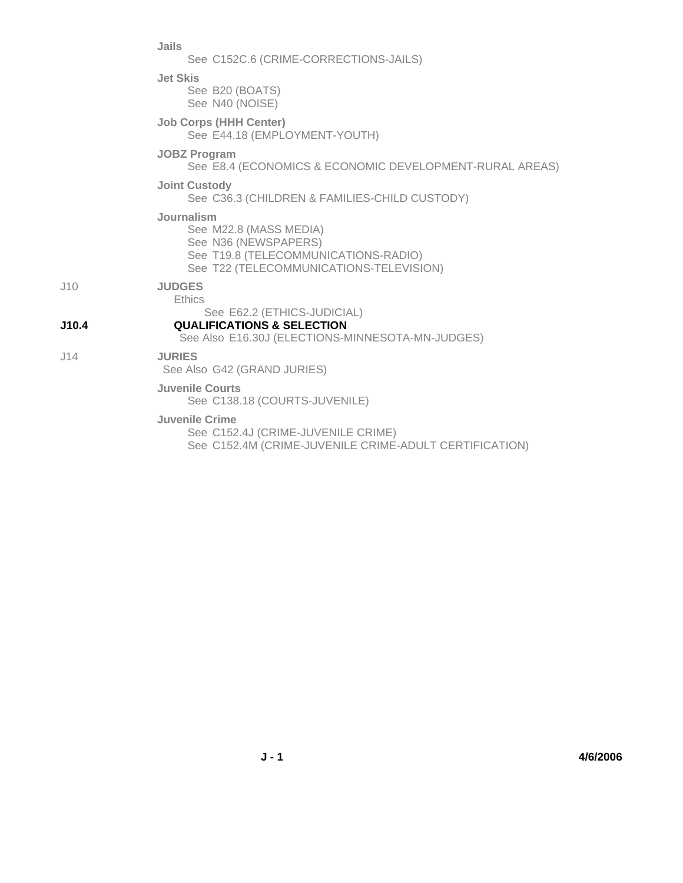**Jails**
See C152C.6 (CRIME-CORRECTIONS-JAILS)

**Jet Skis**
See B20 (BOATS)
See N40 (NOISE)

**Job Corps (HHH Center)**
See E44.18 (EMPLOYMENT-YOUTH)

**JOBZ Program**
See E8.4 (ECONOMICS & ECONOMIC DEVELOPMENT-RURAL AREAS)

**Joint Custody**
See C36.3 (CHILDREN & FAMILIES-CHILD CUSTODY)

**Journalism**
See M22.8 (MASS MEDIA)
See N36 (NEWSPAPERS)
See T19.8 (TELECOMMUNICATIONS-RADIO)
See T22 (TELECOMMUNICATIONS-TELEVISION)

J10 **JUDGES**
Ethics
See E62.2 (ETHICS-JUDICIAL)

**J10.4 QUALIFICATIONS & SELECTION**
See Also E16.30J (ELECTIONS-MINNESOTA-MN-JUDGES)

J14 **JURIES**
See Also G42 (GRAND JURIES)

**Juvenile Courts**
See C138.18 (COURTS-JUVENILE)

**Juvenile Crime**
See C152.4J (CRIME-JUVENILE CRIME)
See C152.4M (CRIME-JUVENILE CRIME-ADULT CERTIFICATION)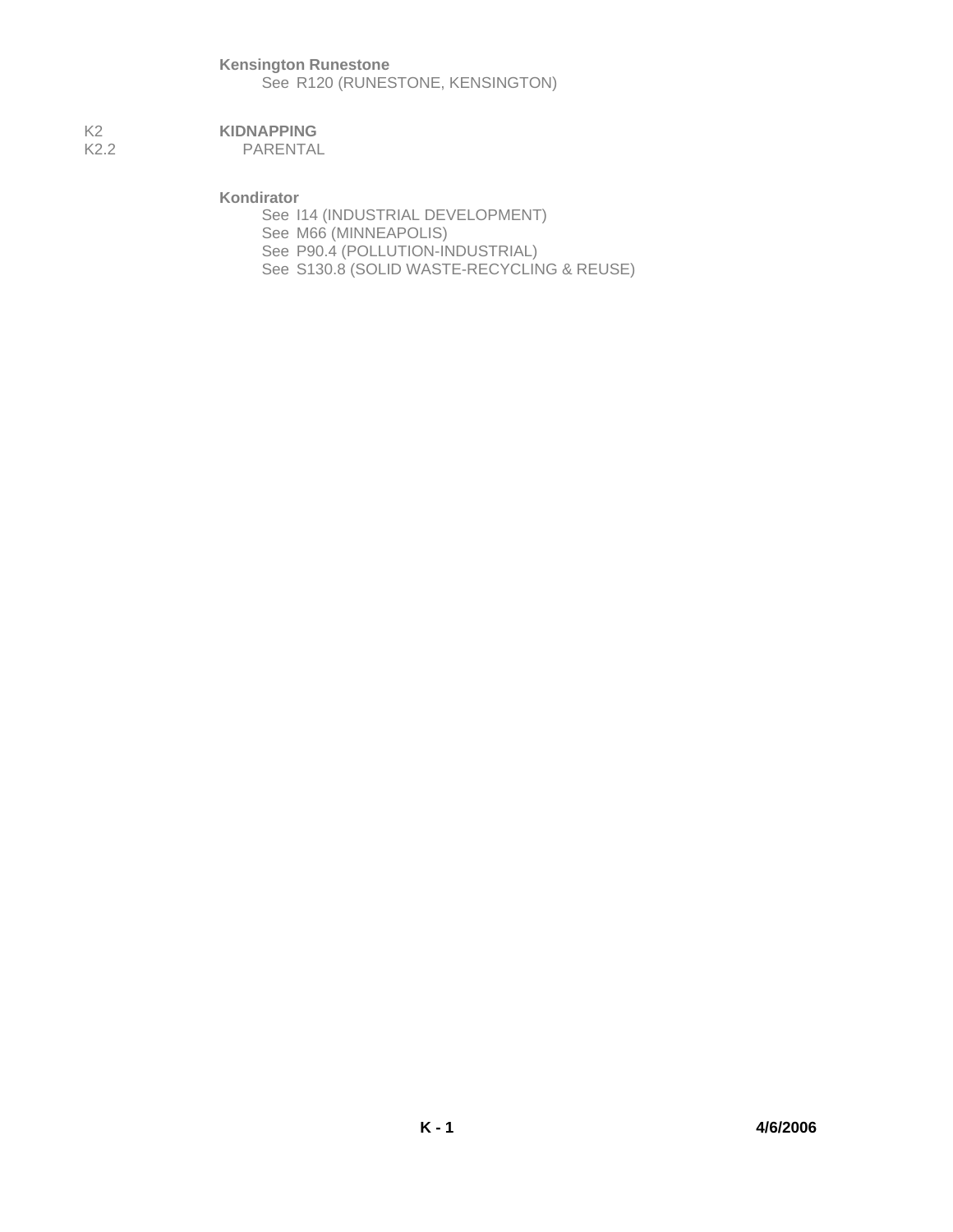**Kensington Runestone**
See R120 (RUNESTONE, KENSINGTON)

K2 **KIDNAPPING**
K2.2 PARENTAL

**Kondirator**
See I14 (INDUSTRIAL DEVELOPMENT)
See M66 (MINNEAPOLIS)
See P90.4 (POLLUTION-INDUSTRIAL)
See S130.8 (SOLID WASTE-RECYCLING & REUSE)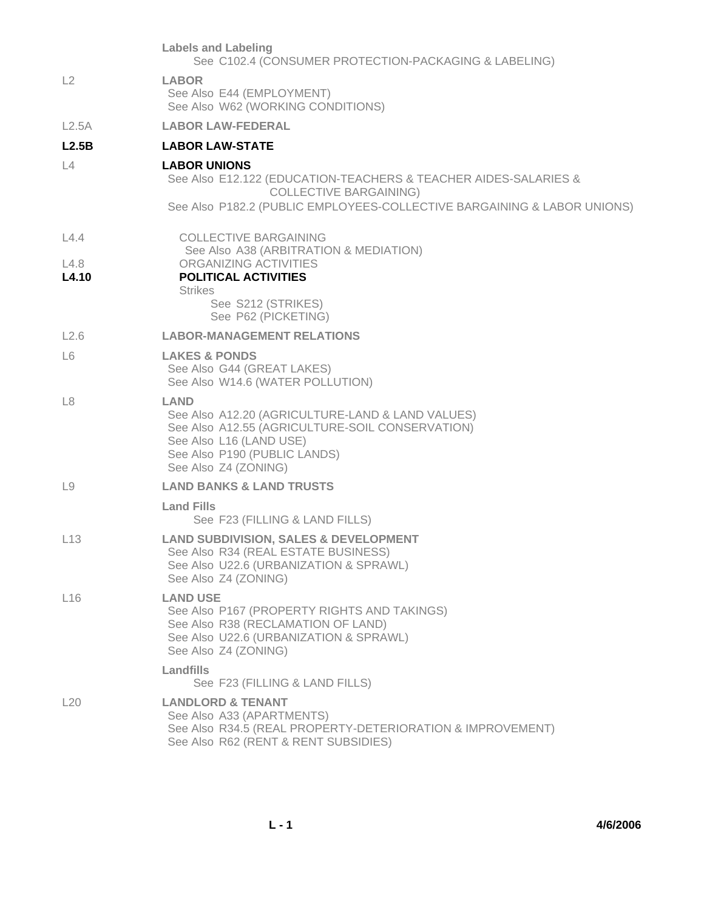**Labels and Labeling**
See C102.4 (CONSUMER PROTECTION-PACKAGING & LABELING)

L2 **LABOR**
See Also E44 (EMPLOYMENT)
See Also W62 (WORKING CONDITIONS)

L2.5A **LABOR LAW-FEDERAL**

**L2.5B** **LABOR LAW-STATE**

L4 **LABOR UNIONS**
See Also E12.122 (EDUCATION-TEACHERS & TEACHER AIDES-SALARIES & COLLECTIVE BARGAINING)
See Also P182.2 (PUBLIC EMPLOYEES-COLLECTIVE BARGAINING & LABOR UNIONS)

L4.4 COLLECTIVE BARGAINING
See Also A38 (ARBITRATION & MEDIATION)

L4.8 ORGANIZING ACTIVITIES

**L4.10** **POLITICAL ACTIVITIES**

Strikes
See S212 (STRIKES)
See P62 (PICKETING)

L2.6 **LABOR-MANAGEMENT RELATIONS**

L6 **LAKES & PONDS**
See Also G44 (GREAT LAKES)
See Also W14.6 (WATER POLLUTION)

L8 **LAND**
See Also A12.20 (AGRICULTURE-LAND & LAND VALUES)
See Also A12.55 (AGRICULTURE-SOIL CONSERVATION)
See Also L16 (LAND USE)
See Also P190 (PUBLIC LANDS)
See Also Z4 (ZONING)

L9 **LAND BANKS & LAND TRUSTS**

**Land Fills**
See F23 (FILLING & LAND FILLS)

L13 **LAND SUBDIVISION, SALES & DEVELOPMENT**
See Also R34 (REAL ESTATE BUSINESS)
See Also U22.6 (URBANIZATION & SPRAWL)
See Also Z4 (ZONING)

L16 **LAND USE**
See Also P167 (PROPERTY RIGHTS AND TAKINGS)
See Also R38 (RECLAMATION OF LAND)
See Also U22.6 (URBANIZATION & SPRAWL)
See Also Z4 (ZONING)

**Landfills**
See F23 (FILLING & LAND FILLS)

L20 **LANDLORD & TENANT**
See Also A33 (APARTMENTS)
See Also R34.5 (REAL PROPERTY-DETERIORATION & IMPROVEMENT)
See Also R62 (RENT & RENT SUBSIDIES)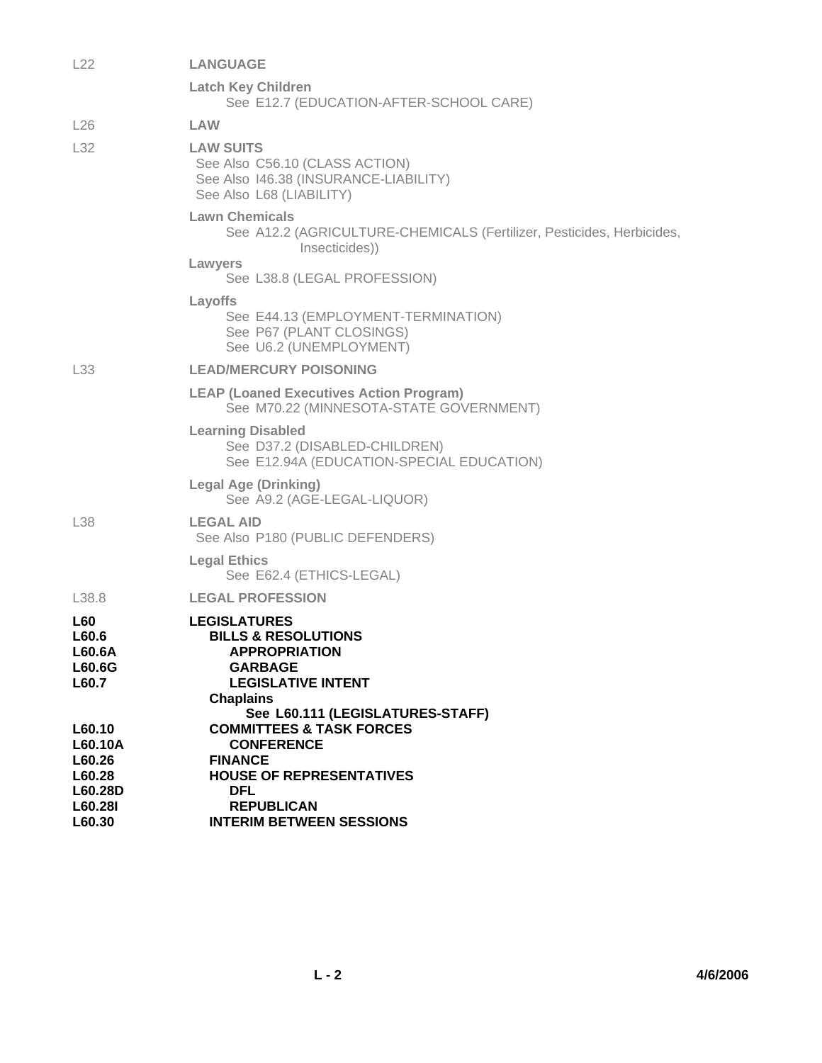L22 **LANGUAGE**

**Latch Key Children**
See E12.7 (EDUCATION-AFTER-SCHOOL CARE)

L26 **LAW**

L32 **LAW SUITS**
See Also C56.10 (CLASS ACTION)
See Also I46.38 (INSURANCE-LIABILITY)
See Also L68 (LIABILITY)

**Lawn Chemicals**
See A12.2 (AGRICULTURE-CHEMICALS (Fertilizer, Pesticides, Herbicides, Insecticides))

**Lawyers**
See L38.8 (LEGAL PROFESSION)

**Layoffs**
See E44.13 (EMPLOYMENT-TERMINATION)
See P67 (PLANT CLOSINGS)
See U6.2 (UNEMPLOYMENT)

L33 **LEAD/MERCURY POISONING**

**LEAP (Loaned Executives Action Program)**
See M70.22 (MINNESOTA-STATE GOVERNMENT)

**Learning Disabled**
See D37.2 (DISABLED-CHILDREN)
See E12.94A (EDUCATION-SPECIAL EDUCATION)

**Legal Age (Drinking)**
See A9.2 (AGE-LEGAL-LIQUOR)

L38 **LEGAL AID**
See Also P180 (PUBLIC DEFENDERS)

**Legal Ethics**
See E62.4 (ETHICS-LEGAL)

L38.8 **LEGAL PROFESSION**

**L60 LEGISLATURES**
**L60.6 BILLS & RESOLUTIONS**
**L60.6A APPROPRIATION**
**L60.6G GARBAGE**
**L60.7 LEGISLATIVE INTENT**
**Chaplains**
**See L60.111 (LEGISLATURES-STAFF)**
**L60.10 COMMITTEES & TASK FORCES**
**L60.10A CONFERENCE**
**L60.26 FINANCE**
**L60.28 HOUSE OF REPRESENTATIVES**
**L60.28D DFL**
**L60.28I REPUBLICAN**
**L60.30 INTERIM BETWEEN SESSIONS**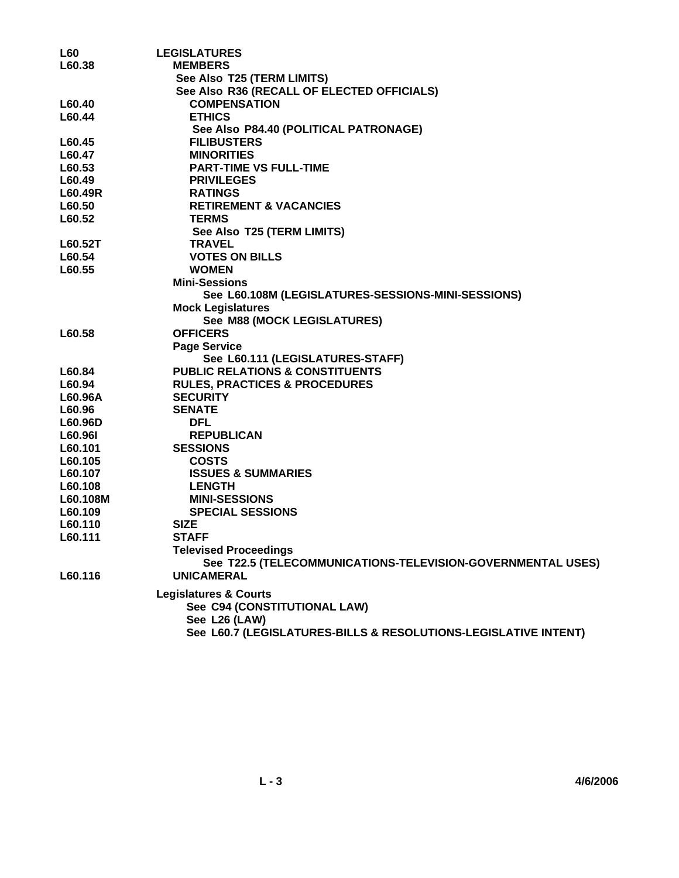| | |
|---|---|
| **L60** | **LEGISLATURES** |
| **L60.38** | **MEMBERS** |
| | **See Also T25 (TERM LIMITS)** |
| | **See Also R36 (RECALL OF ELECTED OFFICIALS)** |
| **L60.40** | **COMPENSATION** |
| **L60.44** | **ETHICS** |
| | **See Also P84.40 (POLITICAL PATRONAGE)** |
| **L60.45** | **FILIBUSTERS** |
| **L60.47** | **MINORITIES** |
| **L60.53** | **PART-TIME VS FULL-TIME** |
| **L60.49** | **PRIVILEGES** |
| **L60.49R** | **RATINGS** |
| **L60.50** | **RETIREMENT & VACANCIES** |
| **L60.52** | **TERMS** |
| | **See Also T25 (TERM LIMITS)** |
| **L60.52T** | **TRAVEL** |
| **L60.54** | **VOTES ON BILLS** |
| **L60.55** | **WOMEN** |
| | **Mini-Sessions** |
| | **See L60.108M (LEGISLATURES-SESSIONS-MINI-SESSIONS)** |
| | **Mock Legislatures** |
| | **See M88 (MOCK LEGISLATURES)** |
| **L60.58** | **OFFICERS** |
| | **Page Service** |
| | **See L60.111 (LEGISLATURES-STAFF)** |
| **L60.84** | **PUBLIC RELATIONS & CONSTITUENTS** |
| **L60.94** | **RULES, PRACTICES & PROCEDURES** |
| **L60.96A** | **SECURITY** |
| **L60.96** | **SENATE** |
| **L60.96D** | **DFL** |
| **L60.96I** | **REPUBLICAN** |
| **L60.101** | **SESSIONS** |
| **L60.105** | **COSTS** |
| **L60.107** | **ISSUES & SUMMARIES** |
| **L60.108** | **LENGTH** |
| **L60.108M** | **MINI-SESSIONS** |
| **L60.109** | **SPECIAL SESSIONS** |
| **L60.110** | **SIZE** |
| **L60.111** | **STAFF** |
| | **Televised Proceedings** |
| | **See T22.5 (TELECOMMUNICATIONS-TELEVISION-GOVERNMENTAL USES)** |
| **L60.116** | **UNICAMERAL** |
| | **Legislatures & Courts** |
| | **See C94 (CONSTITUTIONAL LAW)** |
| | **See L26 (LAW)** |
| | **See L60.7 (LEGISLATURES-BILLS & RESOLUTIONS-LEGISLATIVE INTENT)** |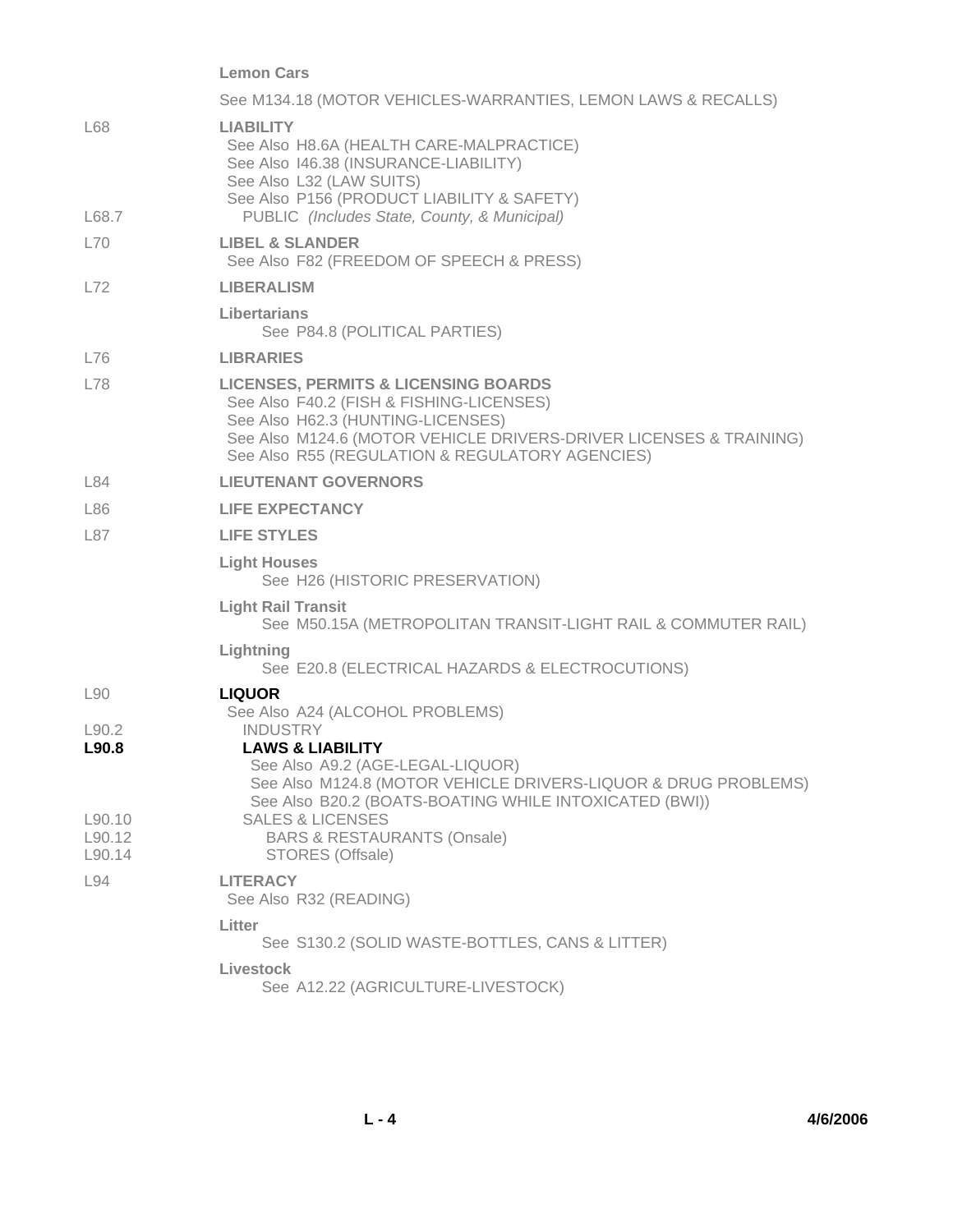**Lemon Cars**

See M134.18 (MOTOR VEHICLES-WARRANTIES, LEMON LAWS & RECALLS)

L68 **LIABILITY**
See Also H8.6A (HEALTH CARE-MALPRACTICE)
See Also I46.38 (INSURANCE-LIABILITY)
See Also L32 (LAW SUITS)
See Also P156 (PRODUCT LIABILITY & SAFETY)

L68.7 PUBLIC *(Includes State, County, & Municipal)*

L70 **LIBEL & SLANDER**
See Also F82 (FREEDOM OF SPEECH & PRESS)

L72 **LIBERALISM**

**Libertarians**
See P84.8 (POLITICAL PARTIES)

L76 **LIBRARIES**

L78 **LICENSES, PERMITS & LICENSING BOARDS**
See Also F40.2 (FISH & FISHING-LICENSES)
See Also H62.3 (HUNTING-LICENSES)
See Also M124.6 (MOTOR VEHICLE DRIVERS-DRIVER LICENSES & TRAINING)
See Also R55 (REGULATION & REGULATORY AGENCIES)

L84 **LIEUTENANT GOVERNORS**

L86 **LIFE EXPECTANCY**

L87 **LIFE STYLES**

**Light Houses**
See H26 (HISTORIC PRESERVATION)

**Light Rail Transit**
See M50.15A (METROPOLITAN TRANSIT-LIGHT RAIL & COMMUTER RAIL)

**Lightning**
See E20.8 (ELECTRICAL HAZARDS & ELECTROCUTIONS)

L90 **LIQUOR**
See Also A24 (ALCOHOL PROBLEMS)

L90.2 INDUSTRY

**L90.8** **LAWS & LIABILITY**
See Also A9.2 (AGE-LEGAL-LIQUOR)
See Also M124.8 (MOTOR VEHICLE DRIVERS-LIQUOR & DRUG PROBLEMS)
See Also B20.2 (BOATS-BOATING WHILE INTOXICATED (BWI))

L90.10 SALES & LICENSES

L90.12 BARS & RESTAURANTS (Onsale)

L90.14 STORES (Offsale)

L94 **LITERACY**
See Also R32 (READING)

**Litter**
See S130.2 (SOLID WASTE-BOTTLES, CANS & LITTER)

**Livestock**
See A12.22 (AGRICULTURE-LIVESTOCK)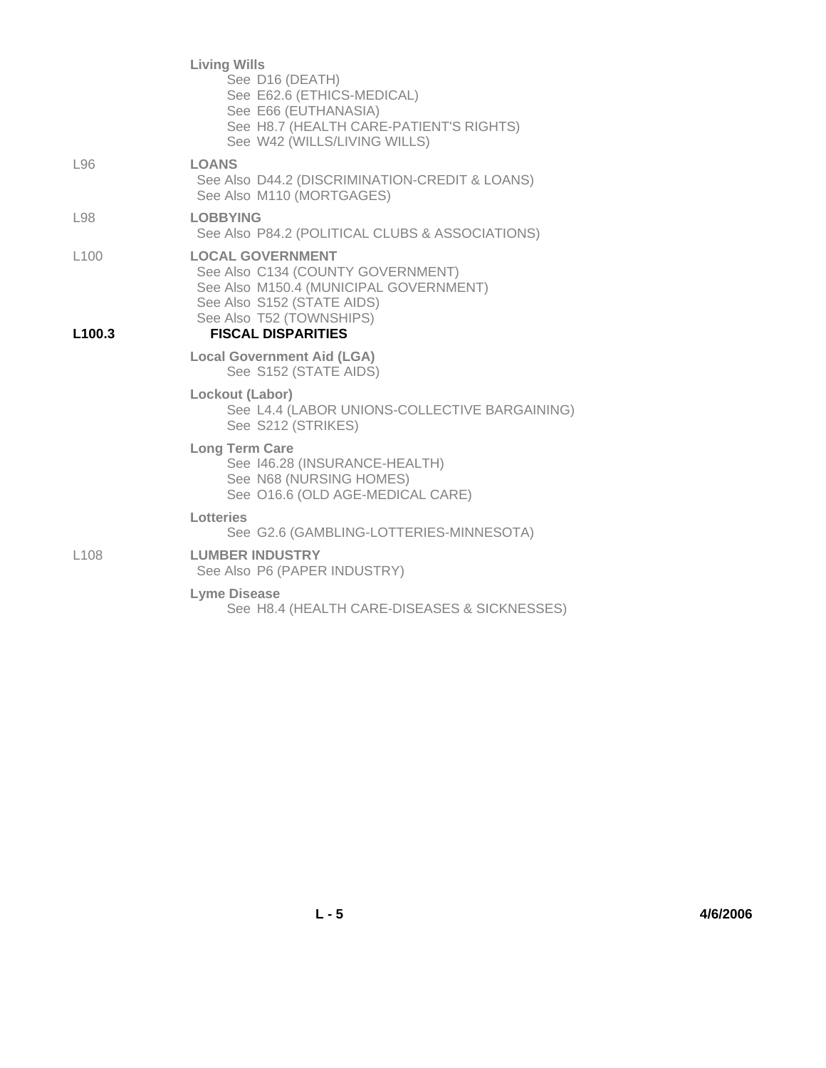**Living Wills**
See D16 (DEATH)
See E62.6 (ETHICS-MEDICAL)
See E66 (EUTHANASIA)
See H8.7 (HEALTH CARE-PATIENT'S RIGHTS)
See W42 (WILLS/LIVING WILLS)

L96 **LOANS**
See Also D44.2 (DISCRIMINATION-CREDIT & LOANS)
See Also M110 (MORTGAGES)

L98 **LOBBYING**
See Also P84.2 (POLITICAL CLUBS & ASSOCIATIONS)

L100 **LOCAL GOVERNMENT**
See Also C134 (COUNTY GOVERNMENT)
See Also M150.4 (MUNICIPAL GOVERNMENT)
See Also S152 (STATE AIDS)
See Also T52 (TOWNSHIPS)

**L100.3 FISCAL DISPARITIES**

**Local Government Aid (LGA)**
See S152 (STATE AIDS)

**Lockout (Labor)**
See L4.4 (LABOR UNIONS-COLLECTIVE BARGAINING)
See S212 (STRIKES)

**Long Term Care**
See I46.28 (INSURANCE-HEALTH)
See N68 (NURSING HOMES)
See O16.6 (OLD AGE-MEDICAL CARE)

**Lotteries**
See G2.6 (GAMBLING-LOTTERIES-MINNESOTA)

L108 **LUMBER INDUSTRY**
See Also P6 (PAPER INDUSTRY)

**Lyme Disease**
See H8.4 (HEALTH CARE-DISEASES & SICKNESSES)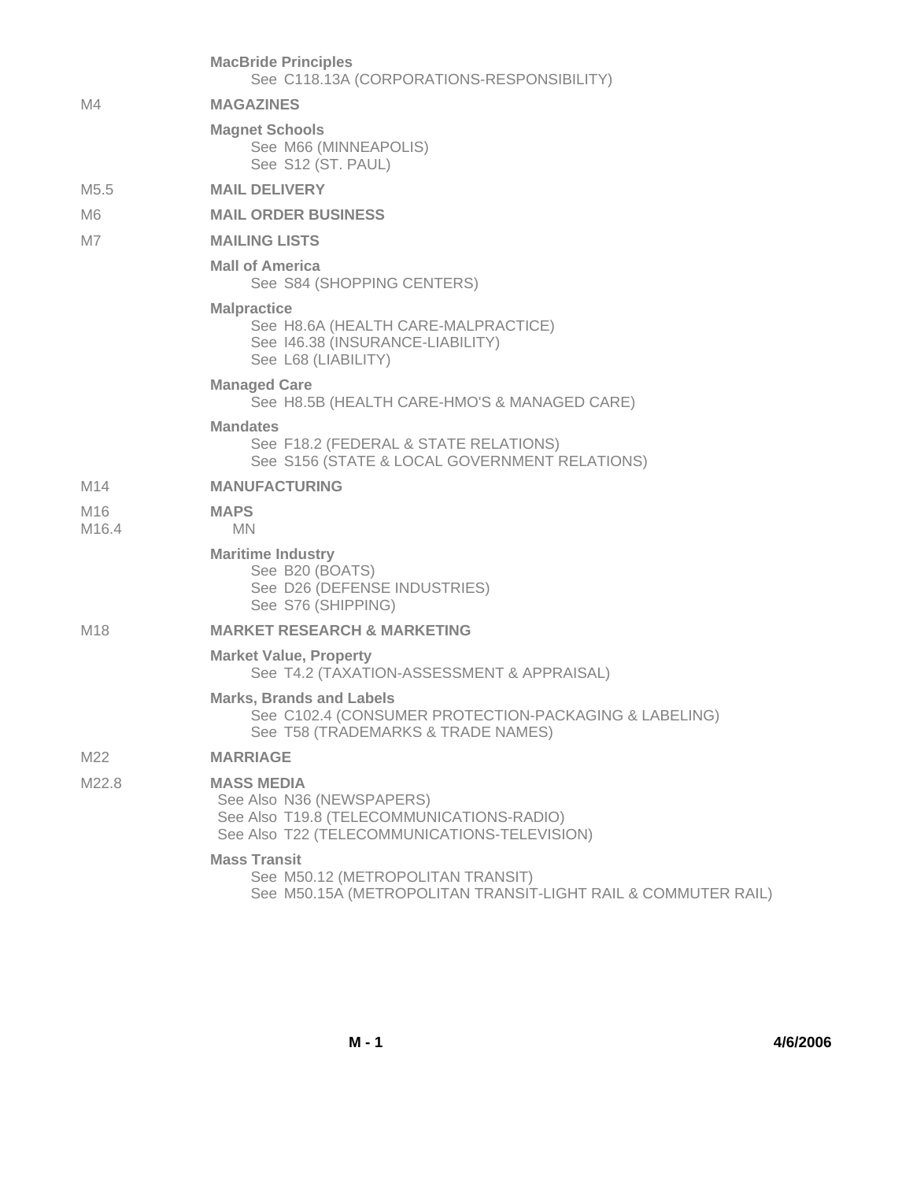**MacBride Principles**
See C118.13A (CORPORATIONS-RESPONSIBILITY)

M4 **MAGAZINES**

**Magnet Schools**
See M66 (MINNEAPOLIS)
See S12 (ST. PAUL)

M5.5 **MAIL DELIVERY**

M6 **MAIL ORDER BUSINESS**

M7 **MAILING LISTS**

**Mall of America**
See S84 (SHOPPING CENTERS)

**Malpractice**
See H8.6A (HEALTH CARE-MALPRACTICE)
See I46.38 (INSURANCE-LIABILITY)
See L68 (LIABILITY)

**Managed Care**
See H8.5B (HEALTH CARE-HMO'S & MANAGED CARE)

**Mandates**
See F18.2 (FEDERAL & STATE RELATIONS)
See S156 (STATE & LOCAL GOVERNMENT RELATIONS)

M14 **MANUFACTURING**

M16 **MAPS**
M16.4 MN

**Maritime Industry**
See B20 (BOATS)
See D26 (DEFENSE INDUSTRIES)
See S76 (SHIPPING)

M18 **MARKET RESEARCH & MARKETING**

**Market Value, Property**
See T4.2 (TAXATION-ASSESSMENT & APPRAISAL)

**Marks, Brands and Labels**
See C102.4 (CONSUMER PROTECTION-PACKAGING & LABELING)
See T58 (TRADEMARKS & TRADE NAMES)

M22 **MARRIAGE**

M22.8 **MASS MEDIA**
See Also N36 (NEWSPAPERS)
See Also T19.8 (TELECOMMUNICATIONS-RADIO)
See Also T22 (TELECOMMUNICATIONS-TELEVISION)

**Mass Transit**
See M50.12 (METROPOLITAN TRANSIT)
See M50.15A (METROPOLITAN TRANSIT-LIGHT RAIL & COMMUTER RAIL)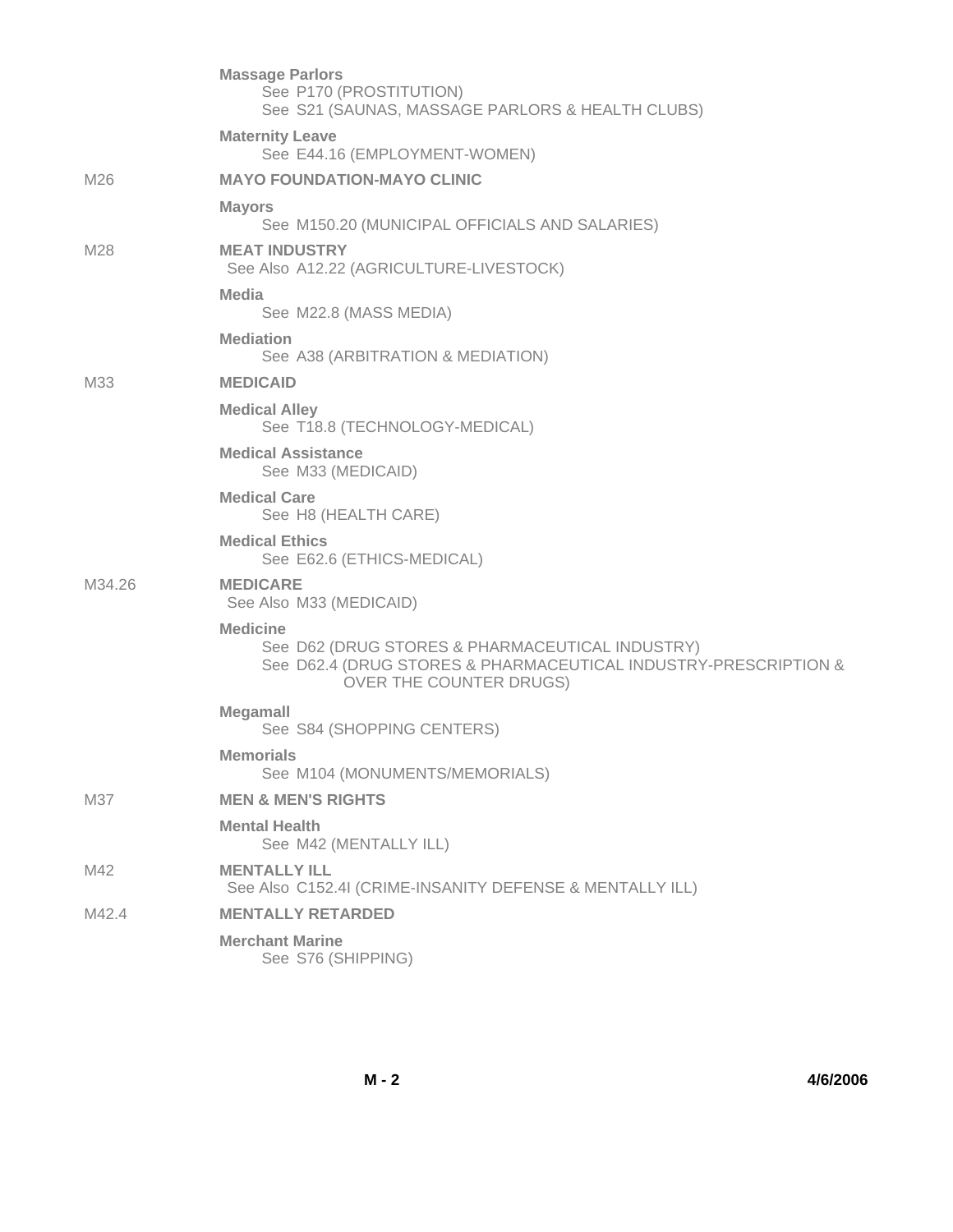**Massage Parlors**
See P170 (PROSTITUTION)
See S21 (SAUNAS, MASSAGE PARLORS & HEALTH CLUBS)

**Maternity Leave**
See E44.16 (EMPLOYMENT-WOMEN)

M26 **MAYO FOUNDATION-MAYO CLINIC**

**Mayors**
See M150.20 (MUNICIPAL OFFICIALS AND SALARIES)

M28 **MEAT INDUSTRY**
See Also A12.22 (AGRICULTURE-LIVESTOCK)

**Media**
See M22.8 (MASS MEDIA)

**Mediation**
See A38 (ARBITRATION & MEDIATION)

M33 **MEDICAID**

**Medical Alley**
See T18.8 (TECHNOLOGY-MEDICAL)

**Medical Assistance**
See M33 (MEDICAID)

**Medical Care**
See H8 (HEALTH CARE)

**Medical Ethics**
See E62.6 (ETHICS-MEDICAL)

M34.26 **MEDICARE**
See Also M33 (MEDICAID)

**Medicine**
See D62 (DRUG STORES & PHARMACEUTICAL INDUSTRY)
See D62.4 (DRUG STORES & PHARMACEUTICAL INDUSTRY-PRESCRIPTION & OVER THE COUNTER DRUGS)

**Megamall**
See S84 (SHOPPING CENTERS)

**Memorials**
See M104 (MONUMENTS/MEMORIALS)

M37 **MEN & MEN'S RIGHTS**

**Mental Health**
See M42 (MENTALLY ILL)

M42 **MENTALLY ILL**
See Also C152.4I (CRIME-INSANITY DEFENSE & MENTALLY ILL)

M42.4 **MENTALLY RETARDED**

**Merchant Marine**
See S76 (SHIPPING)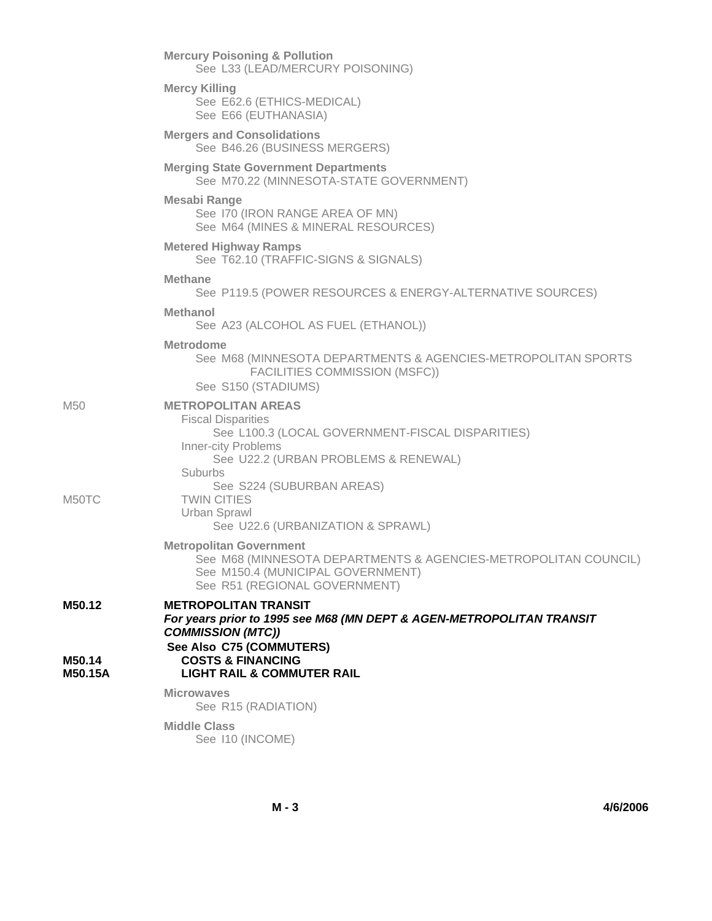**Mercury Poisoning & Pollution**
See L33 (LEAD/MERCURY POISONING)

**Mercy Killing**
See E62.6 (ETHICS-MEDICAL)
See E66 (EUTHANASIA)

**Mergers and Consolidations**
See B46.26 (BUSINESS MERGERS)

**Merging State Government Departments**
See M70.22 (MINNESOTA-STATE GOVERNMENT)

**Mesabi Range**
See I70 (IRON RANGE AREA OF MN)
See M64 (MINES & MINERAL RESOURCES)

**Metered Highway Ramps**
See T62.10 (TRAFFIC-SIGNS & SIGNALS)

**Methane**
See P119.5 (POWER RESOURCES & ENERGY-ALTERNATIVE SOURCES)

**Methanol**
See A23 (ALCOHOL AS FUEL (ETHANOL))

**Metrodome**
See M68 (MINNESOTA DEPARTMENTS & AGENCIES-METROPOLITAN SPORTS FACILITIES COMMISSION (MSFC))
See S150 (STADIUMS)

M50 **METROPOLITAN AREAS**
- Fiscal Disparities
  See L100.3 (LOCAL GOVERNMENT-FISCAL DISPARITIES)
- Inner-city Problems
  See U22.2 (URBAN PROBLEMS & RENEWAL)
- Suburbs
  See S224 (SUBURBAN AREAS)
- M50TC TWIN CITIES
- Urban Sprawl
  See U22.6 (URBANIZATION & SPRAWL)

**Metropolitan Government**
See M68 (MINNESOTA DEPARTMENTS & AGENCIES-METROPOLITAN COUNCIL)
See M150.4 (MUNICIPAL GOVERNMENT)
See R51 (REGIONAL GOVERNMENT)

**M50.12 METROPOLITAN TRANSIT**
***For years prior to 1995 see M68 (MN DEPT & AGEN-METROPOLITAN TRANSIT COMMISSION (MTC))***
**See Also C75 (COMMUTERS)**
- **M50.14 COSTS & FINANCING**
- **M50.15A LIGHT RAIL & COMMUTER RAIL**

**Microwaves**
See R15 (RADIATION)

**Middle Class**
See I10 (INCOME)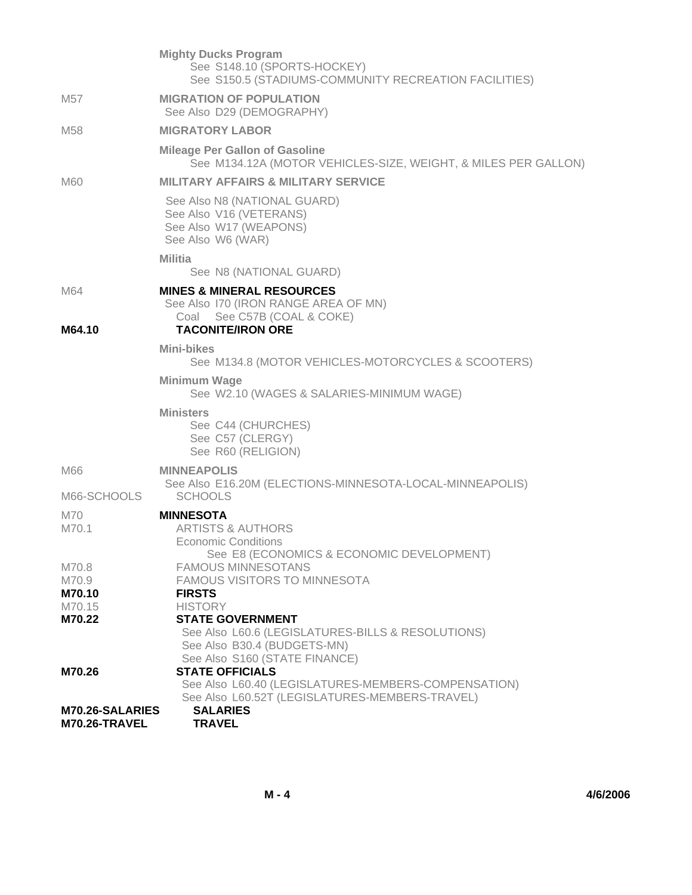**Mighty Ducks Program**
See S148.10 (SPORTS-HOCKEY)
See S150.5 (STADIUMS-COMMUNITY RECREATION FACILITIES)

M57 **MIGRATION OF POPULATION**
See Also D29 (DEMOGRAPHY)

M58 **MIGRATORY LABOR**

**Mileage Per Gallon of Gasoline**
See M134.12A (MOTOR VEHICLES-SIZE, WEIGHT, & MILES PER GALLON)

M60 **MILITARY AFFAIRS & MILITARY SERVICE**
See Also N8 (NATIONAL GUARD)
See Also V16 (VETERANS)
See Also W17 (WEAPONS)
See Also W6 (WAR)

**Militia**
See N8 (NATIONAL GUARD)

M64 **MINES & MINERAL RESOURCES**
See Also I70 (IRON RANGE AREA OF MN)
Coal See C57B (COAL & COKE)

**M64.10** **TACONITE/IRON ORE**

**Mini-bikes**
See M134.8 (MOTOR VEHICLES-MOTORCYCLES & SCOOTERS)

**Minimum Wage**
See W2.10 (WAGES & SALARIES-MINIMUM WAGE)

**Ministers**
See C44 (CHURCHES)
See C57 (CLERGY)
See R60 (RELIGION)

M66 **MINNEAPOLIS**
See Also E16.20M (ELECTIONS-MINNESOTA-LOCAL-MINNEAPOLIS)

M66-SCHOOLS SCHOOLS

M70 **MINNESOTA**

M70.1 ARTISTS & AUTHORS

Economic Conditions
See E8 (ECONOMICS & ECONOMIC DEVELOPMENT)

M70.8 FAMOUS MINNESOTANS

M70.9 FAMOUS VISITORS TO MINNESOTA

**M70.10** **FIRSTS**

M70.15 HISTORY

**M70.22** **STATE GOVERNMENT**
See Also L60.6 (LEGISLATURES-BILLS & RESOLUTIONS)
See Also B30.4 (BUDGETS-MN)
See Also S160 (STATE FINANCE)

**M70.26** **STATE OFFICIALS**
See Also L60.40 (LEGISLATURES-MEMBERS-COMPENSATION)
See Also L60.52T (LEGISLATURES-MEMBERS-TRAVEL)

**M70.26-SALARIES** **SALARIES**

**M70.26-TRAVEL** **TRAVEL**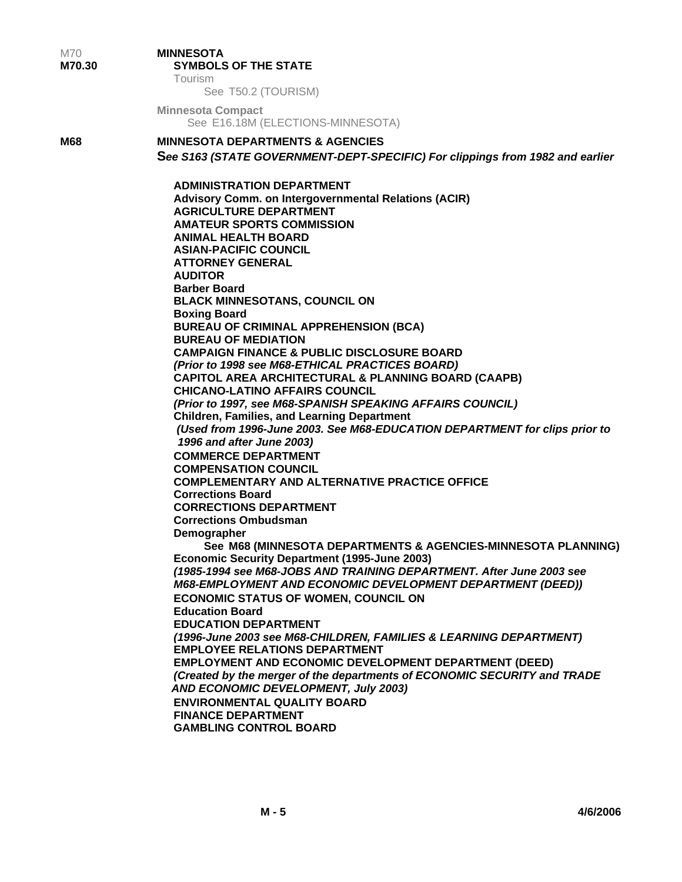M70 **MINNESOTA**

**M70.30** **SYMBOLS OF THE STATE**

Tourism
See T50.2 (TOURISM)

**Minnesota Compact**
See E16.18M (ELECTIONS-MINNESOTA)

**M68** **MINNESOTA DEPARTMENTS & AGENCIES**

***See S163 (STATE GOVERNMENT-DEPT-SPECIFIC) For clippings from 1982 and earlier***

**ADMINISTRATION DEPARTMENT**
**Advisory Comm. on Intergovernmental Relations (ACIR)**
**AGRICULTURE DEPARTMENT**
**AMATEUR SPORTS COMMISSION**
**ANIMAL HEALTH BOARD**
**ASIAN-PACIFIC COUNCIL**
**ATTORNEY GENERAL**
**AUDITOR**
**Barber Board**
**BLACK MINNESOTANS, COUNCIL ON**
**Boxing Board**
**BUREAU OF CRIMINAL APPREHENSION (BCA)**
**BUREAU OF MEDIATION**
**CAMPAIGN FINANCE & PUBLIC DISCLOSURE BOARD**
***(Prior to 1998 see M68-ETHICAL PRACTICES BOARD)***
**CAPITOL AREA ARCHITECTURAL & PLANNING BOARD (CAAPB)**
**CHICANO-LATINO AFFAIRS COUNCIL**
***(Prior to 1997, see M68-SPANISH SPEAKING AFFAIRS COUNCIL)***
**Children, Families, and Learning Department**
***(Used from 1996-June 2003. See M68-EDUCATION DEPARTMENT for clips prior to 1996 and after June 2003)***
**COMMERCE DEPARTMENT**
**COMPENSATION COUNCIL**
**COMPLEMENTARY AND ALTERNATIVE PRACTICE OFFICE**
**Corrections Board**
**CORRECTIONS DEPARTMENT**
**Corrections Ombudsman**
**Demographer**
**See M68 (MINNESOTA DEPARTMENTS & AGENCIES-MINNESOTA PLANNING)**
**Economic Security Department (1995-June 2003)**
***(1985-1994 see M68-JOBS AND TRAINING DEPARTMENT. After June 2003 see M68-EMPLOYMENT AND ECONOMIC DEVELOPMENT DEPARTMENT (DEED))***
**ECONOMIC STATUS OF WOMEN, COUNCIL ON**
**Education Board**
**EDUCATION DEPARTMENT**
***(1996-June 2003 see M68-CHILDREN, FAMILIES & LEARNING DEPARTMENT)***
**EMPLOYEE RELATIONS DEPARTMENT**
**EMPLOYMENT AND ECONOMIC DEVELOPMENT DEPARTMENT (DEED)**
***(Created by the merger of the departments of ECONOMIC SECURITY and TRADE AND ECONOMIC DEVELOPMENT, July 2003)***
**ENVIRONMENTAL QUALITY BOARD**
**FINANCE DEPARTMENT**
**GAMBLING CONTROL BOARD**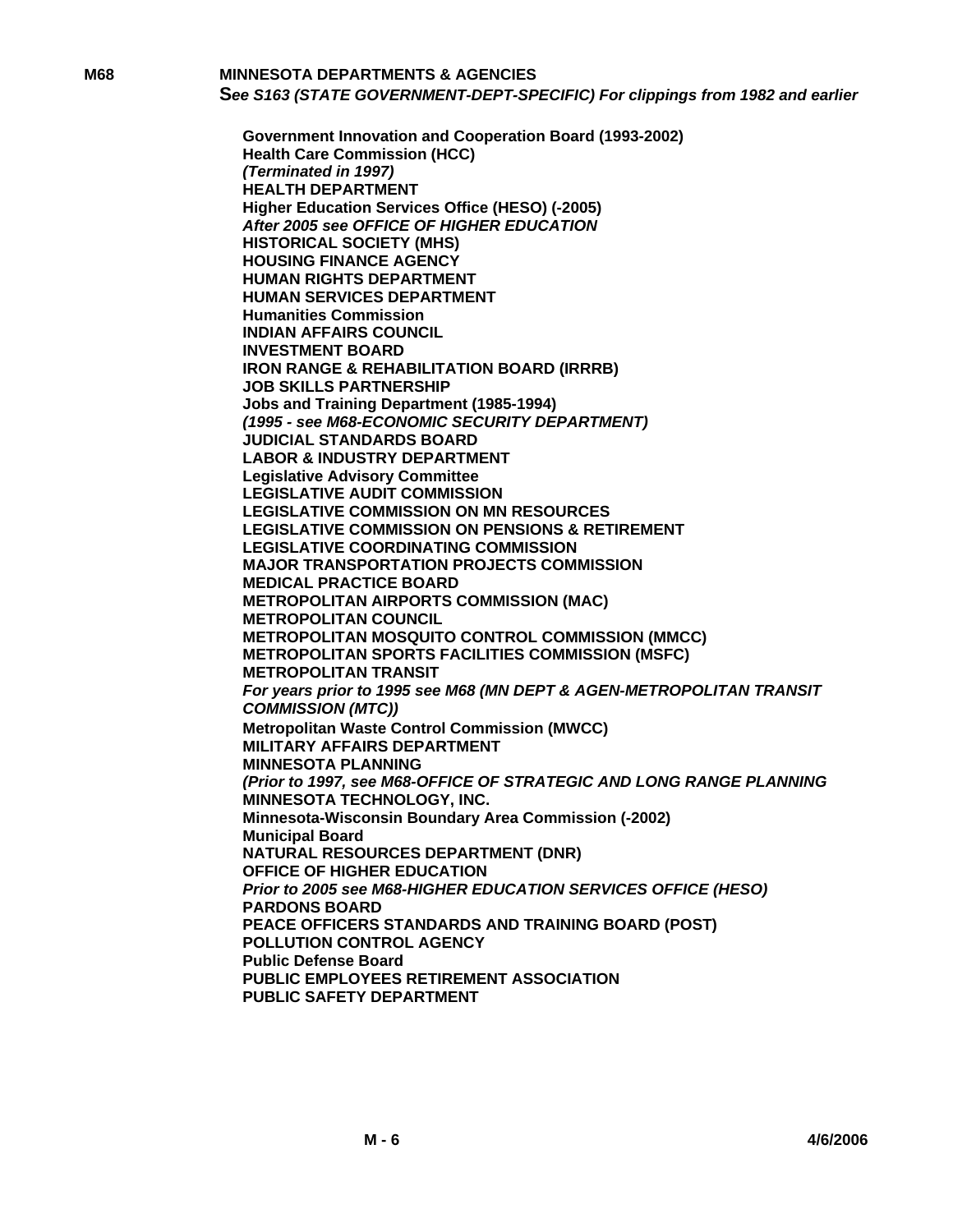**M68** **MINNESOTA DEPARTMENTS & AGENCIES**

***See S163 (STATE GOVERNMENT-DEPT-SPECIFIC) For clippings from 1982 and earlier***

**Government Innovation and Cooperation Board (1993-2002)**
**Health Care Commission (HCC)**
***(Terminated in 1997)***
**HEALTH DEPARTMENT**
**Higher Education Services Office (HESO) (-2005)**
***After 2005 see OFFICE OF HIGHER EDUCATION***
**HISTORICAL SOCIETY (MHS)**
**HOUSING FINANCE AGENCY**
**HUMAN RIGHTS DEPARTMENT**
**HUMAN SERVICES DEPARTMENT**
**Humanities Commission**
**INDIAN AFFAIRS COUNCIL**
**INVESTMENT BOARD**
**IRON RANGE & REHABILITATION BOARD (IRRRB)**
**JOB SKILLS PARTNERSHIP**
**Jobs and Training Department (1985-1994)**
***(1995 - see M68-ECONOMIC SECURITY DEPARTMENT)***
**JUDICIAL STANDARDS BOARD**
**LABOR & INDUSTRY DEPARTMENT**
**Legislative Advisory Committee**
**LEGISLATIVE AUDIT COMMISSION**
**LEGISLATIVE COMMISSION ON MN RESOURCES**
**LEGISLATIVE COMMISSION ON PENSIONS & RETIREMENT**
**LEGISLATIVE COORDINATING COMMISSION**
**MAJOR TRANSPORTATION PROJECTS COMMISSION**
**MEDICAL PRACTICE BOARD**
**METROPOLITAN AIRPORTS COMMISSION (MAC)**
**METROPOLITAN COUNCIL**
**METROPOLITAN MOSQUITO CONTROL COMMISSION (MMCC)**
**METROPOLITAN SPORTS FACILITIES COMMISSION (MSFC)**
**METROPOLITAN TRANSIT**
***For years prior to 1995 see M68 (MN DEPT & AGEN-METROPOLITAN TRANSIT COMMISSION (MTC))***
**Metropolitan Waste Control Commission (MWCC)**
**MILITARY AFFAIRS DEPARTMENT**
**MINNESOTA PLANNING**
***(Prior to 1997, see M68-OFFICE OF STRATEGIC AND LONG RANGE PLANNING***
**MINNESOTA TECHNOLOGY, INC.**
**Minnesota-Wisconsin Boundary Area Commission (-2002)**
**Municipal Board**
**NATURAL RESOURCES DEPARTMENT (DNR)**
**OFFICE OF HIGHER EDUCATION**
***Prior to 2005 see M68-HIGHER EDUCATION SERVICES OFFICE (HESO)***
**PARDONS BOARD**
**PEACE OFFICERS STANDARDS AND TRAINING BOARD (POST)**
**POLLUTION CONTROL AGENCY**
**Public Defense Board**
**PUBLIC EMPLOYEES RETIREMENT ASSOCIATION**
**PUBLIC SAFETY DEPARTMENT**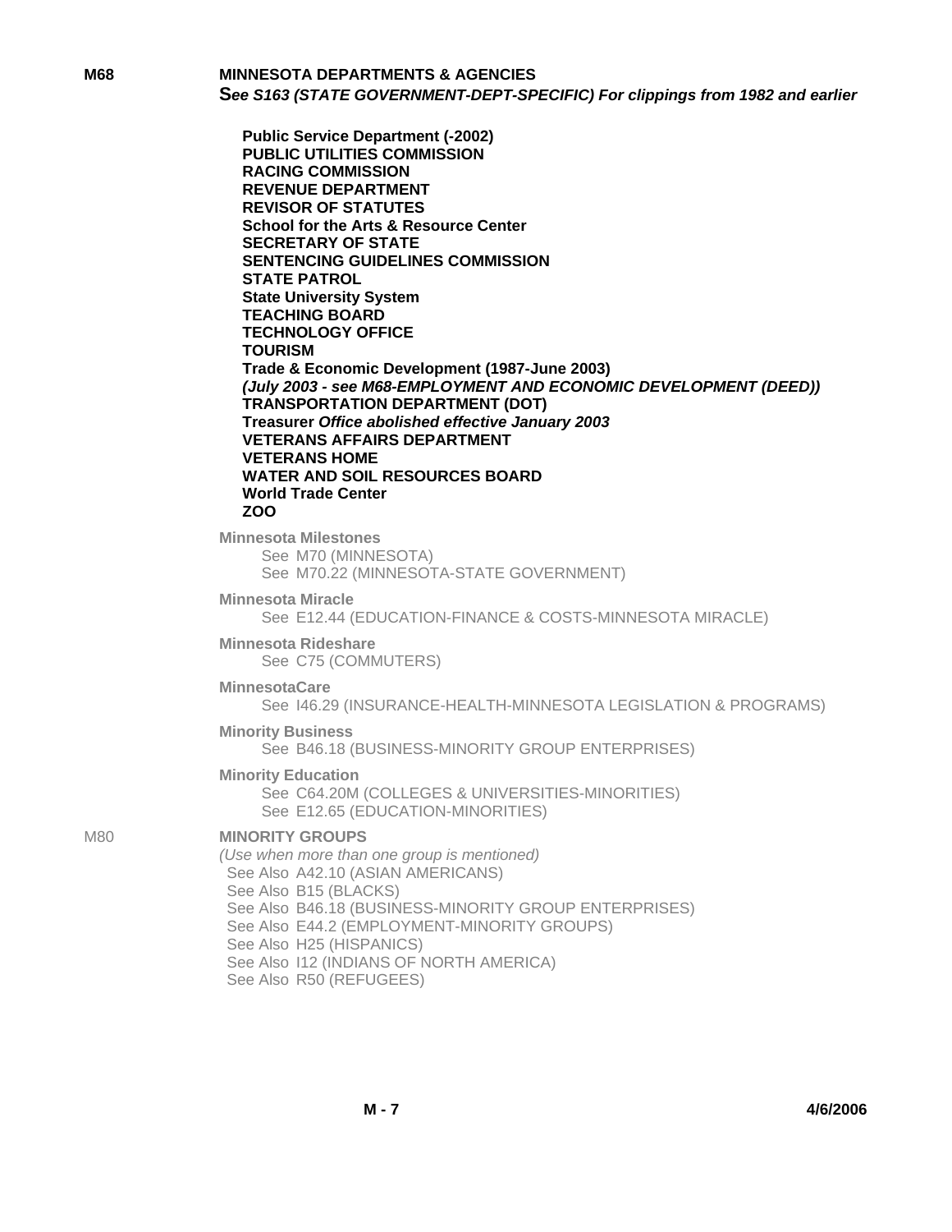**M68** **MINNESOTA DEPARTMENTS & AGENCIES**

***See S163 (STATE GOVERNMENT-DEPT-SPECIFIC) For clippings from 1982 and earlier***

- **Public Service Department (-2002)**
- **PUBLIC UTILITIES COMMISSION**
- **RACING COMMISSION**
- **REVENUE DEPARTMENT**
- **REVISOR OF STATUTES**
- **School for the Arts & Resource Center**
- **SECRETARY OF STATE**
- **SENTENCING GUIDELINES COMMISSION**
- **STATE PATROL**
- **State University System**
- **TEACHING BOARD**
- **TECHNOLOGY OFFICE**
- **TOURISM**
- **Trade & Economic Development (1987-June 2003)**
  ***(July 2003 - see M68-EMPLOYMENT AND ECONOMIC DEVELOPMENT (DEED))***
- **TRANSPORTATION DEPARTMENT (DOT)**
- **Treasurer** ***Office abolished effective January 2003***
- **VETERANS AFFAIRS DEPARTMENT**
- **VETERANS HOME**
- **WATER AND SOIL RESOURCES BOARD**
- **World Trade Center**
- **ZOO**

**Minnesota Milestones**
See M70 (MINNESOTA)
See M70.22 (MINNESOTA-STATE GOVERNMENT)

**Minnesota Miracle**
See E12.44 (EDUCATION-FINANCE & COSTS-MINNESOTA MIRACLE)

**Minnesota Rideshare**
See C75 (COMMUTERS)

**MinnesotaCare**
See I46.29 (INSURANCE-HEALTH-MINNESOTA LEGISLATION & PROGRAMS)

**Minority Business**
See B46.18 (BUSINESS-MINORITY GROUP ENTERPRISES)

**Minority Education**
See C64.20M (COLLEGES & UNIVERSITIES-MINORITIES)
See E12.65 (EDUCATION-MINORITIES)

M80 **MINORITY GROUPS**

*(Use when more than one group is mentioned)*

See Also A42.10 (ASIAN AMERICANS)
See Also B15 (BLACKS)
See Also B46.18 (BUSINESS-MINORITY GROUP ENTERPRISES)
See Also E44.2 (EMPLOYMENT-MINORITY GROUPS)
See Also H25 (HISPANICS)
See Also I12 (INDIANS OF NORTH AMERICA)
See Also R50 (REFUGEES)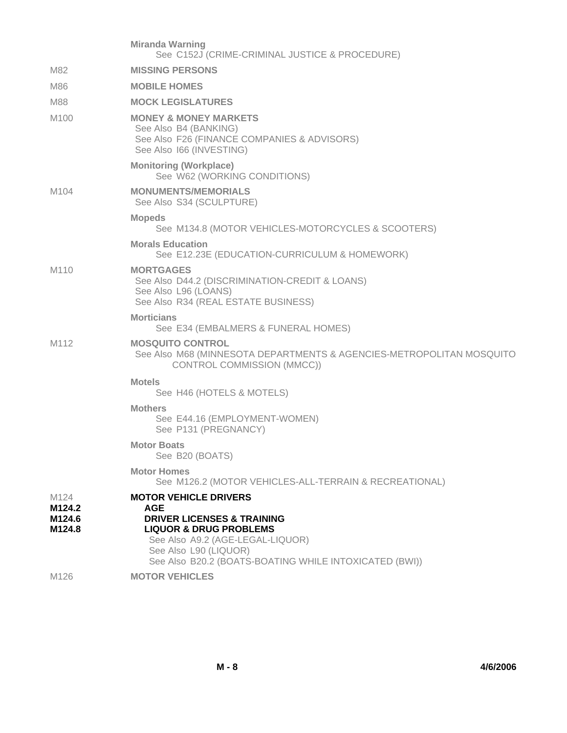**Miranda Warning**
See C152J (CRIME-CRIMINAL JUSTICE & PROCEDURE)

M82 **MISSING PERSONS**

M86 **MOBILE HOMES**

M88 **MOCK LEGISLATURES**

M100 **MONEY & MONEY MARKETS**
See Also B4 (BANKING)
See Also F26 (FINANCE COMPANIES & ADVISORS)
See Also I66 (INVESTING)

**Monitoring (Workplace)**
See W62 (WORKING CONDITIONS)

M104 **MONUMENTS/MEMORIALS**
See Also S34 (SCULPTURE)

**Mopeds**
See M134.8 (MOTOR VEHICLES-MOTORCYCLES & SCOOTERS)

**Morals Education**
See E12.23E (EDUCATION-CURRICULUM & HOMEWORK)

M110 **MORTGAGES**
See Also D44.2 (DISCRIMINATION-CREDIT & LOANS)
See Also L96 (LOANS)
See Also R34 (REAL ESTATE BUSINESS)

**Morticians**
See E34 (EMBALMERS & FUNERAL HOMES)

M112 **MOSQUITO CONTROL**
See Also M68 (MINNESOTA DEPARTMENTS & AGENCIES-METROPOLITAN MOSQUITO CONTROL COMMISSION (MMCC))

**Motels**
See H46 (HOTELS & MOTELS)

**Mothers**
See E44.16 (EMPLOYMENT-WOMEN)
See P131 (PREGNANCY)

**Motor Boats**
See B20 (BOATS)

**Motor Homes**
See M126.2 (MOTOR VEHICLES-ALL-TERRAIN & RECREATIONAL)

M124 **MOTOR VEHICLE DRIVERS**
**M124.2** **AGE**
**M124.6** **DRIVER LICENSES & TRAINING**
**M124.8** **LIQUOR & DRUG PROBLEMS**
See Also A9.2 (AGE-LEGAL-LIQUOR)
See Also L90 (LIQUOR)
See Also B20.2 (BOATS-BOATING WHILE INTOXICATED (BWI))

M126 **MOTOR VEHICLES**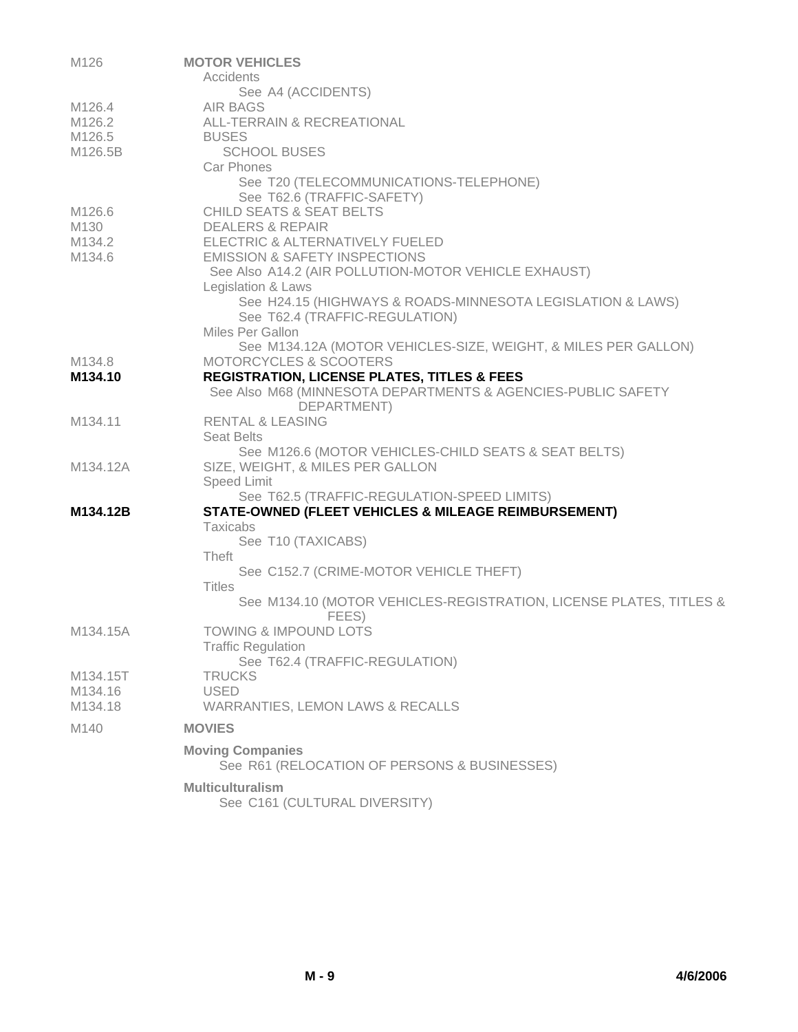M126 **MOTOR VEHICLES**

- Accidents
  - See A4 (ACCIDENTS)
- M126.4 AIR BAGS
- M126.2 ALL-TERRAIN & RECREATIONAL
- M126.5 BUSES
  - M126.5B SCHOOL BUSES
- Car Phones
  - See T20 (TELECOMMUNICATIONS-TELEPHONE)
  - See T62.6 (TRAFFIC-SAFETY)
- M126.6 CHILD SEATS & SEAT BELTS
- M130 DEALERS & REPAIR
- M134.2 ELECTRIC & ALTERNATIVELY FUELED
- M134.6 EMISSION & SAFETY INSPECTIONS
  - See Also A14.2 (AIR POLLUTION-MOTOR VEHICLE EXHAUST)
- Legislation & Laws
  - See H24.15 (HIGHWAYS & ROADS-MINNESOTA LEGISLATION & LAWS)
  - See T62.4 (TRAFFIC-REGULATION)
- Miles Per Gallon
  - See M134.12A (MOTOR VEHICLES-SIZE, WEIGHT, & MILES PER GALLON)
- M134.8 MOTORCYCLES & SCOOTERS
- **M134.10 REGISTRATION, LICENSE PLATES, TITLES & FEES**
  - See Also M68 (MINNESOTA DEPARTMENTS & AGENCIES-PUBLIC SAFETY DEPARTMENT)
- M134.11 RENTAL & LEASING
- Seat Belts
  - See M126.6 (MOTOR VEHICLES-CHILD SEATS & SEAT BELTS)
- M134.12A SIZE, WEIGHT, & MILES PER GALLON
- Speed Limit
  - See T62.5 (TRAFFIC-REGULATION-SPEED LIMITS)
- **M134.12B STATE-OWNED (FLEET VEHICLES & MILEAGE REIMBURSEMENT)**
- Taxicabs
  - See T10 (TAXICABS)
- Theft
  - See C152.7 (CRIME-MOTOR VEHICLE THEFT)
- Titles
  - See M134.10 (MOTOR VEHICLES-REGISTRATION, LICENSE PLATES, TITLES & FEES)
- M134.15A TOWING & IMPOUND LOTS
- Traffic Regulation
  - See T62.4 (TRAFFIC-REGULATION)
- M134.15T TRUCKS
- M134.16 USED
- M134.18 WARRANTIES, LEMON LAWS & RECALLS

M140 **MOVIES**

**Moving Companies**
- See R61 (RELOCATION OF PERSONS & BUSINESSES)

**Multiculturalism**
- See C161 (CULTURAL DIVERSITY)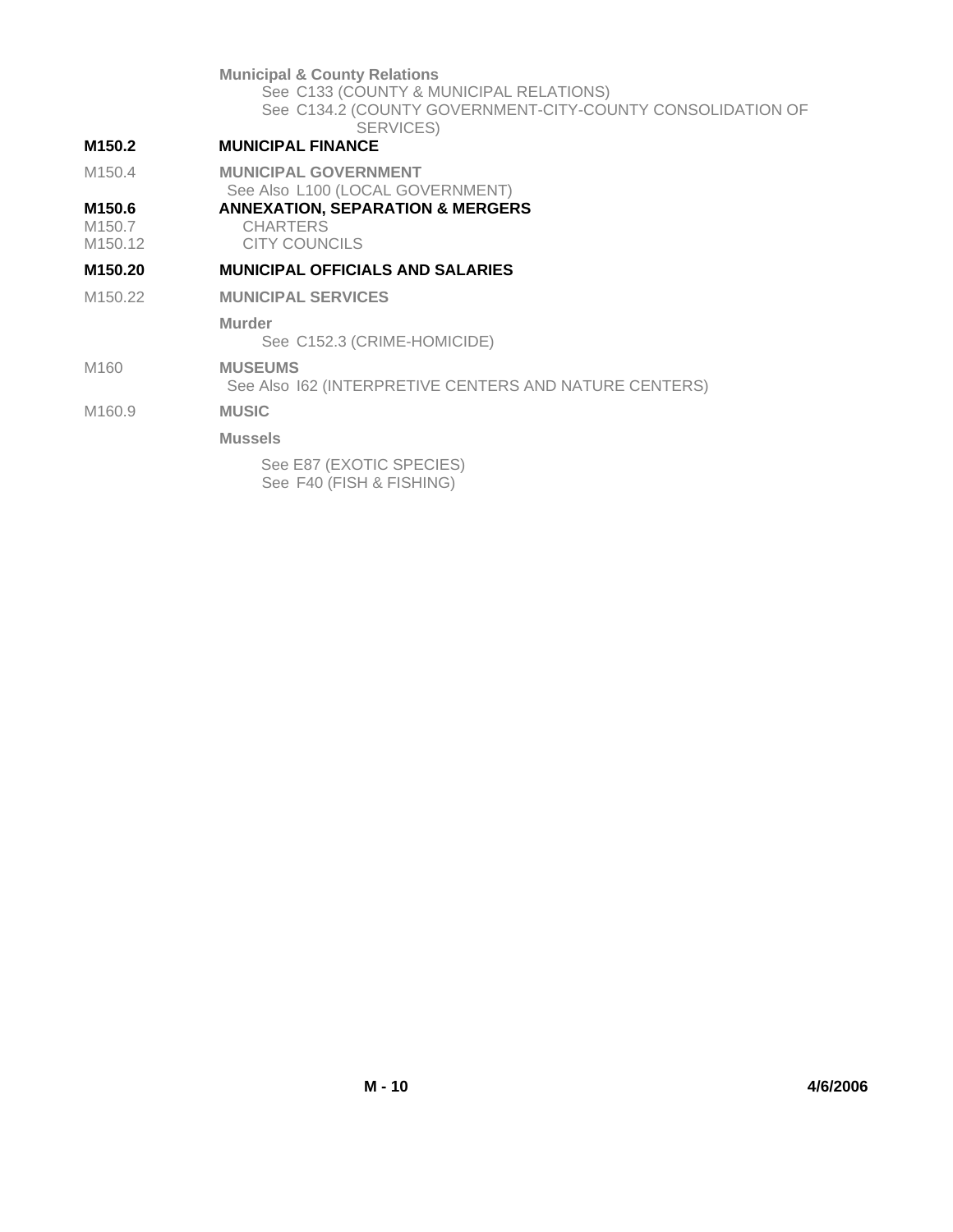**Municipal & County Relations**
See C133 (COUNTY & MUNICIPAL RELATIONS)
See C134.2 (COUNTY GOVERNMENT-CITY-COUNTY CONSOLIDATION OF SERVICES)

**M150.2** **MUNICIPAL FINANCE**

M150.4 **MUNICIPAL GOVERNMENT**
See Also L100 (LOCAL GOVERNMENT)

**M150.6** **ANNEXATION, SEPARATION & MERGERS**
M150.7 CHARTERS
M150.12 CITY COUNCILS

**M150.20** **MUNICIPAL OFFICIALS AND SALARIES**

M150.22 **MUNICIPAL SERVICES**

**Murder**
See C152.3 (CRIME-HOMICIDE)

M160 **MUSEUMS**
See Also I62 (INTERPRETIVE CENTERS AND NATURE CENTERS)

M160.9 **MUSIC**

**Mussels**
See E87 (EXOTIC SPECIES)
See F40 (FISH & FISHING)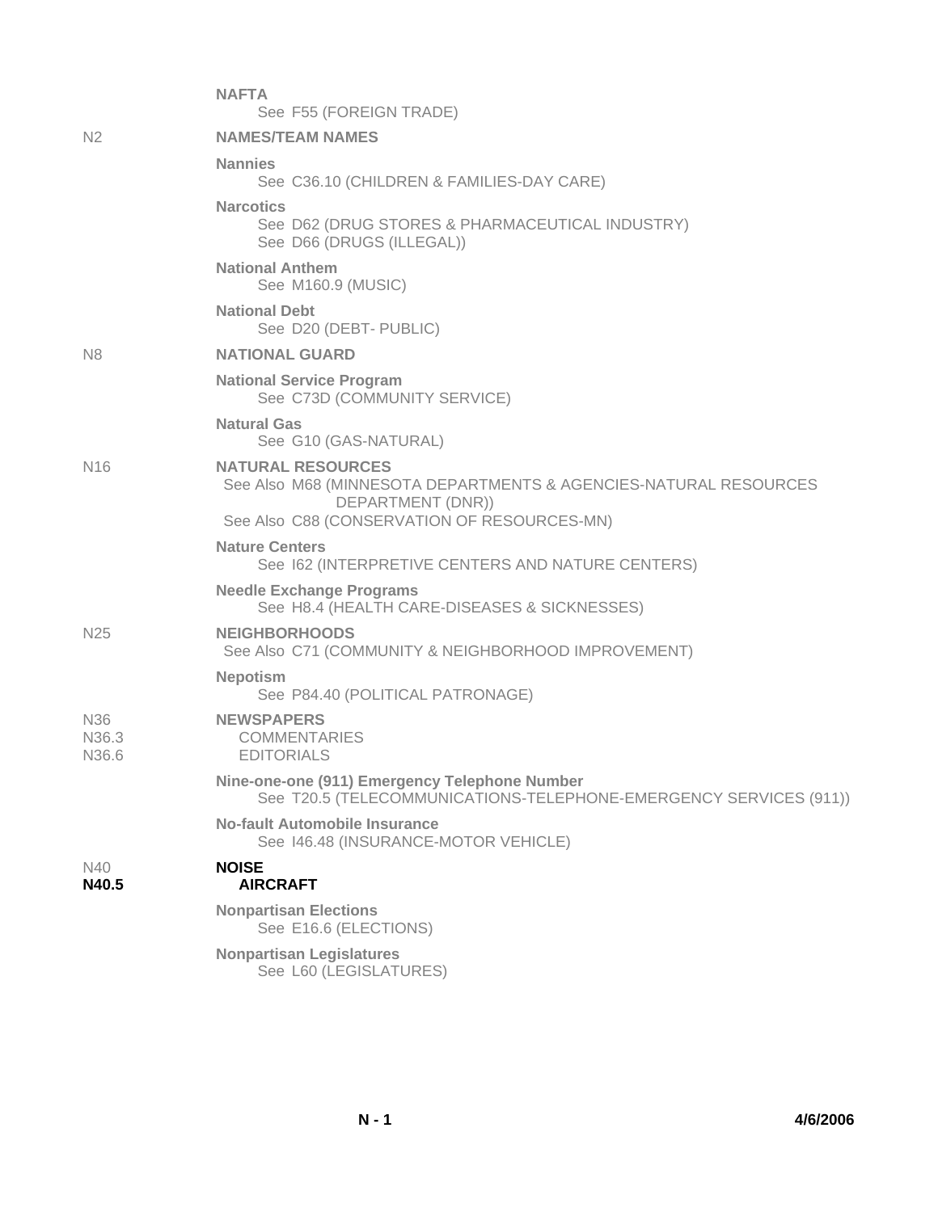**NAFTA**
See F55 (FOREIGN TRADE)

N2 **NAMES/TEAM NAMES**

**Nannies**
See C36.10 (CHILDREN & FAMILIES-DAY CARE)

**Narcotics**
See D62 (DRUG STORES & PHARMACEUTICAL INDUSTRY)
See D66 (DRUGS (ILLEGAL))

**National Anthem**
See M160.9 (MUSIC)

**National Debt**
See D20 (DEBT- PUBLIC)

N8 **NATIONAL GUARD**

**National Service Program**
See C73D (COMMUNITY SERVICE)

**Natural Gas**
See G10 (GAS-NATURAL)

N16 **NATURAL RESOURCES**
See Also M68 (MINNESOTA DEPARTMENTS & AGENCIES-NATURAL RESOURCES DEPARTMENT (DNR))
See Also C88 (CONSERVATION OF RESOURCES-MN)

**Nature Centers**
See I62 (INTERPRETIVE CENTERS AND NATURE CENTERS)

**Needle Exchange Programs**
See H8.4 (HEALTH CARE-DISEASES & SICKNESSES)

N25 **NEIGHBORHOODS**
See Also C71 (COMMUNITY & NEIGHBORHOOD IMPROVEMENT)

**Nepotism**
See P84.40 (POLITICAL PATRONAGE)

N36 **NEWSPAPERS**
N36.3 COMMENTARIES
N36.6 EDITORIALS

**Nine-one-one (911) Emergency Telephone Number**
See T20.5 (TELECOMMUNICATIONS-TELEPHONE-EMERGENCY SERVICES (911))

**No-fault Automobile Insurance**
See I46.48 (INSURANCE-MOTOR VEHICLE)

N40 **NOISE**
**N40.5** **AIRCRAFT**

**Nonpartisan Elections**
See E16.6 (ELECTIONS)

**Nonpartisan Legislatures**
See L60 (LEGISLATURES)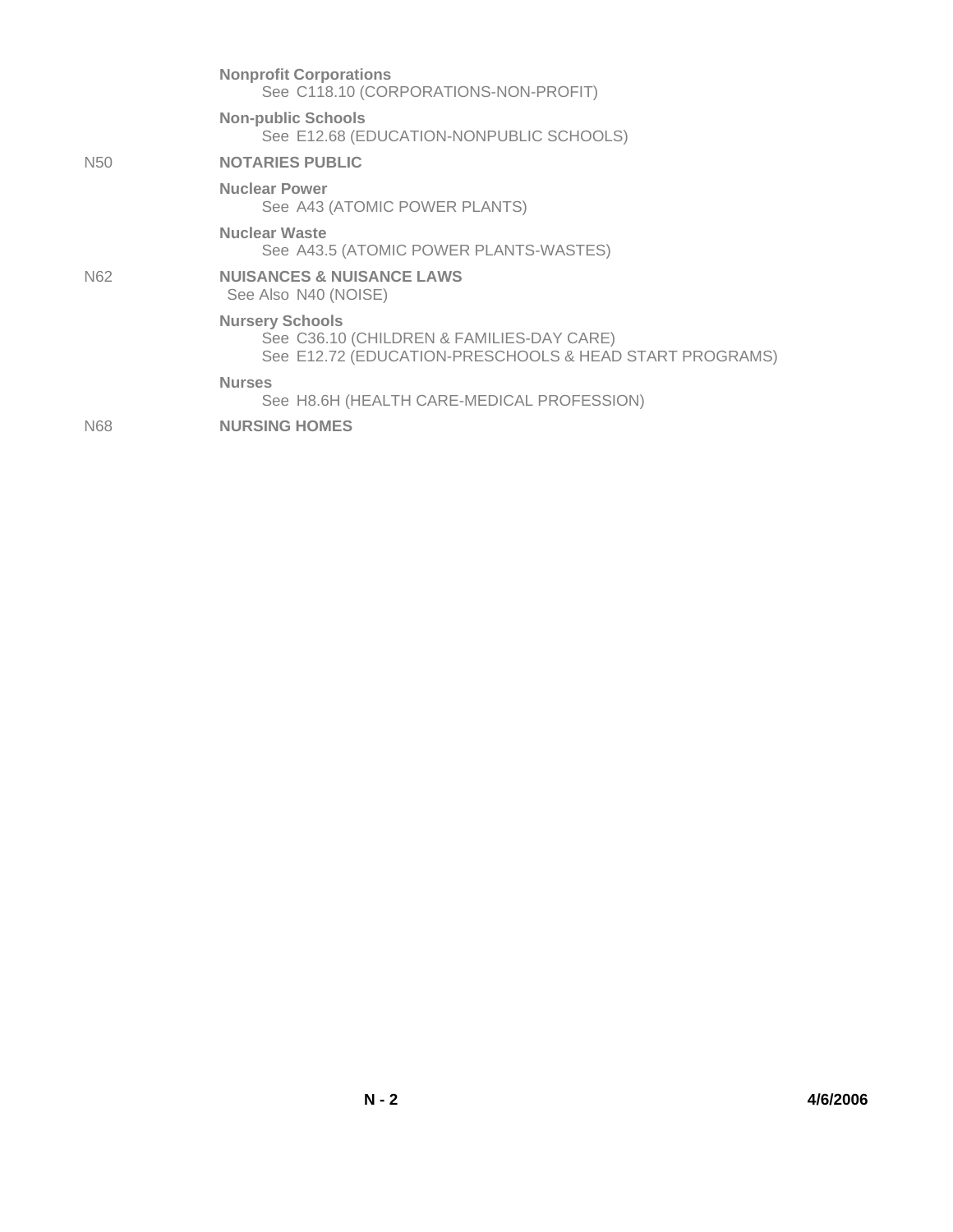**Nonprofit Corporations**
See C118.10 (CORPORATIONS-NON-PROFIT)

**Non-public Schools**
See E12.68 (EDUCATION-NONPUBLIC SCHOOLS)

N50 **NOTARIES PUBLIC**

**Nuclear Power**
See A43 (ATOMIC POWER PLANTS)

**Nuclear Waste**
See A43.5 (ATOMIC POWER PLANTS-WASTES)

N62 **NUISANCES & NUISANCE LAWS**
See Also N40 (NOISE)

**Nursery Schools**
See C36.10 (CHILDREN & FAMILIES-DAY CARE)
See E12.72 (EDUCATION-PRESCHOOLS & HEAD START PROGRAMS)

**Nurses**
See H8.6H (HEALTH CARE-MEDICAL PROFESSION)

N68 **NURSING HOMES**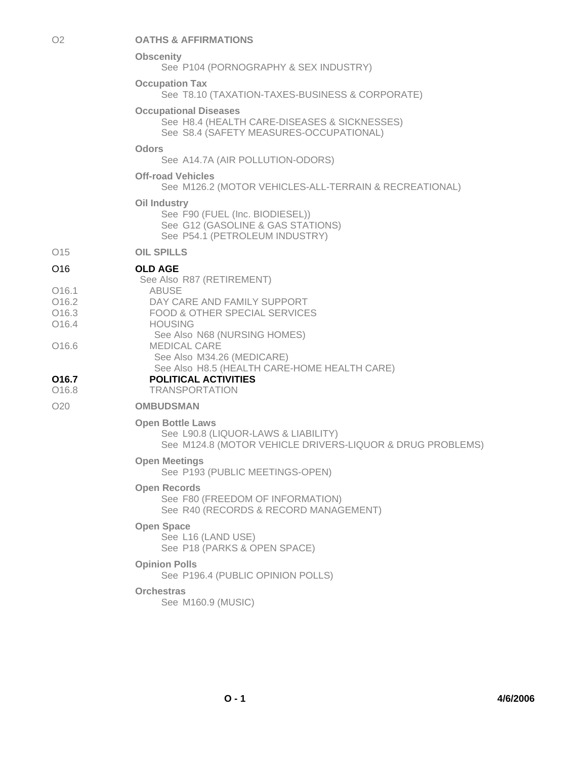O2 **OATHS & AFFIRMATIONS**

**Obscenity**
See P104 (PORNOGRAPHY & SEX INDUSTRY)

**Occupation Tax**
See T8.10 (TAXATION-TAXES-BUSINESS & CORPORATE)

**Occupational Diseases**
See H8.4 (HEALTH CARE-DISEASES & SICKNESSES)
See S8.4 (SAFETY MEASURES-OCCUPATIONAL)

**Odors**
See A14.7A (AIR POLLUTION-ODORS)

**Off-road Vehicles**
See M126.2 (MOTOR VEHICLES-ALL-TERRAIN & RECREATIONAL)

**Oil Industry**
See F90 (FUEL (Inc. BIODIESEL))
See G12 (GASOLINE & GAS STATIONS)
See P54.1 (PETROLEUM INDUSTRY)

O15 **OIL SPILLS**

O16 **OLD AGE**
See Also R87 (RETIREMENT)

O16.1 ABUSE
O16.2 DAY CARE AND FAMILY SUPPORT
O16.3 FOOD & OTHER SPECIAL SERVICES
O16.4 HOUSING
See Also N68 (NURSING HOMES)
O16.6 MEDICAL CARE
See Also M34.26 (MEDICARE)
See Also H8.5 (HEALTH CARE-HOME HEALTH CARE)
**O16.7 POLITICAL ACTIVITIES**
O16.8 TRANSPORTATION

O20 **OMBUDSMAN**

**Open Bottle Laws**
See L90.8 (LIQUOR-LAWS & LIABILITY)
See M124.8 (MOTOR VEHICLE DRIVERS-LIQUOR & DRUG PROBLEMS)

**Open Meetings**
See P193 (PUBLIC MEETINGS-OPEN)

**Open Records**
See F80 (FREEDOM OF INFORMATION)
See R40 (RECORDS & RECORD MANAGEMENT)

**Open Space**
See L16 (LAND USE)
See P18 (PARKS & OPEN SPACE)

**Opinion Polls**
See P196.4 (PUBLIC OPINION POLLS)

**Orchestras**
See M160.9 (MUSIC)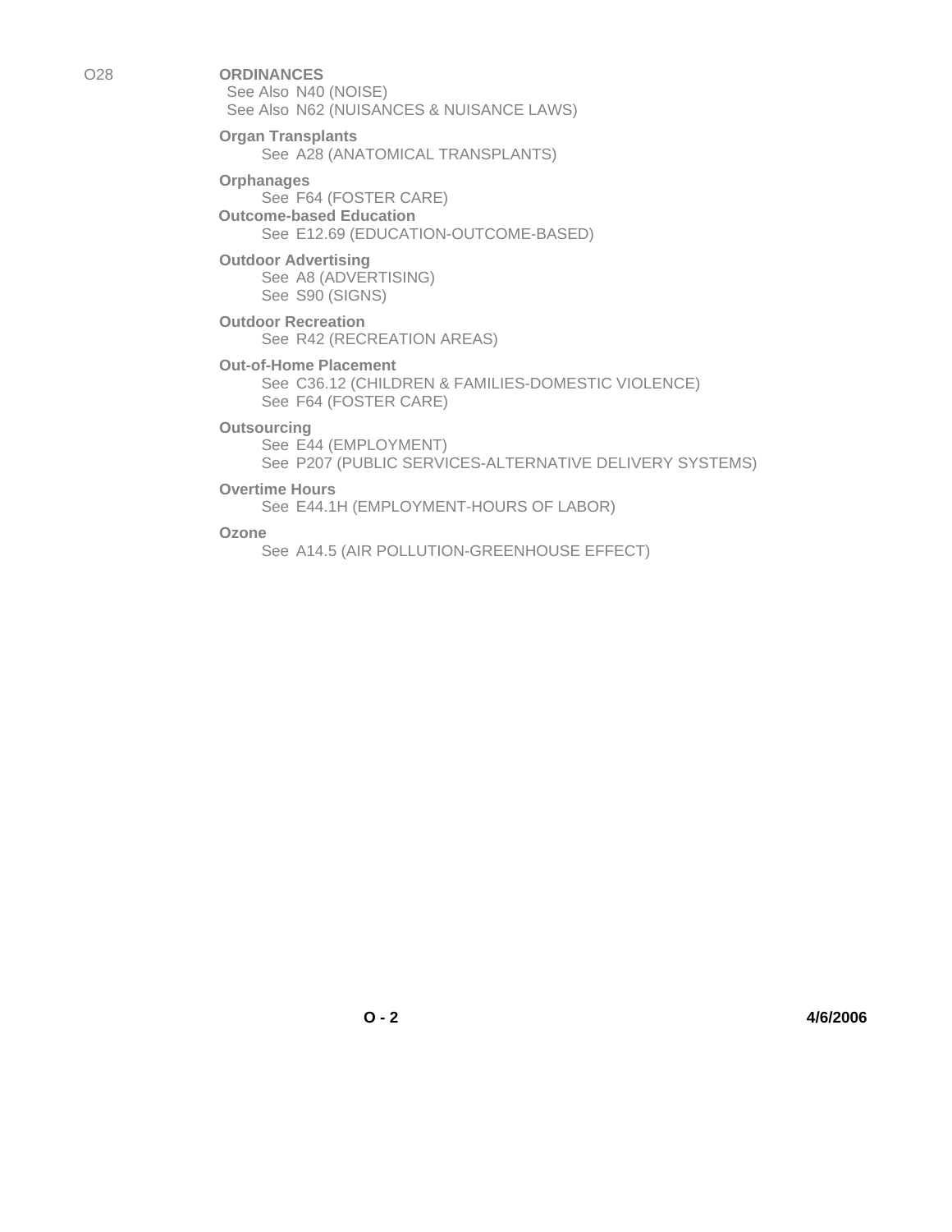O28 **ORDINANCES**

See Also N40 (NOISE)
See Also N62 (NUISANCES & NUISANCE LAWS)

**Organ Transplants**

See A28 (ANATOMICAL TRANSPLANTS)

**Orphanages**

See F64 (FOSTER CARE)

**Outcome-based Education**

See E12.69 (EDUCATION-OUTCOME-BASED)

**Outdoor Advertising**

See A8 (ADVERTISING)
See S90 (SIGNS)

**Outdoor Recreation**

See R42 (RECREATION AREAS)

**Out-of-Home Placement**

See C36.12 (CHILDREN & FAMILIES-DOMESTIC VIOLENCE)
See F64 (FOSTER CARE)

**Outsourcing**

See E44 (EMPLOYMENT)
See P207 (PUBLIC SERVICES-ALTERNATIVE DELIVERY SYSTEMS)

**Overtime Hours**

See E44.1H (EMPLOYMENT-HOURS OF LABOR)

**Ozone**

See A14.5 (AIR POLLUTION-GREENHOUSE EFFECT)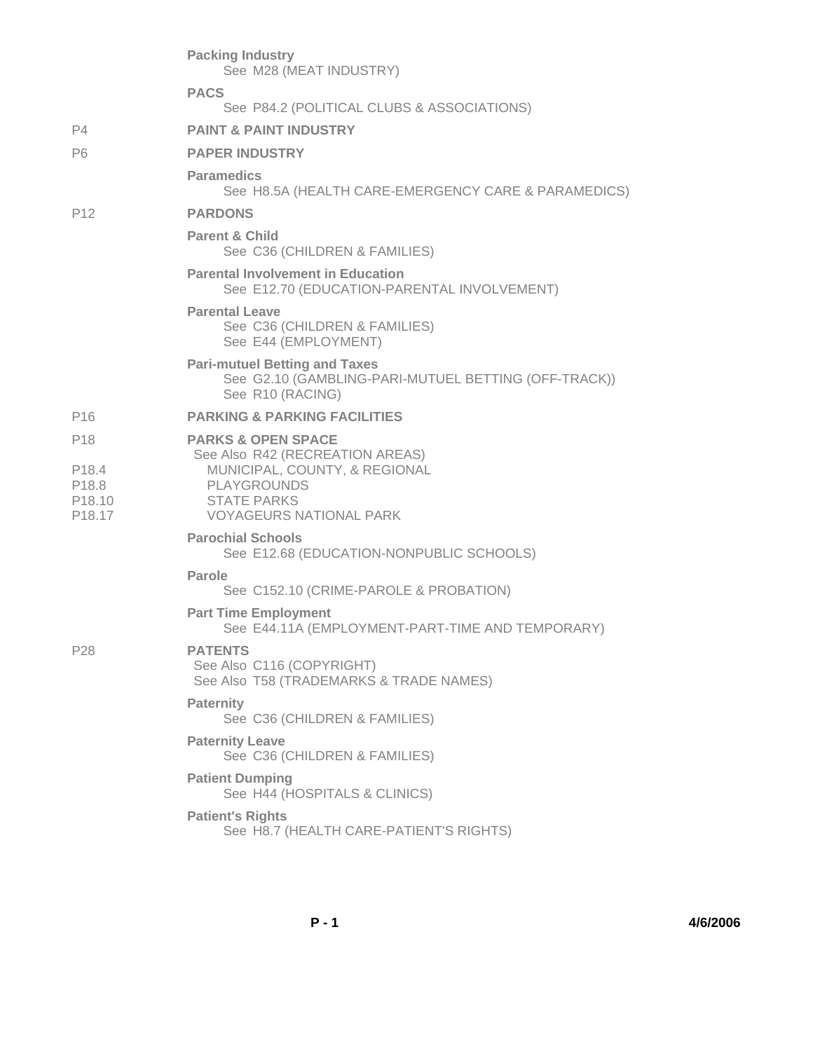**Packing Industry**
See M28 (MEAT INDUSTRY)

**PACS**
See P84.2 (POLITICAL CLUBS & ASSOCIATIONS)

P4 **PAINT & PAINT INDUSTRY**

P6 **PAPER INDUSTRY**

**Paramedics**
See H8.5A (HEALTH CARE-EMERGENCY CARE & PARAMEDICS)

P12 **PARDONS**

**Parent & Child**
See C36 (CHILDREN & FAMILIES)

**Parental Involvement in Education**
See E12.70 (EDUCATION-PARENTAL INVOLVEMENT)

**Parental Leave**
See C36 (CHILDREN & FAMILIES)
See E44 (EMPLOYMENT)

**Pari-mutuel Betting and Taxes**
See G2.10 (GAMBLING-PARI-MUTUEL BETTING (OFF-TRACK))
See R10 (RACING)

P16 **PARKING & PARKING FACILITIES**

P18 **PARKS & OPEN SPACE**
See Also R42 (RECREATION AREAS)
P18.4 MUNICIPAL, COUNTY, & REGIONAL
P18.8 PLAYGROUNDS
P18.10 STATE PARKS
P18.17 VOYAGEURS NATIONAL PARK

**Parochial Schools**
See E12.68 (EDUCATION-NONPUBLIC SCHOOLS)

**Parole**
See C152.10 (CRIME-PAROLE & PROBATION)

**Part Time Employment**
See E44.11A (EMPLOYMENT-PART-TIME AND TEMPORARY)

P28 **PATENTS**
See Also C116 (COPYRIGHT)
See Also T58 (TRADEMARKS & TRADE NAMES)

**Paternity**
See C36 (CHILDREN & FAMILIES)

**Paternity Leave**
See C36 (CHILDREN & FAMILIES)

**Patient Dumping**
See H44 (HOSPITALS & CLINICS)

**Patient's Rights**
See H8.7 (HEALTH CARE-PATIENT'S RIGHTS)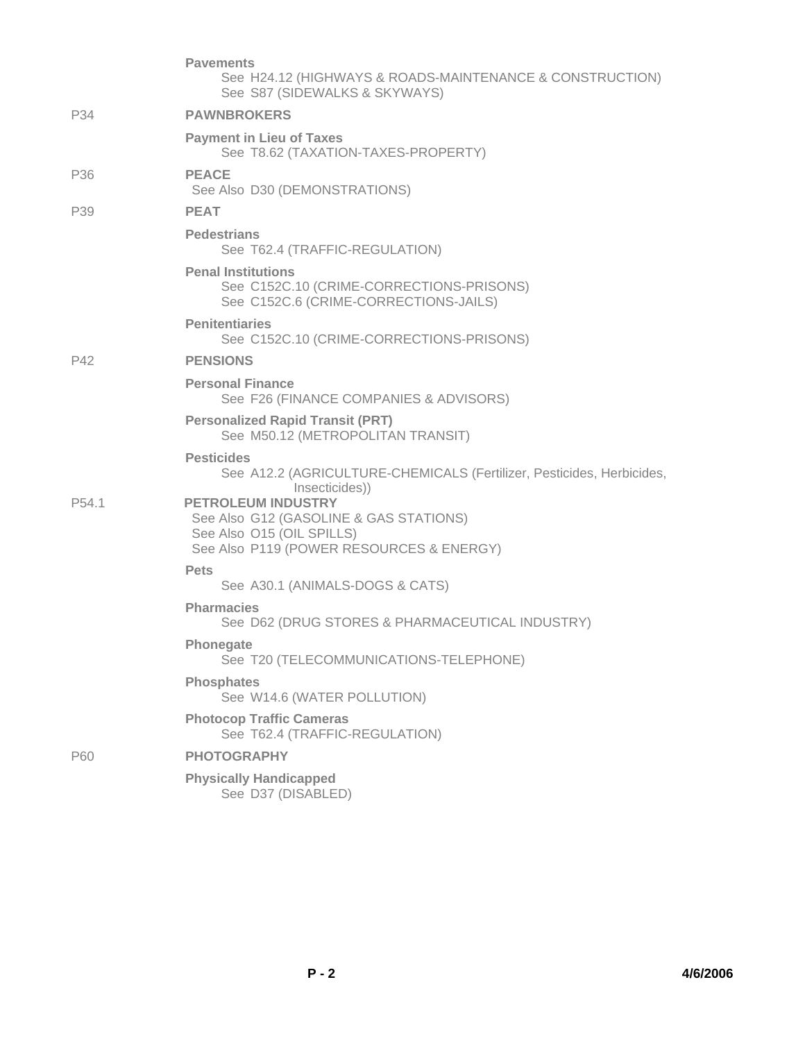**Pavements**
See H24.12 (HIGHWAYS & ROADS-MAINTENANCE & CONSTRUCTION)
See S87 (SIDEWALKS & SKYWAYS)

P34 **PAWNBROKERS**

**Payment in Lieu of Taxes**
See T8.62 (TAXATION-TAXES-PROPERTY)

P36 **PEACE**
See Also D30 (DEMONSTRATIONS)

P39 **PEAT**

**Pedestrians**
See T62.4 (TRAFFIC-REGULATION)

**Penal Institutions**
See C152C.10 (CRIME-CORRECTIONS-PRISONS)
See C152C.6 (CRIME-CORRECTIONS-JAILS)

**Penitentiaries**
See C152C.10 (CRIME-CORRECTIONS-PRISONS)

P42 **PENSIONS**

**Personal Finance**
See F26 (FINANCE COMPANIES & ADVISORS)

**Personalized Rapid Transit (PRT)**
See M50.12 (METROPOLITAN TRANSIT)

**Pesticides**
See A12.2 (AGRICULTURE-CHEMICALS (Fertilizer, Pesticides, Herbicides, Insecticides))

P54.1 **PETROLEUM INDUSTRY**
See Also G12 (GASOLINE & GAS STATIONS)
See Also O15 (OIL SPILLS)
See Also P119 (POWER RESOURCES & ENERGY)

**Pets**
See A30.1 (ANIMALS-DOGS & CATS)

**Pharmacies**
See D62 (DRUG STORES & PHARMACEUTICAL INDUSTRY)

**Phonegate**
See T20 (TELECOMMUNICATIONS-TELEPHONE)

**Phosphates**
See W14.6 (WATER POLLUTION)

**Photocop Traffic Cameras**
See T62.4 (TRAFFIC-REGULATION)

P60 **PHOTOGRAPHY**

**Physically Handicapped**
See D37 (DISABLED)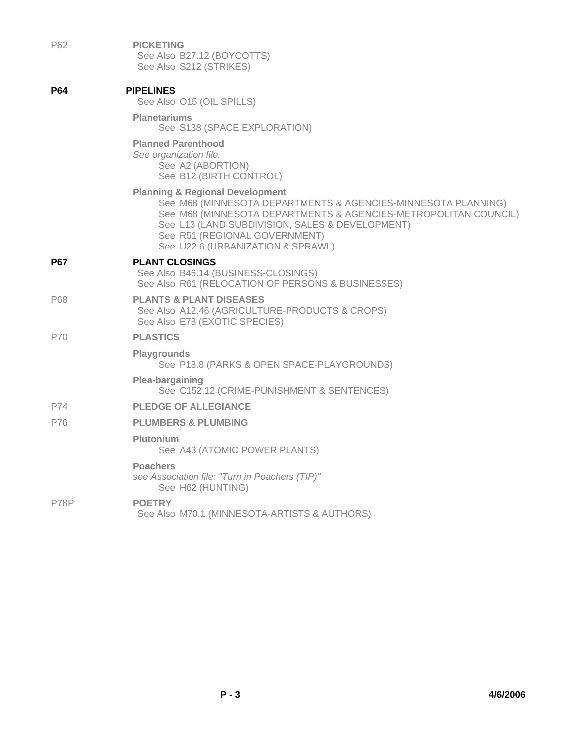P62 **PICKETING**

See Also B27.12 (BOYCOTTS)
See Also S212 (STRIKES)

**P64** **PIPELINES**

See Also O15 (OIL SPILLS)

**Planetariums**

See S138 (SPACE EXPLORATION)

**Planned Parenthood**

*See organization file.*

See A2 (ABORTION)
See B12 (BIRTH CONTROL)

**Planning & Regional Development**

See M68 (MINNESOTA DEPARTMENTS & AGENCIES-MINNESOTA PLANNING)
See M68 (MINNESOTA DEPARTMENTS & AGENCIES-METROPOLITAN COUNCIL)
See L13 (LAND SUBDIVISION, SALES & DEVELOPMENT)
See R51 (REGIONAL GOVERNMENT)
See U22.6 (URBANIZATION & SPRAWL)

**P67** **PLANT CLOSINGS**

See Also B46.14 (BUSINESS-CLOSINGS)
See Also R61 (RELOCATION OF PERSONS & BUSINESSES)

P68 **PLANTS & PLANT DISEASES**

See Also A12.46 (AGRICULTURE-PRODUCTS & CROPS)
See Also E78 (EXOTIC SPECIES)

P70 **PLASTICS**

**Playgrounds**

See P18.8 (PARKS & OPEN SPACE-PLAYGROUNDS)

**Plea-bargaining**

See C152.12 (CRIME-PUNISHMENT & SENTENCES)

P74 **PLEDGE OF ALLEGIANCE**

P76 **PLUMBERS & PLUMBING**

**Plutonium**

See A43 (ATOMIC POWER PLANTS)

**Poachers**

*see Association file: "Turn in Poachers (TIP)"*

See H62 (HUNTING)

P78P **POETRY**

See Also M70.1 (MINNESOTA-ARTISTS & AUTHORS)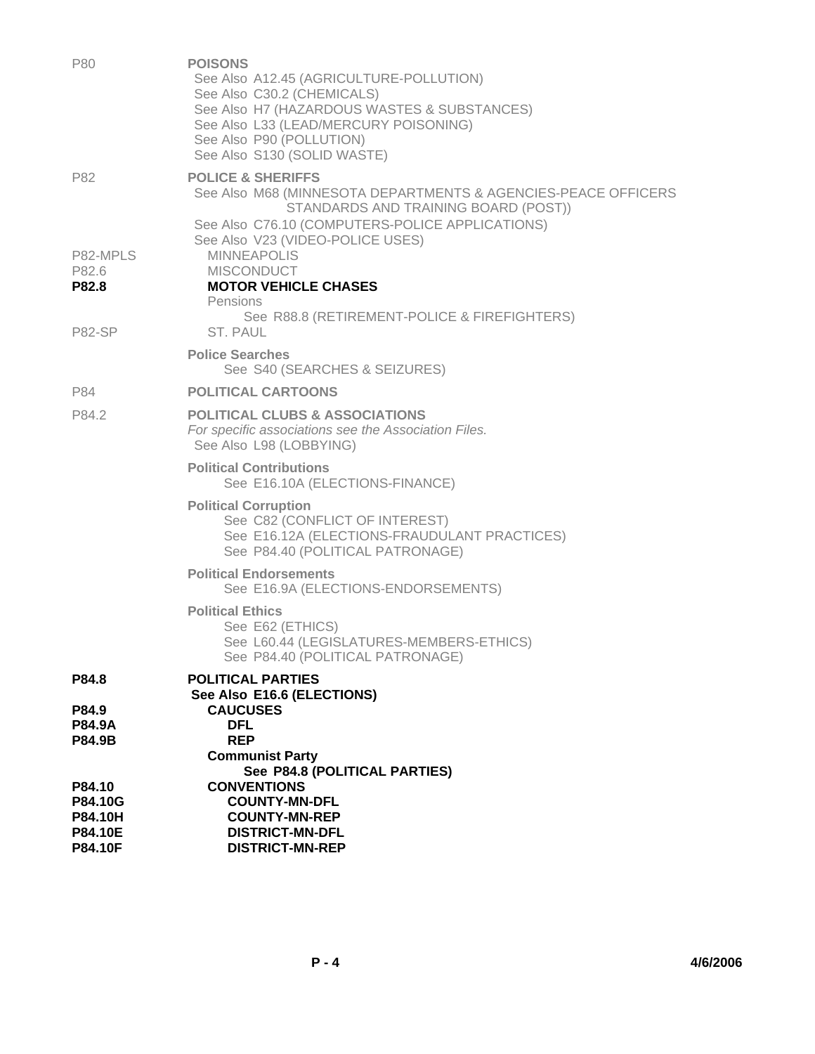P80 **POISONS**
See Also A12.45 (AGRICULTURE-POLLUTION)
See Also C30.2 (CHEMICALS)
See Also H7 (HAZARDOUS WASTES & SUBSTANCES)
See Also L33 (LEAD/MERCURY POISONING)
See Also P90 (POLLUTION)
See Also S130 (SOLID WASTE)

P82 **POLICE & SHERIFFS**
See Also M68 (MINNESOTA DEPARTMENTS & AGENCIES-PEACE OFFICERS STANDARDS AND TRAINING BOARD (POST))
See Also C76.10 (COMPUTERS-POLICE APPLICATIONS)
See Also V23 (VIDEO-POLICE USES)

P82-MPLS MINNEAPOLIS
P82.6 MISCONDUCT
**P82.8 MOTOR VEHICLE CHASES**
Pensions
See R88.8 (RETIREMENT-POLICE & FIREFIGHTERS)
P82-SP ST. PAUL

**Police Searches**
See S40 (SEARCHES & SEIZURES)

P84 **POLITICAL CARTOONS**

P84.2 **POLITICAL CLUBS & ASSOCIATIONS**
*For specific associations see the Association Files.*
See Also L98 (LOBBYING)

**Political Contributions**
See E16.10A (ELECTIONS-FINANCE)

**Political Corruption**
See C82 (CONFLICT OF INTEREST)
See E16.12A (ELECTIONS-FRAUDULANT PRACTICES)
See P84.40 (POLITICAL PATRONAGE)

**Political Endorsements**
See E16.9A (ELECTIONS-ENDORSEMENTS)

**Political Ethics**
See E62 (ETHICS)
See L60.44 (LEGISLATURES-MEMBERS-ETHICS)
See P84.40 (POLITICAL PATRONAGE)

**P84.8 POLITICAL PARTIES**
**See Also E16.6 (ELECTIONS)**
**P84.9 CAUCUSES**
**P84.9A DFL**
**P84.9B REP**
**Communist Party**
**See P84.8 (POLITICAL PARTIES)**
**P84.10 CONVENTIONS**
**P84.10G COUNTY-MN-DFL**
**P84.10H COUNTY-MN-REP**
**P84.10E DISTRICT-MN-DFL**
**P84.10F DISTRICT-MN-REP**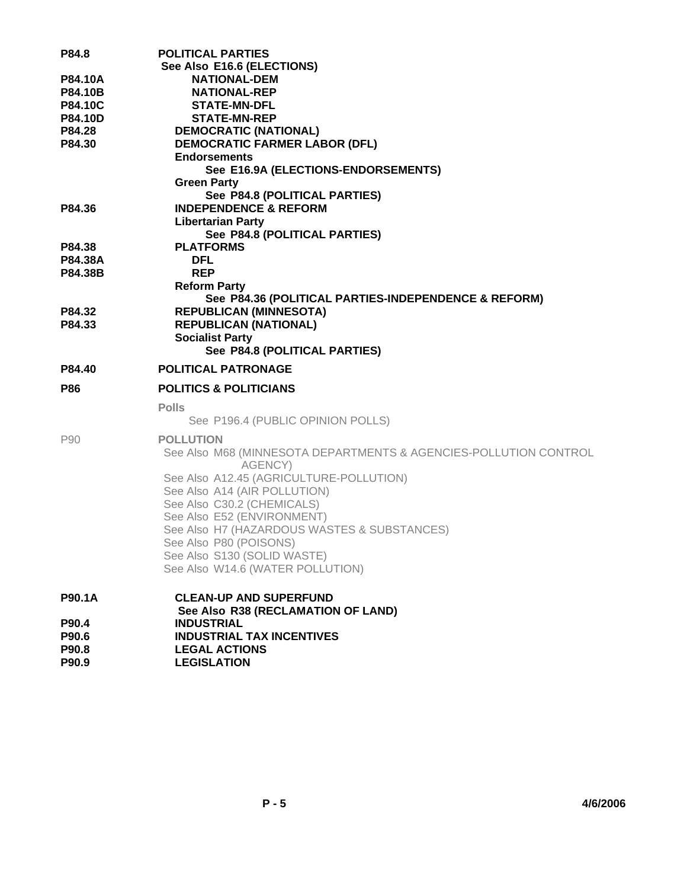| Code | Subject |
|---|---|
| **P84.8** | **POLITICAL PARTIES** |
| | **See Also E16.6 (ELECTIONS)** |
| **P84.10A** | **NATIONAL-DEM** |
| **P84.10B** | **NATIONAL-REP** |
| **P84.10C** | **STATE-MN-DFL** |
| **P84.10D** | **STATE-MN-REP** |
| **P84.28** | **DEMOCRATIC (NATIONAL)** |
| **P84.30** | **DEMOCRATIC FARMER LABOR (DFL)** |
| | **Endorsements** |
| | **See E16.9A (ELECTIONS-ENDORSEMENTS)** |
| | **Green Party** |
| | **See P84.8 (POLITICAL PARTIES)** |
| **P84.36** | **INDEPENDENCE & REFORM** |
| | **Libertarian Party** |
| | **See P84.8 (POLITICAL PARTIES)** |
| **P84.38** | **PLATFORMS** |
| **P84.38A** | **DFL** |
| **P84.38B** | **REP** |
| | **Reform Party** |
| | **See P84.36 (POLITICAL PARTIES-INDEPENDENCE & REFORM)** |
| **P84.32** | **REPUBLICAN (MINNESOTA)** |
| **P84.33** | **REPUBLICAN (NATIONAL)** |
| | **Socialist Party** |
| | **See P84.8 (POLITICAL PARTIES)** |
| **P84.40** | **POLITICAL PATRONAGE** |
| **P86** | **POLITICS & POLITICIANS** |
| | **Polls** |
| | See P196.4 (PUBLIC OPINION POLLS) |
| P90 | **POLLUTION** |
| | See Also M68 (MINNESOTA DEPARTMENTS & AGENCIES-POLLUTION CONTROL AGENCY) |
| | See Also A12.45 (AGRICULTURE-POLLUTION) |
| | See Also A14 (AIR POLLUTION) |
| | See Also C30.2 (CHEMICALS) |
| | See Also E52 (ENVIRONMENT) |
| | See Also H7 (HAZARDOUS WASTES & SUBSTANCES) |
| | See Also P80 (POISONS) |
| | See Also S130 (SOLID WASTE) |
| | See Also W14.6 (WATER POLLUTION) |
| **P90.1A** | **CLEAN-UP AND SUPERFUND** |
| | **See Also R38 (RECLAMATION OF LAND)** |
| **P90.4** | **INDUSTRIAL** |
| **P90.6** | **INDUSTRIAL TAX INCENTIVES** |
| **P90.8** | **LEGAL ACTIONS** |
| **P90.9** | **LEGISLATION** |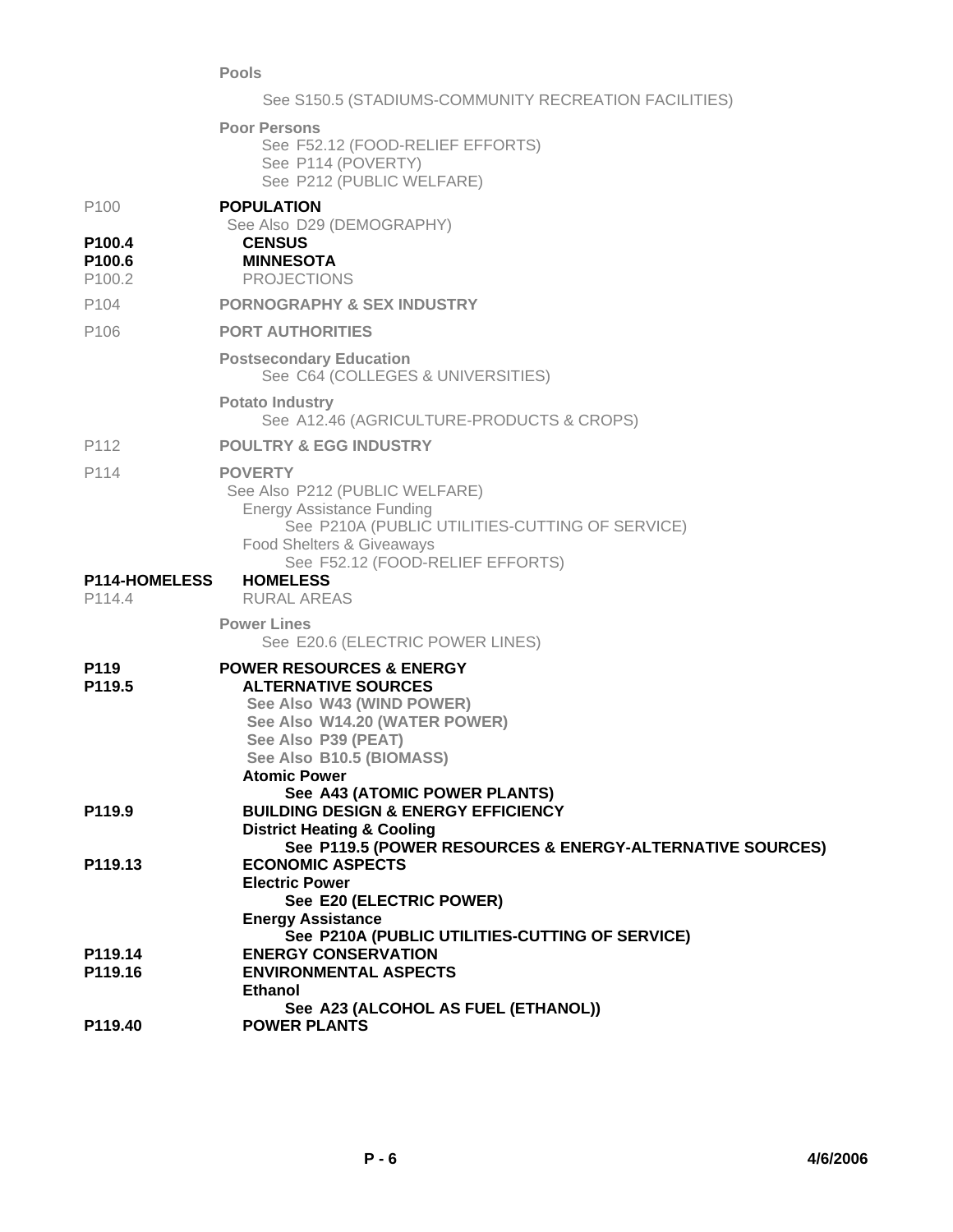**Pools**

See S150.5 (STADIUMS-COMMUNITY RECREATION FACILITIES)

**Poor Persons**
See F52.12 (FOOD-RELIEF EFFORTS)
See P114 (POVERTY)
See P212 (PUBLIC WELFARE)

| | |
|---|---|
| P100 | **POPULATION** |
| | See Also D29 (DEMOGRAPHY) |
| **P100.4** | **CENSUS** |
| **P100.6** | **MINNESOTA** |
| P100.2 | PROJECTIONS |
| P104 | **PORNOGRAPHY & SEX INDUSTRY** |
| P106 | **PORT AUTHORITIES** |
| | **Postsecondary Education** See C64 (COLLEGES & UNIVERSITIES) |
| | **Potato Industry** See A12.46 (AGRICULTURE-PRODUCTS & CROPS) |
| P112 | **POULTRY & EGG INDUSTRY** |
| P114 | **POVERTY** |
| | See Also P212 (PUBLIC WELFARE) |
| | Energy Assistance Funding See P210A (PUBLIC UTILITIES-CUTTING OF SERVICE) |
| | Food Shelters & Giveaways See F52.12 (FOOD-RELIEF EFFORTS) |
| **P114-HOMELESS** | **HOMELESS** |
| P114.4 | RURAL AREAS |
| | **Power Lines** See E20.6 (ELECTRIC POWER LINES) |
| **P119** | **POWER RESOURCES & ENERGY** |
| **P119.5** | **ALTERNATIVE SOURCES** |
| | **See Also W43 (WIND POWER)** |
| | **See Also W14.20 (WATER POWER)** |
| | **See Also P39 (PEAT)** |
| | **See Also B10.5 (BIOMASS)** |
| | **Atomic Power** **See A43 (ATOMIC POWER PLANTS)** |
| **P119.9** | **BUILDING DESIGN & ENERGY EFFICIENCY** |
| | **District Heating & Cooling** **See P119.5 (POWER RESOURCES & ENERGY-ALTERNATIVE SOURCES)** |
| **P119.13** | **ECONOMIC ASPECTS** |
| | **Electric Power** **See E20 (ELECTRIC POWER)** |
| | **Energy Assistance** **See P210A (PUBLIC UTILITIES-CUTTING OF SERVICE)** |
| **P119.14** | **ENERGY CONSERVATION** |
| **P119.16** | **ENVIRONMENTAL ASPECTS** |
| | **Ethanol** **See A23 (ALCOHOL AS FUEL (ETHANOL))** |
| **P119.40** | **POWER PLANTS** |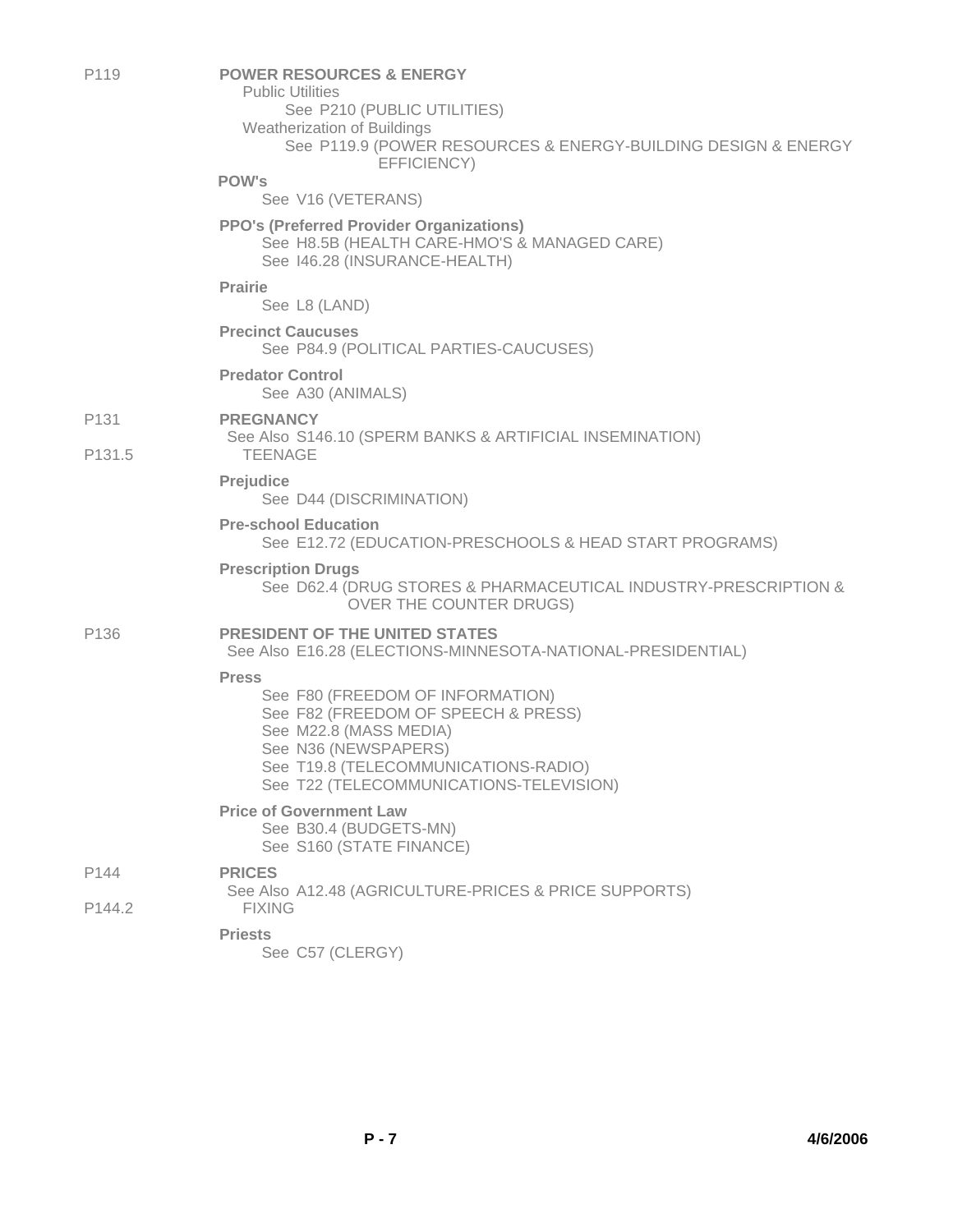P119 **POWER RESOURCES & ENERGY**

Public Utilities
See P210 (PUBLIC UTILITIES)
Weatherization of Buildings
See P119.9 (POWER RESOURCES & ENERGY-BUILDING DESIGN & ENERGY EFFICIENCY)

**POW's**
See V16 (VETERANS)

**PPO's (Preferred Provider Organizations)**
See H8.5B (HEALTH CARE-HMO'S & MANAGED CARE)
See I46.28 (INSURANCE-HEALTH)

**Prairie**
See L8 (LAND)

**Precinct Caucuses**
See P84.9 (POLITICAL PARTIES-CAUCUSES)

**Predator Control**
See A30 (ANIMALS)

P131 **PREGNANCY**
See Also S146.10 (SPERM BANKS & ARTIFICIAL INSEMINATION)
P131.5 TEENAGE

**Prejudice**
See D44 (DISCRIMINATION)

**Pre-school Education**
See E12.72 (EDUCATION-PRESCHOOLS & HEAD START PROGRAMS)

**Prescription Drugs**
See D62.4 (DRUG STORES & PHARMACEUTICAL INDUSTRY-PRESCRIPTION & OVER THE COUNTER DRUGS)

P136 **PRESIDENT OF THE UNITED STATES**
See Also E16.28 (ELECTIONS-MINNESOTA-NATIONAL-PRESIDENTIAL)

**Press**
See F80 (FREEDOM OF INFORMATION)
See F82 (FREEDOM OF SPEECH & PRESS)
See M22.8 (MASS MEDIA)
See N36 (NEWSPAPERS)
See T19.8 (TELECOMMUNICATIONS-RADIO)
See T22 (TELECOMMUNICATIONS-TELEVISION)

**Price of Government Law**
See B30.4 (BUDGETS-MN)
See S160 (STATE FINANCE)

P144 **PRICES**
See Also A12.48 (AGRICULTURE-PRICES & PRICE SUPPORTS)
P144.2 FIXING

**Priests**
See C57 (CLERGY)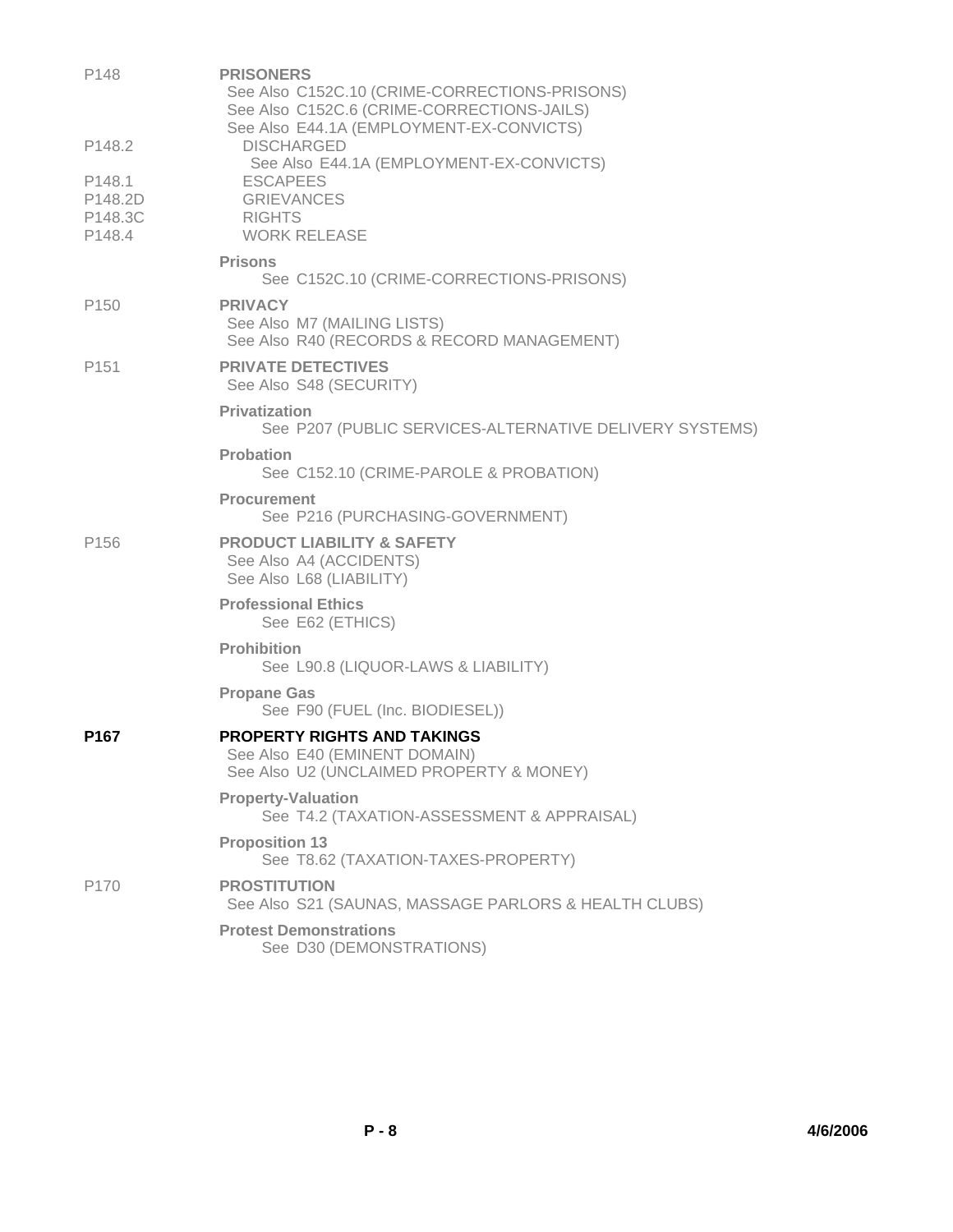P148 **PRISONERS**
See Also C152C.10 (CRIME-CORRECTIONS-PRISONS)
See Also C152C.6 (CRIME-CORRECTIONS-JAILS)
See Also E44.1A (EMPLOYMENT-EX-CONVICTS)

P148.2 DISCHARGED
See Also E44.1A (EMPLOYMENT-EX-CONVICTS)

P148.1 ESCAPEES

P148.2D GRIEVANCES

P148.3C RIGHTS

P148.4 WORK RELEASE

**Prisons**
See C152C.10 (CRIME-CORRECTIONS-PRISONS)

P150 **PRIVACY**
See Also M7 (MAILING LISTS)
See Also R40 (RECORDS & RECORD MANAGEMENT)

P151 **PRIVATE DETECTIVES**
See Also S48 (SECURITY)

**Privatization**
See P207 (PUBLIC SERVICES-ALTERNATIVE DELIVERY SYSTEMS)

**Probation**
See C152.10 (CRIME-PAROLE & PROBATION)

**Procurement**
See P216 (PURCHASING-GOVERNMENT)

P156 **PRODUCT LIABILITY & SAFETY**
See Also A4 (ACCIDENTS)
See Also L68 (LIABILITY)

**Professional Ethics**
See E62 (ETHICS)

**Prohibition**
See L90.8 (LIQUOR-LAWS & LIABILITY)

**Propane Gas**
See F90 (FUEL (Inc. BIODIESEL))

**P167** **PROPERTY RIGHTS AND TAKINGS**
See Also E40 (EMINENT DOMAIN)
See Also U2 (UNCLAIMED PROPERTY & MONEY)

**Property-Valuation**
See T4.2 (TAXATION-ASSESSMENT & APPRAISAL)

**Proposition 13**
See T8.62 (TAXATION-TAXES-PROPERTY)

P170 **PROSTITUTION**
See Also S21 (SAUNAS, MASSAGE PARLORS & HEALTH CLUBS)

**Protest Demonstrations**
See D30 (DEMONSTRATIONS)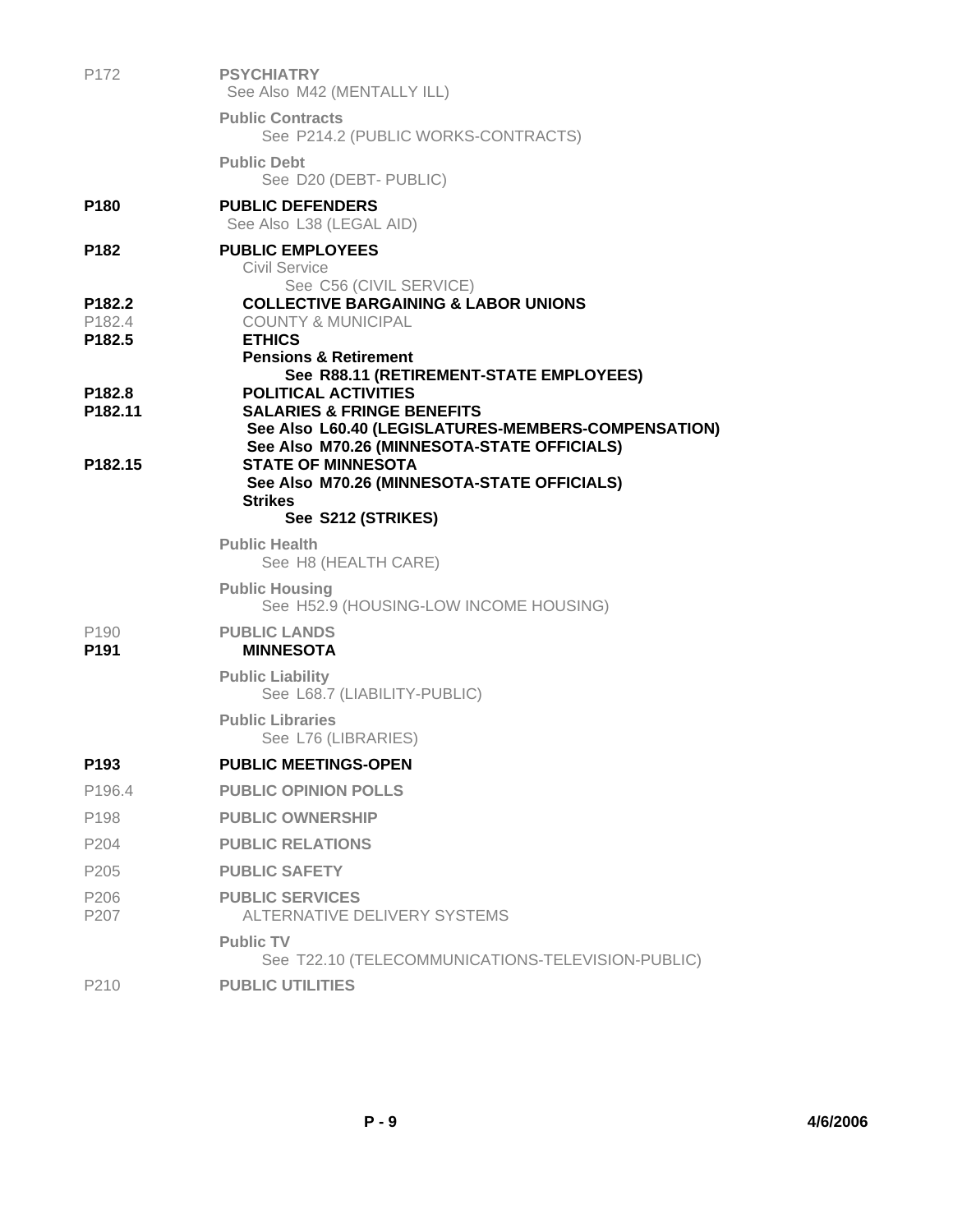P172 **PSYCHIATRY**
See Also M42 (MENTALLY ILL)

**Public Contracts**
See P214.2 (PUBLIC WORKS-CONTRACTS)

**Public Debt**
See D20 (DEBT- PUBLIC)

**P180** **PUBLIC DEFENDERS**
See Also L38 (LEGAL AID)

**P182** **PUBLIC EMPLOYEES**
Civil Service
See C56 (CIVIL SERVICE)

**P182.2** **COLLECTIVE BARGAINING & LABOR UNIONS**

P182.4 COUNTY & MUNICIPAL

**P182.5** **ETHICS**

**Pensions & Retirement**
**See R88.11 (RETIREMENT-STATE EMPLOYEES)**

**P182.8** **POLITICAL ACTIVITIES**

**P182.11** **SALARIES & FRINGE BENEFITS**
**See Also L60.40 (LEGISLATURES-MEMBERS-COMPENSATION)**
**See Also M70.26 (MINNESOTA-STATE OFFICIALS)**

**P182.15** **STATE OF MINNESOTA**
**See Also M70.26 (MINNESOTA-STATE OFFICIALS)**

**Strikes**
**See S212 (STRIKES)**

**Public Health**
See H8 (HEALTH CARE)

**Public Housing**
See H52.9 (HOUSING-LOW INCOME HOUSING)

P190 **PUBLIC LANDS**

**P191** **MINNESOTA**

**Public Liability**
See L68.7 (LIABILITY-PUBLIC)

**Public Libraries**
See L76 (LIBRARIES)

**P193** **PUBLIC MEETINGS-OPEN**

P196.4 **PUBLIC OPINION POLLS**

P198 **PUBLIC OWNERSHIP**

P204 **PUBLIC RELATIONS**

P205 **PUBLIC SAFETY**

P206 **PUBLIC SERVICES**

P207 ALTERNATIVE DELIVERY SYSTEMS

**Public TV**
See T22.10 (TELECOMMUNICATIONS-TELEVISION-PUBLIC)

P210 **PUBLIC UTILITIES**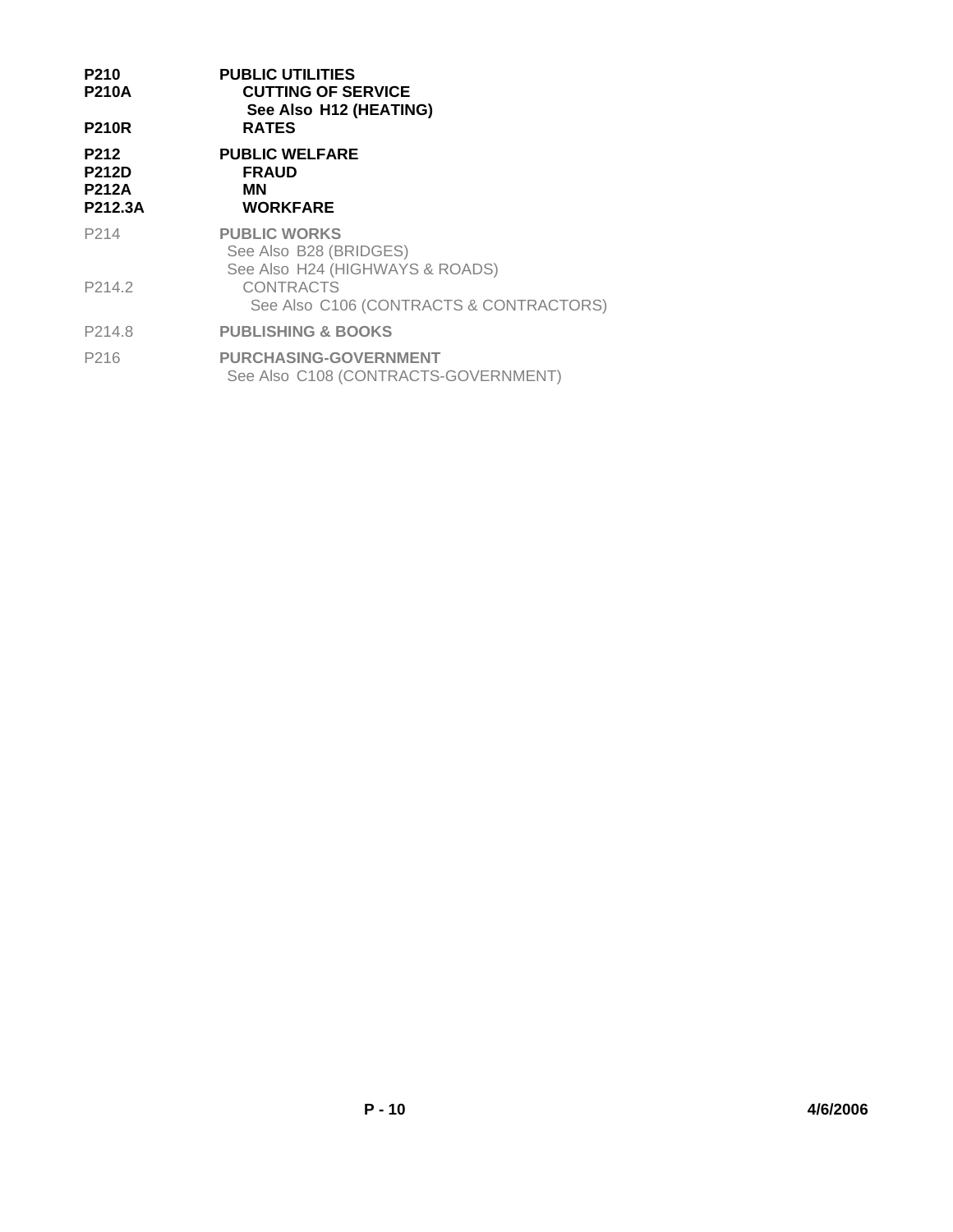| | |
|---|---|
| **P210** | **PUBLIC UTILITIES** |
| **P210A** | **CUTTING OF SERVICE** |
| | **See Also H12 (HEATING)** |
| **P210R** | **RATES** |
| **P212** | **PUBLIC WELFARE** |
| **P212D** | **FRAUD** |
| **P212A** | **MN** |
| **P212.3A** | **WORKFARE** |
| P214 | **PUBLIC WORKS** |
| | See Also B28 (BRIDGES) |
| | See Also H24 (HIGHWAYS & ROADS) |
| P214.2 | CONTRACTS |
| | See Also C106 (CONTRACTS & CONTRACTORS) |
| P214.8 | **PUBLISHING & BOOKS** |
| P216 | **PURCHASING-GOVERNMENT** |
| | See Also C108 (CONTRACTS-GOVERNMENT) |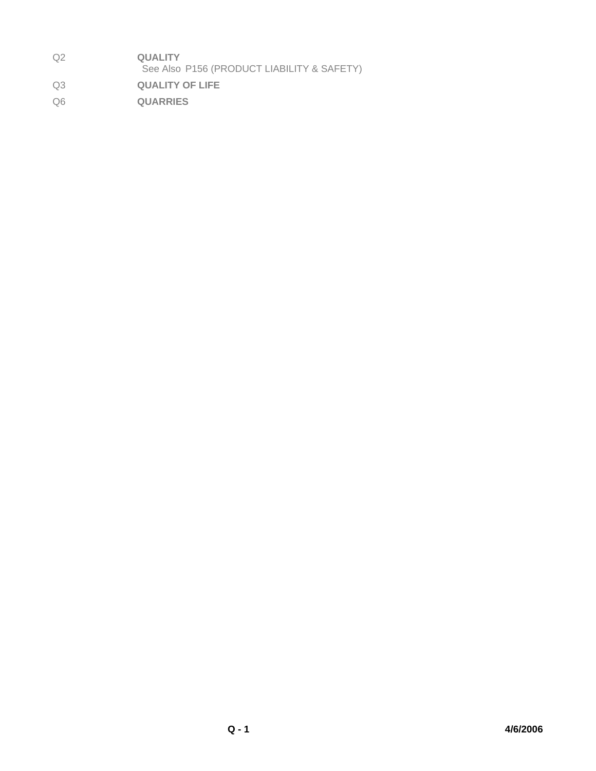Q2 **QUALITY**
See Also P156 (PRODUCT LIABILITY & SAFETY)

Q3 **QUALITY OF LIFE**

Q6 **QUARRIES**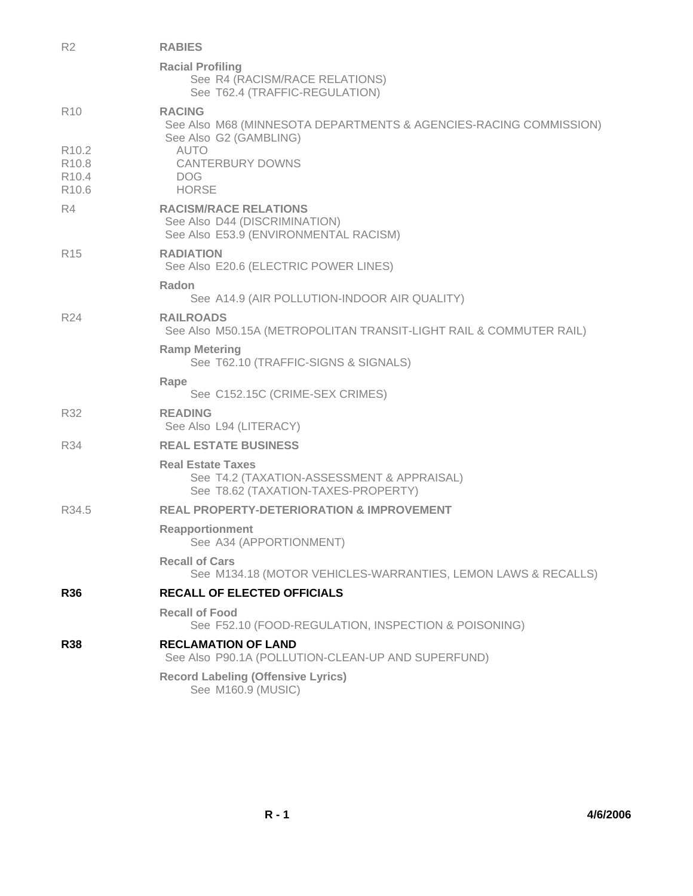R2 **RABIES**

**Racial Profiling**
See R4 (RACISM/RACE RELATIONS)
See T62.4 (TRAFFIC-REGULATION)

R10 **RACING**
See Also M68 (MINNESOTA DEPARTMENTS & AGENCIES-RACING COMMISSION)
See Also G2 (GAMBLING)

R10.2 AUTO
R10.8 CANTERBURY DOWNS
R10.4 DOG
R10.6 HORSE

R4 **RACISM/RACE RELATIONS**
See Also D44 (DISCRIMINATION)
See Also E53.9 (ENVIRONMENTAL RACISM)

R15 **RADIATION**
See Also E20.6 (ELECTRIC POWER LINES)

**Radon**
See A14.9 (AIR POLLUTION-INDOOR AIR QUALITY)

R24 **RAILROADS**
See Also M50.15A (METROPOLITAN TRANSIT-LIGHT RAIL & COMMUTER RAIL)

**Ramp Metering**
See T62.10 (TRAFFIC-SIGNS & SIGNALS)

**Rape**
See C152.15C (CRIME-SEX CRIMES)

R32 **READING**
See Also L94 (LITERACY)

R34 **REAL ESTATE BUSINESS**

**Real Estate Taxes**
See T4.2 (TAXATION-ASSESSMENT & APPRAISAL)
See T8.62 (TAXATION-TAXES-PROPERTY)

R34.5 **REAL PROPERTY-DETERIORATION & IMPROVEMENT**

**Reapportionment**
See A34 (APPORTIONMENT)

**Recall of Cars**
See M134.18 (MOTOR VEHICLES-WARRANTIES, LEMON LAWS & RECALLS)

**R36** **RECALL OF ELECTED OFFICIALS**

**Recall of Food**
See F52.10 (FOOD-REGULATION, INSPECTION & POISONING)

**R38** **RECLAMATION OF LAND**
See Also P90.1A (POLLUTION-CLEAN-UP AND SUPERFUND)

**Record Labeling (Offensive Lyrics)**
See M160.9 (MUSIC)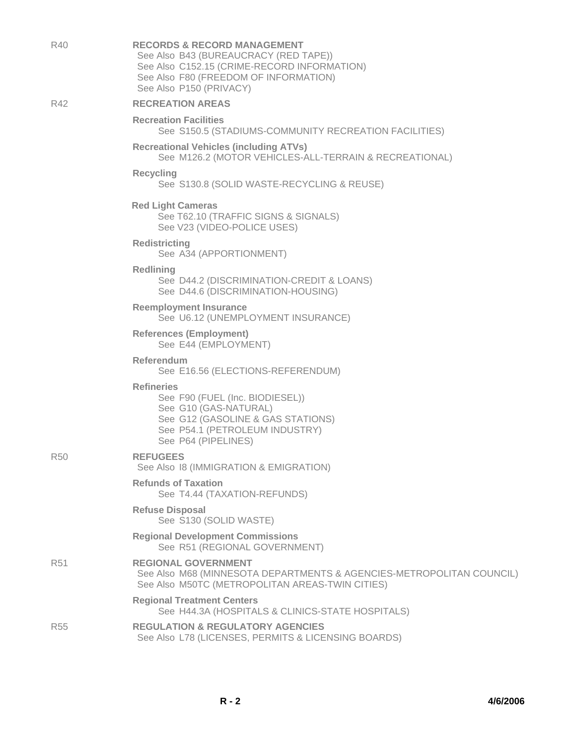R40 **RECORDS & RECORD MANAGEMENT**
See Also B43 (BUREAUCRACY (RED TAPE))
See Also C152.15 (CRIME-RECORD INFORMATION)
See Also F80 (FREEDOM OF INFORMATION)
See Also P150 (PRIVACY)

R42 **RECREATION AREAS**

**Recreation Facilities**
See S150.5 (STADIUMS-COMMUNITY RECREATION FACILITIES)

**Recreational Vehicles (including ATVs)**
See M126.2 (MOTOR VEHICLES-ALL-TERRAIN & RECREATIONAL)

**Recycling**
See S130.8 (SOLID WASTE-RECYCLING & REUSE)

**Red Light Cameras**
See T62.10 (TRAFFIC SIGNS & SIGNALS)
See V23 (VIDEO-POLICE USES)

**Redistricting**
See A34 (APPORTIONMENT)

**Redlining**
See D44.2 (DISCRIMINATION-CREDIT & LOANS)
See D44.6 (DISCRIMINATION-HOUSING)

**Reemployment Insurance**
See U6.12 (UNEMPLOYMENT INSURANCE)

**References (Employment)**
See E44 (EMPLOYMENT)

**Referendum**
See E16.56 (ELECTIONS-REFERENDUM)

**Refineries**
See F90 (FUEL (Inc. BIODIESEL))
See G10 (GAS-NATURAL)
See G12 (GASOLINE & GAS STATIONS)
See P54.1 (PETROLEUM INDUSTRY)
See P64 (PIPELINES)

R50 **REFUGEES**
See Also I8 (IMMIGRATION & EMIGRATION)

**Refunds of Taxation**
See T4.44 (TAXATION-REFUNDS)

**Refuse Disposal**
See S130 (SOLID WASTE)

**Regional Development Commissions**
See R51 (REGIONAL GOVERNMENT)

R51 **REGIONAL GOVERNMENT**
See Also M68 (MINNESOTA DEPARTMENTS & AGENCIES-METROPOLITAN COUNCIL)
See Also M50TC (METROPOLITAN AREAS-TWIN CITIES)

**Regional Treatment Centers**
See H44.3A (HOSPITALS & CLINICS-STATE HOSPITALS)

R55 **REGULATION & REGULATORY AGENCIES**
See Also L78 (LICENSES, PERMITS & LICENSING BOARDS)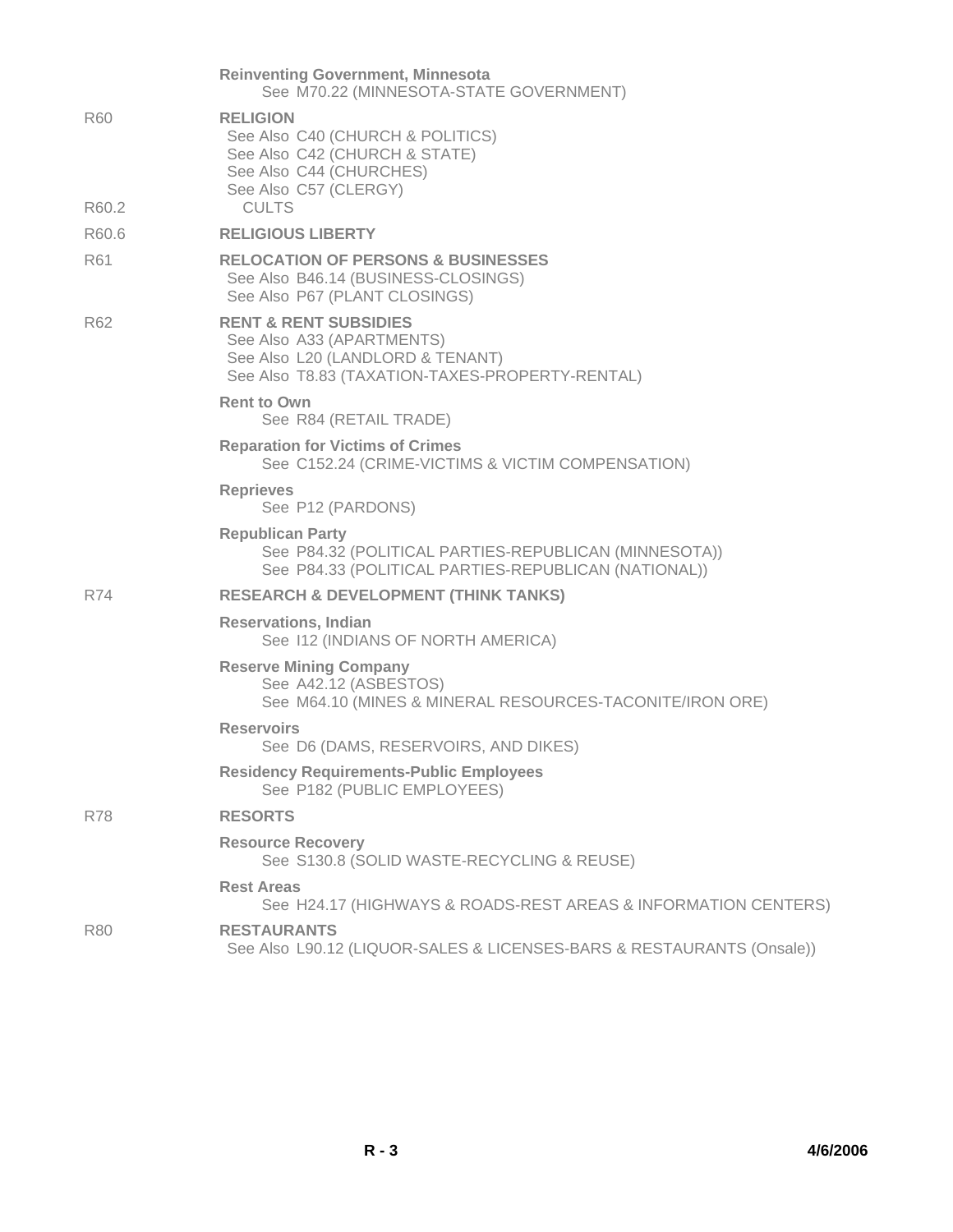**Reinventing Government, Minnesota**
See M70.22 (MINNESOTA-STATE GOVERNMENT)

R60 **RELIGION**
See Also C40 (CHURCH & POLITICS)
See Also C42 (CHURCH & STATE)
See Also C44 (CHURCHES)
See Also C57 (CLERGY)

R60.2 CULTS

R60.6 **RELIGIOUS LIBERTY**

R61 **RELOCATION OF PERSONS & BUSINESSES**
See Also B46.14 (BUSINESS-CLOSINGS)
See Also P67 (PLANT CLOSINGS)

R62 **RENT & RENT SUBSIDIES**
See Also A33 (APARTMENTS)
See Also L20 (LANDLORD & TENANT)
See Also T8.83 (TAXATION-TAXES-PROPERTY-RENTAL)

**Rent to Own**
See R84 (RETAIL TRADE)

**Reparation for Victims of Crimes**
See C152.24 (CRIME-VICTIMS & VICTIM COMPENSATION)

**Reprieves**
See P12 (PARDONS)

**Republican Party**
See P84.32 (POLITICAL PARTIES-REPUBLICAN (MINNESOTA))
See P84.33 (POLITICAL PARTIES-REPUBLICAN (NATIONAL))

R74 **RESEARCH & DEVELOPMENT (THINK TANKS)**

**Reservations, Indian**
See I12 (INDIANS OF NORTH AMERICA)

**Reserve Mining Company**
See A42.12 (ASBESTOS)
See M64.10 (MINES & MINERAL RESOURCES-TACONITE/IRON ORE)

**Reservoirs**
See D6 (DAMS, RESERVOIRS, AND DIKES)

**Residency Requirements-Public Employees**
See P182 (PUBLIC EMPLOYEES)

R78 **RESORTS**

**Resource Recovery**
See S130.8 (SOLID WASTE-RECYCLING & REUSE)

**Rest Areas**
See H24.17 (HIGHWAYS & ROADS-REST AREAS & INFORMATION CENTERS)

R80 **RESTAURANTS**
See Also L90.12 (LIQUOR-SALES & LICENSES-BARS & RESTAURANTS (Onsale))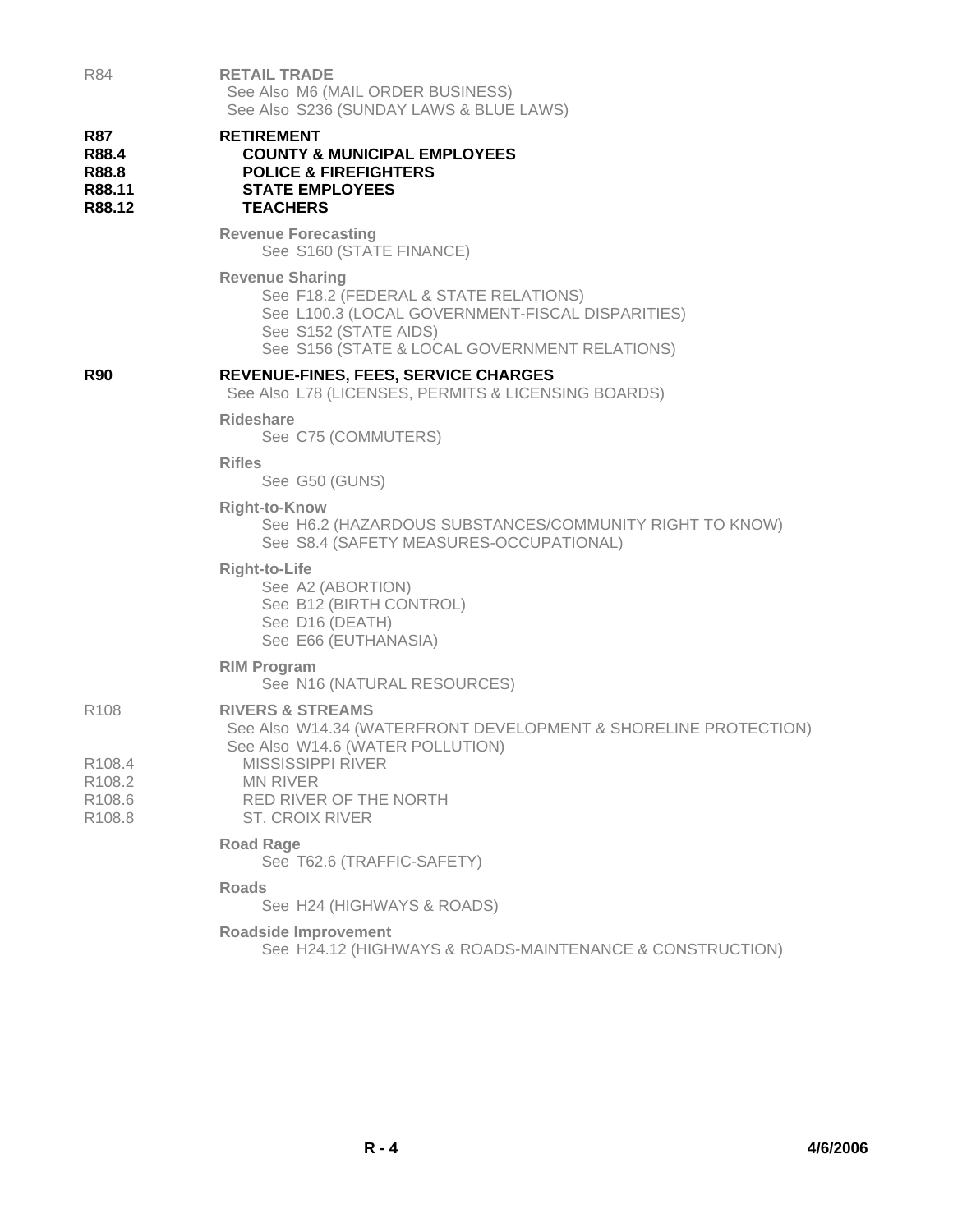R84 **RETAIL TRADE**
See Also M6 (MAIL ORDER BUSINESS)
See Also S236 (SUNDAY LAWS & BLUE LAWS)

**R87 RETIREMENT**
**R88.4 COUNTY & MUNICIPAL EMPLOYEES**
**R88.8 POLICE & FIREFIGHTERS**
**R88.11 STATE EMPLOYEES**
**R88.12 TEACHERS**

**Revenue Forecasting**
See S160 (STATE FINANCE)

**Revenue Sharing**
See F18.2 (FEDERAL & STATE RELATIONS)
See L100.3 (LOCAL GOVERNMENT-FISCAL DISPARITIES)
See S152 (STATE AIDS)
See S156 (STATE & LOCAL GOVERNMENT RELATIONS)

**R90 REVENUE-FINES, FEES, SERVICE CHARGES**
See Also L78 (LICENSES, PERMITS & LICENSING BOARDS)

**Rideshare**
See C75 (COMMUTERS)

**Rifles**
See G50 (GUNS)

**Right-to-Know**
See H6.2 (HAZARDOUS SUBSTANCES/COMMUNITY RIGHT TO KNOW)
See S8.4 (SAFETY MEASURES-OCCUPATIONAL)

**Right-to-Life**
See A2 (ABORTION)
See B12 (BIRTH CONTROL)
See D16 (DEATH)
See E66 (EUTHANASIA)

**RIM Program**
See N16 (NATURAL RESOURCES)

R108 **RIVERS & STREAMS**
See Also W14.34 (WATERFRONT DEVELOPMENT & SHORELINE PROTECTION)
See Also W14.6 (WATER POLLUTION)
R108.4 MISSISSIPPI RIVER
R108.2 MN RIVER
R108.6 RED RIVER OF THE NORTH
R108.8 ST. CROIX RIVER

**Road Rage**
See T62.6 (TRAFFIC-SAFETY)

**Roads**
See H24 (HIGHWAYS & ROADS)

**Roadside Improvement**
See H24.12 (HIGHWAYS & ROADS-MAINTENANCE & CONSTRUCTION)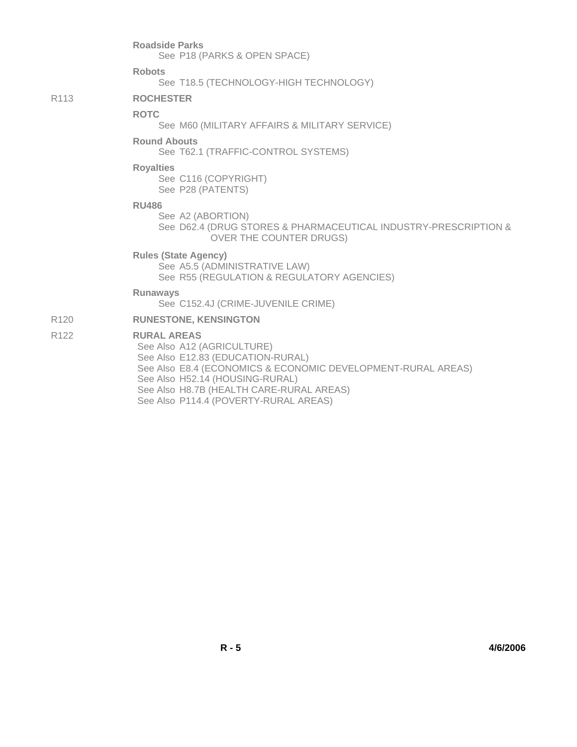**Roadside Parks**
See P18 (PARKS & OPEN SPACE)

**Robots**
See T18.5 (TECHNOLOGY-HIGH TECHNOLOGY)

R113 **ROCHESTER**

**ROTC**
See M60 (MILITARY AFFAIRS & MILITARY SERVICE)

**Round Abouts**
See T62.1 (TRAFFIC-CONTROL SYSTEMS)

**Royalties**
See C116 (COPYRIGHT)
See P28 (PATENTS)

**RU486**
See A2 (ABORTION)
See D62.4 (DRUG STORES & PHARMACEUTICAL INDUSTRY-PRESCRIPTION & OVER THE COUNTER DRUGS)

**Rules (State Agency)**
See A5.5 (ADMINISTRATIVE LAW)
See R55 (REGULATION & REGULATORY AGENCIES)

**Runaways**
See C152.4J (CRIME-JUVENILE CRIME)

R120 **RUNESTONE, KENSINGTON**

R122 **RURAL AREAS**
See Also A12 (AGRICULTURE)
See Also E12.83 (EDUCATION-RURAL)
See Also E8.4 (ECONOMICS & ECONOMIC DEVELOPMENT-RURAL AREAS)
See Also H52.14 (HOUSING-RURAL)
See Also H8.7B (HEALTH CARE-RURAL AREAS)
See Also P114.4 (POVERTY-RURAL AREAS)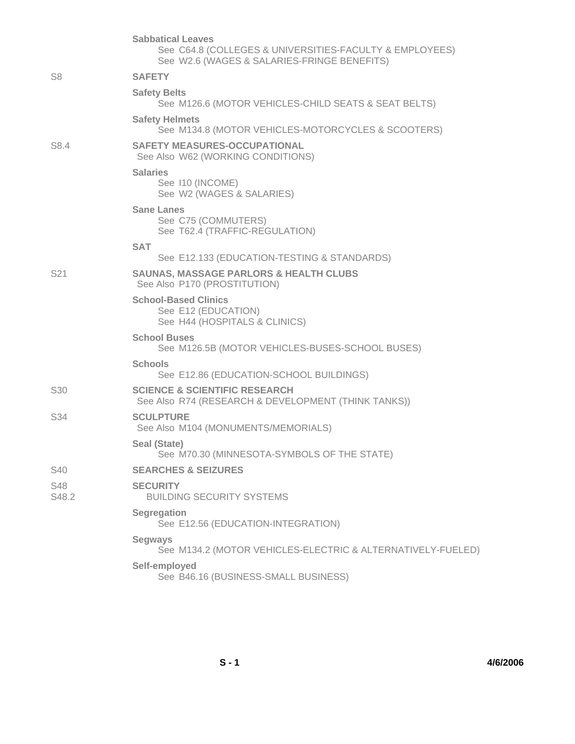**Sabbatical Leaves**
See C64.8 (COLLEGES & UNIVERSITIES-FACULTY & EMPLOYEES)
See W2.6 (WAGES & SALARIES-FRINGE BENEFITS)

S8 **SAFETY**

**Safety Belts**
See M126.6 (MOTOR VEHICLES-CHILD SEATS & SEAT BELTS)

**Safety Helmets**
See M134.8 (MOTOR VEHICLES-MOTORCYCLES & SCOOTERS)

S8.4 **SAFETY MEASURES-OCCUPATIONAL**
See Also W62 (WORKING CONDITIONS)

**Salaries**
See I10 (INCOME)
See W2 (WAGES & SALARIES)

**Sane Lanes**
See C75 (COMMUTERS)
See T62.4 (TRAFFIC-REGULATION)

**SAT**
See E12.133 (EDUCATION-TESTING & STANDARDS)

S21 **SAUNAS, MASSAGE PARLORS & HEALTH CLUBS**
See Also P170 (PROSTITUTION)

**School-Based Clinics**
See E12 (EDUCATION)
See H44 (HOSPITALS & CLINICS)

**School Buses**
See M126.5B (MOTOR VEHICLES-BUSES-SCHOOL BUSES)

**Schools**
See E12.86 (EDUCATION-SCHOOL BUILDINGS)

S30 **SCIENCE & SCIENTIFIC RESEARCH**
See Also R74 (RESEARCH & DEVELOPMENT (THINK TANKS))

S34 **SCULPTURE**
See Also M104 (MONUMENTS/MEMORIALS)

**Seal (State)**
See M70.30 (MINNESOTA-SYMBOLS OF THE STATE)

S40 **SEARCHES & SEIZURES**

S48 **SECURITY**
S48.2 BUILDING SECURITY SYSTEMS

**Segregation**
See E12.56 (EDUCATION-INTEGRATION)

**Segways**
See M134.2 (MOTOR VEHICLES-ELECTRIC & ALTERNATIVELY-FUELED)

**Self-employed**
See B46.16 (BUSINESS-SMALL BUSINESS)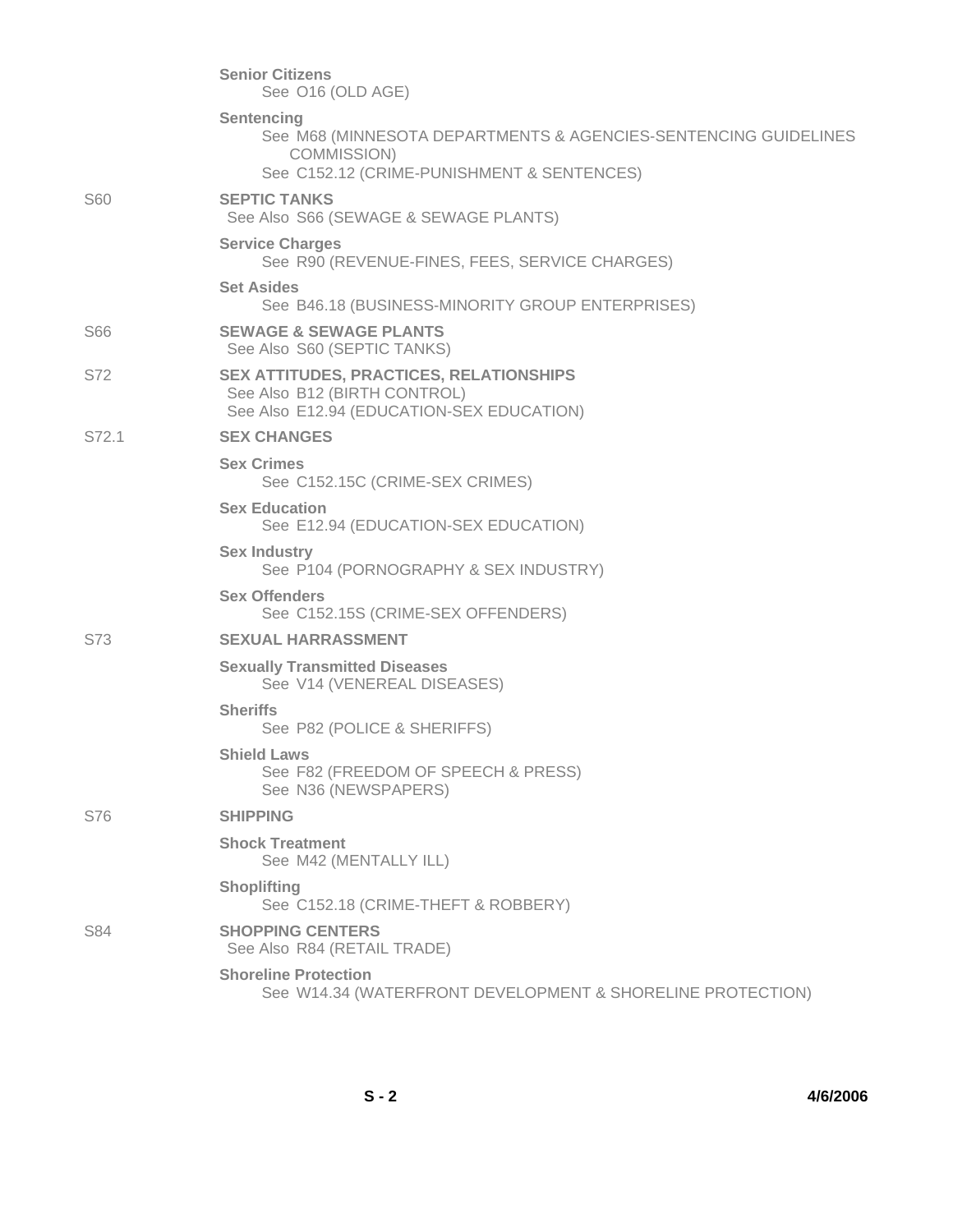**Senior Citizens**
See O16 (OLD AGE)

**Sentencing**
See M68 (MINNESOTA DEPARTMENTS & AGENCIES-SENTENCING GUIDELINES COMMISSION)
See C152.12 (CRIME-PUNISHMENT & SENTENCES)

S60 **SEPTIC TANKS**
See Also S66 (SEWAGE & SEWAGE PLANTS)

**Service Charges**
See R90 (REVENUE-FINES, FEES, SERVICE CHARGES)

**Set Asides**
See B46.18 (BUSINESS-MINORITY GROUP ENTERPRISES)

S66 **SEWAGE & SEWAGE PLANTS**
See Also S60 (SEPTIC TANKS)

S72 **SEX ATTITUDES, PRACTICES, RELATIONSHIPS**
See Also B12 (BIRTH CONTROL)
See Also E12.94 (EDUCATION-SEX EDUCATION)

S72.1 **SEX CHANGES**

**Sex Crimes**
See C152.15C (CRIME-SEX CRIMES)

**Sex Education**
See E12.94 (EDUCATION-SEX EDUCATION)

**Sex Industry**
See P104 (PORNOGRAPHY & SEX INDUSTRY)

**Sex Offenders**
See C152.15S (CRIME-SEX OFFENDERS)

S73 **SEXUAL HARRASSMENT**

**Sexually Transmitted Diseases**
See V14 (VENEREAL DISEASES)

**Sheriffs**
See P82 (POLICE & SHERIFFS)

**Shield Laws**
See F82 (FREEDOM OF SPEECH & PRESS)
See N36 (NEWSPAPERS)

S76 **SHIPPING**

**Shock Treatment**
See M42 (MENTALLY ILL)

**Shoplifting**
See C152.18 (CRIME-THEFT & ROBBERY)

S84 **SHOPPING CENTERS**
See Also R84 (RETAIL TRADE)

**Shoreline Protection**
See W14.34 (WATERFRONT DEVELOPMENT & SHORELINE PROTECTION)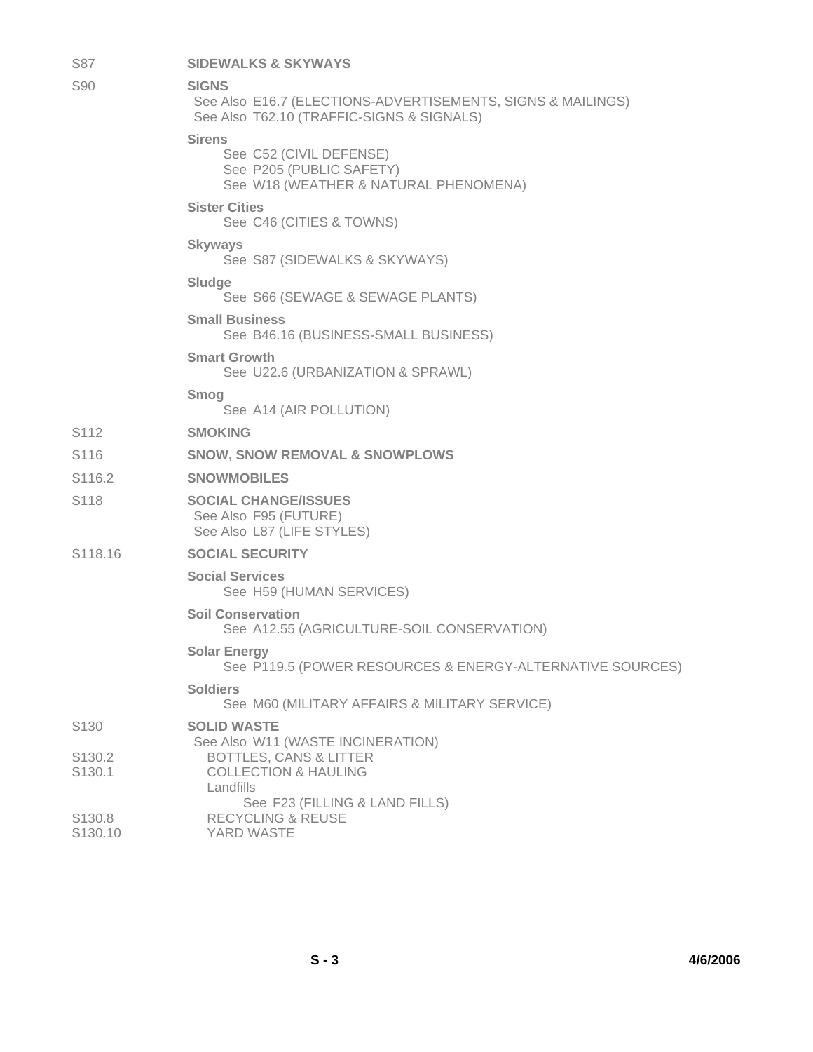S87 **SIDEWALKS & SKYWAYS**

S90 **SIGNS**
See Also E16.7 (ELECTIONS-ADVERTISEMENTS, SIGNS & MAILINGS)
See Also T62.10 (TRAFFIC-SIGNS & SIGNALS)

**Sirens**
See C52 (CIVIL DEFENSE)
See P205 (PUBLIC SAFETY)
See W18 (WEATHER & NATURAL PHENOMENA)

**Sister Cities**
See C46 (CITIES & TOWNS)

**Skyways**
See S87 (SIDEWALKS & SKYWAYS)

**Sludge**
See S66 (SEWAGE & SEWAGE PLANTS)

**Small Business**
See B46.16 (BUSINESS-SMALL BUSINESS)

**Smart Growth**
See U22.6 (URBANIZATION & SPRAWL)

**Smog**
See A14 (AIR POLLUTION)

S112 **SMOKING**

S116 **SNOW, SNOW REMOVAL & SNOWPLOWS**

S116.2 **SNOWMOBILES**

S118 **SOCIAL CHANGE/ISSUES**
See Also F95 (FUTURE)
See Also L87 (LIFE STYLES)

S118.16 **SOCIAL SECURITY**

**Social Services**
See H59 (HUMAN SERVICES)

**Soil Conservation**
See A12.55 (AGRICULTURE-SOIL CONSERVATION)

**Solar Energy**
See P119.5 (POWER RESOURCES & ENERGY-ALTERNATIVE SOURCES)

**Soldiers**
See M60 (MILITARY AFFAIRS & MILITARY SERVICE)

S130 **SOLID WASTE**
See Also W11 (WASTE INCINERATION)
S130.2 BOTTLES, CANS & LITTER
S130.1 COLLECTION & HAULING
Landfills
See F23 (FILLING & LAND FILLS)
S130.8 RECYCLING & REUSE
S130.10 YARD WASTE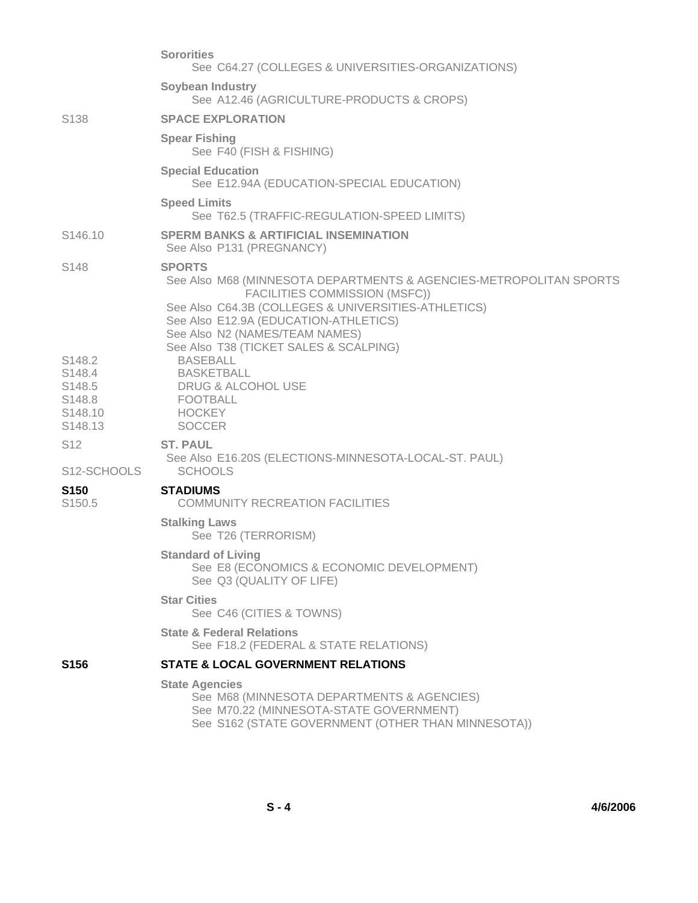**Sororities**
See C64.27 (COLLEGES & UNIVERSITIES-ORGANIZATIONS)

**Soybean Industry**
See A12.46 (AGRICULTURE-PRODUCTS & CROPS)

S138 **SPACE EXPLORATION**

**Spear Fishing**
See F40 (FISH & FISHING)

**Special Education**
See E12.94A (EDUCATION-SPECIAL EDUCATION)

**Speed Limits**
See T62.5 (TRAFFIC-REGULATION-SPEED LIMITS)

S146.10 **SPERM BANKS & ARTIFICIAL INSEMINATION**
See Also P131 (PREGNANCY)

S148 **SPORTS**
See Also M68 (MINNESOTA DEPARTMENTS & AGENCIES-METROPOLITAN SPORTS FACILITIES COMMISSION (MSFC))
See Also C64.3B (COLLEGES & UNIVERSITIES-ATHLETICS)
See Also E12.9A (EDUCATION-ATHLETICS)
See Also N2 (NAMES/TEAM NAMES)
See Also T38 (TICKET SALES & SCALPING)

S148.2 BASEBALL
S148.4 BASKETBALL
S148.5 DRUG & ALCOHOL USE
S148.8 FOOTBALL
S148.10 HOCKEY
S148.13 SOCCER

S12 **ST. PAUL**
See Also E16.20S (ELECTIONS-MINNESOTA-LOCAL-ST. PAUL)

S12-SCHOOLS SCHOOLS

**S150** **STADIUMS**
S150.5 COMMUNITY RECREATION FACILITIES

**Stalking Laws**
See T26 (TERRORISM)

**Standard of Living**
See E8 (ECONOMICS & ECONOMIC DEVELOPMENT)
See Q3 (QUALITY OF LIFE)

**Star Cities**
See C46 (CITIES & TOWNS)

**State & Federal Relations**
See F18.2 (FEDERAL & STATE RELATIONS)

**S156** **STATE & LOCAL GOVERNMENT RELATIONS**

**State Agencies**
See M68 (MINNESOTA DEPARTMENTS & AGENCIES)
See M70.22 (MINNESOTA-STATE GOVERNMENT)
See S162 (STATE GOVERNMENT (OTHER THAN MINNESOTA))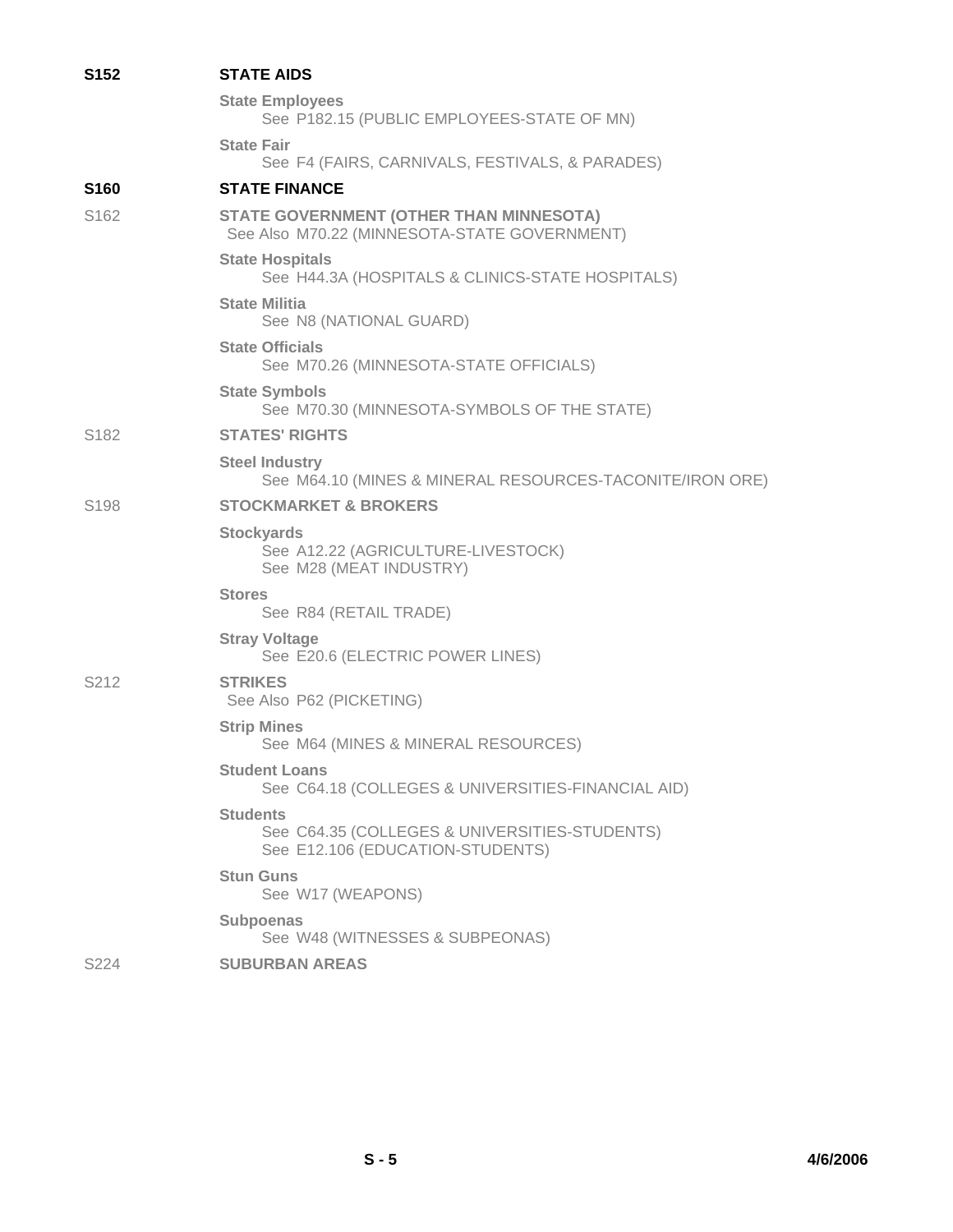**S152** **STATE AIDS**

**State Employees**
See P182.15 (PUBLIC EMPLOYEES-STATE OF MN)

**State Fair**
See F4 (FAIRS, CARNIVALS, FESTIVALS, & PARADES)

**S160** **STATE FINANCE**

S162 **STATE GOVERNMENT (OTHER THAN MINNESOTA)**
See Also M70.22 (MINNESOTA-STATE GOVERNMENT)

**State Hospitals**
See H44.3A (HOSPITALS & CLINICS-STATE HOSPITALS)

**State Militia**
See N8 (NATIONAL GUARD)

**State Officials**
See M70.26 (MINNESOTA-STATE OFFICIALS)

**State Symbols**
See M70.30 (MINNESOTA-SYMBOLS OF THE STATE)

S182 **STATES' RIGHTS**

**Steel Industry**
See M64.10 (MINES & MINERAL RESOURCES-TACONITE/IRON ORE)

S198 **STOCKMARKET & BROKERS**

**Stockyards**
See A12.22 (AGRICULTURE-LIVESTOCK)
See M28 (MEAT INDUSTRY)

**Stores**
See R84 (RETAIL TRADE)

**Stray Voltage**
See E20.6 (ELECTRIC POWER LINES)

S212 **STRIKES**
See Also P62 (PICKETING)

**Strip Mines**
See M64 (MINES & MINERAL RESOURCES)

**Student Loans**
See C64.18 (COLLEGES & UNIVERSITIES-FINANCIAL AID)

**Students**
See C64.35 (COLLEGES & UNIVERSITIES-STUDENTS)
See E12.106 (EDUCATION-STUDENTS)

**Stun Guns**
See W17 (WEAPONS)

**Subpoenas**
See W48 (WITNESSES & SUBPEONAS)

S224 **SUBURBAN AREAS**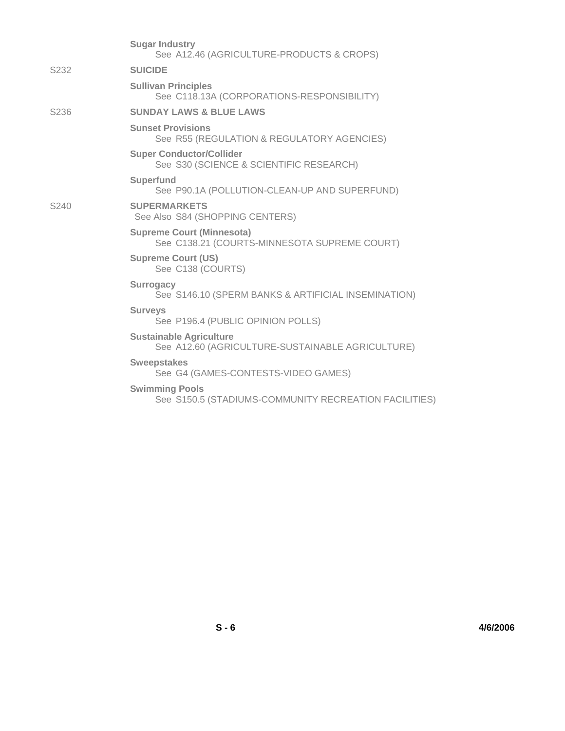**Sugar Industry**
See A12.46 (AGRICULTURE-PRODUCTS & CROPS)

S232 **SUICIDE**

**Sullivan Principles**
See C118.13A (CORPORATIONS-RESPONSIBILITY)

S236 **SUNDAY LAWS & BLUE LAWS**

**Sunset Provisions**
See R55 (REGULATION & REGULATORY AGENCIES)

**Super Conductor/Collider**
See S30 (SCIENCE & SCIENTIFIC RESEARCH)

**Superfund**
See P90.1A (POLLUTION-CLEAN-UP AND SUPERFUND)

S240 **SUPERMARKETS**
See Also S84 (SHOPPING CENTERS)

**Supreme Court (Minnesota)**
See C138.21 (COURTS-MINNESOTA SUPREME COURT)

**Supreme Court (US)**
See C138 (COURTS)

**Surrogacy**
See S146.10 (SPERM BANKS & ARTIFICIAL INSEMINATION)

**Surveys**
See P196.4 (PUBLIC OPINION POLLS)

**Sustainable Agriculture**
See A12.60 (AGRICULTURE-SUSTAINABLE AGRICULTURE)

**Sweepstakes**
See G4 (GAMES-CONTESTS-VIDEO GAMES)

**Swimming Pools**
See S150.5 (STADIUMS-COMMUNITY RECREATION FACILITIES)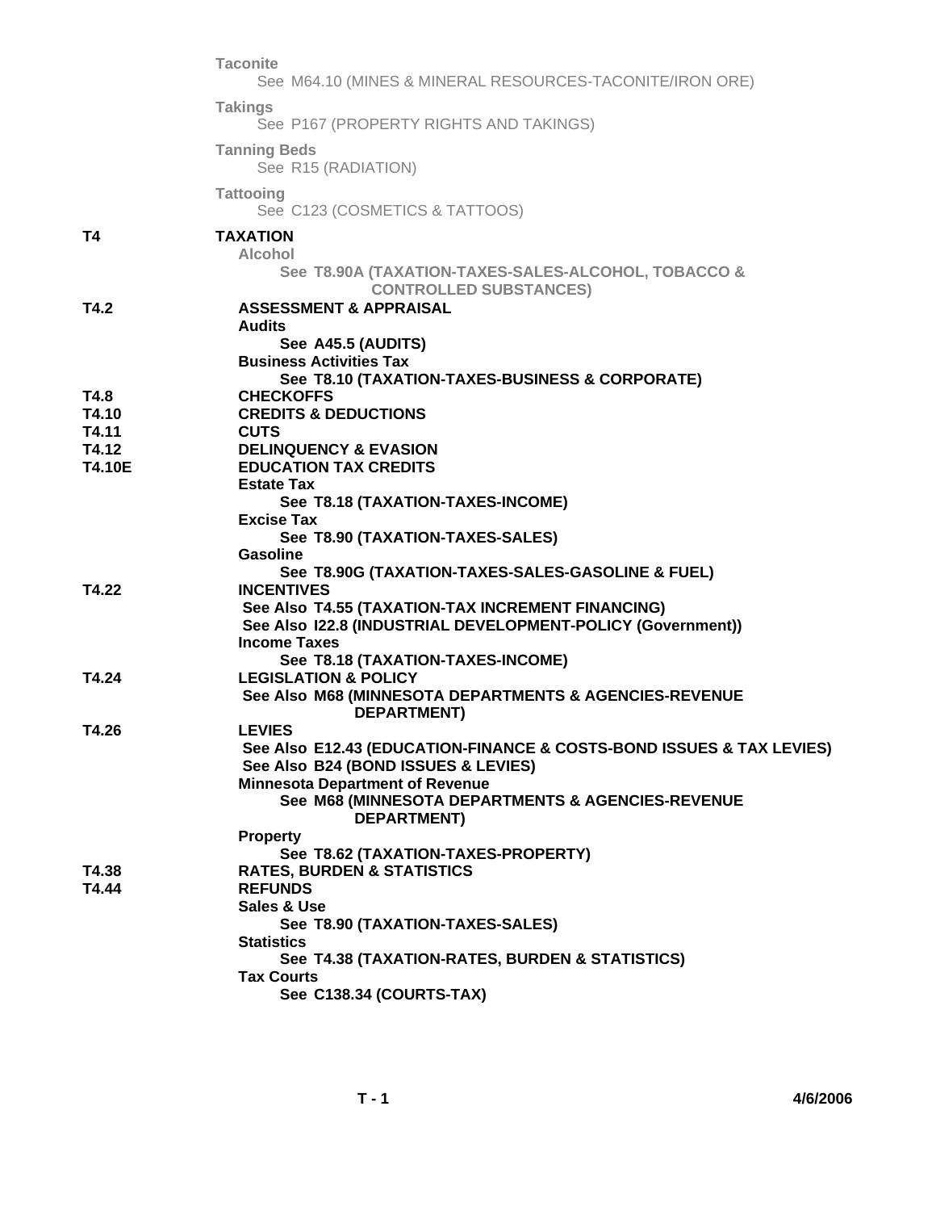**Taconite**
See M64.10 (MINES & MINERAL RESOURCES-TACONITE/IRON ORE)

**Takings**
See P167 (PROPERTY RIGHTS AND TAKINGS)

**Tanning Beds**
See R15 (RADIATION)

**Tattooing**
See C123 (COSMETICS & TATTOOS)

**T4 TAXATION**

**Alcohol**
**See T8.90A (TAXATION-TAXES-SALES-ALCOHOL, TOBACCO & CONTROLLED SUBSTANCES)**

**T4.2 ASSESSMENT & APPRAISAL**

**Audits**
**See A45.5 (AUDITS)**

**Business Activities Tax**
**See T8.10 (TAXATION-TAXES-BUSINESS & CORPORATE)**

**T4.8 CHECKOFFS**

**T4.10 CREDITS & DEDUCTIONS**

**T4.11 CUTS**

**T4.12 DELINQUENCY & EVASION**

**T4.10E EDUCATION TAX CREDITS**

**Estate Tax**
**See T8.18 (TAXATION-TAXES-INCOME)**

**Excise Tax**
**See T8.90 (TAXATION-TAXES-SALES)**

**Gasoline**
**See T8.90G (TAXATION-TAXES-SALES-GASOLINE & FUEL)**

**T4.22 INCENTIVES**
**See Also T4.55 (TAXATION-TAX INCREMENT FINANCING)**
**See Also I22.8 (INDUSTRIAL DEVELOPMENT-POLICY (Government))**

**Income Taxes**
**See T8.18 (TAXATION-TAXES-INCOME)**

**T4.24 LEGISLATION & POLICY**
**See Also M68 (MINNESOTA DEPARTMENTS & AGENCIES-REVENUE DEPARTMENT)**

**T4.26 LEVIES**
**See Also E12.43 (EDUCATION-FINANCE & COSTS-BOND ISSUES & TAX LEVIES)**
**See Also B24 (BOND ISSUES & LEVIES)**

**Minnesota Department of Revenue**
**See M68 (MINNESOTA DEPARTMENTS & AGENCIES-REVENUE DEPARTMENT)**

**Property**
**See T8.62 (TAXATION-TAXES-PROPERTY)**

**T4.38 RATES, BURDEN & STATISTICS**

**T4.44 REFUNDS**

**Sales & Use**
**See T8.90 (TAXATION-TAXES-SALES)**

**Statistics**
**See T4.38 (TAXATION-RATES, BURDEN & STATISTICS)**

**Tax Courts**
**See C138.34 (COURTS-TAX)**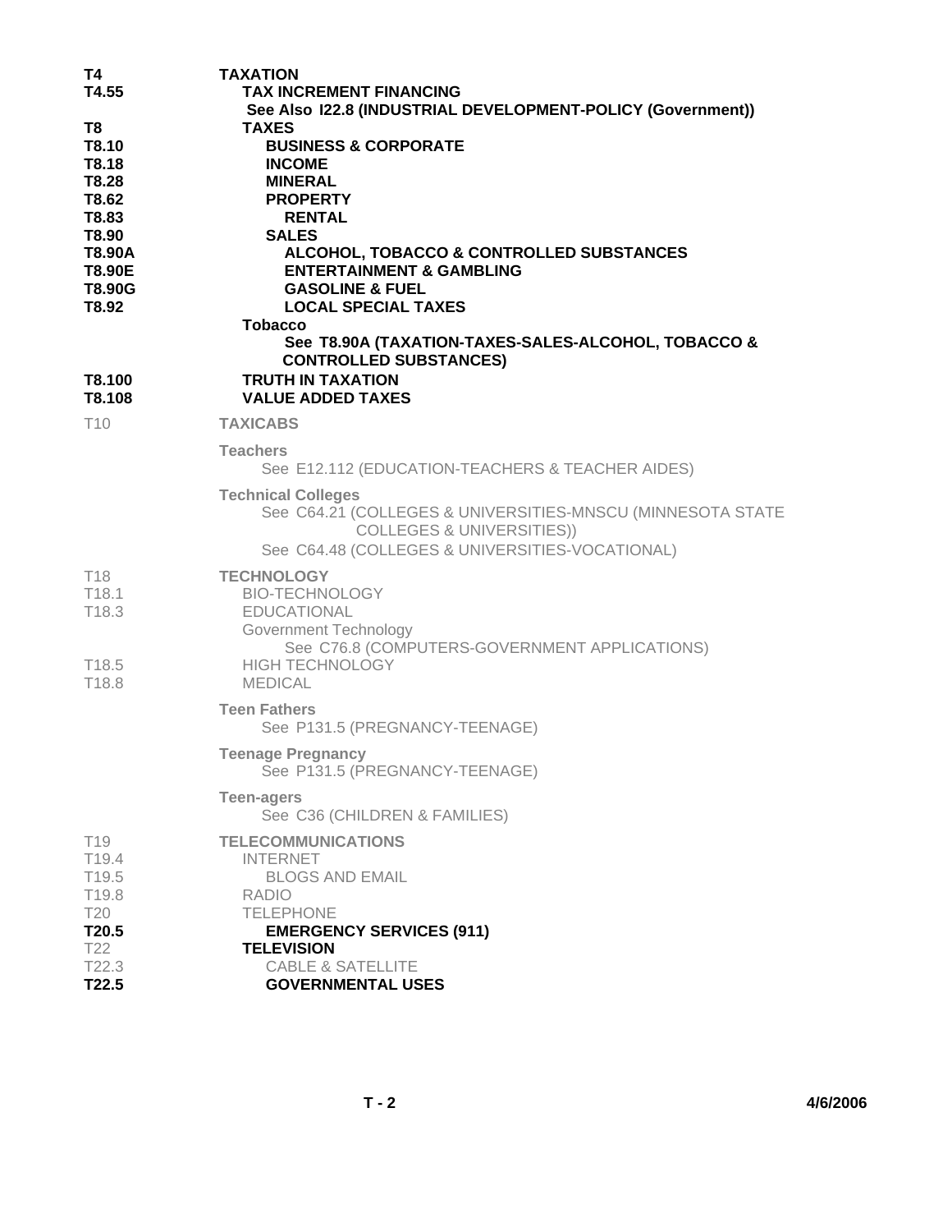| | |
|---|---|
| **T4** | **TAXATION** |
| **T4.55** | **TAX INCREMENT FINANCING** |
| | **See Also I22.8 (INDUSTRIAL DEVELOPMENT-POLICY (Government))** |
| **T8** | **TAXES** |
| **T8.10** | **BUSINESS & CORPORATE** |
| **T8.18** | **INCOME** |
| **T8.28** | **MINERAL** |
| **T8.62** | **PROPERTY** |
| **T8.83** | **RENTAL** |
| **T8.90** | **SALES** |
| **T8.90A** | **ALCOHOL, TOBACCO & CONTROLLED SUBSTANCES** |
| **T8.90E** | **ENTERTAINMENT & GAMBLING** |
| **T8.90G** | **GASOLINE & FUEL** |
| **T8.92** | **LOCAL SPECIAL TAXES** |
| | **Tobacco** |
| | **See T8.90A (TAXATION-TAXES-SALES-ALCOHOL, TOBACCO & CONTROLLED SUBSTANCES)** |
| **T8.100** | **TRUTH IN TAXATION** |
| **T8.108** | **VALUE ADDED TAXES** |
| T10 | **TAXICABS** |
| | **Teachers** |
| | See E12.112 (EDUCATION-TEACHERS & TEACHER AIDES) |
| | **Technical Colleges** |
| | See C64.21 (COLLEGES & UNIVERSITIES-MNSCU (MINNESOTA STATE COLLEGES & UNIVERSITIES)) |
| | See C64.48 (COLLEGES & UNIVERSITIES-VOCATIONAL) |
| T18 | **TECHNOLOGY** |
| T18.1 | BIO-TECHNOLOGY |
| T18.3 | EDUCATIONAL |
| | Government Technology |
| | See C76.8 (COMPUTERS-GOVERNMENT APPLICATIONS) |
| T18.5 | HIGH TECHNOLOGY |
| T18.8 | MEDICAL |
| | **Teen Fathers** |
| | See P131.5 (PREGNANCY-TEENAGE) |
| | **Teenage Pregnancy** |
| | See P131.5 (PREGNANCY-TEENAGE) |
| | **Teen-agers** |
| | See C36 (CHILDREN & FAMILIES) |
| T19 | **TELECOMMUNICATIONS** |
| T19.4 | INTERNET |
| T19.5 | BLOGS AND EMAIL |
| T19.8 | RADIO |
| T20 | TELEPHONE |
| **T20.5** | **EMERGENCY SERVICES (911)** |
| T22 | **TELEVISION** |
| T22.3 | CABLE & SATELLITE |
| **T22.5** | **GOVERNMENTAL USES** |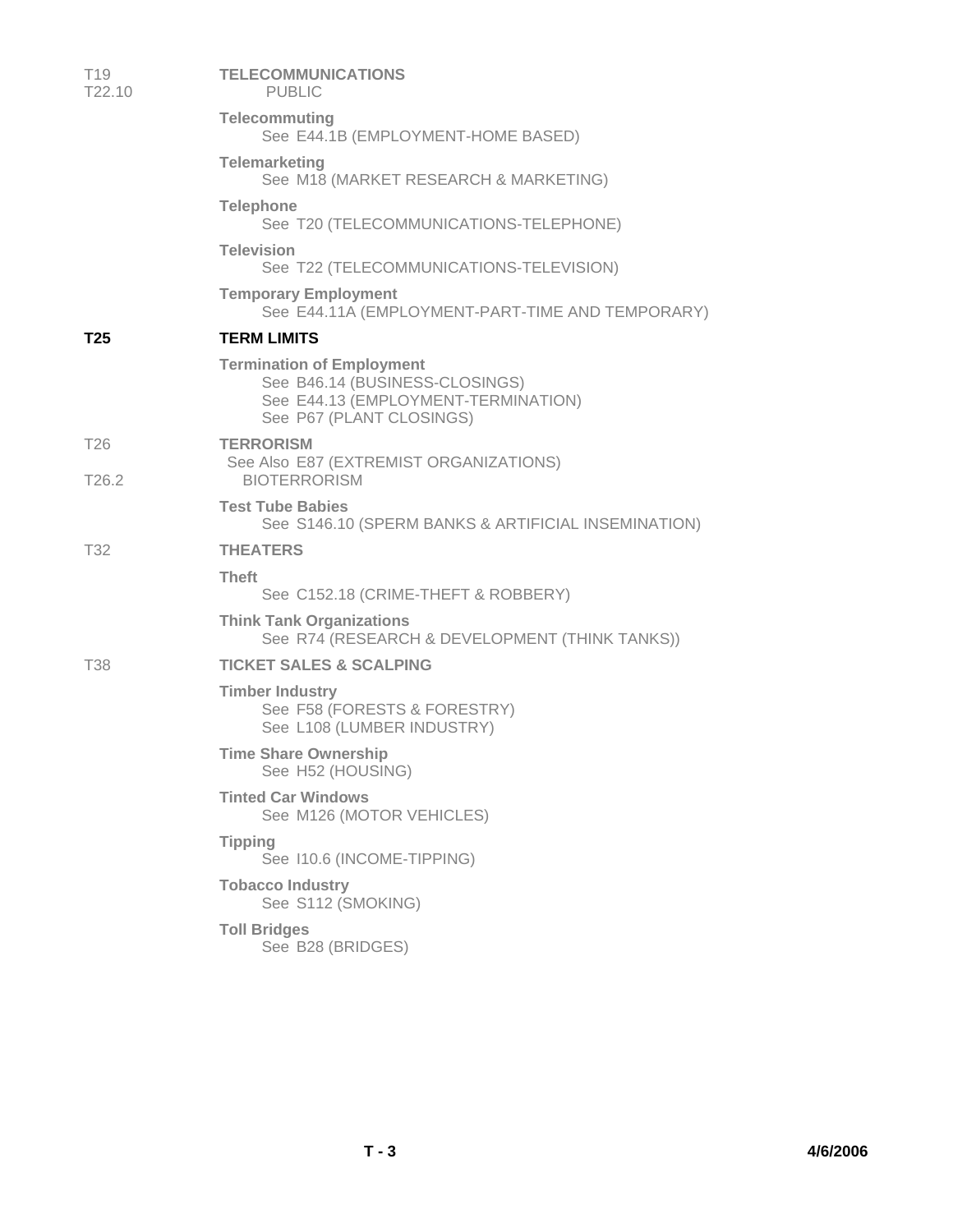T19 **TELECOMMUNICATIONS**
T22.10 PUBLIC

**Telecommuting**
See E44.1B (EMPLOYMENT-HOME BASED)

**Telemarketing**
See M18 (MARKET RESEARCH & MARKETING)

**Telephone**
See T20 (TELECOMMUNICATIONS-TELEPHONE)

**Television**
See T22 (TELECOMMUNICATIONS-TELEVISION)

**Temporary Employment**
See E44.11A (EMPLOYMENT-PART-TIME AND TEMPORARY)

**T25** **TERM LIMITS**

**Termination of Employment**
See B46.14 (BUSINESS-CLOSINGS)
See E44.13 (EMPLOYMENT-TERMINATION)
See P67 (PLANT CLOSINGS)

T26 **TERRORISM**
See Also E87 (EXTREMIST ORGANIZATIONS)
T26.2 BIOTERRORISM

**Test Tube Babies**
See S146.10 (SPERM BANKS & ARTIFICIAL INSEMINATION)

T32 **THEATERS**

**Theft**
See C152.18 (CRIME-THEFT & ROBBERY)

**Think Tank Organizations**
See R74 (RESEARCH & DEVELOPMENT (THINK TANKS))

T38 **TICKET SALES & SCALPING**

**Timber Industry**
See F58 (FORESTS & FORESTRY)
See L108 (LUMBER INDUSTRY)

**Time Share Ownership**
See H52 (HOUSING)

**Tinted Car Windows**
See M126 (MOTOR VEHICLES)

**Tipping**
See I10.6 (INCOME-TIPPING)

**Tobacco Industry**
See S112 (SMOKING)

**Toll Bridges**
See B28 (BRIDGES)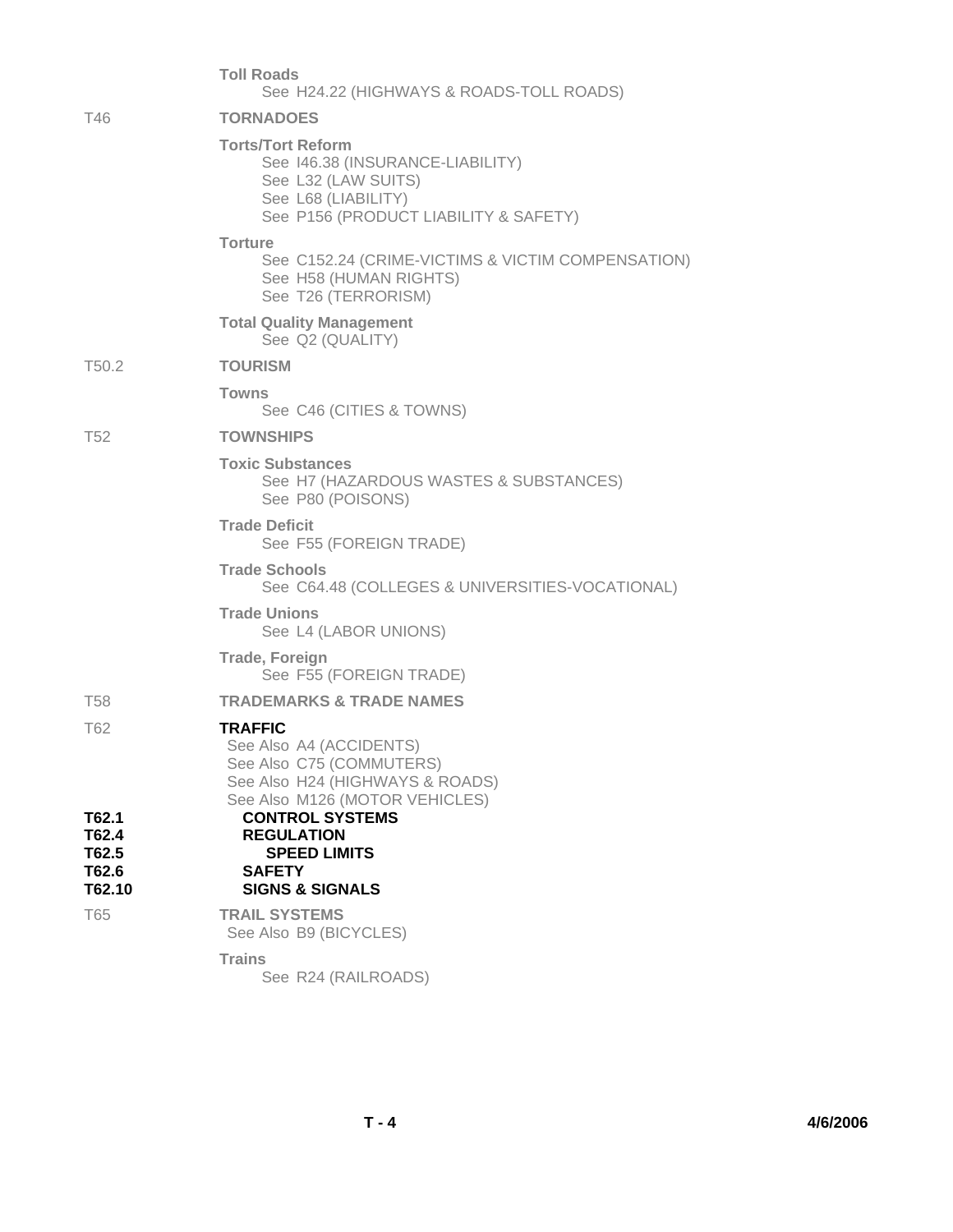**Toll Roads**
See H24.22 (HIGHWAYS & ROADS-TOLL ROADS)

T46 **TORNADOES**

**Torts/Tort Reform**
See I46.38 (INSURANCE-LIABILITY)
See L32 (LAW SUITS)
See L68 (LIABILITY)
See P156 (PRODUCT LIABILITY & SAFETY)

**Torture**
See C152.24 (CRIME-VICTIMS & VICTIM COMPENSATION)
See H58 (HUMAN RIGHTS)
See T26 (TERRORISM)

**Total Quality Management**
See Q2 (QUALITY)

T50.2 **TOURISM**

**Towns**
See C46 (CITIES & TOWNS)

T52 **TOWNSHIPS**

**Toxic Substances**
See H7 (HAZARDOUS WASTES & SUBSTANCES)
See P80 (POISONS)

**Trade Deficit**
See F55 (FOREIGN TRADE)

**Trade Schools**
See C64.48 (COLLEGES & UNIVERSITIES-VOCATIONAL)

**Trade Unions**
See L4 (LABOR UNIONS)

**Trade, Foreign**
See F55 (FOREIGN TRADE)

T58 **TRADEMARKS & TRADE NAMES**

T62 **TRAFFIC**
See Also A4 (ACCIDENTS)
See Also C75 (COMMUTERS)
See Also H24 (HIGHWAYS & ROADS)
See Also M126 (MOTOR VEHICLES)

**T62.1** **CONTROL SYSTEMS**
**T62.4** **REGULATION**
**T62.5** **SPEED LIMITS**
**T62.6** **SAFETY**
**T62.10** **SIGNS & SIGNALS**

T65 **TRAIL SYSTEMS**
See Also B9 (BICYCLES)

**Trains**
See R24 (RAILROADS)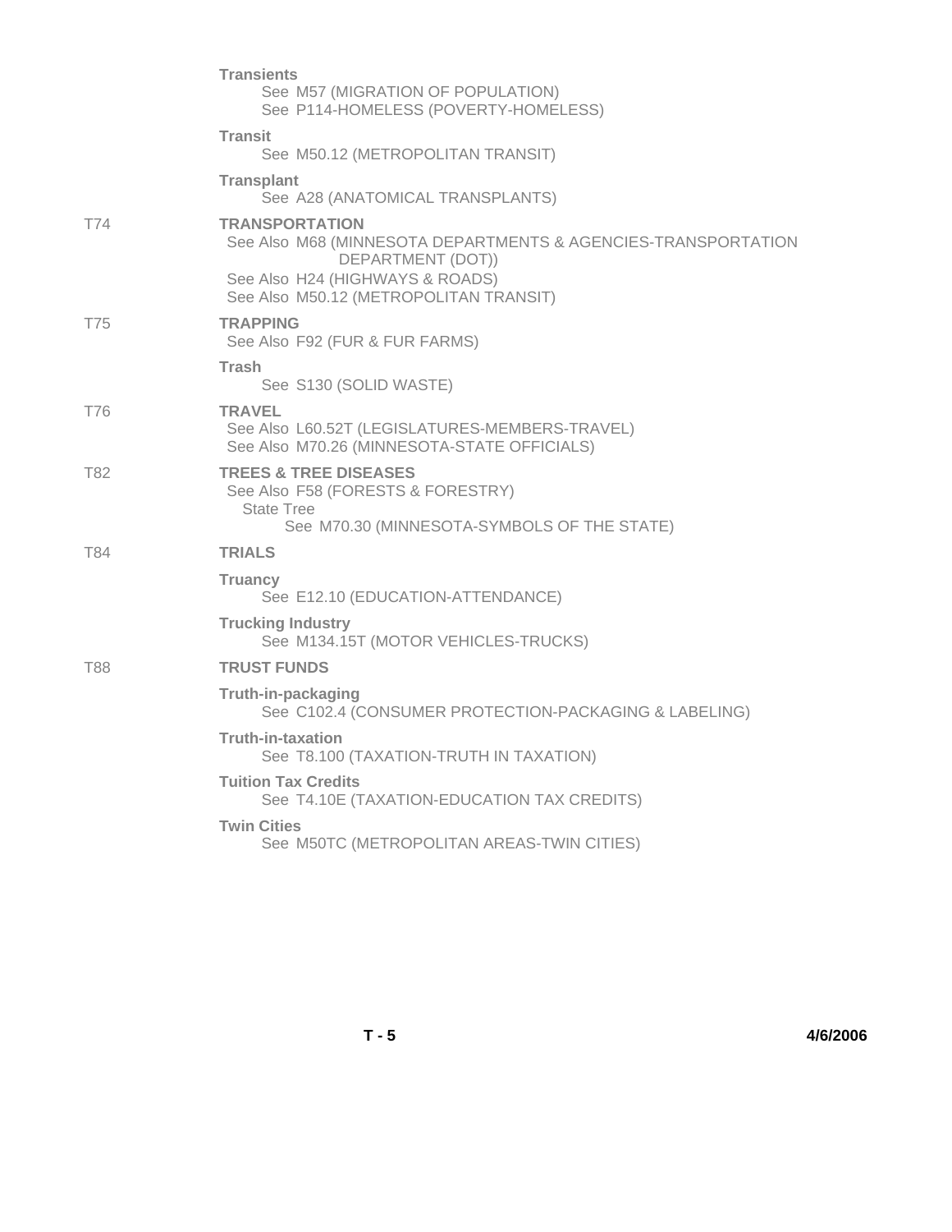**Transients**
See M57 (MIGRATION OF POPULATION)
See P114-HOMELESS (POVERTY-HOMELESS)

**Transit**
See M50.12 (METROPOLITAN TRANSIT)

**Transplant**
See A28 (ANATOMICAL TRANSPLANTS)

T74 **TRANSPORTATION**
See Also M68 (MINNESOTA DEPARTMENTS & AGENCIES-TRANSPORTATION DEPARTMENT (DOT))
See Also H24 (HIGHWAYS & ROADS)
See Also M50.12 (METROPOLITAN TRANSIT)

T75 **TRAPPING**
See Also F92 (FUR & FUR FARMS)

**Trash**
See S130 (SOLID WASTE)

T76 **TRAVEL**
See Also L60.52T (LEGISLATURES-MEMBERS-TRAVEL)
See Also M70.26 (MINNESOTA-STATE OFFICIALS)

T82 **TREES & TREE DISEASES**
See Also F58 (FORESTS & FORESTRY)
State Tree
See M70.30 (MINNESOTA-SYMBOLS OF THE STATE)

T84 **TRIALS**

**Truancy**
See E12.10 (EDUCATION-ATTENDANCE)

**Trucking Industry**
See M134.15T (MOTOR VEHICLES-TRUCKS)

T88 **TRUST FUNDS**

**Truth-in-packaging**
See C102.4 (CONSUMER PROTECTION-PACKAGING & LABELING)

**Truth-in-taxation**
See T8.100 (TAXATION-TRUTH IN TAXATION)

**Tuition Tax Credits**
See T4.10E (TAXATION-EDUCATION TAX CREDITS)

**Twin Cities**
See M50TC (METROPOLITAN AREAS-TWIN CITIES)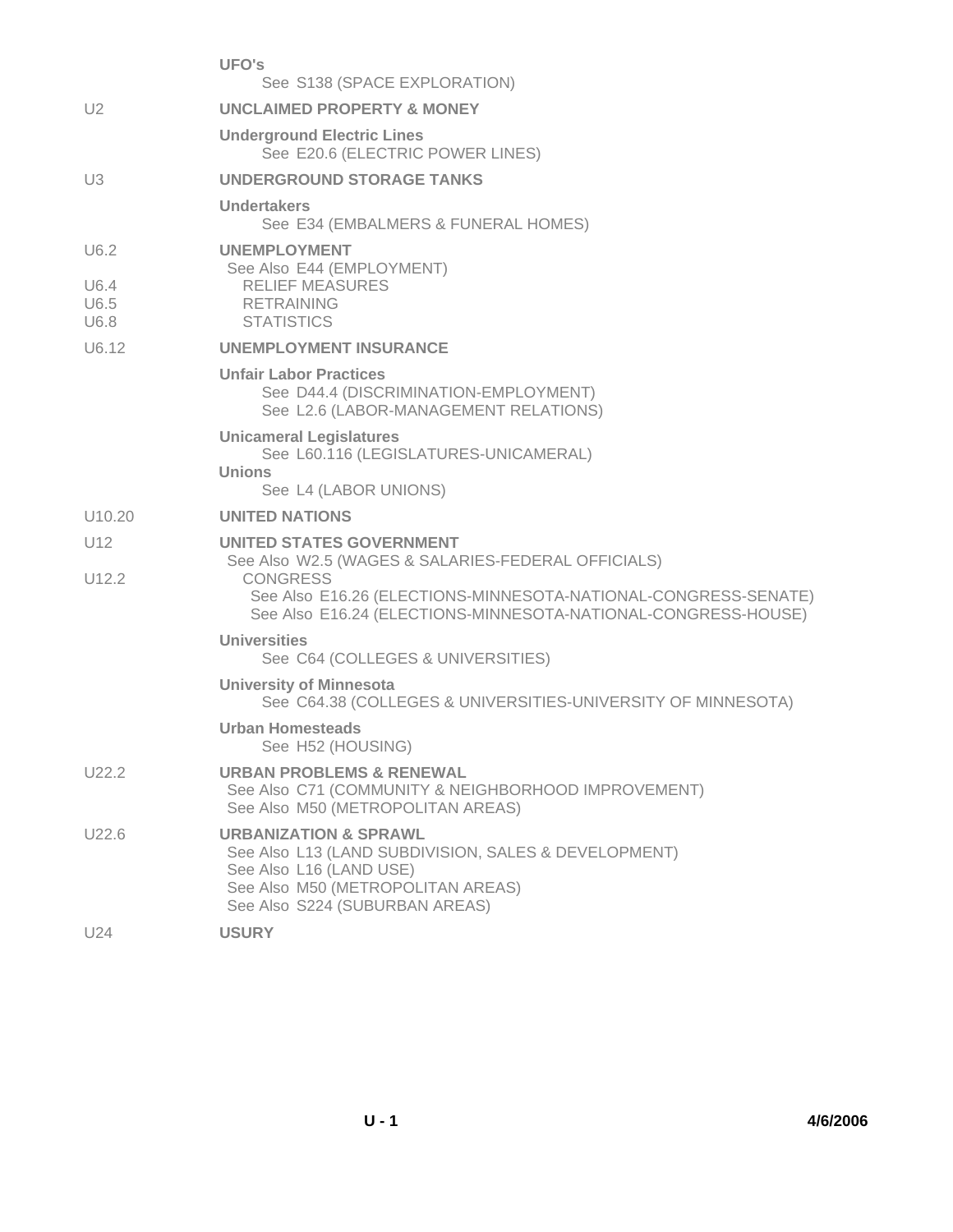| | |
|---|---|
| | **UFO's** |
| | See S138 (SPACE EXPLORATION) |
| U2 | **UNCLAIMED PROPERTY & MONEY** |
| | **Underground Electric Lines** |
| | See E20.6 (ELECTRIC POWER LINES) |
| U3 | **UNDERGROUND STORAGE TANKS** |
| | **Undertakers** |
| | See E34 (EMBALMERS & FUNERAL HOMES) |
| U6.2 | **UNEMPLOYMENT** |
| | See Also E44 (EMPLOYMENT) |
| U6.4 | RELIEF MEASURES |
| U6.5 | RETRAINING |
| U6.8 | STATISTICS |
| U6.12 | **UNEMPLOYMENT INSURANCE** |
| | **Unfair Labor Practices** |
| | See D44.4 (DISCRIMINATION-EMPLOYMENT) |
| | See L2.6 (LABOR-MANAGEMENT RELATIONS) |
| | **Unicameral Legislatures** |
| | See L60.116 (LEGISLATURES-UNICAMERAL) |
| | **Unions** |
| | See L4 (LABOR UNIONS) |
| U10.20 | **UNITED NATIONS** |
| U12 | **UNITED STATES GOVERNMENT** |
| | See Also W2.5 (WAGES & SALARIES-FEDERAL OFFICIALS) |
| U12.2 | CONGRESS |
| | See Also E16.26 (ELECTIONS-MINNESOTA-NATIONAL-CONGRESS-SENATE) |
| | See Also E16.24 (ELECTIONS-MINNESOTA-NATIONAL-CONGRESS-HOUSE) |
| | **Universities** |
| | See C64 (COLLEGES & UNIVERSITIES) |
| | **University of Minnesota** |
| | See C64.38 (COLLEGES & UNIVERSITIES-UNIVERSITY OF MINNESOTA) |
| | **Urban Homesteads** |
| | See H52 (HOUSING) |
| U22.2 | **URBAN PROBLEMS & RENEWAL** |
| | See Also C71 (COMMUNITY & NEIGHBORHOOD IMPROVEMENT) |
| | See Also M50 (METROPOLITAN AREAS) |
| U22.6 | **URBANIZATION & SPRAWL** |
| | See Also L13 (LAND SUBDIVISION, SALES & DEVELOPMENT) |
| | See Also L16 (LAND USE) |
| | See Also M50 (METROPOLITAN AREAS) |
| | See Also S224 (SUBURBAN AREAS) |
| U24 | **USURY** |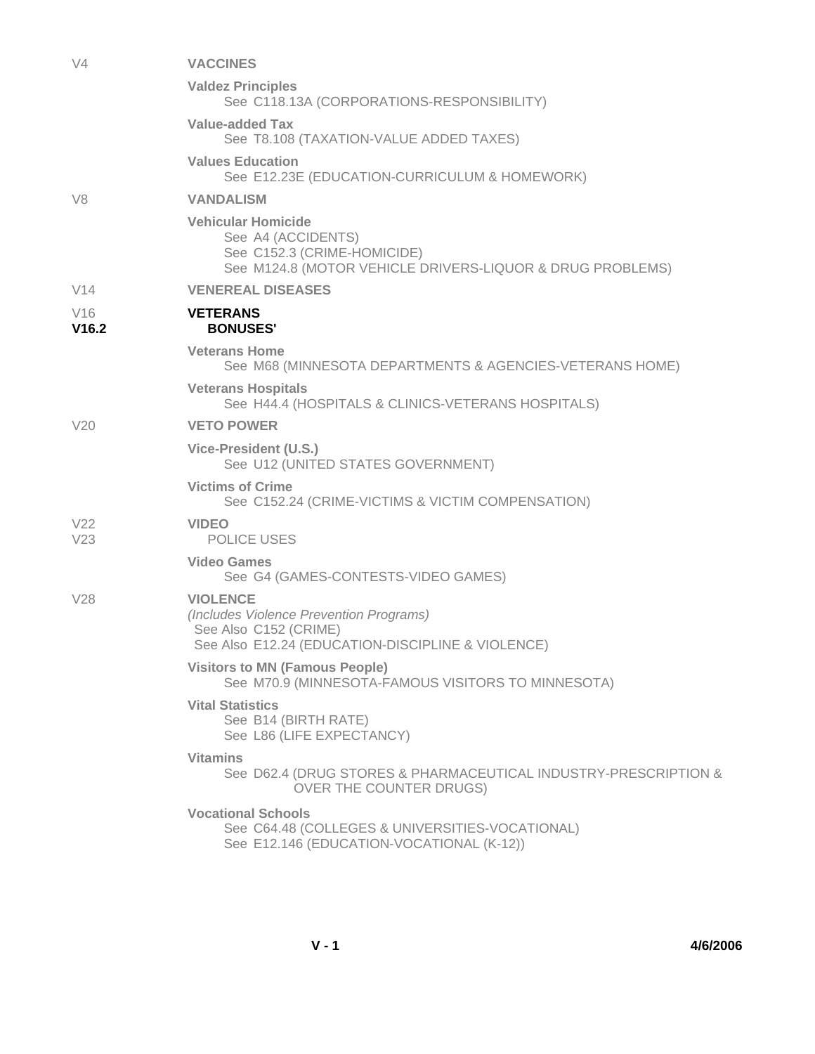V4 **VACCINES**

**Valdez Principles**
See C118.13A (CORPORATIONS-RESPONSIBILITY)

**Value-added Tax**
See T8.108 (TAXATION-VALUE ADDED TAXES)

**Values Education**
See E12.23E (EDUCATION-CURRICULUM & HOMEWORK)

V8 **VANDALISM**

**Vehicular Homicide**
See A4 (ACCIDENTS)
See C152.3 (CRIME-HOMICIDE)
See M124.8 (MOTOR VEHICLE DRIVERS-LIQUOR & DRUG PROBLEMS)

V14 **VENEREAL DISEASES**

V16 **VETERANS**
**V16.2** **BONUSES'**

**Veterans Home**
See M68 (MINNESOTA DEPARTMENTS & AGENCIES-VETERANS HOME)

**Veterans Hospitals**
See H44.4 (HOSPITALS & CLINICS-VETERANS HOSPITALS)

V20 **VETO POWER**

**Vice-President (U.S.)**
See U12 (UNITED STATES GOVERNMENT)

**Victims of Crime**
See C152.24 (CRIME-VICTIMS & VICTIM COMPENSATION)

V22 **VIDEO**
V23 POLICE USES

**Video Games**
See G4 (GAMES-CONTESTS-VIDEO GAMES)

V28 **VIOLENCE**
*(Includes Violence Prevention Programs)*
See Also C152 (CRIME)
See Also E12.24 (EDUCATION-DISCIPLINE & VIOLENCE)

**Visitors to MN (Famous People)**
See M70.9 (MINNESOTA-FAMOUS VISITORS TO MINNESOTA)

**Vital Statistics**
See B14 (BIRTH RATE)
See L86 (LIFE EXPECTANCY)

**Vitamins**
See D62.4 (DRUG STORES & PHARMACEUTICAL INDUSTRY-PRESCRIPTION & OVER THE COUNTER DRUGS)

**Vocational Schools**
See C64.48 (COLLEGES & UNIVERSITIES-VOCATIONAL)
See E12.146 (EDUCATION-VOCATIONAL (K-12))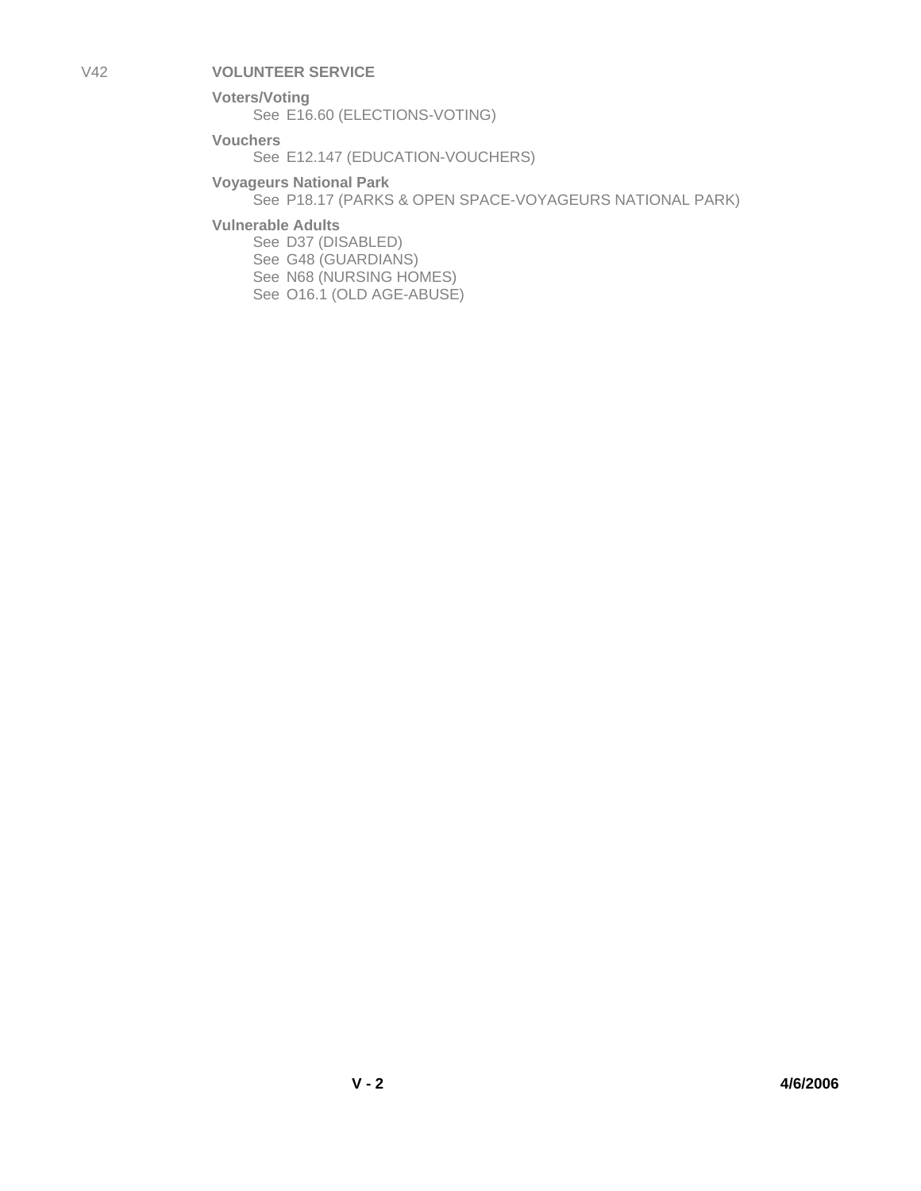V42 **VOLUNTEER SERVICE**

**Voters/Voting**
See E16.60 (ELECTIONS-VOTING)

**Vouchers**
See E12.147 (EDUCATION-VOUCHERS)

**Voyageurs National Park**
See P18.17 (PARKS & OPEN SPACE-VOYAGEURS NATIONAL PARK)

**Vulnerable Adults**
See D37 (DISABLED)
See G48 (GUARDIANS)
See N68 (NURSING HOMES)
See O16.1 (OLD AGE-ABUSE)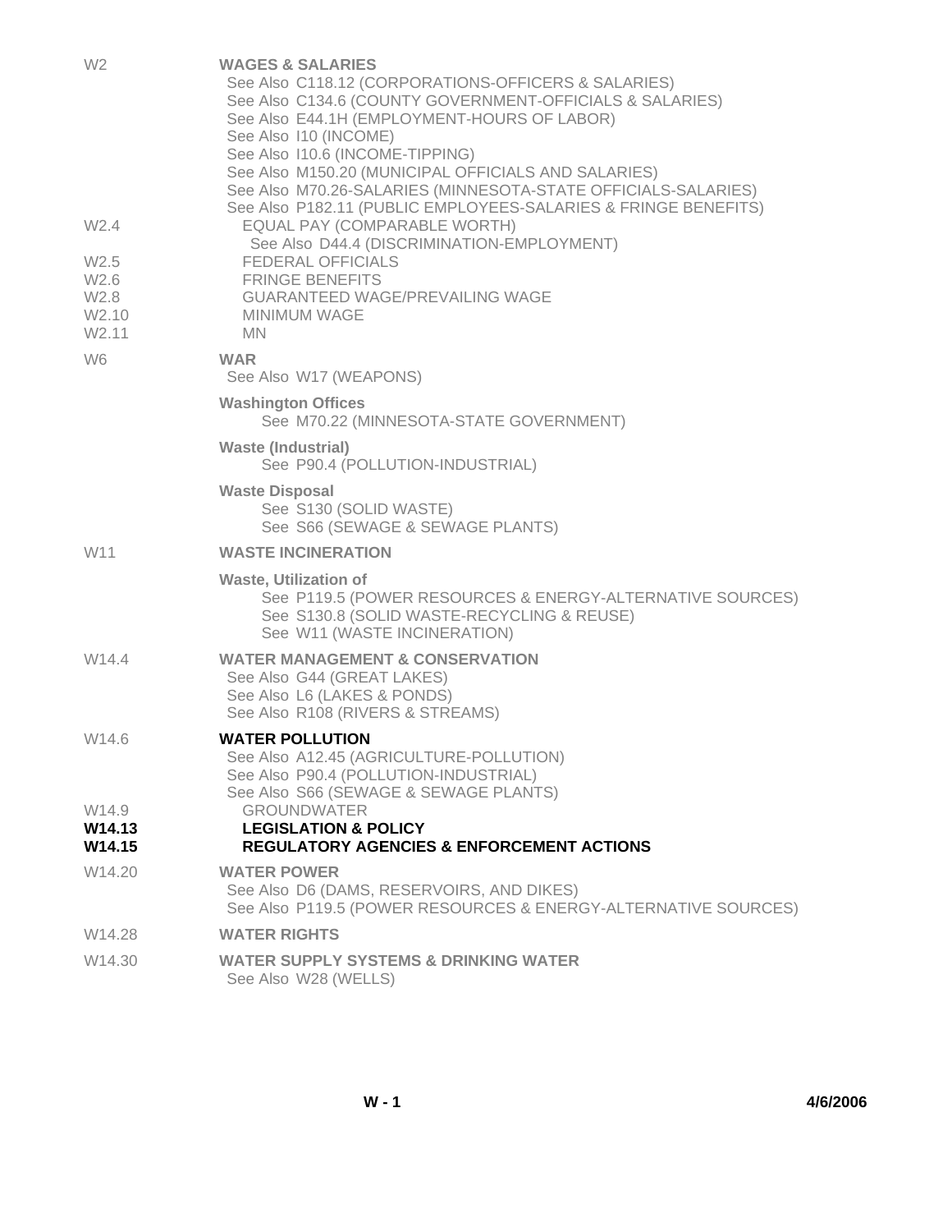| Code | Subject |
|---|---|
| W2 | **WAGES & SALARIES** |
| | See Also C118.12 (CORPORATIONS-OFFICERS & SALARIES) |
| | See Also C134.6 (COUNTY GOVERNMENT-OFFICIALS & SALARIES) |
| | See Also E44.1H (EMPLOYMENT-HOURS OF LABOR) |
| | See Also I10 (INCOME) |
| | See Also I10.6 (INCOME-TIPPING) |
| | See Also M150.20 (MUNICIPAL OFFICIALS AND SALARIES) |
| | See Also M70.26-SALARIES (MINNESOTA-STATE OFFICIALS-SALARIES) |
| | See Also P182.11 (PUBLIC EMPLOYEES-SALARIES & FRINGE BENEFITS) |
| W2.4 | EQUAL PAY (COMPARABLE WORTH) |
| | See Also D44.4 (DISCRIMINATION-EMPLOYMENT) |
| W2.5 | FEDERAL OFFICIALS |
| W2.6 | FRINGE BENEFITS |
| W2.8 | GUARANTEED WAGE/PREVAILING WAGE |
| W2.10 | MINIMUM WAGE |
| W2.11 | MN |
| W6 | **WAR** |
| | See Also W17 (WEAPONS) |
| | **Washington Offices** |
| | See M70.22 (MINNESOTA-STATE GOVERNMENT) |
| | **Waste (Industrial)** |
| | See P90.4 (POLLUTION-INDUSTRIAL) |
| | **Waste Disposal** |
| | See S130 (SOLID WASTE) |
| | See S66 (SEWAGE & SEWAGE PLANTS) |
| W11 | **WASTE INCINERATION** |
| | **Waste, Utilization of** |
| | See P119.5 (POWER RESOURCES & ENERGY-ALTERNATIVE SOURCES) |
| | See S130.8 (SOLID WASTE-RECYCLING & REUSE) |
| | See W11 (WASTE INCINERATION) |
| W14.4 | **WATER MANAGEMENT & CONSERVATION** |
| | See Also G44 (GREAT LAKES) |
| | See Also L6 (LAKES & PONDS) |
| | See Also R108 (RIVERS & STREAMS) |
| W14.6 | **WATER POLLUTION** |
| | See Also A12.45 (AGRICULTURE-POLLUTION) |
| | See Also P90.4 (POLLUTION-INDUSTRIAL) |
| | See Also S66 (SEWAGE & SEWAGE PLANTS) |
| W14.9 | GROUNDWATER |
| **W14.13** | **LEGISLATION & POLICY** |
| **W14.15** | **REGULATORY AGENCIES & ENFORCEMENT ACTIONS** |
| W14.20 | **WATER POWER** |
| | See Also D6 (DAMS, RESERVOIRS, AND DIKES) |
| | See Also P119.5 (POWER RESOURCES & ENERGY-ALTERNATIVE SOURCES) |
| W14.28 | **WATER RIGHTS** |
| W14.30 | **WATER SUPPLY SYSTEMS & DRINKING WATER** |
| | See Also W28 (WELLS) |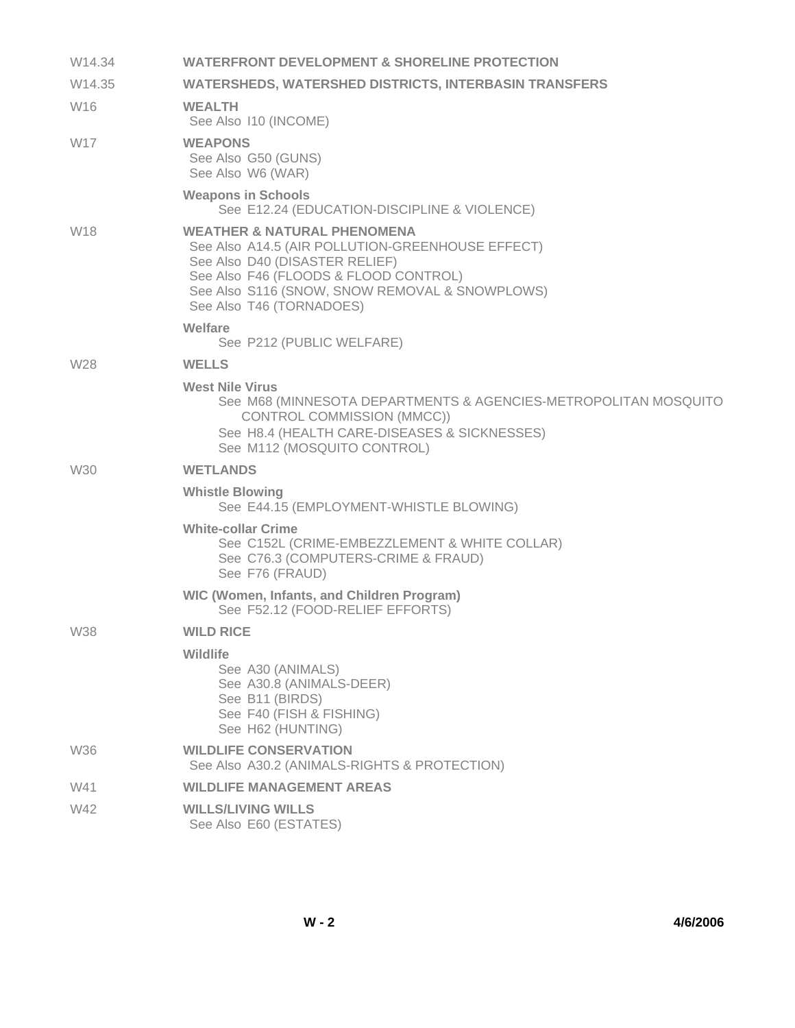W14.34 **WATERFRONT DEVELOPMENT & SHORELINE PROTECTION**

W14.35 **WATERSHEDS, WATERSHED DISTRICTS, INTERBASIN TRANSFERS**

W16 **WEALTH**
See Also I10 (INCOME)

W17 **WEAPONS**
See Also G50 (GUNS)
See Also W6 (WAR)

**Weapons in Schools**
See E12.24 (EDUCATION-DISCIPLINE & VIOLENCE)

W18 **WEATHER & NATURAL PHENOMENA**
See Also A14.5 (AIR POLLUTION-GREENHOUSE EFFECT)
See Also D40 (DISASTER RELIEF)
See Also F46 (FLOODS & FLOOD CONTROL)
See Also S116 (SNOW, SNOW REMOVAL & SNOWPLOWS)
See Also T46 (TORNADOES)

**Welfare**
See P212 (PUBLIC WELFARE)

W28 **WELLS**

**West Nile Virus**
See M68 (MINNESOTA DEPARTMENTS & AGENCIES-METROPOLITAN MOSQUITO CONTROL COMMISSION (MMCC))
See H8.4 (HEALTH CARE-DISEASES & SICKNESSES)
See M112 (MOSQUITO CONTROL)

W30 **WETLANDS**

**Whistle Blowing**
See E44.15 (EMPLOYMENT-WHISTLE BLOWING)

**White-collar Crime**
See C152L (CRIME-EMBEZZLEMENT & WHITE COLLAR)
See C76.3 (COMPUTERS-CRIME & FRAUD)
See F76 (FRAUD)

**WIC (Women, Infants, and Children Program)**
See F52.12 (FOOD-RELIEF EFFORTS)

W38 **WILD RICE**

**Wildlife**
See A30 (ANIMALS)
See A30.8 (ANIMALS-DEER)
See B11 (BIRDS)
See F40 (FISH & FISHING)
See H62 (HUNTING)

W36 **WILDLIFE CONSERVATION**
See Also A30.2 (ANIMALS-RIGHTS & PROTECTION)

W41 **WILDLIFE MANAGEMENT AREAS**

W42 **WILLS/LIVING WILLS**
See Also E60 (ESTATES)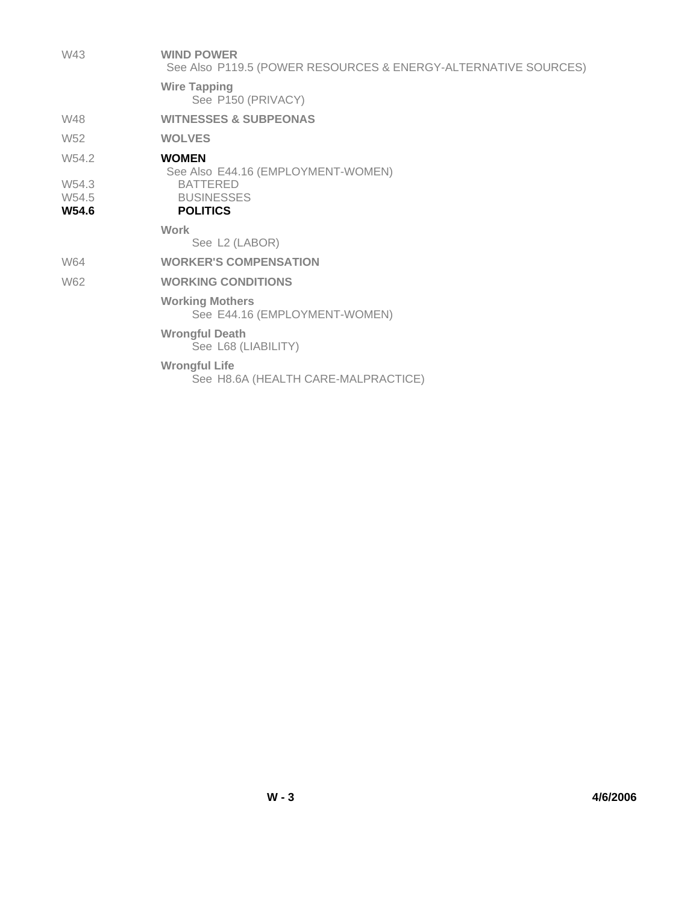W43 **WIND POWER**
See Also P119.5 (POWER RESOURCES & ENERGY-ALTERNATIVE SOURCES)

**Wire Tapping**
See P150 (PRIVACY)

W48 **WITNESSES & SUBPEONAS**

W52 **WOLVES**

W54.2 **WOMEN**
See Also E44.16 (EMPLOYMENT-WOMEN)

W54.3 BATTERED
W54.5 BUSINESSES
**W54.6** **POLITICS**

**Work**
See L2 (LABOR)

W64 **WORKER'S COMPENSATION**

W62 **WORKING CONDITIONS**

**Working Mothers**
See E44.16 (EMPLOYMENT-WOMEN)

**Wrongful Death**
See L68 (LIABILITY)

**Wrongful Life**
See H8.6A (HEALTH CARE-MALPRACTICE)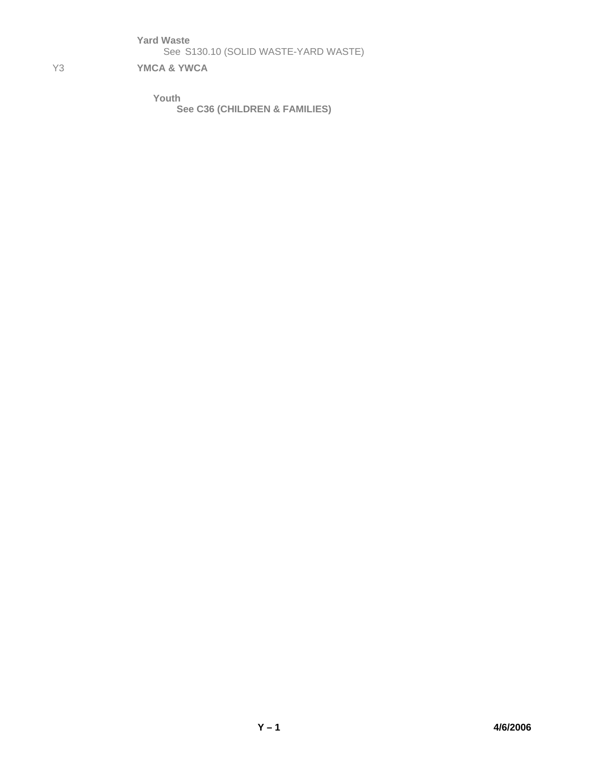**Yard Waste**
See S130.10 (SOLID WASTE-YARD WASTE)

Y3 **YMCA & YWCA**

**Youth**
**See C36 (CHILDREN & FAMILIES)**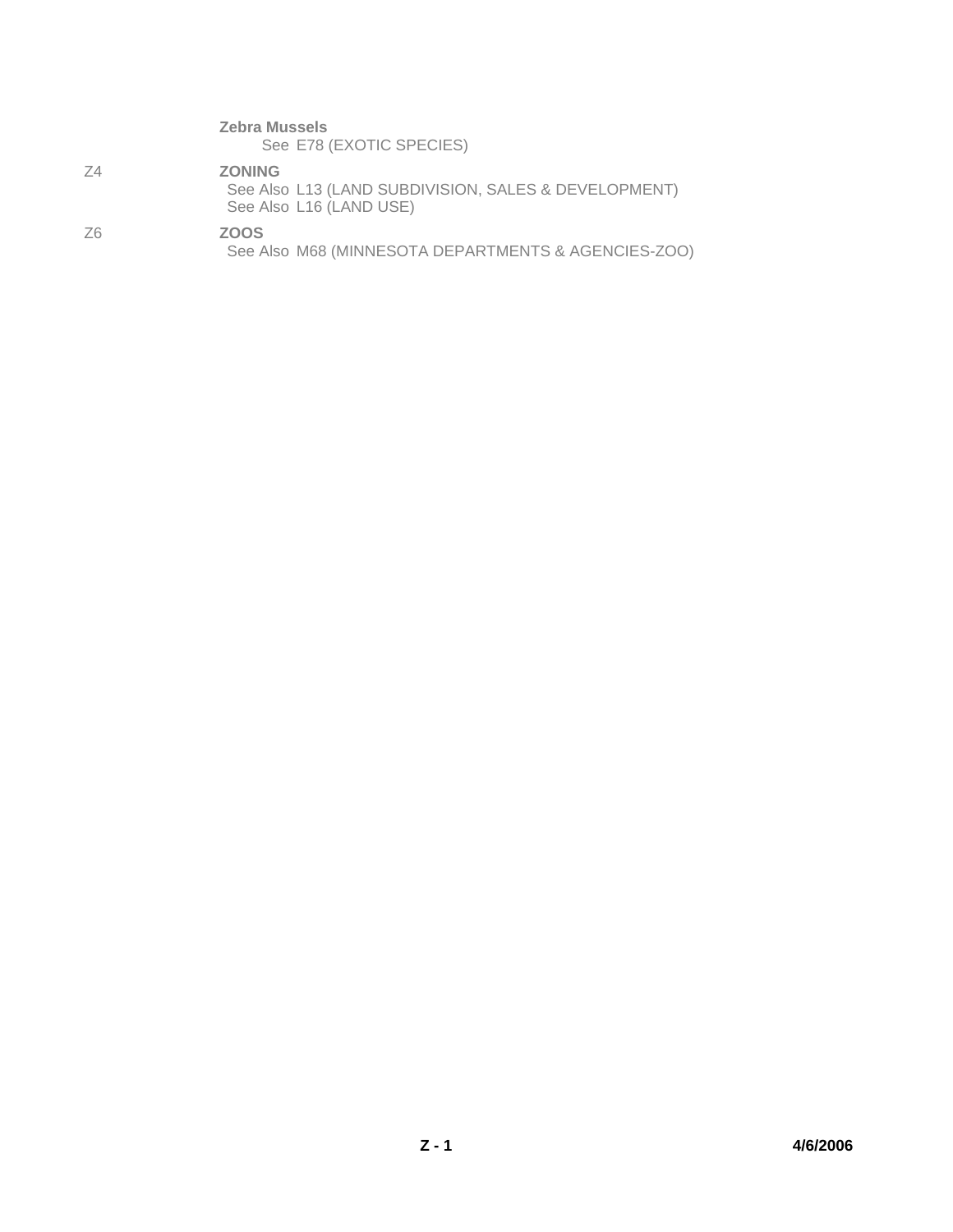**Zebra Mussels**
See E78 (EXOTIC SPECIES)

Z4 **ZONING**
See Also L13 (LAND SUBDIVISION, SALES & DEVELOPMENT)
See Also L16 (LAND USE)

Z6 **ZOOS**
See Also M68 (MINNESOTA DEPARTMENTS & AGENCIES-ZOO)